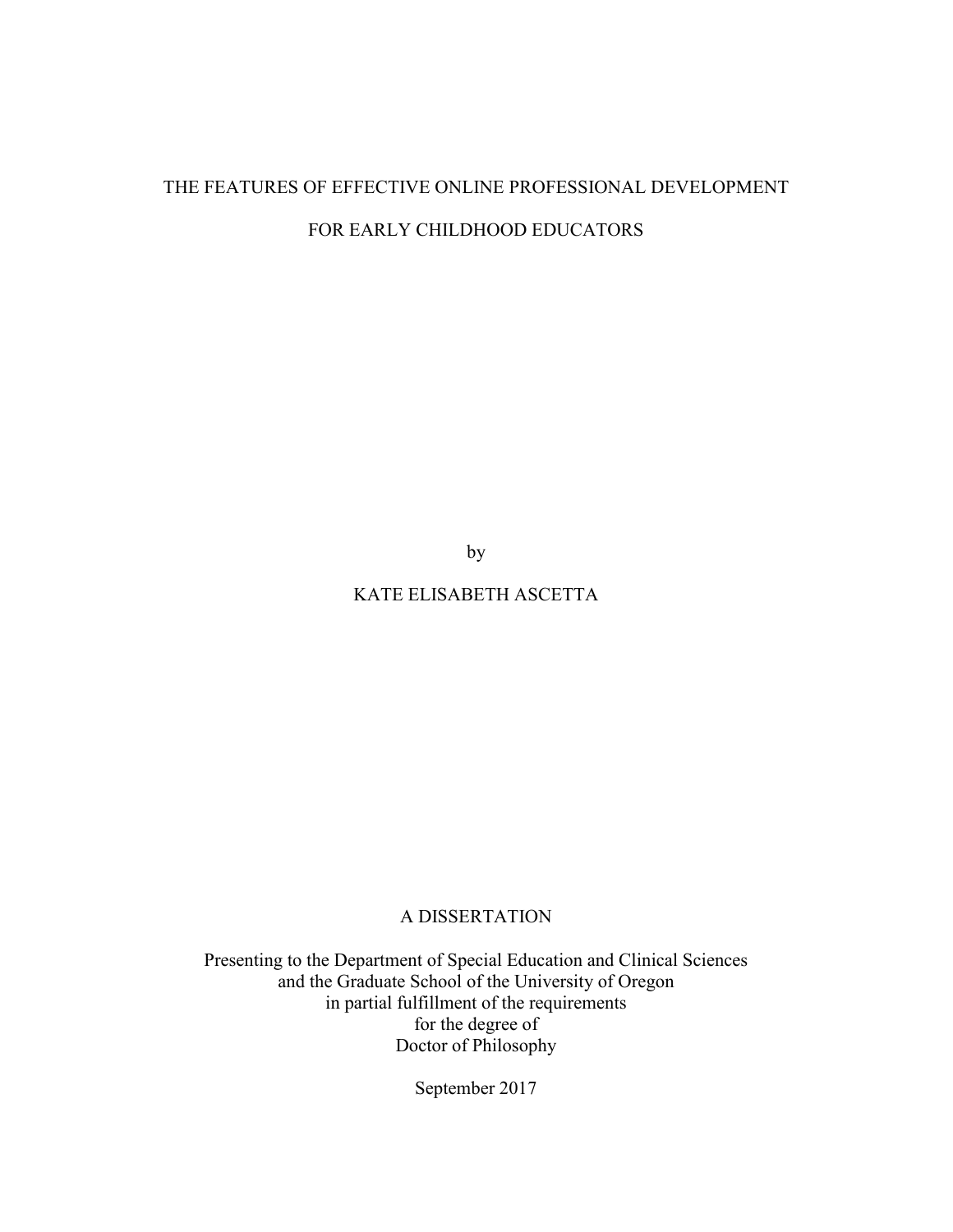# THE FEATURES OF EFFECTIVE ONLINE PROFESSIONAL DEVELOPMENT FOR EARLY CHILDHOOD EDUCATORS

by

KATE ELISABETH ASCETTA

A DISSERTATION

Presenting to the Department of Special Education and Clinical Sciences
and the Graduate School of the University of Oregon
in partial fulfillment of the requirements
for the degree of
Doctor of Philosophy

September 2017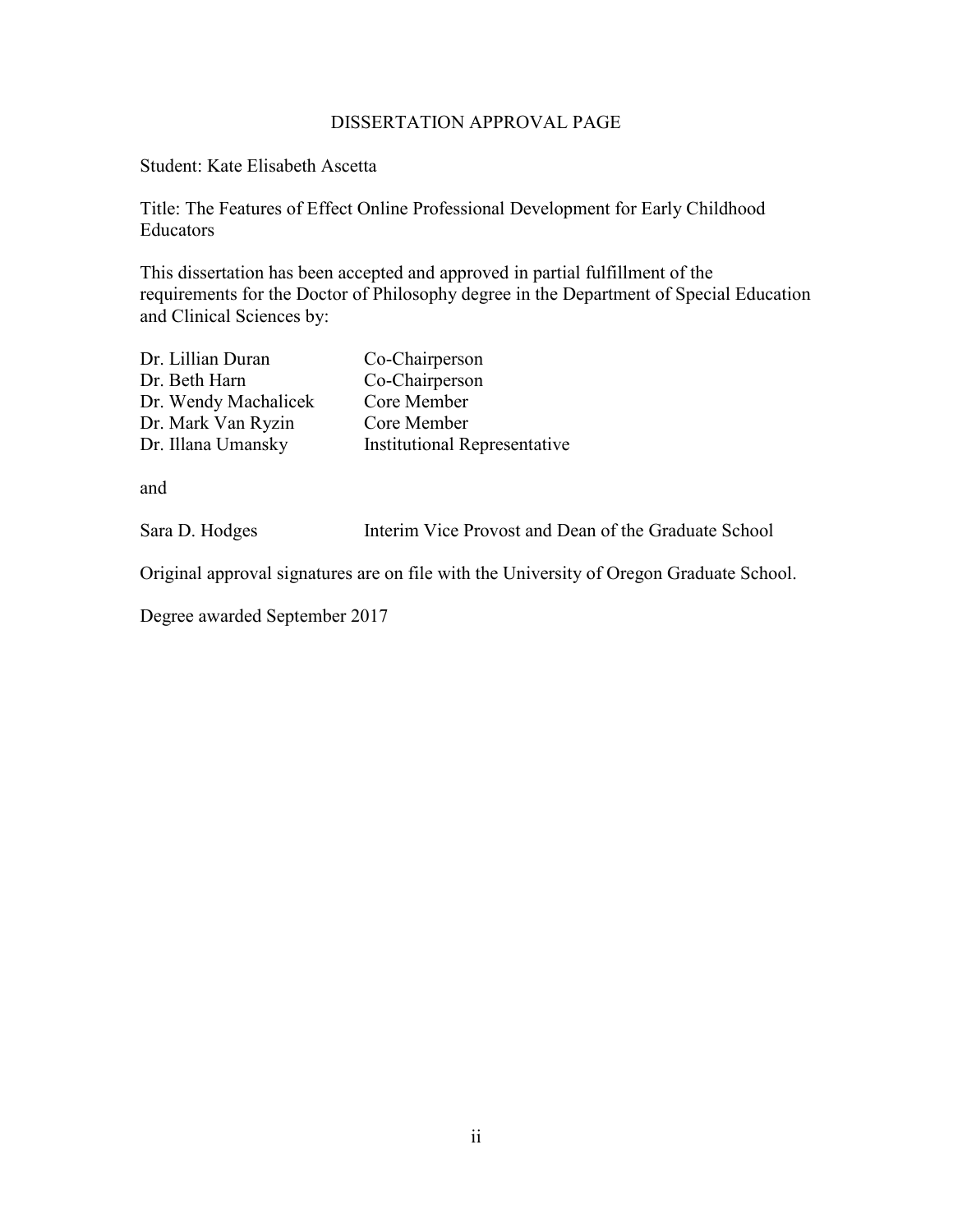# DISSERTATION APPROVAL PAGE

Student: Kate Elisabeth Ascetta

Title: The Features of Effect Online Professional Development for Early Childhood Educators

This dissertation has been accepted and approved in partial fulfillment of the requirements for the Doctor of Philosophy degree in the Department of Special Education and Clinical Sciences by:

| | |
|---|---|
| Dr. Lillian Duran | Co-Chairperson |
| Dr. Beth Harn | Co-Chairperson |
| Dr. Wendy Machalicek | Core Member |
| Dr. Mark Van Ryzin | Core Member |
| Dr. Illana Umansky | Institutional Representative |

and

| | |
|---|---|
| Sara D. Hodges | Interim Vice Provost and Dean of the Graduate School |

Original approval signatures are on file with the University of Oregon Graduate School.

Degree awarded September 2017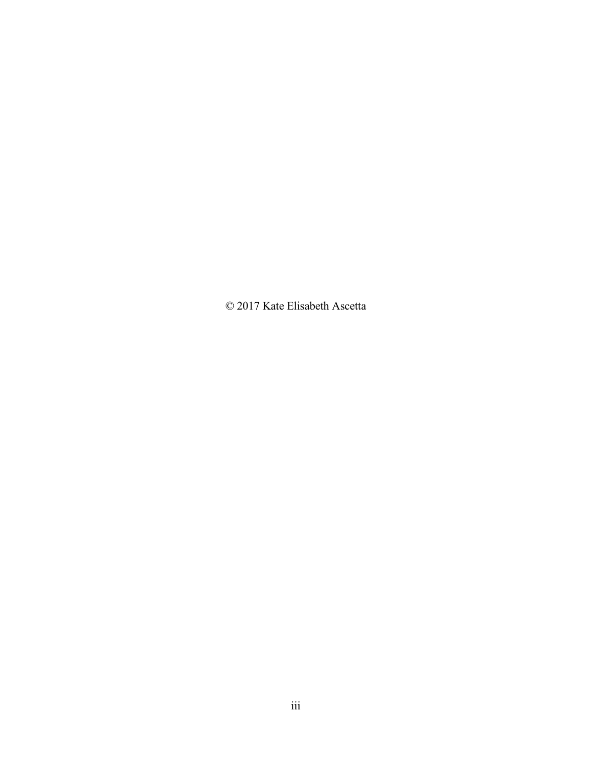© 2017 Kate Elisabeth Ascetta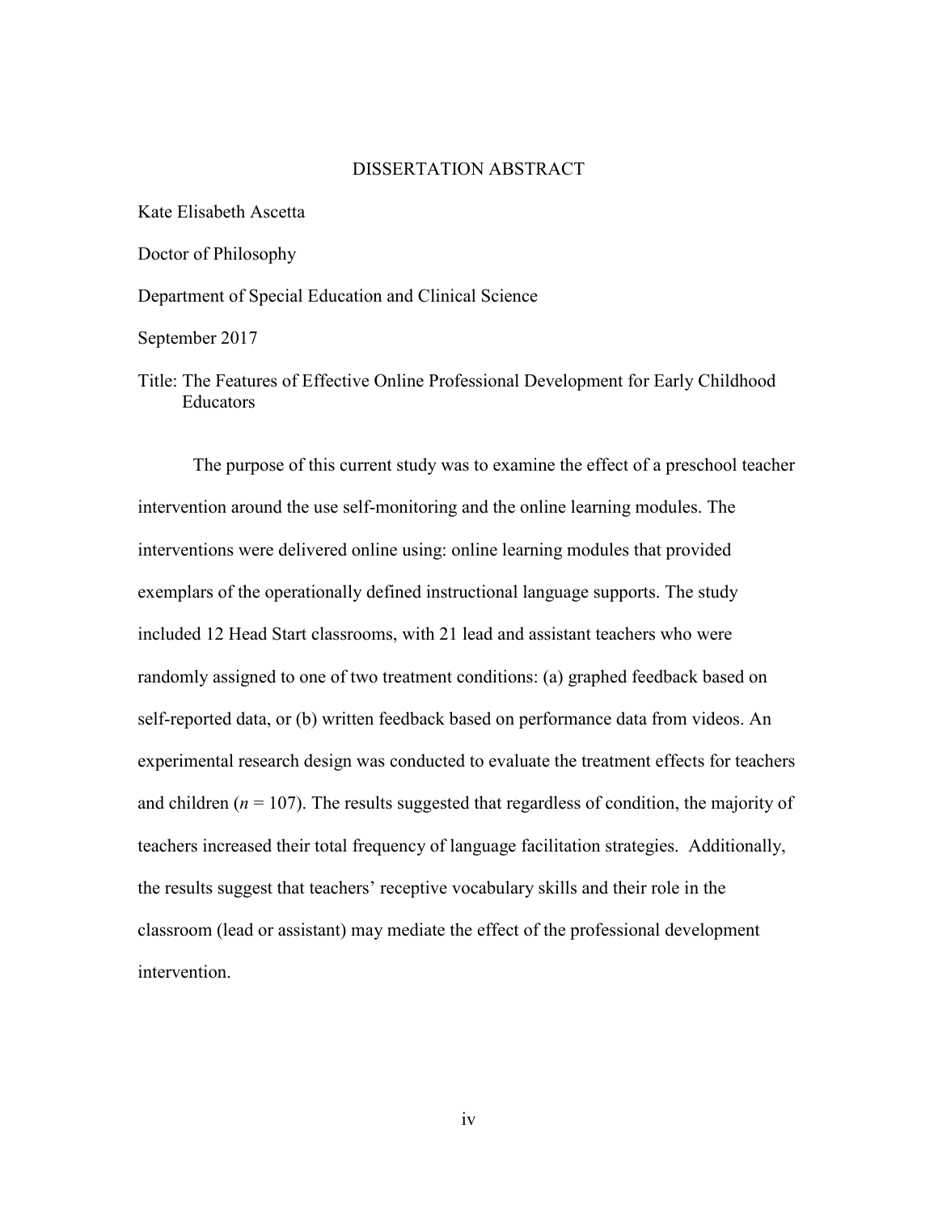# DISSERTATION ABSTRACT

Kate Elisabeth Ascetta

Doctor of Philosophy

Department of Special Education and Clinical Science

September 2017

Title: The Features of Effective Online Professional Development for Early Childhood Educators

The purpose of this current study was to examine the effect of a preschool teacher intervention around the use self-monitoring and the online learning modules. The interventions were delivered online using: online learning modules that provided exemplars of the operationally defined instructional language supports. The study included 12 Head Start classrooms, with 21 lead and assistant teachers who were randomly assigned to one of two treatment conditions: (a) graphed feedback based on self-reported data, or (b) written feedback based on performance data from videos. An experimental research design was conducted to evaluate the treatment effects for teachers and children ($n = 107$). The results suggested that regardless of condition, the majority of teachers increased their total frequency of language facilitation strategies. Additionally, the results suggest that teachers' receptive vocabulary skills and their role in the classroom (lead or assistant) may mediate the effect of the professional development intervention.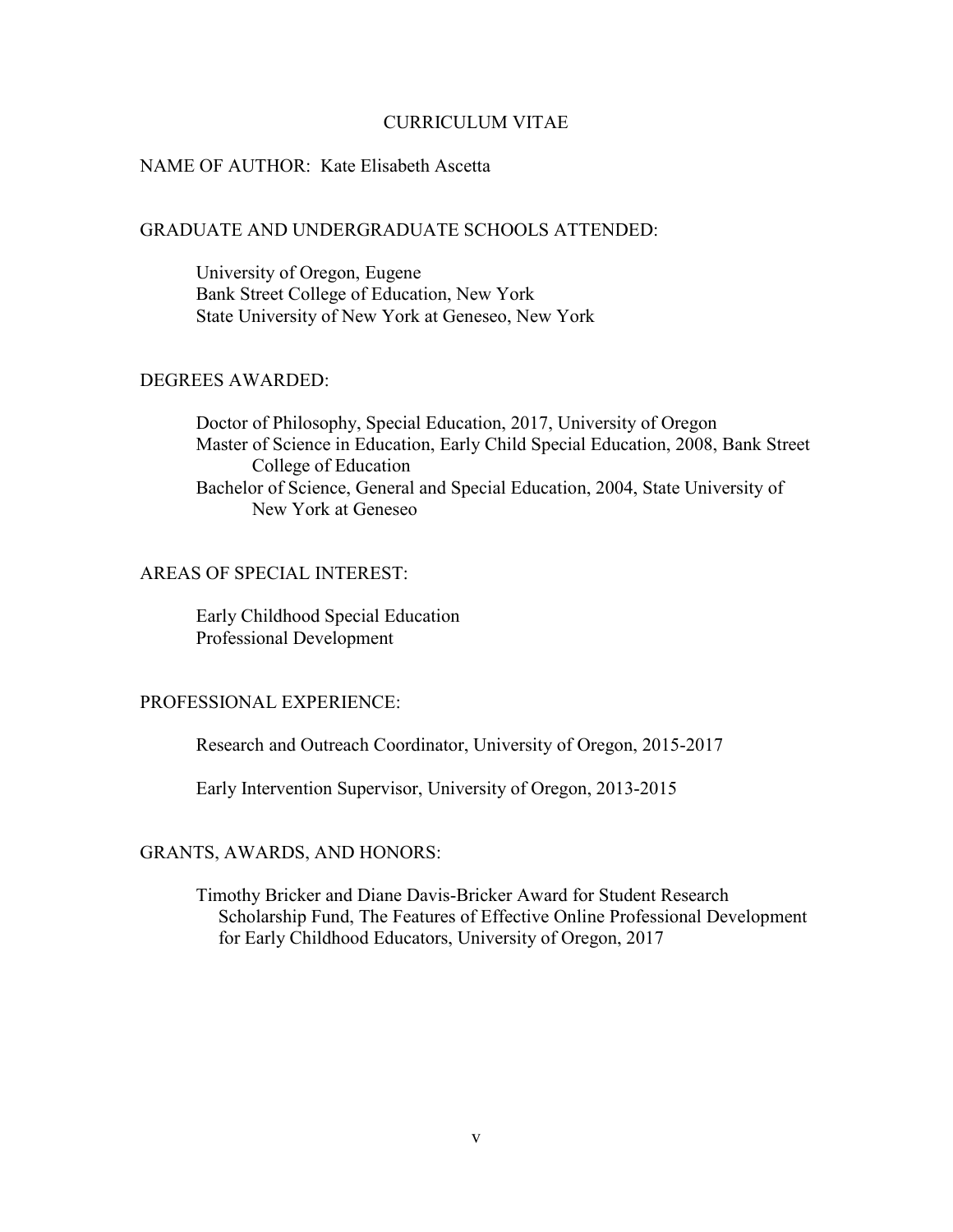# CURRICULUM VITAE

NAME OF AUTHOR: Kate Elisabeth Ascetta

## GRADUATE AND UNDERGRADUATE SCHOOLS ATTENDED:

University of Oregon, Eugene
Bank Street College of Education, New York
State University of New York at Geneseo, New York

## DEGREES AWARDED:

Doctor of Philosophy, Special Education, 2017, University of Oregon
Master of Science in Education, Early Child Special Education, 2008, Bank Street College of Education
Bachelor of Science, General and Special Education, 2004, State University of New York at Geneseo

## AREAS OF SPECIAL INTEREST:

Early Childhood Special Education
Professional Development

## PROFESSIONAL EXPERIENCE:

Research and Outreach Coordinator, University of Oregon, 2015-2017

Early Intervention Supervisor, University of Oregon, 2013-2015

## GRANTS, AWARDS, AND HONORS:

Timothy Bricker and Diane Davis-Bricker Award for Student Research Scholarship Fund, The Features of Effective Online Professional Development for Early Childhood Educators, University of Oregon, 2017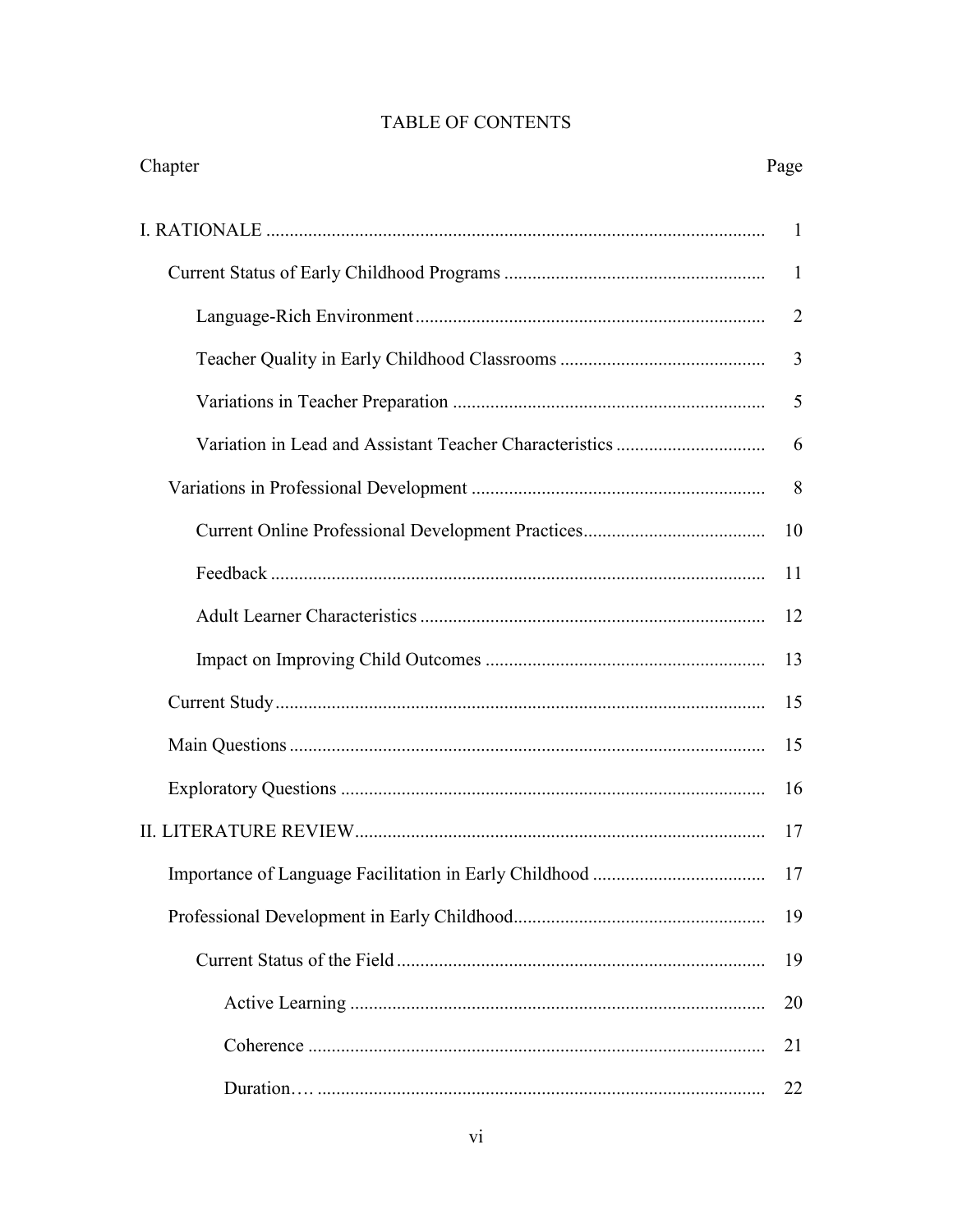# TABLE OF CONTENTS

| Chapter | Page |
|---|---|
| I. RATIONALE | 1 |
| Current Status of Early Childhood Programs | 1 |
| Language-Rich Environment | 2 |
| Teacher Quality in Early Childhood Classrooms | 3 |
| Variations in Teacher Preparation | 5 |
| Variation in Lead and Assistant Teacher Characteristics | 6 |
| Variations in Professional Development | 8 |
| Current Online Professional Development Practices | 10 |
| Feedback | 11 |
| Adult Learner Characteristics | 12 |
| Impact on Improving Child Outcomes | 13 |
| Current Study | 15 |
| Main Questions | 15 |
| Exploratory Questions | 16 |
| II. LITERATURE REVIEW | 17 |
| Importance of Language Facilitation in Early Childhood | 17 |
| Professional Development in Early Childhood | 19 |
| Current Status of the Field | 19 |
| Active Learning | 20 |
| Coherence | 21 |
| Duration… | 22 |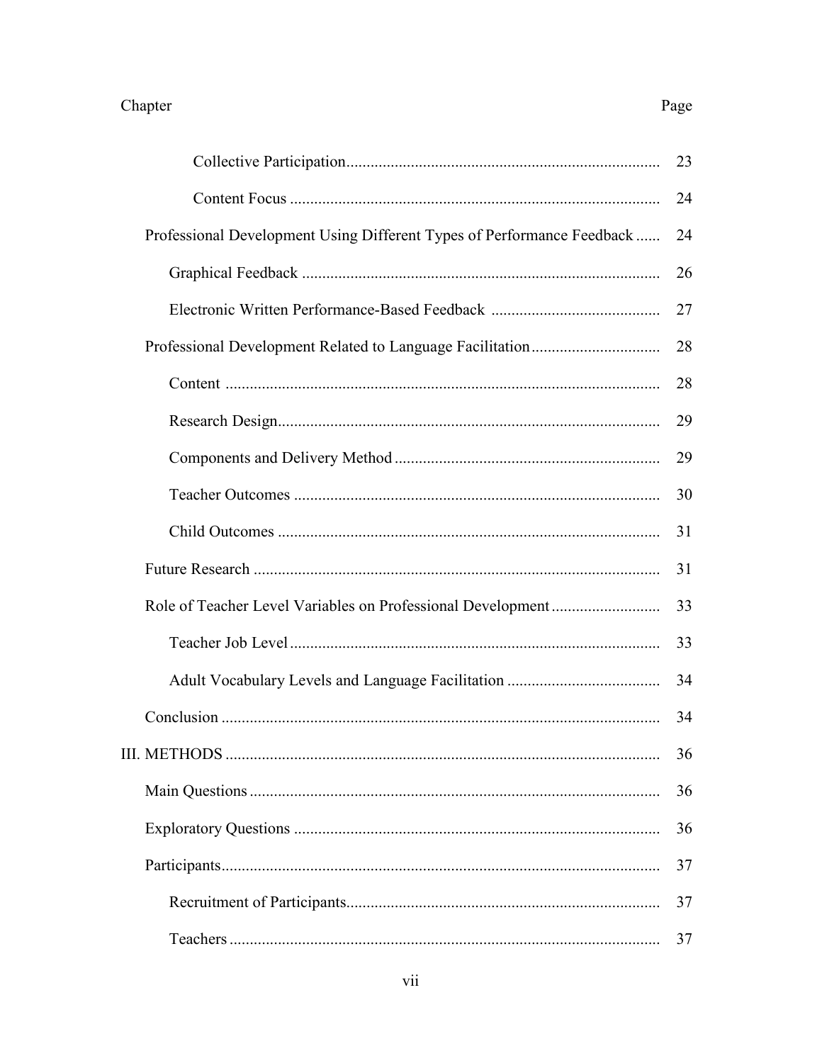| Chapter | Page |
|---|---|
| Collective Participation | 23 |
| Content Focus | 24 |
| Professional Development Using Different Types of Performance Feedback | 24 |
| Graphical Feedback | 26 |
| Electronic Written Performance-Based Feedback | 27 |
| Professional Development Related to Language Facilitation | 28 |
| Content | 28 |
| Research Design | 29 |
| Components and Delivery Method | 29 |
| Teacher Outcomes | 30 |
| Child Outcomes | 31 |
| Future Research | 31 |
| Role of Teacher Level Variables on Professional Development | 33 |
| Teacher Job Level | 33 |
| Adult Vocabulary Levels and Language Facilitation | 34 |
| Conclusion | 34 |
| III. METHODS | 36 |
| Main Questions | 36 |
| Exploratory Questions | 36 |
| Participants | 37 |
| Recruitment of Participants | 37 |
| Teachers | 37 |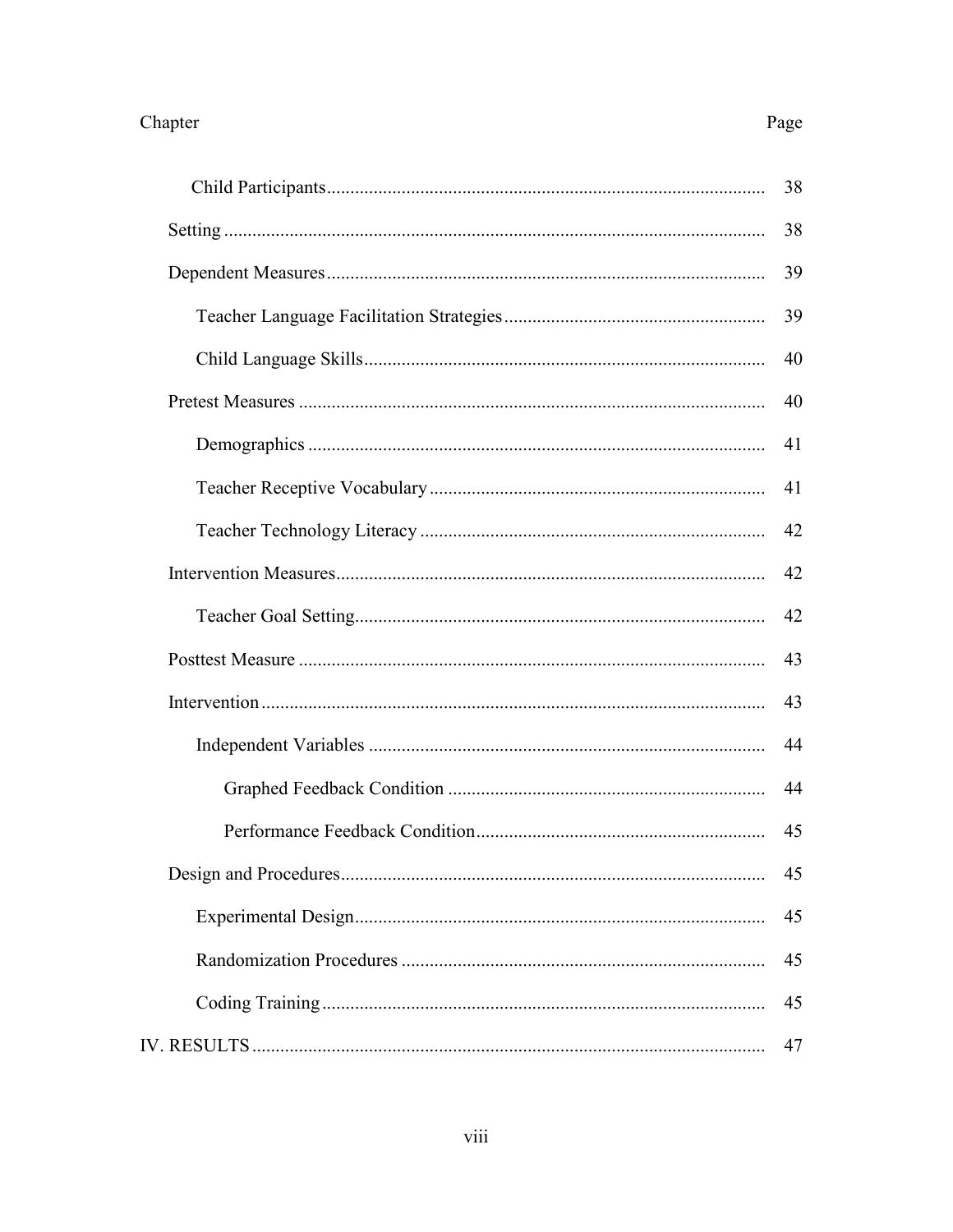| Chapter | Page |
|---|---|
| Child Participants | 38 |
| Setting | 38 |
| Dependent Measures | 39 |
| Teacher Language Facilitation Strategies | 39 |
| Child Language Skills | 40 |
| Pretest Measures | 40 |
| Demographics | 41 |
| Teacher Receptive Vocabulary | 41 |
| Teacher Technology Literacy | 42 |
| Intervention Measures | 42 |
| Teacher Goal Setting | 42 |
| Posttest Measure | 43 |
| Intervention | 43 |
| Independent Variables | 44 |
| Graphed Feedback Condition | 44 |
| Performance Feedback Condition | 45 |
| Design and Procedures | 45 |
| Experimental Design | 45 |
| Randomization Procedures | 45 |
| Coding Training | 45 |
| IV. RESULTS | 47 |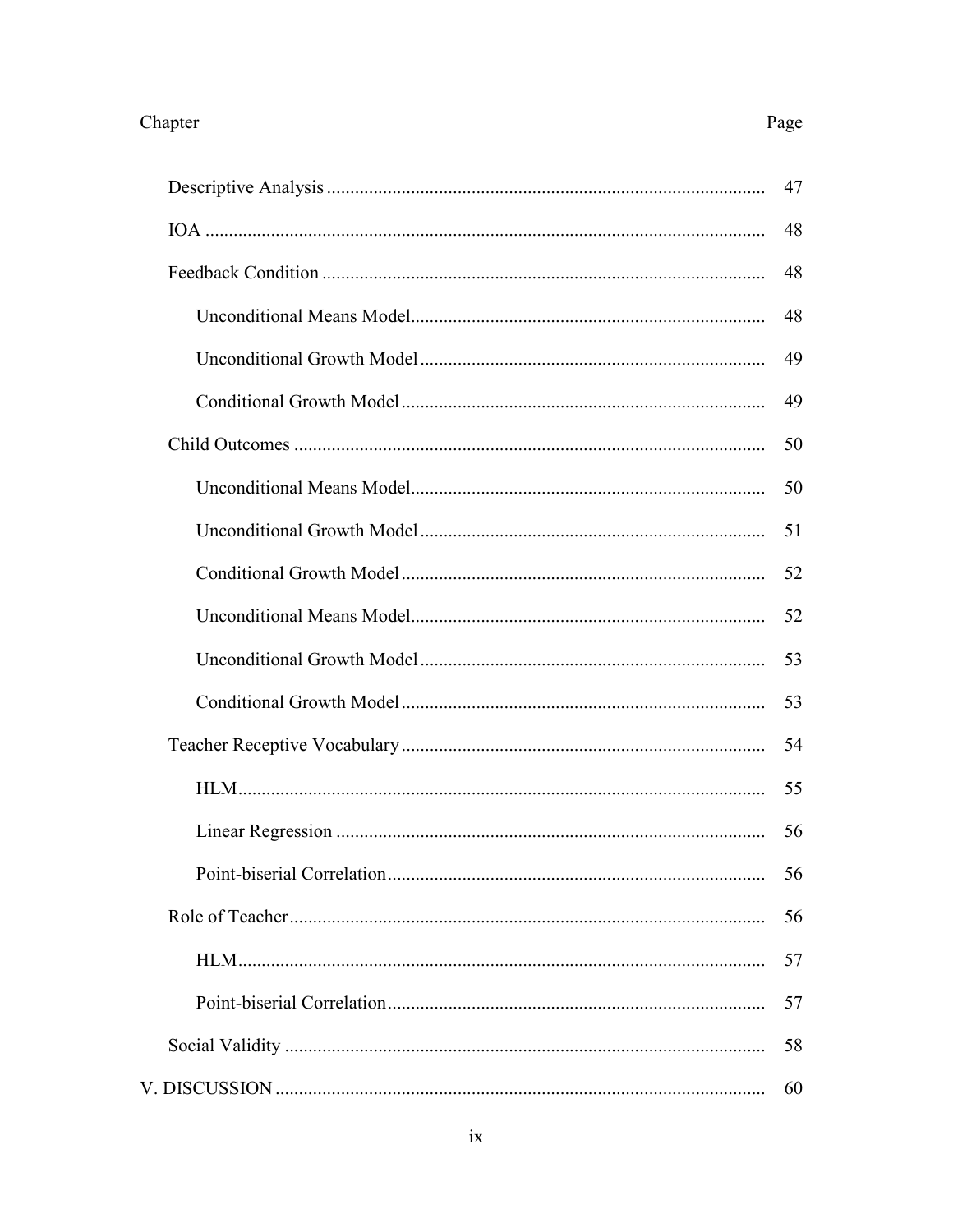| Chapter | Page |
|---|---|
| Descriptive Analysis | 47 |
| IOA | 48 |
| Feedback Condition | 48 |
| Unconditional Means Model | 48 |
| Unconditional Growth Model | 49 |
| Conditional Growth Model | 49 |
| Child Outcomes | 50 |
| Unconditional Means Model | 50 |
| Unconditional Growth Model | 51 |
| Conditional Growth Model | 52 |
| Unconditional Means Model | 52 |
| Unconditional Growth Model | 53 |
| Conditional Growth Model | 53 |
| Teacher Receptive Vocabulary | 54 |
| HLM | 55 |
| Linear Regression | 56 |
| Point-biserial Correlation | 56 |
| Role of Teacher | 56 |
| HLM | 57 |
| Point-biserial Correlation | 57 |
| Social Validity | 58 |
| V. DISCUSSION | 60 |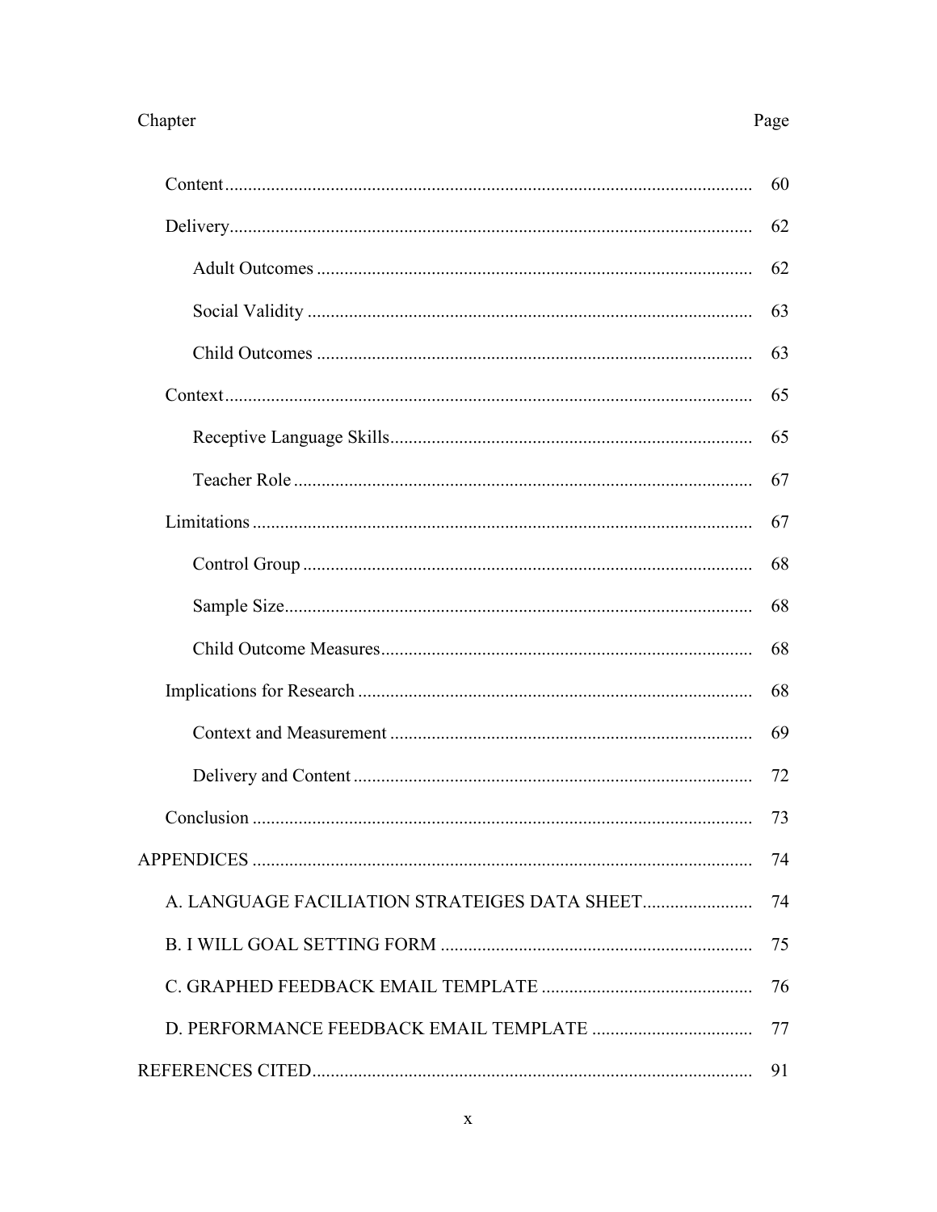| Chapter | Page |
| --- | --- |
| Content | 60 |
| Delivery | 62 |
| Adult Outcomes | 62 |
| Social Validity | 63 |
| Child Outcomes | 63 |
| Context | 65 |
| Receptive Language Skills | 65 |
| Teacher Role | 67 |
| Limitations | 67 |
| Control Group | 68 |
| Sample Size | 68 |
| Child Outcome Measures | 68 |
| Implications for Research | 68 |
| Context and Measurement | 69 |
| Delivery and Content | 72 |
| Conclusion | 73 |
| APPENDICES | 74 |
| A. LANGUAGE FACILIATION STRATEIGES DATA SHEET | 74 |
| B. I WILL GOAL SETTING FORM | 75 |
| C. GRAPHED FEEDBACK EMAIL TEMPLATE | 76 |
| D. PERFORMANCE FEEDBACK EMAIL TEMPLATE | 77 |
| REFERENCES CITED | 91 |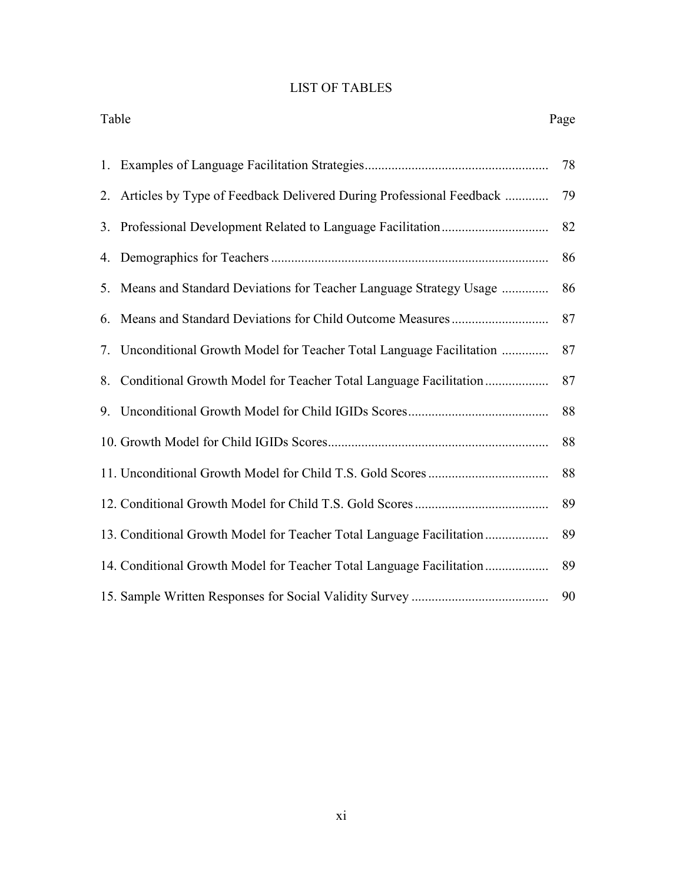# LIST OF TABLES

| Table | Page |
|---|---|
| 1. Examples of Language Facilitation Strategies | 78 |
| 2. Articles by Type of Feedback Delivered During Professional Feedback | 79 |
| 3. Professional Development Related to Language Facilitation | 82 |
| 4. Demographics for Teachers | 86 |
| 5. Means and Standard Deviations for Teacher Language Strategy Usage | 86 |
| 6. Means and Standard Deviations for Child Outcome Measures | 87 |
| 7. Unconditional Growth Model for Teacher Total Language Facilitation | 87 |
| 8. Conditional Growth Model for Teacher Total Language Facilitation | 87 |
| 9. Unconditional Growth Model for Child IGIDs Scores | 88 |
| 10. Growth Model for Child IGIDs Scores | 88 |
| 11. Unconditional Growth Model for Child T.S. Gold Scores | 88 |
| 12. Conditional Growth Model for Child T.S. Gold Scores | 89 |
| 13. Conditional Growth Model for Teacher Total Language Facilitation | 89 |
| 14. Conditional Growth Model for Teacher Total Language Facilitation | 89 |
| 15. Sample Written Responses for Social Validity Survey | 90 |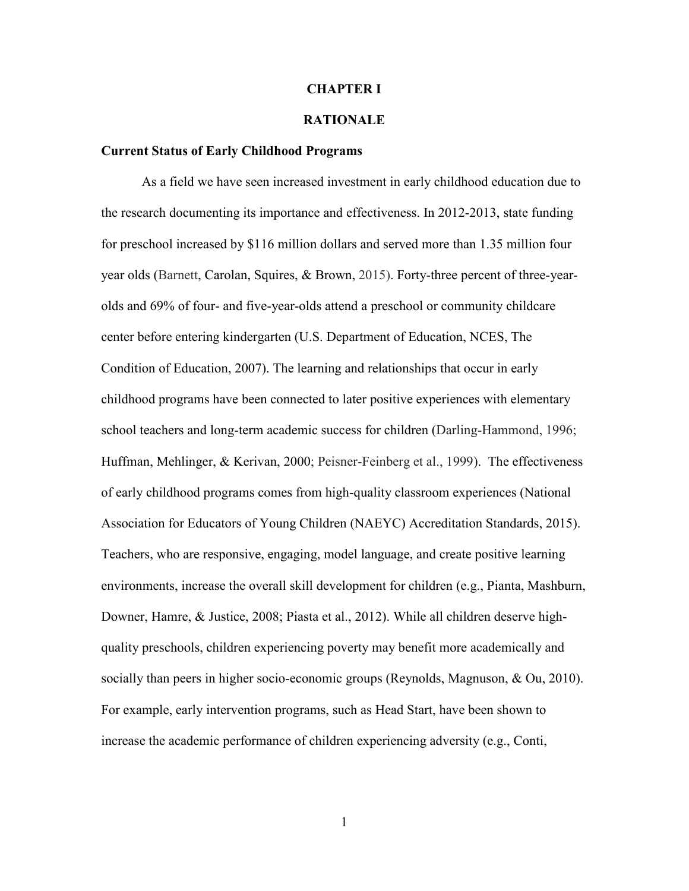# CHAPTER I

# RATIONALE

## Current Status of Early Childhood Programs

As a field we have seen increased investment in early childhood education due to the research documenting its importance and effectiveness. In 2012-2013, state funding for preschool increased by $116 million dollars and served more than 1.35 million four year olds (Barnett, Carolan, Squires, & Brown, 2015). Forty-three percent of three-year-olds and 69% of four- and five-year-olds attend a preschool or community childcare center before entering kindergarten (U.S. Department of Education, NCES, The Condition of Education, 2007). The learning and relationships that occur in early childhood programs have been connected to later positive experiences with elementary school teachers and long-term academic success for children (Darling-Hammond, 1996; Huffman, Mehlinger, & Kerivan, 2000; Peisner-Feinberg et al., 1999). The effectiveness of early childhood programs comes from high-quality classroom experiences (National Association for Educators of Young Children (NAEYC) Accreditation Standards, 2015). Teachers, who are responsive, engaging, model language, and create positive learning environments, increase the overall skill development for children (e.g., Pianta, Mashburn, Downer, Hamre, & Justice, 2008; Piasta et al., 2012). While all children deserve high-quality preschools, children experiencing poverty may benefit more academically and socially than peers in higher socio-economic groups (Reynolds, Magnuson, & Ou, 2010). For example, early intervention programs, such as Head Start, have been shown to increase the academic performance of children experiencing adversity (e.g., Conti,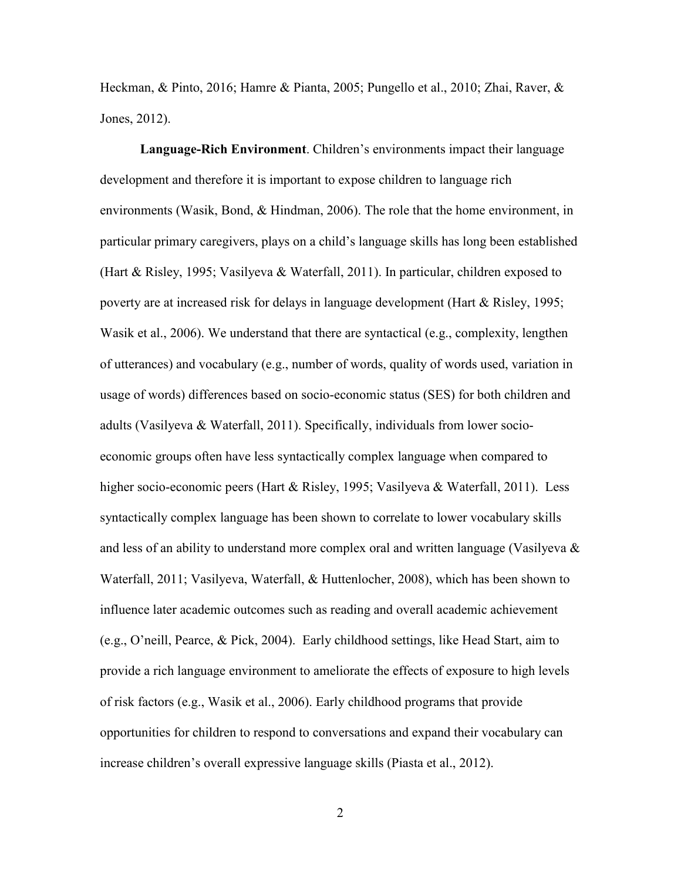Heckman, & Pinto, 2016; Hamre & Pianta, 2005; Pungello et al., 2010; Zhai, Raver, & Jones, 2012).

**Language-Rich Environment**. Children's environments impact their language development and therefore it is important to expose children to language rich environments (Wasik, Bond, & Hindman, 2006). The role that the home environment, in particular primary caregivers, plays on a child's language skills has long been established (Hart & Risley, 1995; Vasilyeva & Waterfall, 2011). In particular, children exposed to poverty are at increased risk for delays in language development (Hart & Risley, 1995; Wasik et al., 2006). We understand that there are syntactical (e.g., complexity, lengthen of utterances) and vocabulary (e.g., number of words, quality of words used, variation in usage of words) differences based on socio-economic status (SES) for both children and adults (Vasilyeva & Waterfall, 2011). Specifically, individuals from lower socio-economic groups often have less syntactically complex language when compared to higher socio-economic peers (Hart & Risley, 1995; Vasilyeva & Waterfall, 2011). Less syntactically complex language has been shown to correlate to lower vocabulary skills and less of an ability to understand more complex oral and written language (Vasilyeva & Waterfall, 2011; Vasilyeva, Waterfall, & Huttenlocher, 2008), which has been shown to influence later academic outcomes such as reading and overall academic achievement (e.g., O'neill, Pearce, & Pick, 2004). Early childhood settings, like Head Start, aim to provide a rich language environment to ameliorate the effects of exposure to high levels of risk factors (e.g., Wasik et al., 2006). Early childhood programs that provide opportunities for children to respond to conversations and expand their vocabulary can increase children's overall expressive language skills (Piasta et al., 2012).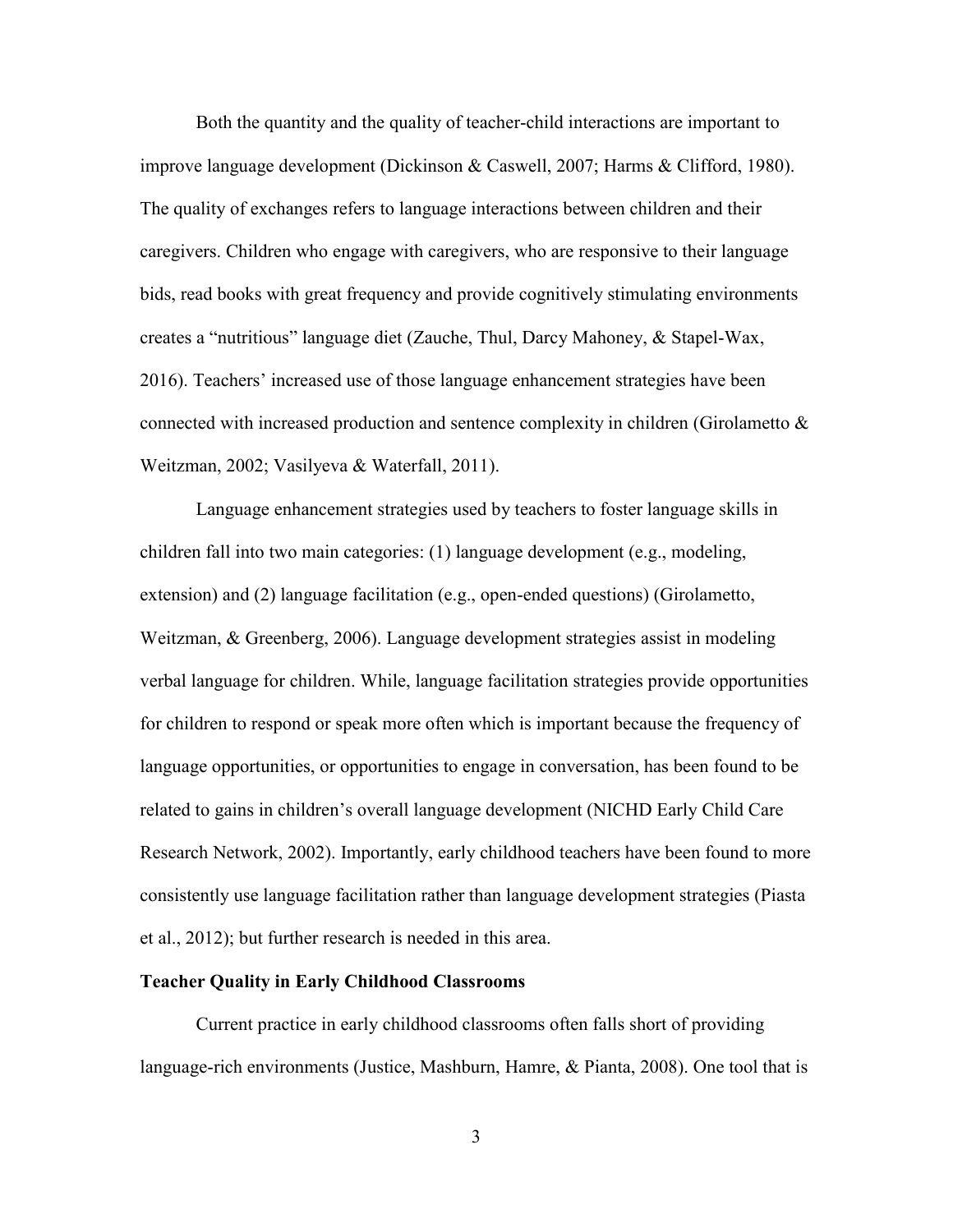Both the quantity and the quality of teacher-child interactions are important to improve language development (Dickinson & Caswell, 2007; Harms & Clifford, 1980). The quality of exchanges refers to language interactions between children and their caregivers. Children who engage with caregivers, who are responsive to their language bids, read books with great frequency and provide cognitively stimulating environments creates a "nutritious" language diet (Zauche, Thul, Darcy Mahoney, & Stapel-Wax, 2016). Teachers' increased use of those language enhancement strategies have been connected with increased production and sentence complexity in children (Girolametto & Weitzman, 2002; Vasilyeva & Waterfall, 2011).

Language enhancement strategies used by teachers to foster language skills in children fall into two main categories: (1) language development (e.g., modeling, extension) and (2) language facilitation (e.g., open-ended questions) (Girolametto, Weitzman, & Greenberg, 2006). Language development strategies assist in modeling verbal language for children. While, language facilitation strategies provide opportunities for children to respond or speak more often which is important because the frequency of language opportunities, or opportunities to engage in conversation, has been found to be related to gains in children's overall language development (NICHD Early Child Care Research Network, 2002). Importantly, early childhood teachers have been found to more consistently use language facilitation rather than language development strategies (Piasta et al., 2012); but further research is needed in this area.

**Teacher Quality in Early Childhood Classrooms**

Current practice in early childhood classrooms often falls short of providing language-rich environments (Justice, Mashburn, Hamre, & Pianta, 2008). One tool that is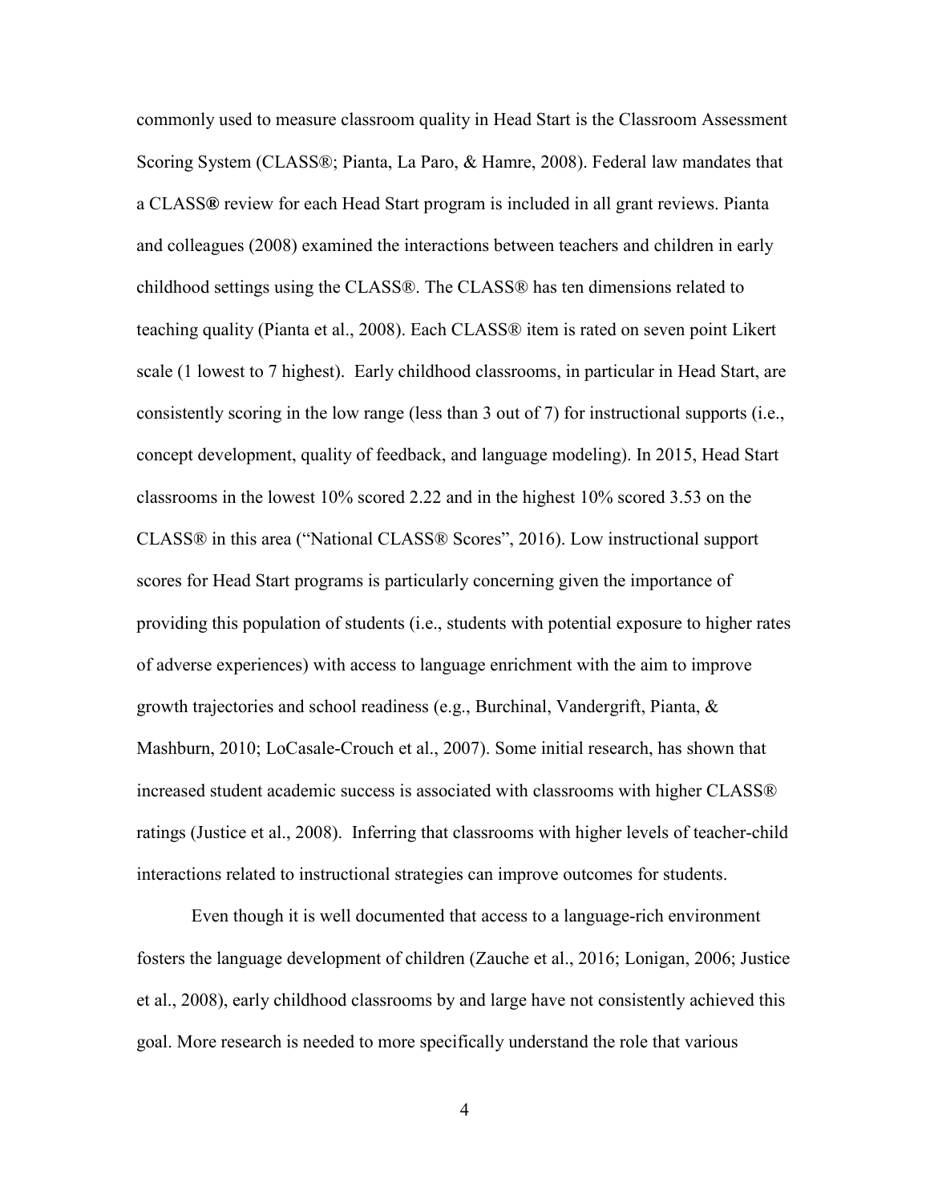commonly used to measure classroom quality in Head Start is the Classroom Assessment Scoring System (CLASS®; Pianta, La Paro, & Hamre, 2008). Federal law mandates that a CLASS**®** review for each Head Start program is included in all grant reviews. Pianta and colleagues (2008) examined the interactions between teachers and children in early childhood settings using the CLASS®. The CLASS® has ten dimensions related to teaching quality (Pianta et al., 2008). Each CLASS® item is rated on seven point Likert scale (1 lowest to 7 highest). Early childhood classrooms, in particular in Head Start, are consistently scoring in the low range (less than 3 out of 7) for instructional supports (i.e., concept development, quality of feedback, and language modeling). In 2015, Head Start classrooms in the lowest 10% scored 2.22 and in the highest 10% scored 3.53 on the CLASS® in this area ("National CLASS® Scores", 2016). Low instructional support scores for Head Start programs is particularly concerning given the importance of providing this population of students (i.e., students with potential exposure to higher rates of adverse experiences) with access to language enrichment with the aim to improve growth trajectories and school readiness (e.g., Burchinal, Vandergrift, Pianta, & Mashburn, 2010; LoCasale-Crouch et al., 2007). Some initial research, has shown that increased student academic success is associated with classrooms with higher CLASS® ratings (Justice et al., 2008). Inferring that classrooms with higher levels of teacher-child interactions related to instructional strategies can improve outcomes for students.

Even though it is well documented that access to a language-rich environment fosters the language development of children (Zauche et al., 2016; Lonigan, 2006; Justice et al., 2008), early childhood classrooms by and large have not consistently achieved this goal. More research is needed to more specifically understand the role that various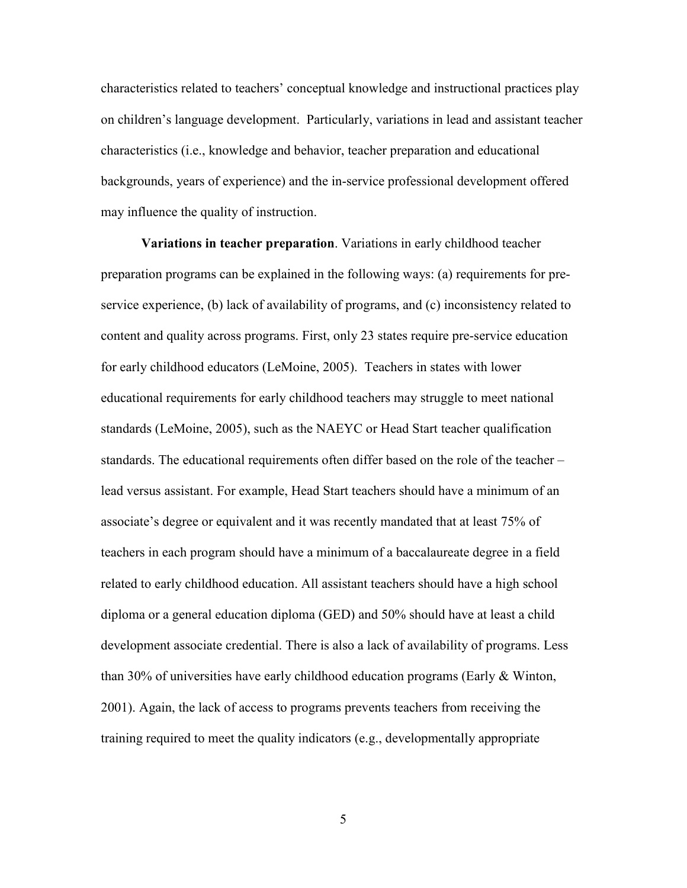characteristics related to teachers' conceptual knowledge and instructional practices play on children's language development. Particularly, variations in lead and assistant teacher characteristics (i.e., knowledge and behavior, teacher preparation and educational backgrounds, years of experience) and the in-service professional development offered may influence the quality of instruction.

**Variations in teacher preparation**. Variations in early childhood teacher preparation programs can be explained in the following ways: (a) requirements for pre-service experience, (b) lack of availability of programs, and (c) inconsistency related to content and quality across programs. First, only 23 states require pre-service education for early childhood educators (LeMoine, 2005). Teachers in states with lower educational requirements for early childhood teachers may struggle to meet national standards (LeMoine, 2005), such as the NAEYC or Head Start teacher qualification standards. The educational requirements often differ based on the role of the teacher – lead versus assistant. For example, Head Start teachers should have a minimum of an associate's degree or equivalent and it was recently mandated that at least 75% of teachers in each program should have a minimum of a baccalaureate degree in a field related to early childhood education. All assistant teachers should have a high school diploma or a general education diploma (GED) and 50% should have at least a child development associate credential. There is also a lack of availability of programs. Less than 30% of universities have early childhood education programs (Early & Winton, 2001). Again, the lack of access to programs prevents teachers from receiving the training required to meet the quality indicators (e.g., developmentally appropriate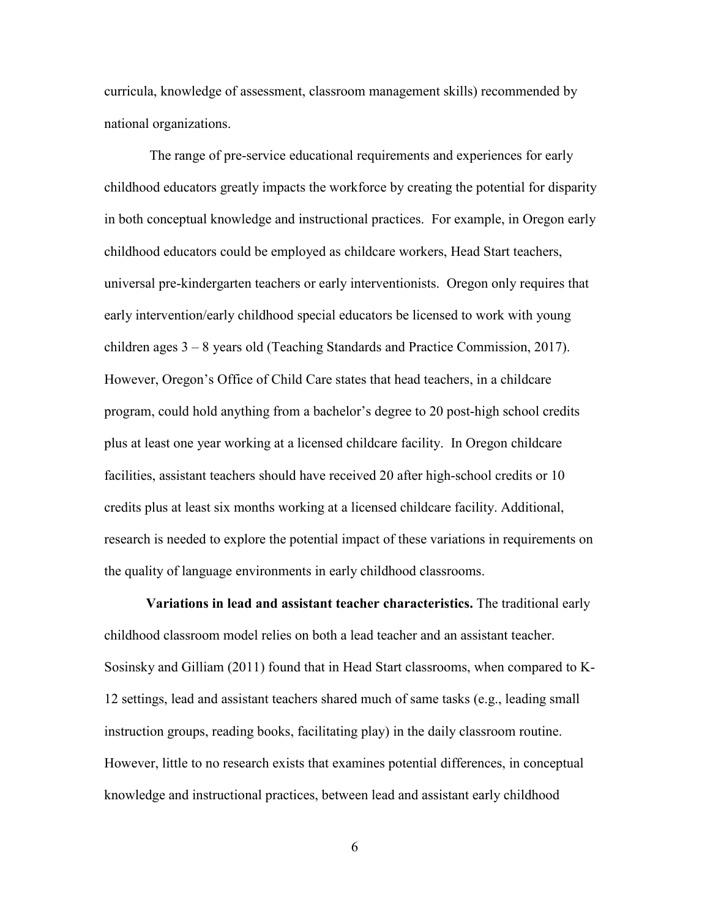curricula, knowledge of assessment, classroom management skills) recommended by national organizations.

The range of pre-service educational requirements and experiences for early childhood educators greatly impacts the workforce by creating the potential for disparity in both conceptual knowledge and instructional practices. For example, in Oregon early childhood educators could be employed as childcare workers, Head Start teachers, universal pre-kindergarten teachers or early interventionists. Oregon only requires that early intervention/early childhood special educators be licensed to work with young children ages 3 – 8 years old (Teaching Standards and Practice Commission, 2017). However, Oregon's Office of Child Care states that head teachers, in a childcare program, could hold anything from a bachelor's degree to 20 post-high school credits plus at least one year working at a licensed childcare facility. In Oregon childcare facilities, assistant teachers should have received 20 after high-school credits or 10 credits plus at least six months working at a licensed childcare facility. Additional, research is needed to explore the potential impact of these variations in requirements on the quality of language environments in early childhood classrooms.

**Variations in lead and assistant teacher characteristics.** The traditional early childhood classroom model relies on both a lead teacher and an assistant teacher. Sosinsky and Gilliam (2011) found that in Head Start classrooms, when compared to K-12 settings, lead and assistant teachers shared much of same tasks (e.g., leading small instruction groups, reading books, facilitating play) in the daily classroom routine. However, little to no research exists that examines potential differences, in conceptual knowledge and instructional practices, between lead and assistant early childhood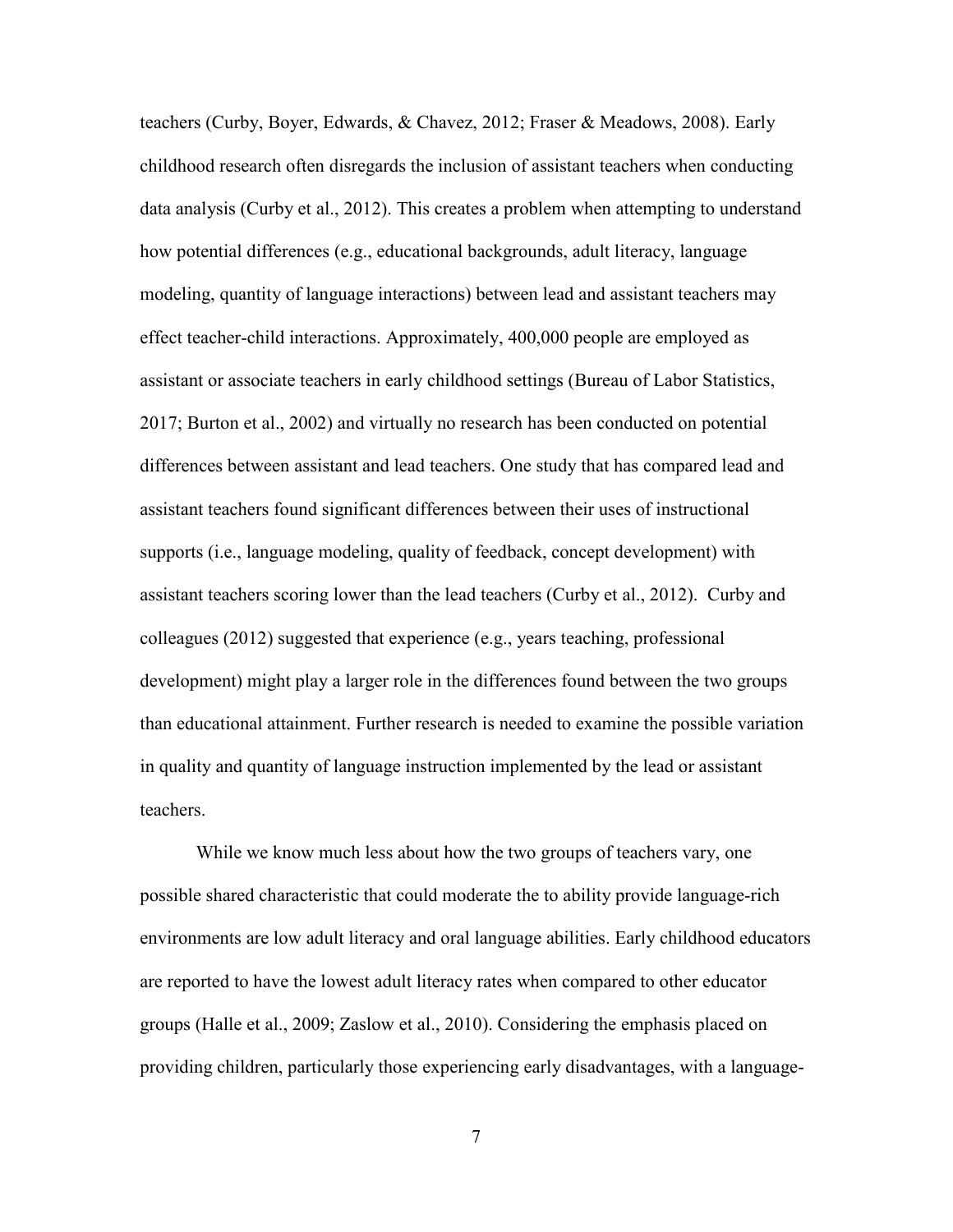teachers (Curby, Boyer, Edwards, & Chavez, 2012; Fraser & Meadows, 2008). Early childhood research often disregards the inclusion of assistant teachers when conducting data analysis (Curby et al., 2012). This creates a problem when attempting to understand how potential differences (e.g., educational backgrounds, adult literacy, language modeling, quantity of language interactions) between lead and assistant teachers may effect teacher-child interactions. Approximately, 400,000 people are employed as assistant or associate teachers in early childhood settings (Bureau of Labor Statistics, 2017; Burton et al., 2002) and virtually no research has been conducted on potential differences between assistant and lead teachers. One study that has compared lead and assistant teachers found significant differences between their uses of instructional supports (i.e., language modeling, quality of feedback, concept development) with assistant teachers scoring lower than the lead teachers (Curby et al., 2012). Curby and colleagues (2012) suggested that experience (e.g., years teaching, professional development) might play a larger role in the differences found between the two groups than educational attainment. Further research is needed to examine the possible variation in quality and quantity of language instruction implemented by the lead or assistant teachers.

While we know much less about how the two groups of teachers vary, one possible shared characteristic that could moderate the to ability provide language-rich environments are low adult literacy and oral language abilities. Early childhood educators are reported to have the lowest adult literacy rates when compared to other educator groups (Halle et al., 2009; Zaslow et al., 2010). Considering the emphasis placed on providing children, particularly those experiencing early disadvantages, with a language-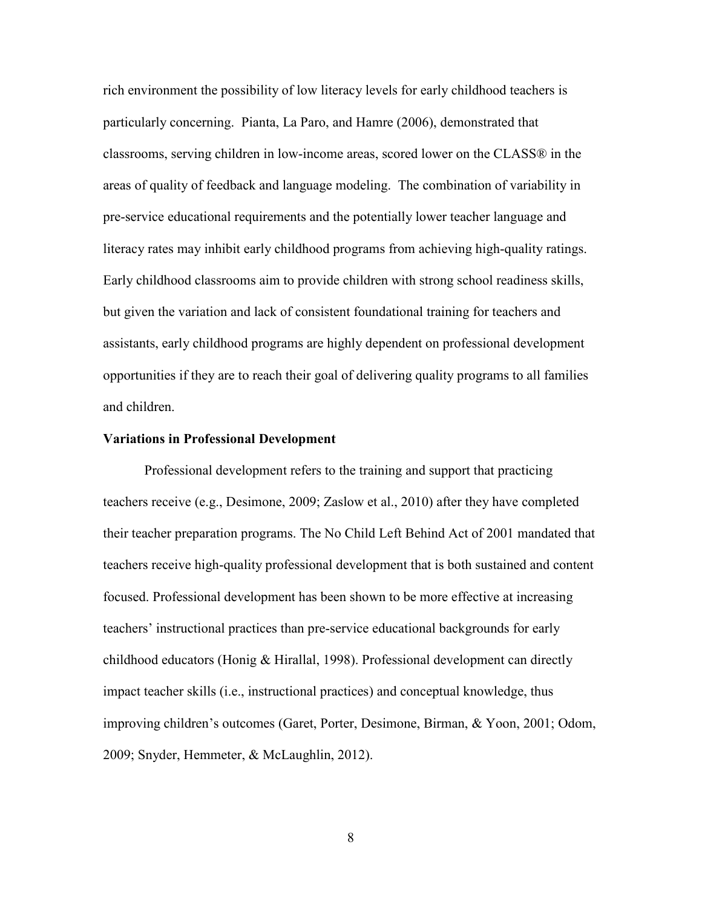rich environment the possibility of low literacy levels for early childhood teachers is particularly concerning. Pianta, La Paro, and Hamre (2006), demonstrated that classrooms, serving children in low-income areas, scored lower on the CLASS® in the areas of quality of feedback and language modeling. The combination of variability in pre-service educational requirements and the potentially lower teacher language and literacy rates may inhibit early childhood programs from achieving high-quality ratings. Early childhood classrooms aim to provide children with strong school readiness skills, but given the variation and lack of consistent foundational training for teachers and assistants, early childhood programs are highly dependent on professional development opportunities if they are to reach their goal of delivering quality programs to all families and children.

**Variations in Professional Development**

Professional development refers to the training and support that practicing teachers receive (e.g., Desimone, 2009; Zaslow et al., 2010) after they have completed their teacher preparation programs. The No Child Left Behind Act of 2001 mandated that teachers receive high-quality professional development that is both sustained and content focused. Professional development has been shown to be more effective at increasing teachers' instructional practices than pre-service educational backgrounds for early childhood educators (Honig & Hirallal, 1998). Professional development can directly impact teacher skills (i.e., instructional practices) and conceptual knowledge, thus improving children's outcomes (Garet, Porter, Desimone, Birman, & Yoon, 2001; Odom, 2009; Snyder, Hemmeter, & McLaughlin, 2012).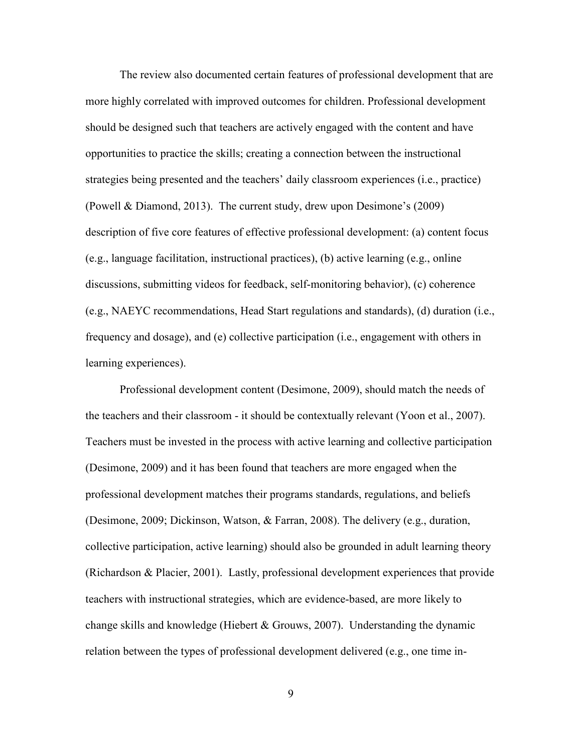The review also documented certain features of professional development that are more highly correlated with improved outcomes for children. Professional development should be designed such that teachers are actively engaged with the content and have opportunities to practice the skills; creating a connection between the instructional strategies being presented and the teachers' daily classroom experiences (i.e., practice) (Powell & Diamond, 2013). The current study, drew upon Desimone's (2009) description of five core features of effective professional development: (a) content focus (e.g., language facilitation, instructional practices), (b) active learning (e.g., online discussions, submitting videos for feedback, self-monitoring behavior), (c) coherence (e.g., NAEYC recommendations, Head Start regulations and standards), (d) duration (i.e., frequency and dosage), and (e) collective participation (i.e., engagement with others in learning experiences).

Professional development content (Desimone, 2009), should match the needs of the teachers and their classroom - it should be contextually relevant (Yoon et al., 2007). Teachers must be invested in the process with active learning and collective participation (Desimone, 2009) and it has been found that teachers are more engaged when the professional development matches their programs standards, regulations, and beliefs (Desimone, 2009; Dickinson, Watson, & Farran, 2008). The delivery (e.g., duration, collective participation, active learning) should also be grounded in adult learning theory (Richardson & Placier, 2001). Lastly, professional development experiences that provide teachers with instructional strategies, which are evidence-based, are more likely to change skills and knowledge (Hiebert & Grouws, 2007). Understanding the dynamic relation between the types of professional development delivered (e.g., one time in-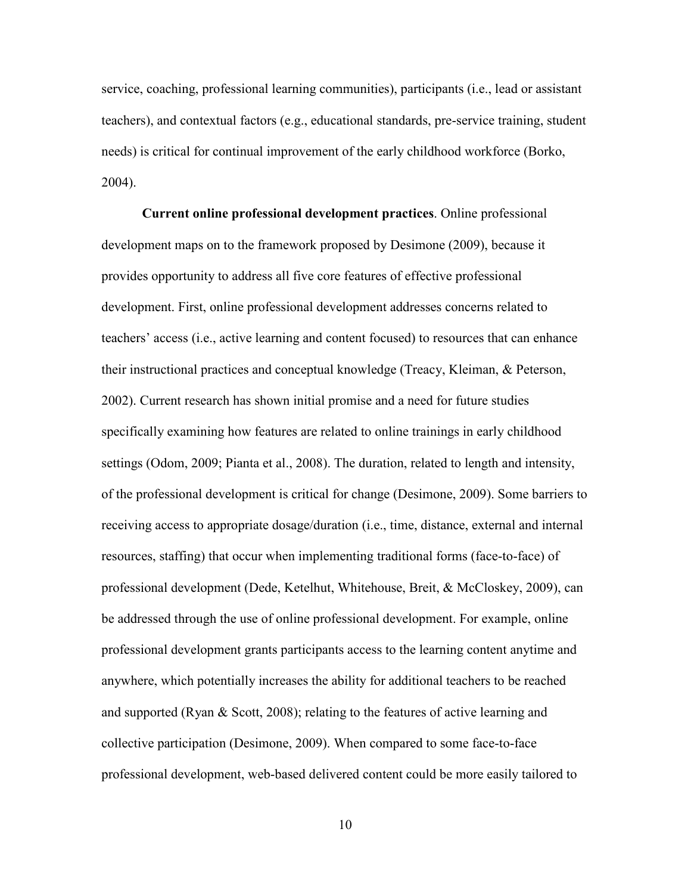service, coaching, professional learning communities), participants (i.e., lead or assistant teachers), and contextual factors (e.g., educational standards, pre-service training, student needs) is critical for continual improvement of the early childhood workforce (Borko, 2004).

**Current online professional development practices**. Online professional development maps on to the framework proposed by Desimone (2009), because it provides opportunity to address all five core features of effective professional development. First, online professional development addresses concerns related to teachers' access (i.e., active learning and content focused) to resources that can enhance their instructional practices and conceptual knowledge (Treacy, Kleiman, & Peterson, 2002). Current research has shown initial promise and a need for future studies specifically examining how features are related to online trainings in early childhood settings (Odom, 2009; Pianta et al., 2008). The duration, related to length and intensity, of the professional development is critical for change (Desimone, 2009). Some barriers to receiving access to appropriate dosage/duration (i.e., time, distance, external and internal resources, staffing) that occur when implementing traditional forms (face-to-face) of professional development (Dede, Ketelhut, Whitehouse, Breit, & McCloskey, 2009), can be addressed through the use of online professional development. For example, online professional development grants participants access to the learning content anytime and anywhere, which potentially increases the ability for additional teachers to be reached and supported (Ryan & Scott, 2008); relating to the features of active learning and collective participation (Desimone, 2009). When compared to some face-to-face professional development, web-based delivered content could be more easily tailored to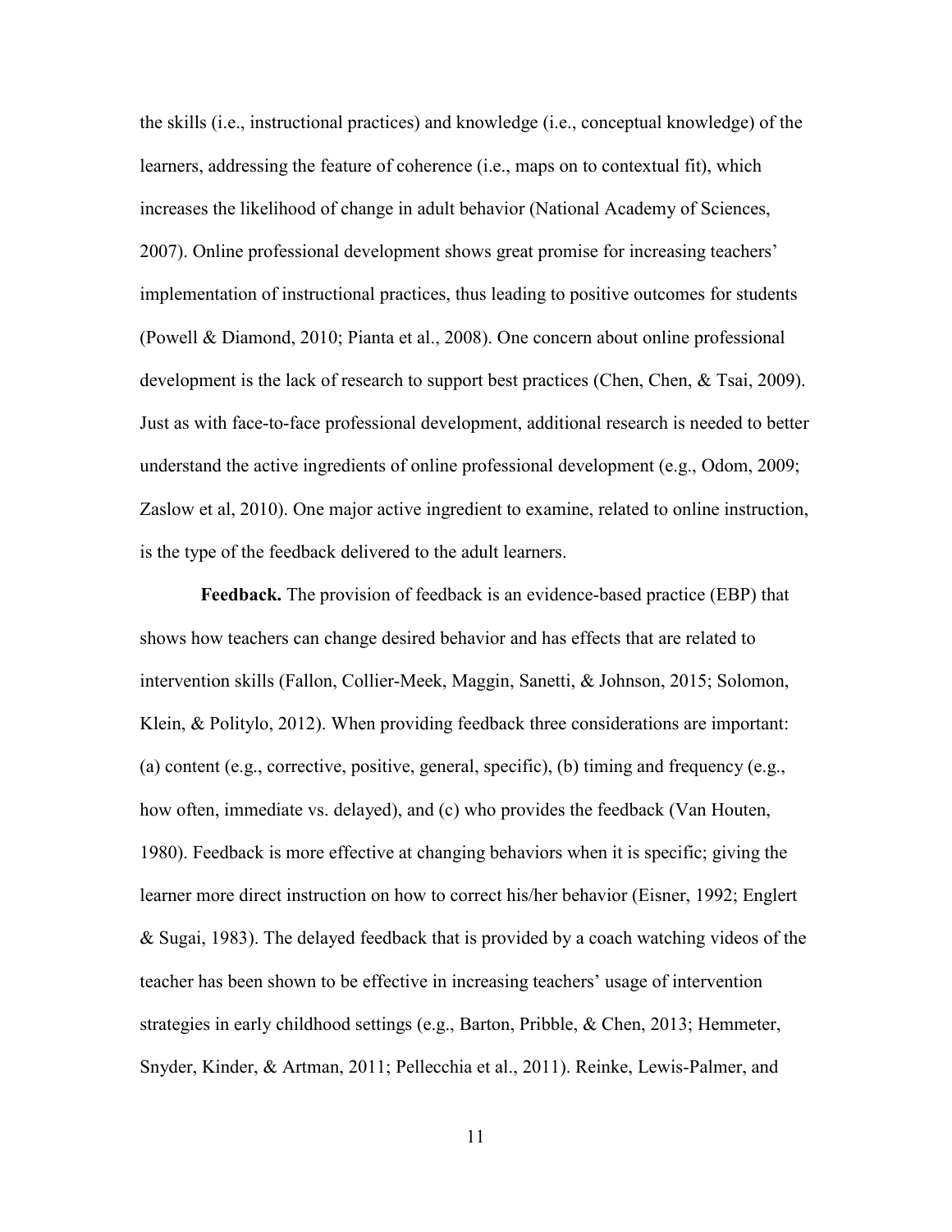the skills (i.e., instructional practices) and knowledge (i.e., conceptual knowledge) of the learners, addressing the feature of coherence (i.e., maps on to contextual fit), which increases the likelihood of change in adult behavior (National Academy of Sciences, 2007). Online professional development shows great promise for increasing teachers' implementation of instructional practices, thus leading to positive outcomes for students (Powell & Diamond, 2010; Pianta et al., 2008). One concern about online professional development is the lack of research to support best practices (Chen, Chen, & Tsai, 2009). Just as with face-to-face professional development, additional research is needed to better understand the active ingredients of online professional development (e.g., Odom, 2009; Zaslow et al, 2010). One major active ingredient to examine, related to online instruction, is the type of the feedback delivered to the adult learners.

**Feedback.** The provision of feedback is an evidence-based practice (EBP) that shows how teachers can change desired behavior and has effects that are related to intervention skills (Fallon, Collier-Meek, Maggin, Sanetti, & Johnson, 2015; Solomon, Klein, & Politylo, 2012). When providing feedback three considerations are important: (a) content (e.g., corrective, positive, general, specific), (b) timing and frequency (e.g., how often, immediate vs. delayed), and (c) who provides the feedback (Van Houten, 1980). Feedback is more effective at changing behaviors when it is specific; giving the learner more direct instruction on how to correct his/her behavior (Eisner, 1992; Englert & Sugai, 1983). The delayed feedback that is provided by a coach watching videos of the teacher has been shown to be effective in increasing teachers' usage of intervention strategies in early childhood settings (e.g., Barton, Pribble, & Chen, 2013; Hemmeter, Snyder, Kinder, & Artman, 2011; Pellecchia et al., 2011). Reinke, Lewis-Palmer, and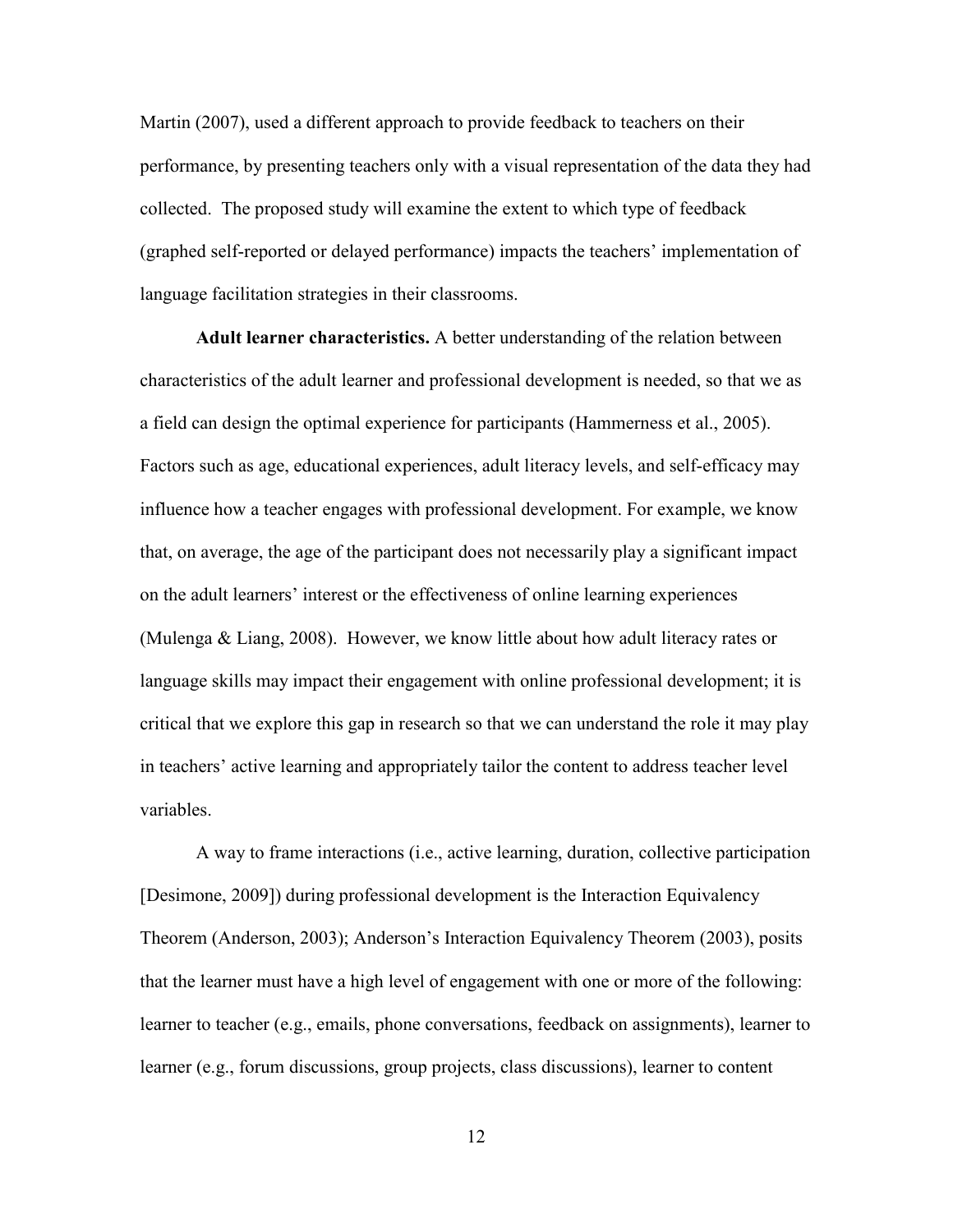Martin (2007), used a different approach to provide feedback to teachers on their performance, by presenting teachers only with a visual representation of the data they had collected. The proposed study will examine the extent to which type of feedback (graphed self-reported or delayed performance) impacts the teachers' implementation of language facilitation strategies in their classrooms.

**Adult learner characteristics.** A better understanding of the relation between characteristics of the adult learner and professional development is needed, so that we as a field can design the optimal experience for participants (Hammerness et al., 2005). Factors such as age, educational experiences, adult literacy levels, and self-efficacy may influence how a teacher engages with professional development. For example, we know that, on average, the age of the participant does not necessarily play a significant impact on the adult learners' interest or the effectiveness of online learning experiences (Mulenga & Liang, 2008). However, we know little about how adult literacy rates or language skills may impact their engagement with online professional development; it is critical that we explore this gap in research so that we can understand the role it may play in teachers' active learning and appropriately tailor the content to address teacher level variables.

A way to frame interactions (i.e., active learning, duration, collective participation [Desimone, 2009]) during professional development is the Interaction Equivalency Theorem (Anderson, 2003); Anderson's Interaction Equivalency Theorem (2003), posits that the learner must have a high level of engagement with one or more of the following: learner to teacher (e.g., emails, phone conversations, feedback on assignments), learner to learner (e.g., forum discussions, group projects, class discussions), learner to content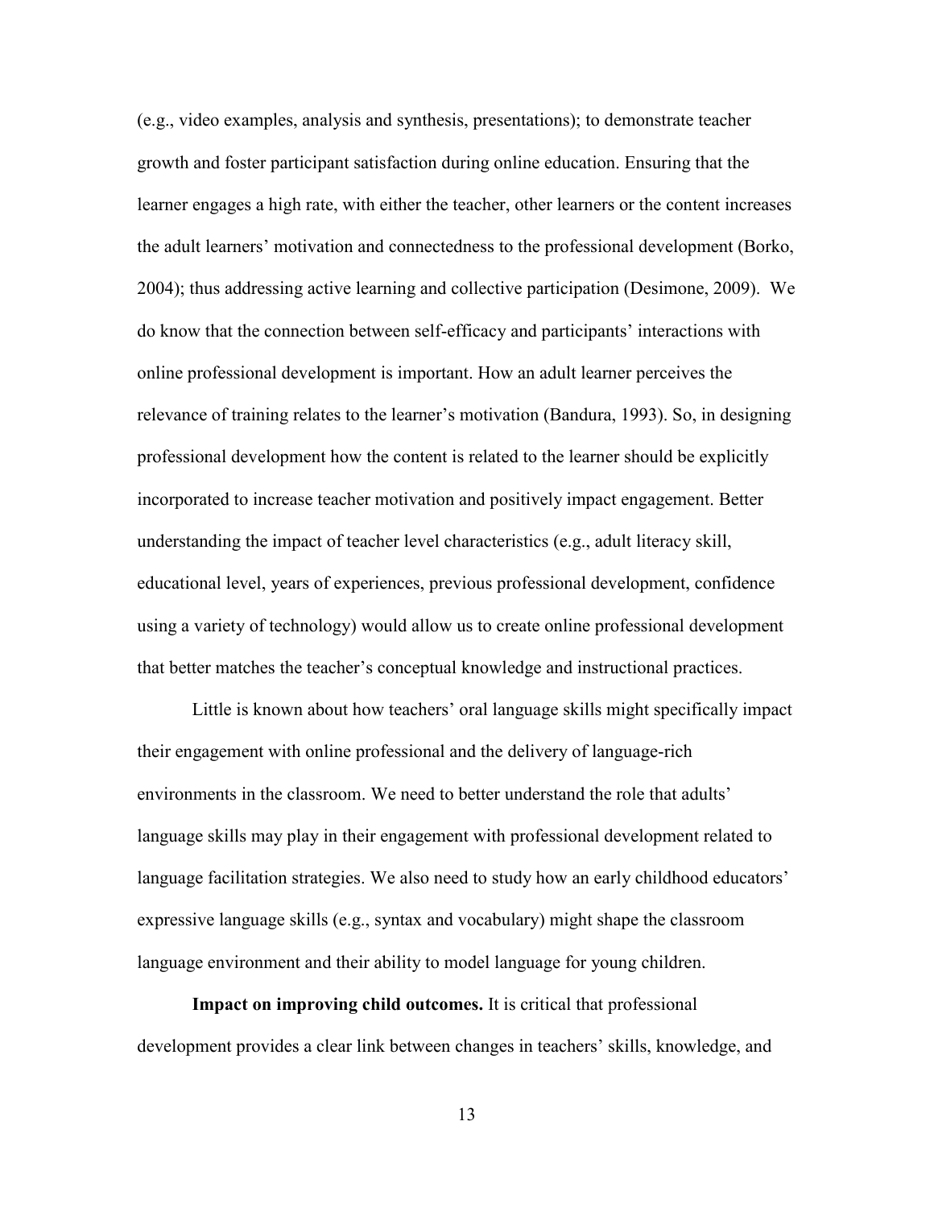(e.g., video examples, analysis and synthesis, presentations); to demonstrate teacher growth and foster participant satisfaction during online education. Ensuring that the learner engages a high rate, with either the teacher, other learners or the content increases the adult learners' motivation and connectedness to the professional development (Borko, 2004); thus addressing active learning and collective participation (Desimone, 2009). We do know that the connection between self-efficacy and participants' interactions with online professional development is important. How an adult learner perceives the relevance of training relates to the learner's motivation (Bandura, 1993). So, in designing professional development how the content is related to the learner should be explicitly incorporated to increase teacher motivation and positively impact engagement. Better understanding the impact of teacher level characteristics (e.g., adult literacy skill, educational level, years of experiences, previous professional development, confidence using a variety of technology) would allow us to create online professional development that better matches the teacher's conceptual knowledge and instructional practices.

Little is known about how teachers' oral language skills might specifically impact their engagement with online professional and the delivery of language-rich environments in the classroom. We need to better understand the role that adults' language skills may play in their engagement with professional development related to language facilitation strategies. We also need to study how an early childhood educators' expressive language skills (e.g., syntax and vocabulary) might shape the classroom language environment and their ability to model language for young children.

**Impact on improving child outcomes.** It is critical that professional development provides a clear link between changes in teachers' skills, knowledge, and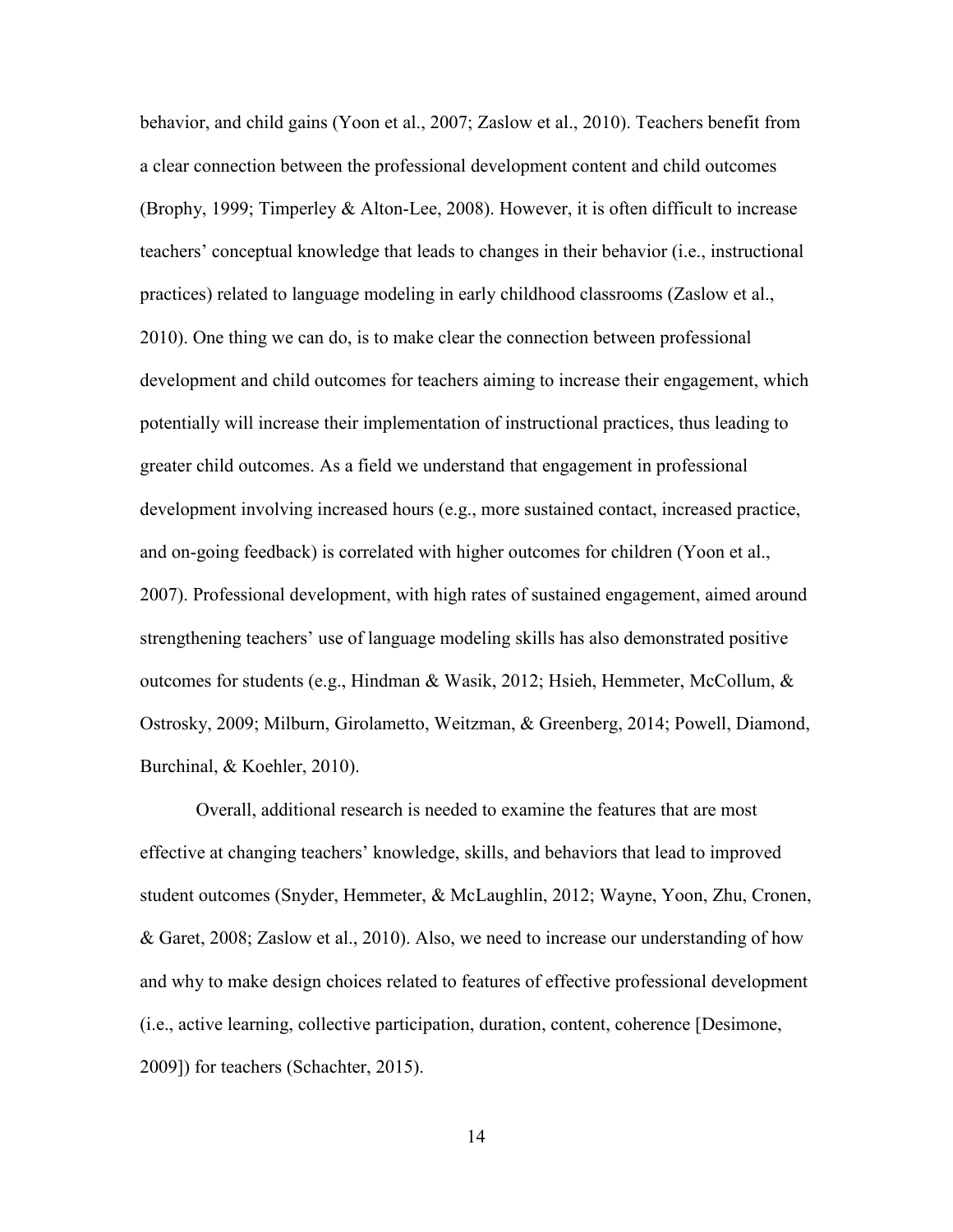behavior, and child gains (Yoon et al., 2007; Zaslow et al., 2010). Teachers benefit from a clear connection between the professional development content and child outcomes (Brophy, 1999; Timperley & Alton-Lee, 2008). However, it is often difficult to increase teachers' conceptual knowledge that leads to changes in their behavior (i.e., instructional practices) related to language modeling in early childhood classrooms (Zaslow et al., 2010). One thing we can do, is to make clear the connection between professional development and child outcomes for teachers aiming to increase their engagement, which potentially will increase their implementation of instructional practices, thus leading to greater child outcomes. As a field we understand that engagement in professional development involving increased hours (e.g., more sustained contact, increased practice, and on-going feedback) is correlated with higher outcomes for children (Yoon et al., 2007). Professional development, with high rates of sustained engagement, aimed around strengthening teachers' use of language modeling skills has also demonstrated positive outcomes for students (e.g., Hindman & Wasik, 2012; Hsieh, Hemmeter, McCollum, & Ostrosky, 2009; Milburn, Girolametto, Weitzman, & Greenberg, 2014; Powell, Diamond, Burchinal, & Koehler, 2010).

Overall, additional research is needed to examine the features that are most effective at changing teachers' knowledge, skills, and behaviors that lead to improved student outcomes (Snyder, Hemmeter, & McLaughlin, 2012; Wayne, Yoon, Zhu, Cronen, & Garet, 2008; Zaslow et al., 2010). Also, we need to increase our understanding of how and why to make design choices related to features of effective professional development (i.e., active learning, collective participation, duration, content, coherence [Desimone, 2009]) for teachers (Schachter, 2015).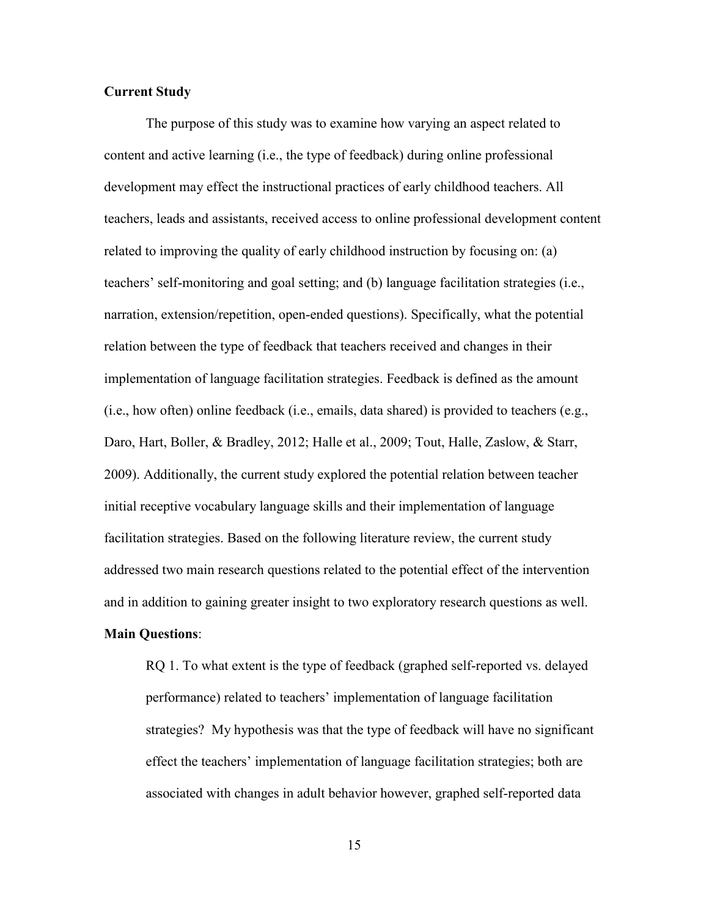**Current Study**

The purpose of this study was to examine how varying an aspect related to content and active learning (i.e., the type of feedback) during online professional development may effect the instructional practices of early childhood teachers. All teachers, leads and assistants, received access to online professional development content related to improving the quality of early childhood instruction by focusing on: (a) teachers' self-monitoring and goal setting; and (b) language facilitation strategies (i.e., narration, extension/repetition, open-ended questions). Specifically, what the potential relation between the type of feedback that teachers received and changes in their implementation of language facilitation strategies. Feedback is defined as the amount (i.e., how often) online feedback (i.e., emails, data shared) is provided to teachers (e.g., Daro, Hart, Boller, & Bradley, 2012; Halle et al., 2009; Tout, Halle, Zaslow, & Starr, 2009). Additionally, the current study explored the potential relation between teacher initial receptive vocabulary language skills and their implementation of language facilitation strategies. Based on the following literature review, the current study addressed two main research questions related to the potential effect of the intervention and in addition to gaining greater insight to two exploratory research questions as well.

**Main Questions**:

RQ 1. To what extent is the type of feedback (graphed self-reported vs. delayed performance) related to teachers' implementation of language facilitation strategies? My hypothesis was that the type of feedback will have no significant effect the teachers' implementation of language facilitation strategies; both are associated with changes in adult behavior however, graphed self-reported data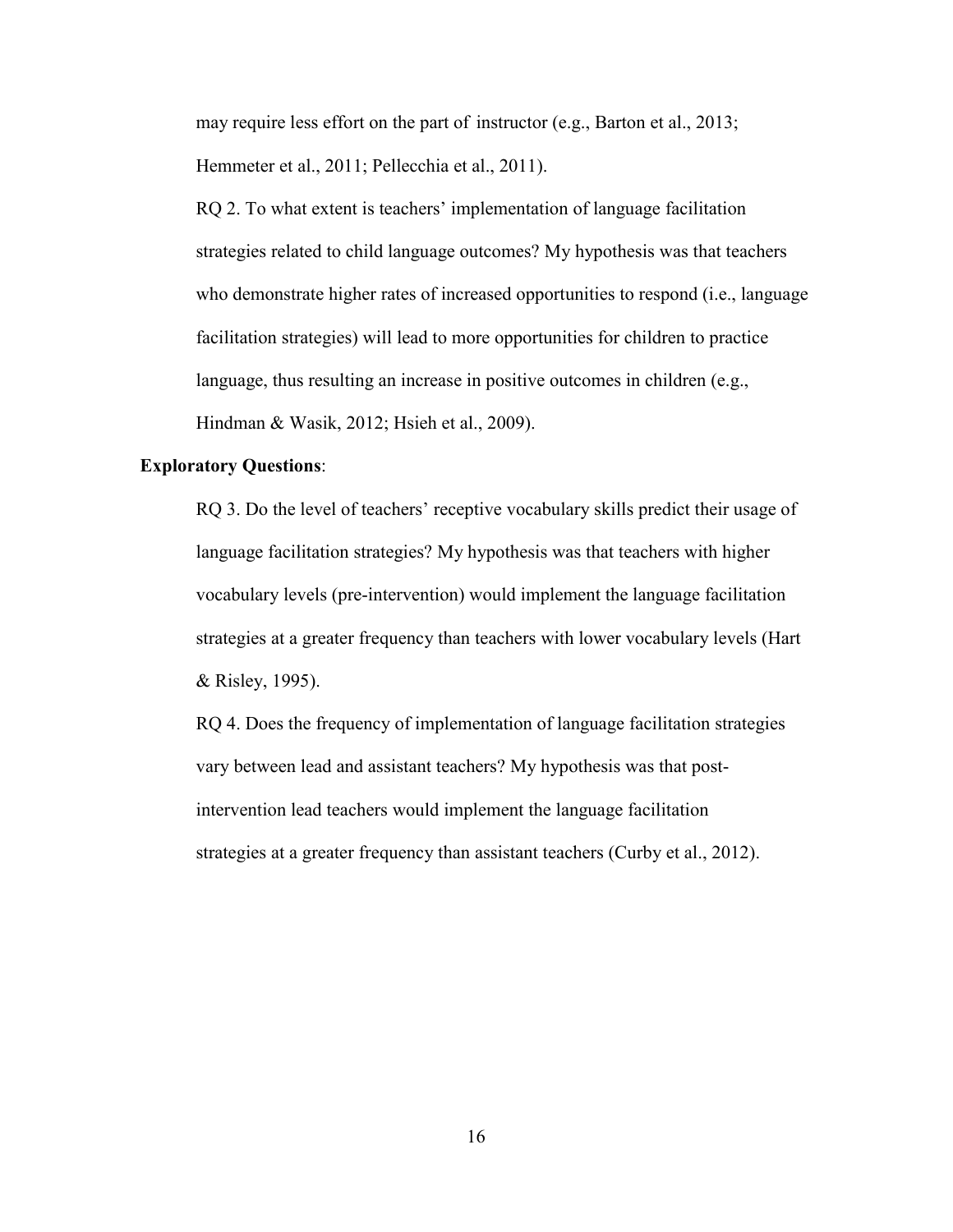may require less effort on the part of instructor (e.g., Barton et al., 2013; Hemmeter et al., 2011; Pellecchia et al., 2011).

RQ 2. To what extent is teachers' implementation of language facilitation strategies related to child language outcomes? My hypothesis was that teachers who demonstrate higher rates of increased opportunities to respond (i.e., language facilitation strategies) will lead to more opportunities for children to practice language, thus resulting an increase in positive outcomes in children (e.g., Hindman & Wasik, 2012; Hsieh et al., 2009).

**Exploratory Questions**:

RQ 3. Do the level of teachers' receptive vocabulary skills predict their usage of language facilitation strategies? My hypothesis was that teachers with higher vocabulary levels (pre-intervention) would implement the language facilitation strategies at a greater frequency than teachers with lower vocabulary levels (Hart & Risley, 1995).

RQ 4. Does the frequency of implementation of language facilitation strategies vary between lead and assistant teachers? My hypothesis was that post-intervention lead teachers would implement the language facilitation strategies at a greater frequency than assistant teachers (Curby et al., 2012).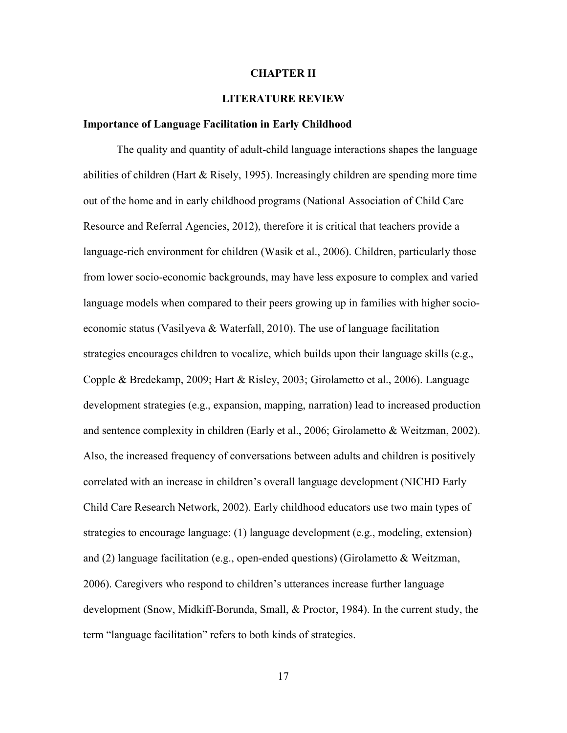# CHAPTER II

# LITERATURE REVIEW

## Importance of Language Facilitation in Early Childhood

The quality and quantity of adult-child language interactions shapes the language abilities of children (Hart & Risely, 1995). Increasingly children are spending more time out of the home and in early childhood programs (National Association of Child Care Resource and Referral Agencies, 2012), therefore it is critical that teachers provide a language-rich environment for children (Wasik et al., 2006). Children, particularly those from lower socio-economic backgrounds, may have less exposure to complex and varied language models when compared to their peers growing up in families with higher socio-economic status (Vasilyeva & Waterfall, 2010). The use of language facilitation strategies encourages children to vocalize, which builds upon their language skills (e.g., Copple & Bredekamp, 2009; Hart & Risley, 2003; Girolametto et al., 2006). Language development strategies (e.g., expansion, mapping, narration) lead to increased production and sentence complexity in children (Early et al., 2006; Girolametto & Weitzman, 2002). Also, the increased frequency of conversations between adults and children is positively correlated with an increase in children's overall language development (NICHD Early Child Care Research Network, 2002). Early childhood educators use two main types of strategies to encourage language: (1) language development (e.g., modeling, extension) and (2) language facilitation (e.g., open-ended questions) (Girolametto & Weitzman, 2006). Caregivers who respond to children's utterances increase further language development (Snow, Midkiff-Borunda, Small, & Proctor, 1984). In the current study, the term "language facilitation" refers to both kinds of strategies.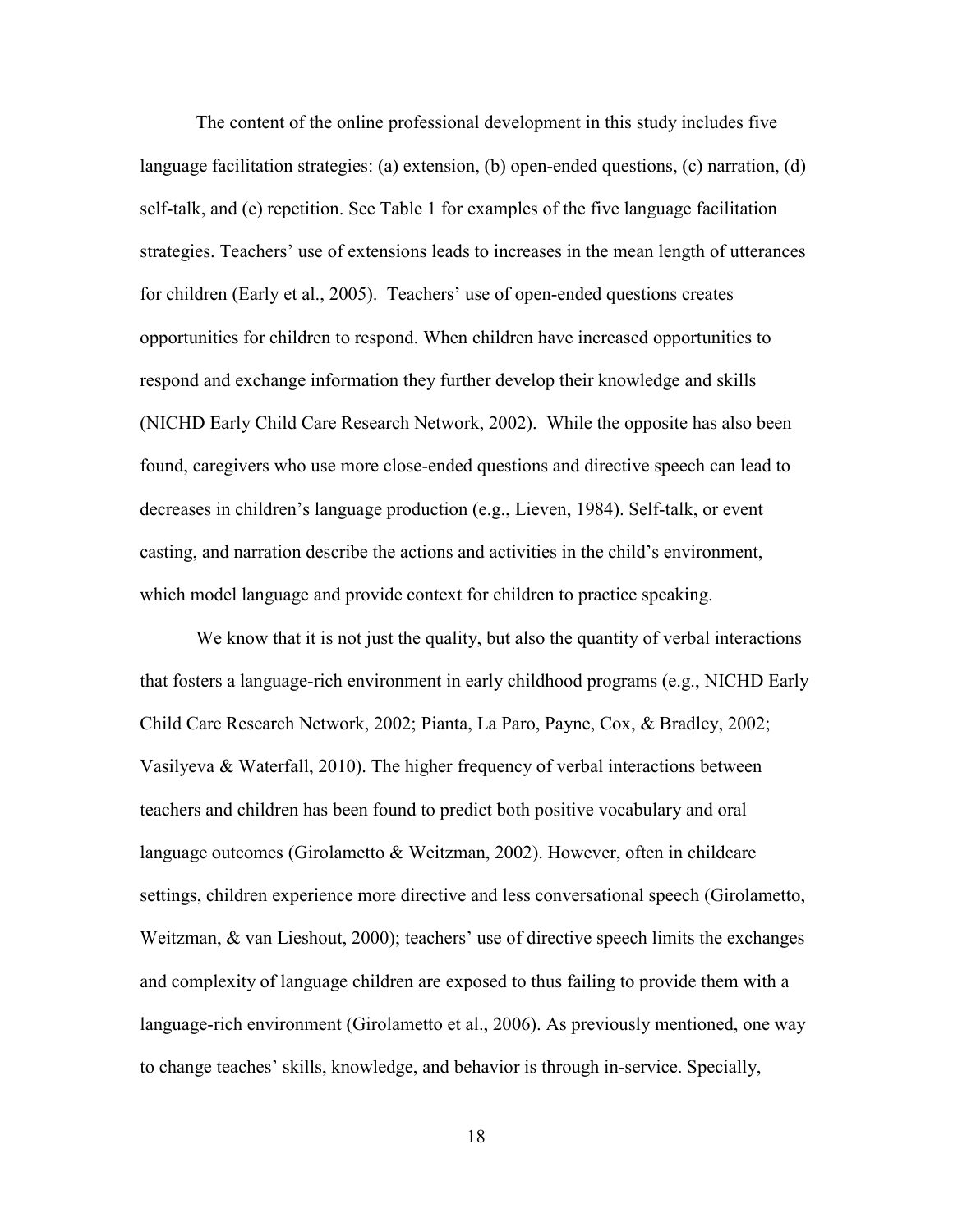The content of the online professional development in this study includes five language facilitation strategies: (a) extension, (b) open-ended questions, (c) narration, (d) self-talk, and (e) repetition. See Table 1 for examples of the five language facilitation strategies. Teachers' use of extensions leads to increases in the mean length of utterances for children (Early et al., 2005). Teachers' use of open-ended questions creates opportunities for children to respond. When children have increased opportunities to respond and exchange information they further develop their knowledge and skills (NICHD Early Child Care Research Network, 2002). While the opposite has also been found, caregivers who use more close-ended questions and directive speech can lead to decreases in children's language production (e.g., Lieven, 1984). Self-talk, or event casting, and narration describe the actions and activities in the child's environment, which model language and provide context for children to practice speaking.

We know that it is not just the quality, but also the quantity of verbal interactions that fosters a language-rich environment in early childhood programs (e.g., NICHD Early Child Care Research Network, 2002; Pianta, La Paro, Payne, Cox, & Bradley, 2002; Vasilyeva & Waterfall, 2010). The higher frequency of verbal interactions between teachers and children has been found to predict both positive vocabulary and oral language outcomes (Girolametto & Weitzman, 2002). However, often in childcare settings, children experience more directive and less conversational speech (Girolametto, Weitzman, & van Lieshout, 2000); teachers' use of directive speech limits the exchanges and complexity of language children are exposed to thus failing to provide them with a language-rich environment (Girolametto et al., 2006). As previously mentioned, one way to change teaches' skills, knowledge, and behavior is through in-service. Specially,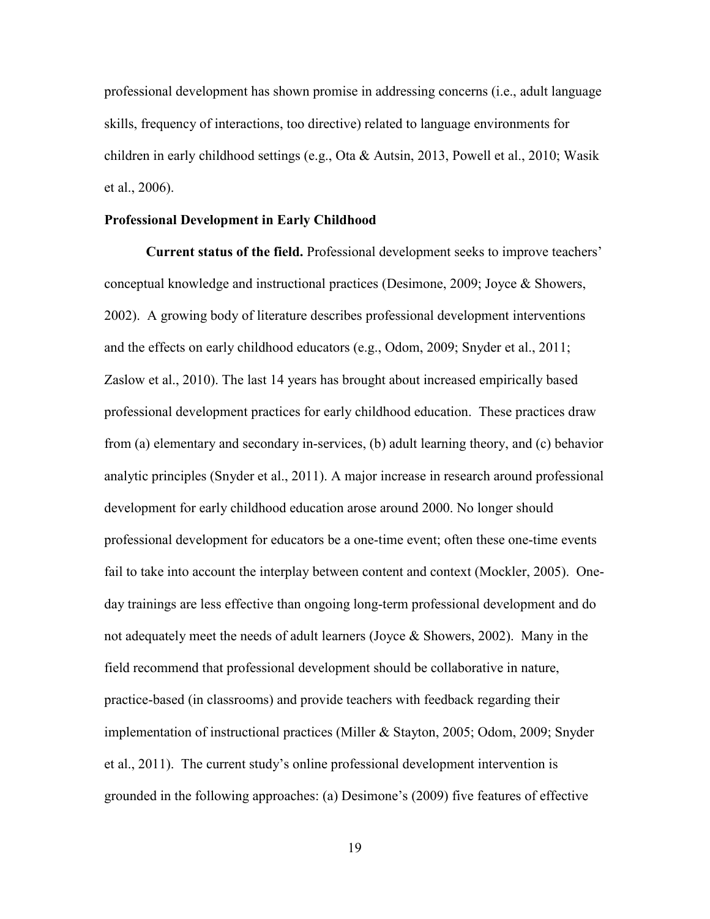professional development has shown promise in addressing concerns (i.e., adult language skills, frequency of interactions, too directive) related to language environments for children in early childhood settings (e.g., Ota & Autsin, 2013, Powell et al., 2010; Wasik et al., 2006).

**Professional Development in Early Childhood**

**Current status of the field.** Professional development seeks to improve teachers' conceptual knowledge and instructional practices (Desimone, 2009; Joyce & Showers, 2002). A growing body of literature describes professional development interventions and the effects on early childhood educators (e.g., Odom, 2009; Snyder et al., 2011; Zaslow et al., 2010). The last 14 years has brought about increased empirically based professional development practices for early childhood education. These practices draw from (a) elementary and secondary in-services, (b) adult learning theory, and (c) behavior analytic principles (Snyder et al., 2011). A major increase in research around professional development for early childhood education arose around 2000. No longer should professional development for educators be a one-time event; often these one-time events fail to take into account the interplay between content and context (Mockler, 2005). One-day trainings are less effective than ongoing long-term professional development and do not adequately meet the needs of adult learners (Joyce & Showers, 2002). Many in the field recommend that professional development should be collaborative in nature, practice-based (in classrooms) and provide teachers with feedback regarding their implementation of instructional practices (Miller & Stayton, 2005; Odom, 2009; Snyder et al., 2011). The current study's online professional development intervention is grounded in the following approaches: (a) Desimone's (2009) five features of effective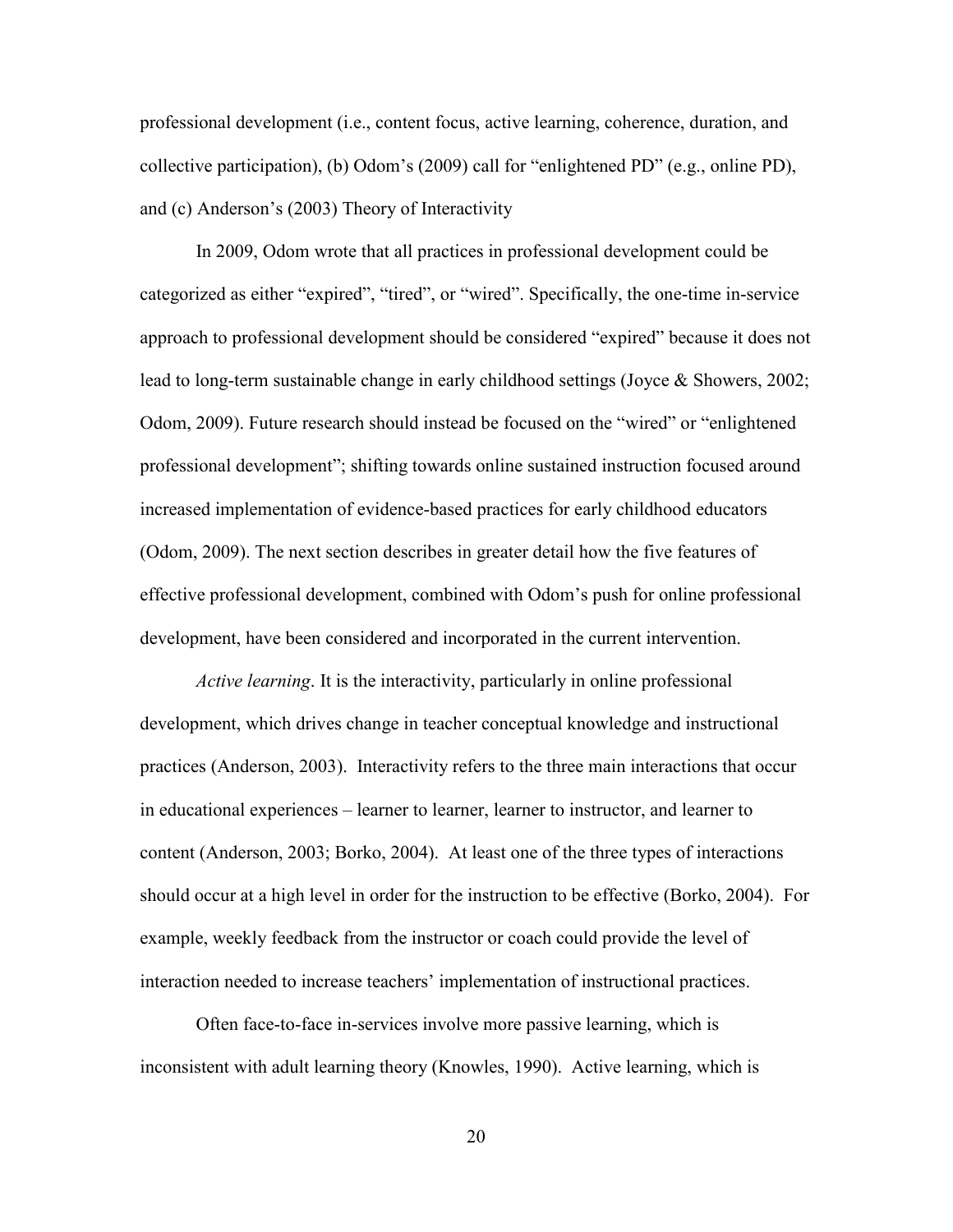professional development (i.e., content focus, active learning, coherence, duration, and collective participation), (b) Odom's (2009) call for "enlightened PD" (e.g., online PD), and (c) Anderson's (2003) Theory of Interactivity

In 2009, Odom wrote that all practices in professional development could be categorized as either "expired", "tired", or "wired". Specifically, the one-time in-service approach to professional development should be considered "expired" because it does not lead to long-term sustainable change in early childhood settings (Joyce & Showers, 2002; Odom, 2009). Future research should instead be focused on the "wired" or "enlightened professional development"; shifting towards online sustained instruction focused around increased implementation of evidence-based practices for early childhood educators (Odom, 2009). The next section describes in greater detail how the five features of effective professional development, combined with Odom's push for online professional development, have been considered and incorporated in the current intervention.

*Active learning*. It is the interactivity, particularly in online professional development, which drives change in teacher conceptual knowledge and instructional practices (Anderson, 2003). Interactivity refers to the three main interactions that occur in educational experiences – learner to learner, learner to instructor, and learner to content (Anderson, 2003; Borko, 2004). At least one of the three types of interactions should occur at a high level in order for the instruction to be effective (Borko, 2004). For example, weekly feedback from the instructor or coach could provide the level of interaction needed to increase teachers' implementation of instructional practices.

Often face-to-face in-services involve more passive learning, which is inconsistent with adult learning theory (Knowles, 1990). Active learning, which is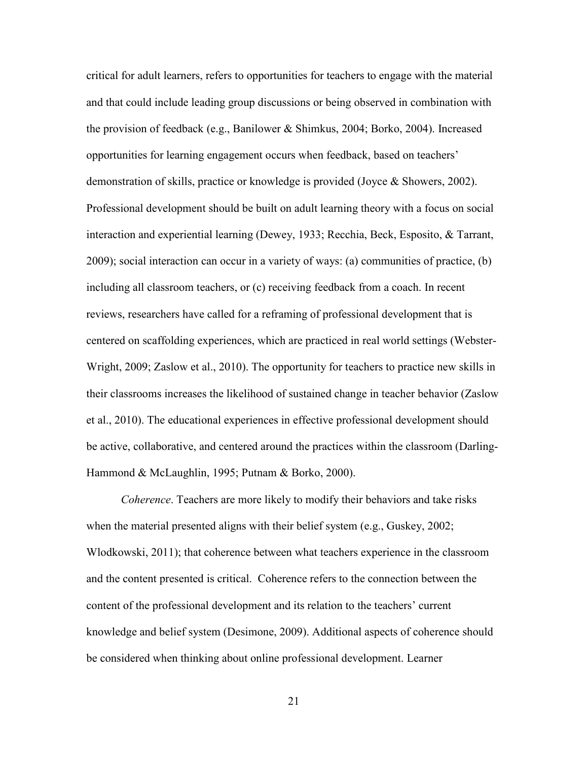critical for adult learners, refers to opportunities for teachers to engage with the material and that could include leading group discussions or being observed in combination with the provision of feedback (e.g., Banilower & Shimkus, 2004; Borko, 2004). Increased opportunities for learning engagement occurs when feedback, based on teachers' demonstration of skills, practice or knowledge is provided (Joyce & Showers, 2002). Professional development should be built on adult learning theory with a focus on social interaction and experiential learning (Dewey, 1933; Recchia, Beck, Esposito, & Tarrant, 2009); social interaction can occur in a variety of ways: (a) communities of practice, (b) including all classroom teachers, or (c) receiving feedback from a coach. In recent reviews, researchers have called for a reframing of professional development that is centered on scaffolding experiences, which are practiced in real world settings (Webster-Wright, 2009; Zaslow et al., 2010). The opportunity for teachers to practice new skills in their classrooms increases the likelihood of sustained change in teacher behavior (Zaslow et al., 2010). The educational experiences in effective professional development should be active, collaborative, and centered around the practices within the classroom (Darling-Hammond & McLaughlin, 1995; Putnam & Borko, 2000).

*Coherence*. Teachers are more likely to modify their behaviors and take risks when the material presented aligns with their belief system (e.g., Guskey, 2002; Wlodkowski, 2011); that coherence between what teachers experience in the classroom and the content presented is critical. Coherence refers to the connection between the content of the professional development and its relation to the teachers' current knowledge and belief system (Desimone, 2009). Additional aspects of coherence should be considered when thinking about online professional development. Learner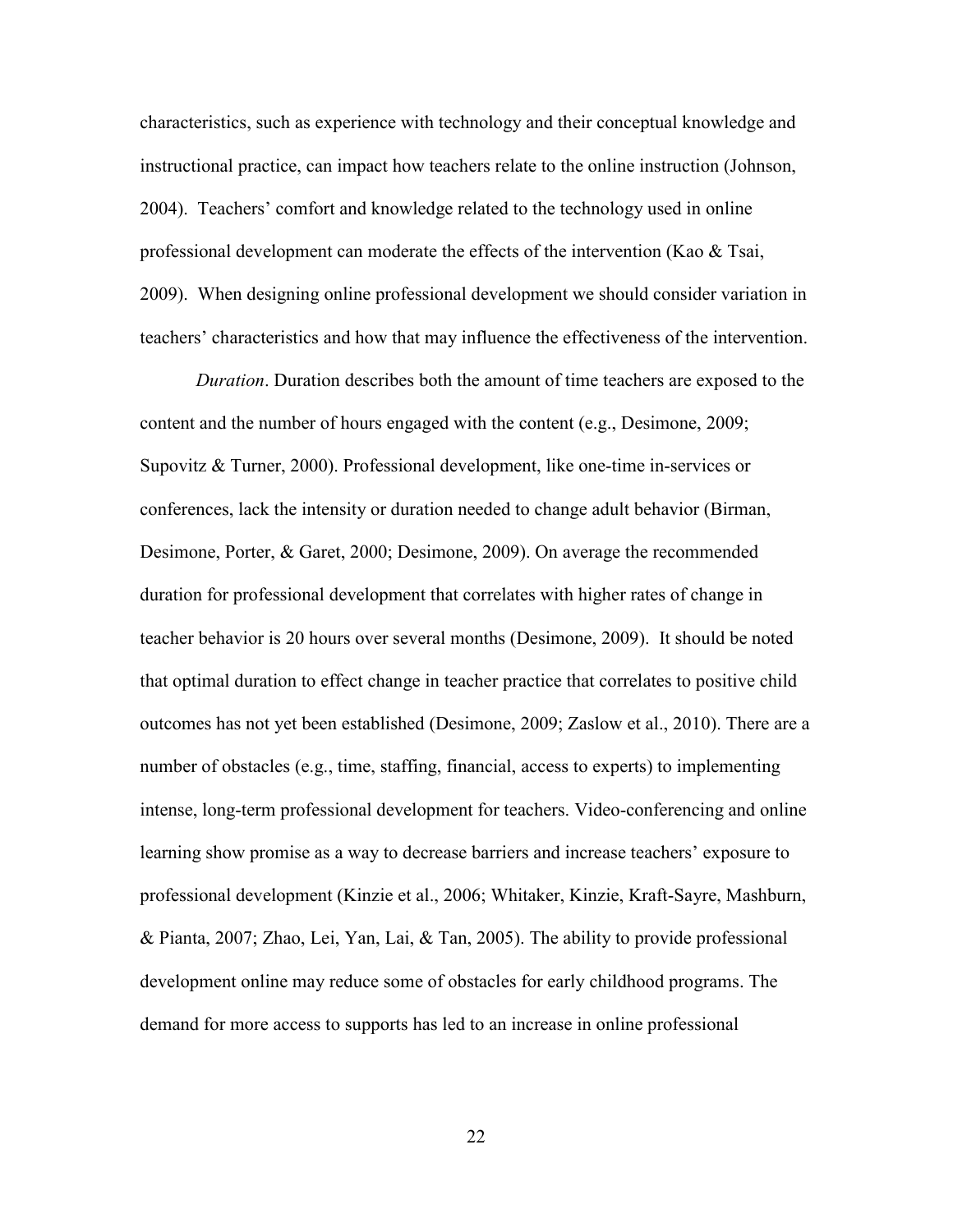characteristics, such as experience with technology and their conceptual knowledge and instructional practice, can impact how teachers relate to the online instruction (Johnson, 2004). Teachers' comfort and knowledge related to the technology used in online professional development can moderate the effects of the intervention (Kao & Tsai, 2009). When designing online professional development we should consider variation in teachers' characteristics and how that may influence the effectiveness of the intervention.

*Duration*. Duration describes both the amount of time teachers are exposed to the content and the number of hours engaged with the content (e.g., Desimone, 2009; Supovitz & Turner, 2000). Professional development, like one-time in-services or conferences, lack the intensity or duration needed to change adult behavior (Birman, Desimone, Porter, & Garet, 2000; Desimone, 2009). On average the recommended duration for professional development that correlates with higher rates of change in teacher behavior is 20 hours over several months (Desimone, 2009). It should be noted that optimal duration to effect change in teacher practice that correlates to positive child outcomes has not yet been established (Desimone, 2009; Zaslow et al., 2010). There are a number of obstacles (e.g., time, staffing, financial, access to experts) to implementing intense, long-term professional development for teachers. Video-conferencing and online learning show promise as a way to decrease barriers and increase teachers' exposure to professional development (Kinzie et al., 2006; Whitaker, Kinzie, Kraft-Sayre, Mashburn, & Pianta, 2007; Zhao, Lei, Yan, Lai, & Tan, 2005). The ability to provide professional development online may reduce some of obstacles for early childhood programs. The demand for more access to supports has led to an increase in online professional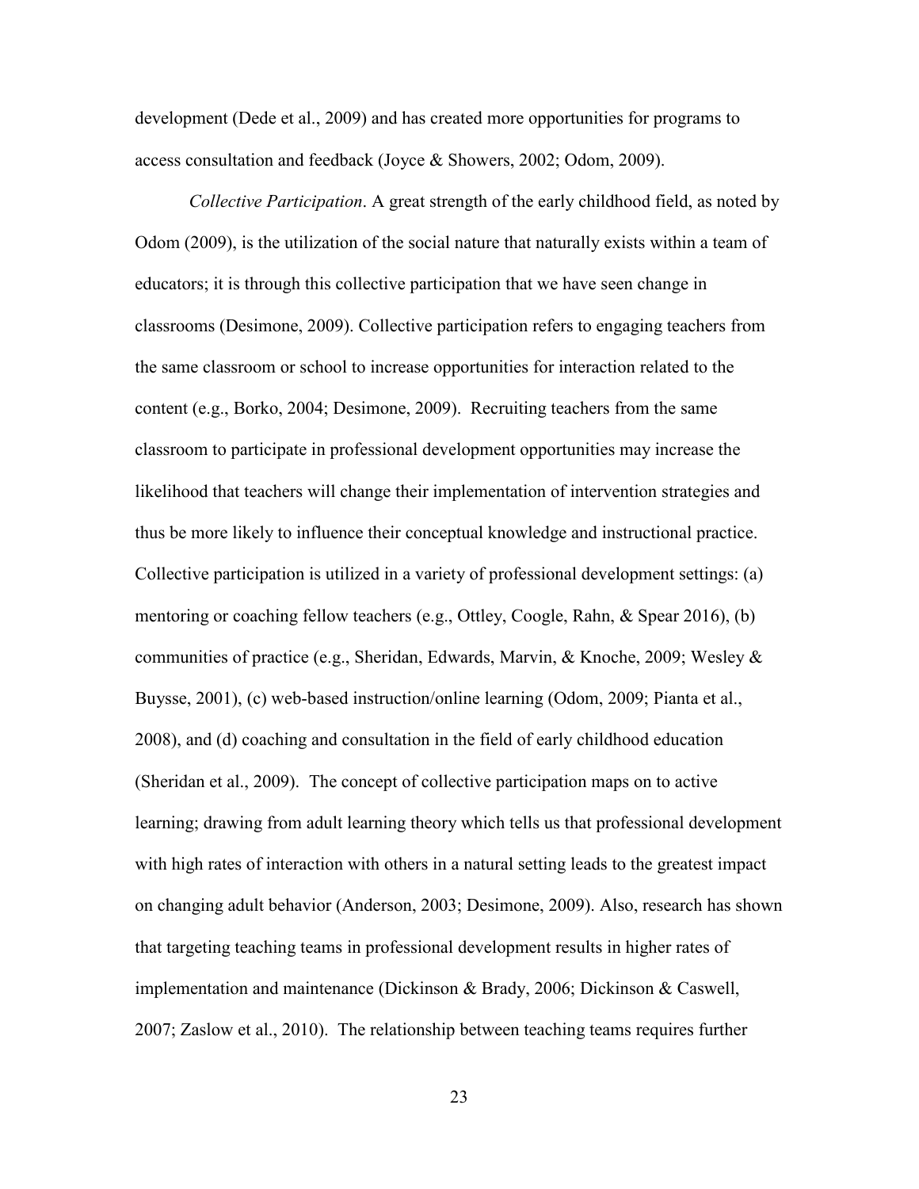development (Dede et al., 2009) and has created more opportunities for programs to access consultation and feedback (Joyce & Showers, 2002; Odom, 2009).

*Collective Participation*. A great strength of the early childhood field, as noted by Odom (2009), is the utilization of the social nature that naturally exists within a team of educators; it is through this collective participation that we have seen change in classrooms (Desimone, 2009). Collective participation refers to engaging teachers from the same classroom or school to increase opportunities for interaction related to the content (e.g., Borko, 2004; Desimone, 2009). Recruiting teachers from the same classroom to participate in professional development opportunities may increase the likelihood that teachers will change their implementation of intervention strategies and thus be more likely to influence their conceptual knowledge and instructional practice. Collective participation is utilized in a variety of professional development settings: (a) mentoring or coaching fellow teachers (e.g., Ottley, Coogle, Rahn, & Spear 2016), (b) communities of practice (e.g., Sheridan, Edwards, Marvin, & Knoche, 2009; Wesley & Buysse, 2001), (c) web-based instruction/online learning (Odom, 2009; Pianta et al., 2008), and (d) coaching and consultation in the field of early childhood education (Sheridan et al., 2009). The concept of collective participation maps on to active learning; drawing from adult learning theory which tells us that professional development with high rates of interaction with others in a natural setting leads to the greatest impact on changing adult behavior (Anderson, 2003; Desimone, 2009). Also, research has shown that targeting teaching teams in professional development results in higher rates of implementation and maintenance (Dickinson & Brady, 2006; Dickinson & Caswell, 2007; Zaslow et al., 2010). The relationship between teaching teams requires further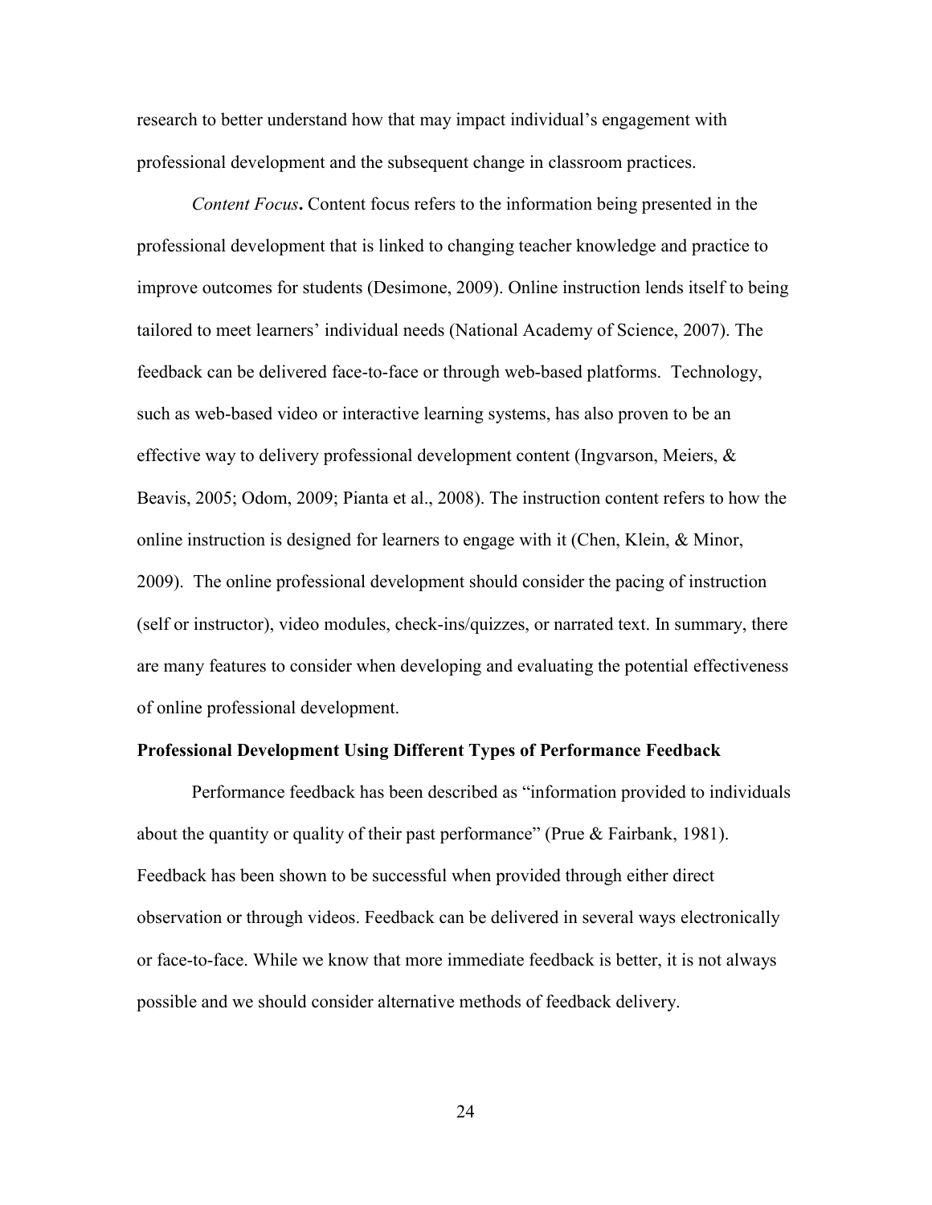research to better understand how that may impact individual's engagement with professional development and the subsequent change in classroom practices.

*Content Focus***.** Content focus refers to the information being presented in the professional development that is linked to changing teacher knowledge and practice to improve outcomes for students (Desimone, 2009). Online instruction lends itself to being tailored to meet learners' individual needs (National Academy of Science, 2007). The feedback can be delivered face-to-face or through web-based platforms. Technology, such as web-based video or interactive learning systems, has also proven to be an effective way to delivery professional development content (Ingvarson, Meiers, & Beavis, 2005; Odom, 2009; Pianta et al., 2008). The instruction content refers to how the online instruction is designed for learners to engage with it (Chen, Klein, & Minor, 2009). The online professional development should consider the pacing of instruction (self or instructor), video modules, check-ins/quizzes, or narrated text. In summary, there are many features to consider when developing and evaluating the potential effectiveness of online professional development.

**Professional Development Using Different Types of Performance Feedback**

Performance feedback has been described as "information provided to individuals about the quantity or quality of their past performance" (Prue & Fairbank, 1981). Feedback has been shown to be successful when provided through either direct observation or through videos. Feedback can be delivered in several ways electronically or face-to-face. While we know that more immediate feedback is better, it is not always possible and we should consider alternative methods of feedback delivery.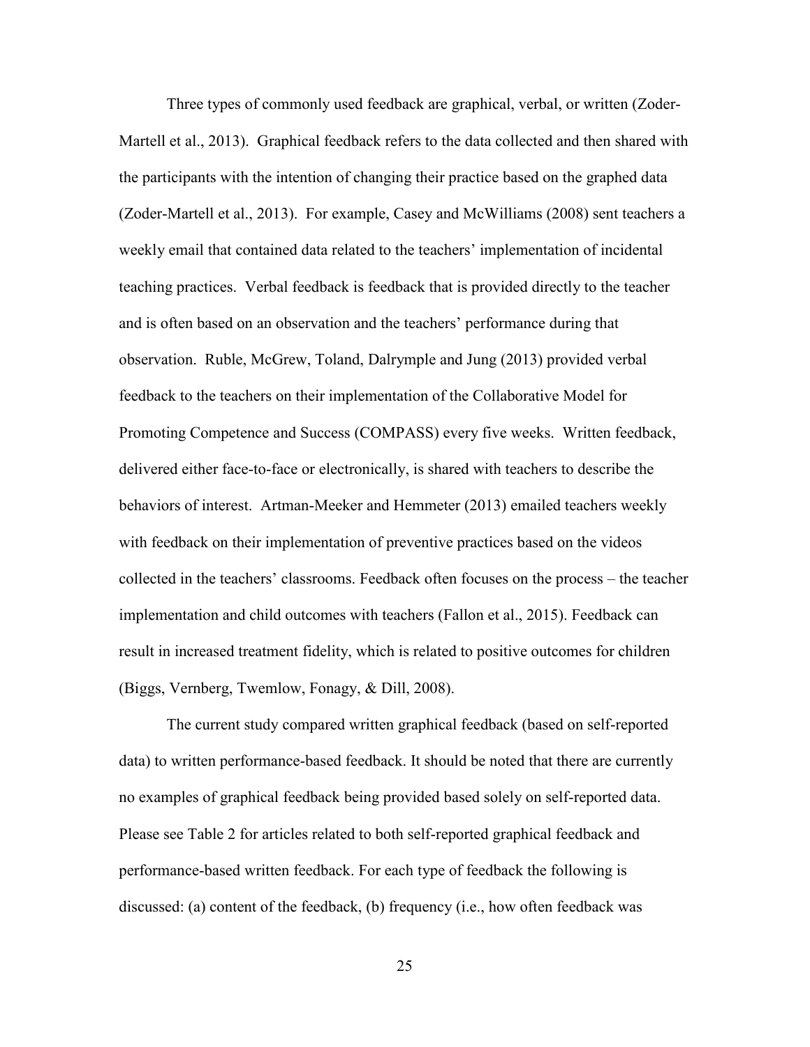Three types of commonly used feedback are graphical, verbal, or written (Zoder-Martell et al., 2013). Graphical feedback refers to the data collected and then shared with the participants with the intention of changing their practice based on the graphed data (Zoder-Martell et al., 2013). For example, Casey and McWilliams (2008) sent teachers a weekly email that contained data related to the teachers' implementation of incidental teaching practices. Verbal feedback is feedback that is provided directly to the teacher and is often based on an observation and the teachers' performance during that observation. Ruble, McGrew, Toland, Dalrymple and Jung (2013) provided verbal feedback to the teachers on their implementation of the Collaborative Model for Promoting Competence and Success (COMPASS) every five weeks. Written feedback, delivered either face-to-face or electronically, is shared with teachers to describe the behaviors of interest. Artman-Meeker and Hemmeter (2013) emailed teachers weekly with feedback on their implementation of preventive practices based on the videos collected in the teachers' classrooms. Feedback often focuses on the process – the teacher implementation and child outcomes with teachers (Fallon et al., 2015). Feedback can result in increased treatment fidelity, which is related to positive outcomes for children (Biggs, Vernberg, Twemlow, Fonagy, & Dill, 2008).

The current study compared written graphical feedback (based on self-reported data) to written performance-based feedback. It should be noted that there are currently no examples of graphical feedback being provided based solely on self-reported data. Please see Table 2 for articles related to both self-reported graphical feedback and performance-based written feedback. For each type of feedback the following is discussed: (a) content of the feedback, (b) frequency (i.e., how often feedback was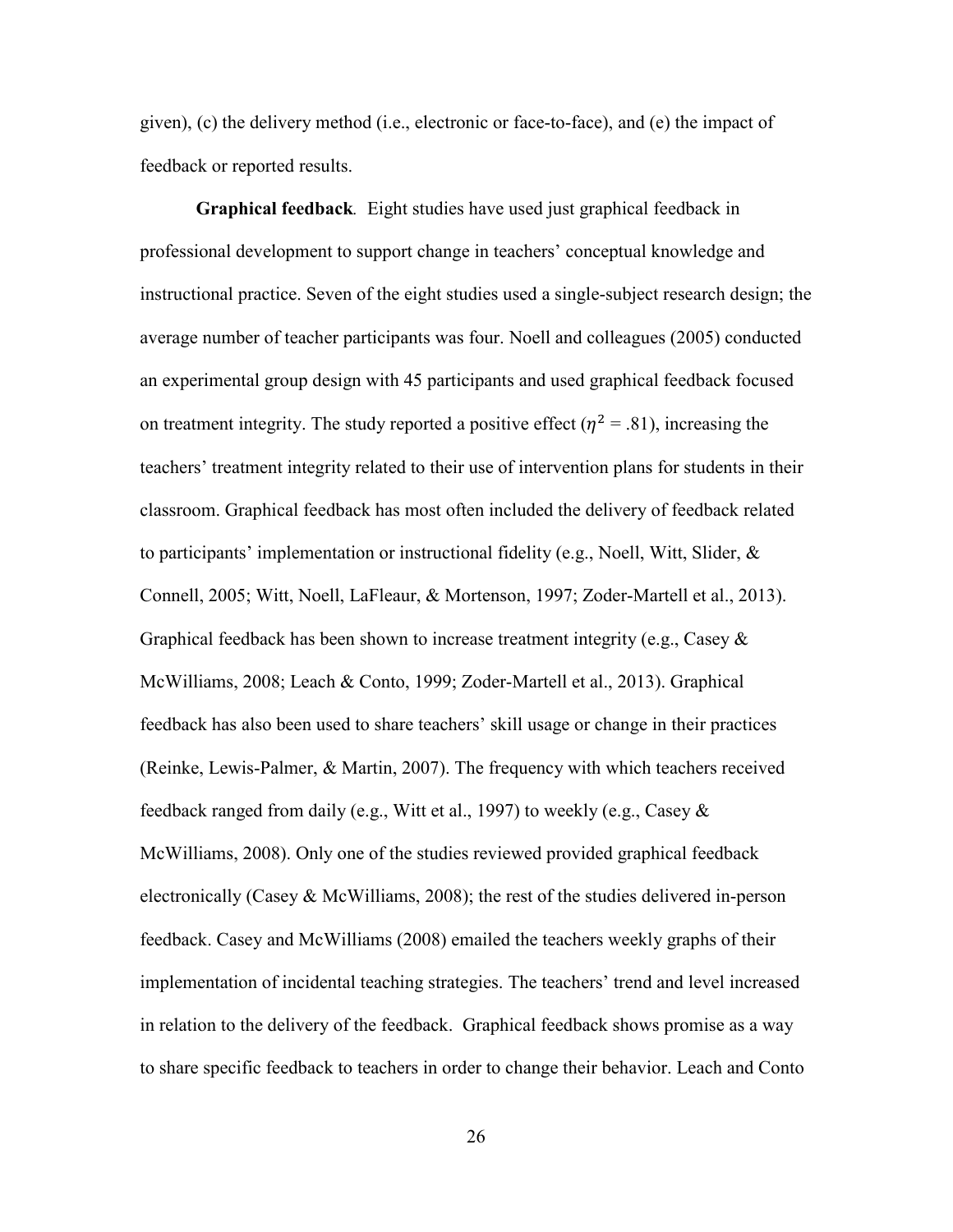given), (c) the delivery method (i.e., electronic or face-to-face), and (e) the impact of feedback or reported results.

**Graphical feedback***.* Eight studies have used just graphical feedback in professional development to support change in teachers' conceptual knowledge and instructional practice. Seven of the eight studies used a single-subject research design; the average number of teacher participants was four. Noell and colleagues (2005) conducted an experimental group design with 45 participants and used graphical feedback focused on treatment integrity. The study reported a positive effect ($\eta^2$ = .81), increasing the teachers' treatment integrity related to their use of intervention plans for students in their classroom. Graphical feedback has most often included the delivery of feedback related to participants' implementation or instructional fidelity (e.g., Noell, Witt, Slider, & Connell, 2005; Witt, Noell, LaFleaur, & Mortenson, 1997; Zoder-Martell et al., 2013). Graphical feedback has been shown to increase treatment integrity (e.g., Casey & McWilliams, 2008; Leach & Conto, 1999; Zoder-Martell et al., 2013). Graphical feedback has also been used to share teachers' skill usage or change in their practices (Reinke, Lewis-Palmer, & Martin, 2007). The frequency with which teachers received feedback ranged from daily (e.g., Witt et al., 1997) to weekly (e.g., Casey & McWilliams, 2008). Only one of the studies reviewed provided graphical feedback electronically (Casey & McWilliams, 2008); the rest of the studies delivered in-person feedback. Casey and McWilliams (2008) emailed the teachers weekly graphs of their implementation of incidental teaching strategies. The teachers' trend and level increased in relation to the delivery of the feedback. Graphical feedback shows promise as a way to share specific feedback to teachers in order to change their behavior. Leach and Conto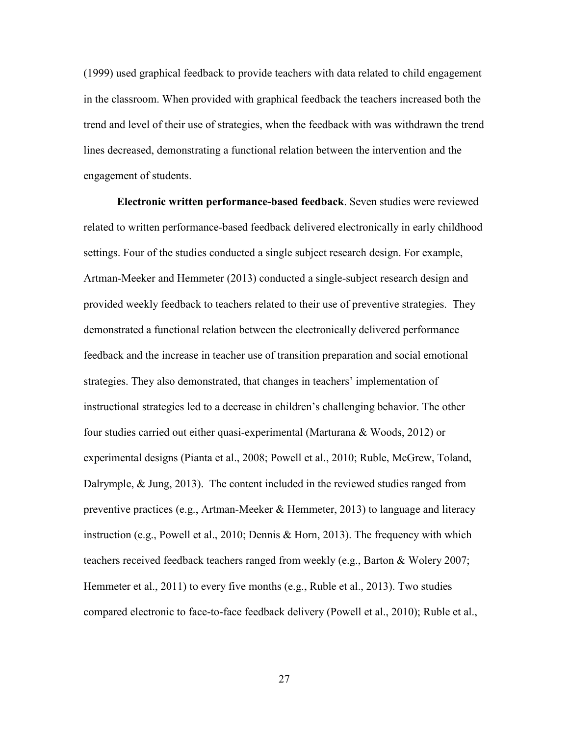(1999) used graphical feedback to provide teachers with data related to child engagement in the classroom. When provided with graphical feedback the teachers increased both the trend and level of their use of strategies, when the feedback with was withdrawn the trend lines decreased, demonstrating a functional relation between the intervention and the engagement of students.

**Electronic written performance-based feedback**. Seven studies were reviewed related to written performance-based feedback delivered electronically in early childhood settings. Four of the studies conducted a single subject research design. For example, Artman-Meeker and Hemmeter (2013) conducted a single-subject research design and provided weekly feedback to teachers related to their use of preventive strategies. They demonstrated a functional relation between the electronically delivered performance feedback and the increase in teacher use of transition preparation and social emotional strategies. They also demonstrated, that changes in teachers' implementation of instructional strategies led to a decrease in children's challenging behavior. The other four studies carried out either quasi-experimental (Marturana & Woods, 2012) or experimental designs (Pianta et al., 2008; Powell et al., 2010; Ruble, McGrew, Toland, Dalrymple, & Jung, 2013). The content included in the reviewed studies ranged from preventive practices (e.g., Artman-Meeker & Hemmeter, 2013) to language and literacy instruction (e.g., Powell et al., 2010; Dennis & Horn, 2013). The frequency with which teachers received feedback teachers ranged from weekly (e.g., Barton & Wolery 2007; Hemmeter et al., 2011) to every five months (e.g., Ruble et al., 2013). Two studies compared electronic to face-to-face feedback delivery (Powell et al., 2010); Ruble et al.,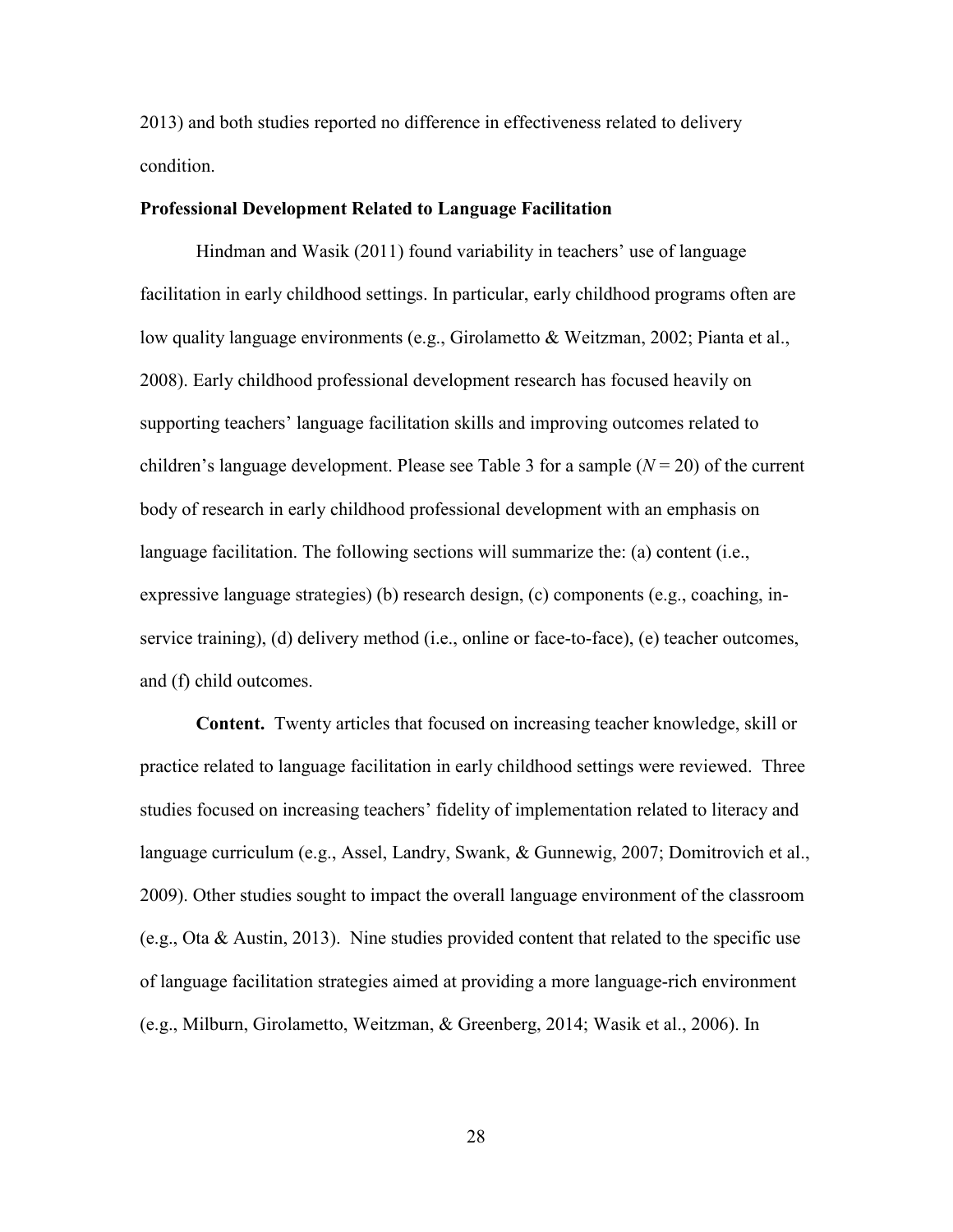2013) and both studies reported no difference in effectiveness related to delivery condition.

## Professional Development Related to Language Facilitation

Hindman and Wasik (2011) found variability in teachers' use of language facilitation in early childhood settings. In particular, early childhood programs often are low quality language environments (e.g., Girolametto & Weitzman, 2002; Pianta et al., 2008). Early childhood professional development research has focused heavily on supporting teachers' language facilitation skills and improving outcomes related to children's language development. Please see Table 3 for a sample ($N = 20$) of the current body of research in early childhood professional development with an emphasis on language facilitation. The following sections will summarize the: (a) content (i.e., expressive language strategies) (b) research design, (c) components (e.g., coaching, in-service training), (d) delivery method (i.e., online or face-to-face), (e) teacher outcomes, and (f) child outcomes.

**Content.** Twenty articles that focused on increasing teacher knowledge, skill or practice related to language facilitation in early childhood settings were reviewed. Three studies focused on increasing teachers' fidelity of implementation related to literacy and language curriculum (e.g., Assel, Landry, Swank, & Gunnewig, 2007; Domitrovich et al., 2009). Other studies sought to impact the overall language environment of the classroom (e.g., Ota & Austin, 2013). Nine studies provided content that related to the specific use of language facilitation strategies aimed at providing a more language-rich environment (e.g., Milburn, Girolametto, Weitzman, & Greenberg, 2014; Wasik et al., 2006). In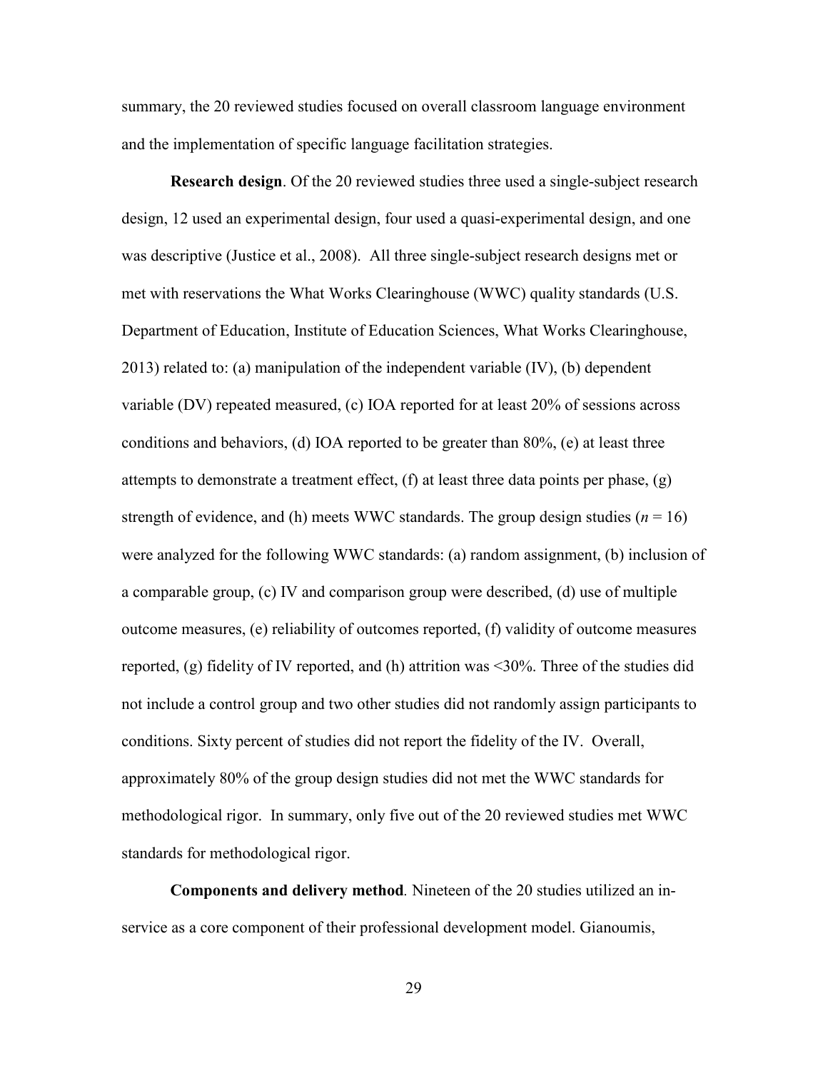summary, the 20 reviewed studies focused on overall classroom language environment and the implementation of specific language facilitation strategies.

**Research design**. Of the 20 reviewed studies three used a single-subject research design, 12 used an experimental design, four used a quasi-experimental design, and one was descriptive (Justice et al., 2008). All three single-subject research designs met or met with reservations the What Works Clearinghouse (WWC) quality standards (U.S. Department of Education, Institute of Education Sciences, What Works Clearinghouse, 2013) related to: (a) manipulation of the independent variable (IV), (b) dependent variable (DV) repeated measured, (c) IOA reported for at least 20% of sessions across conditions and behaviors, (d) IOA reported to be greater than 80%, (e) at least three attempts to demonstrate a treatment effect, (f) at least three data points per phase, (g) strength of evidence, and (h) meets WWC standards. The group design studies ($n$ = 16) were analyzed for the following WWC standards: (a) random assignment, (b) inclusion of a comparable group, (c) IV and comparison group were described, (d) use of multiple outcome measures, (e) reliability of outcomes reported, (f) validity of outcome measures reported, (g) fidelity of IV reported, and (h) attrition was <30%. Three of the studies did not include a control group and two other studies did not randomly assign participants to conditions. Sixty percent of studies did not report the fidelity of the IV. Overall, approximately 80% of the group design studies did not met the WWC standards for methodological rigor. In summary, only five out of the 20 reviewed studies met WWC standards for methodological rigor.

**Components and delivery method***.* Nineteen of the 20 studies utilized an in-service as a core component of their professional development model. Gianoumis,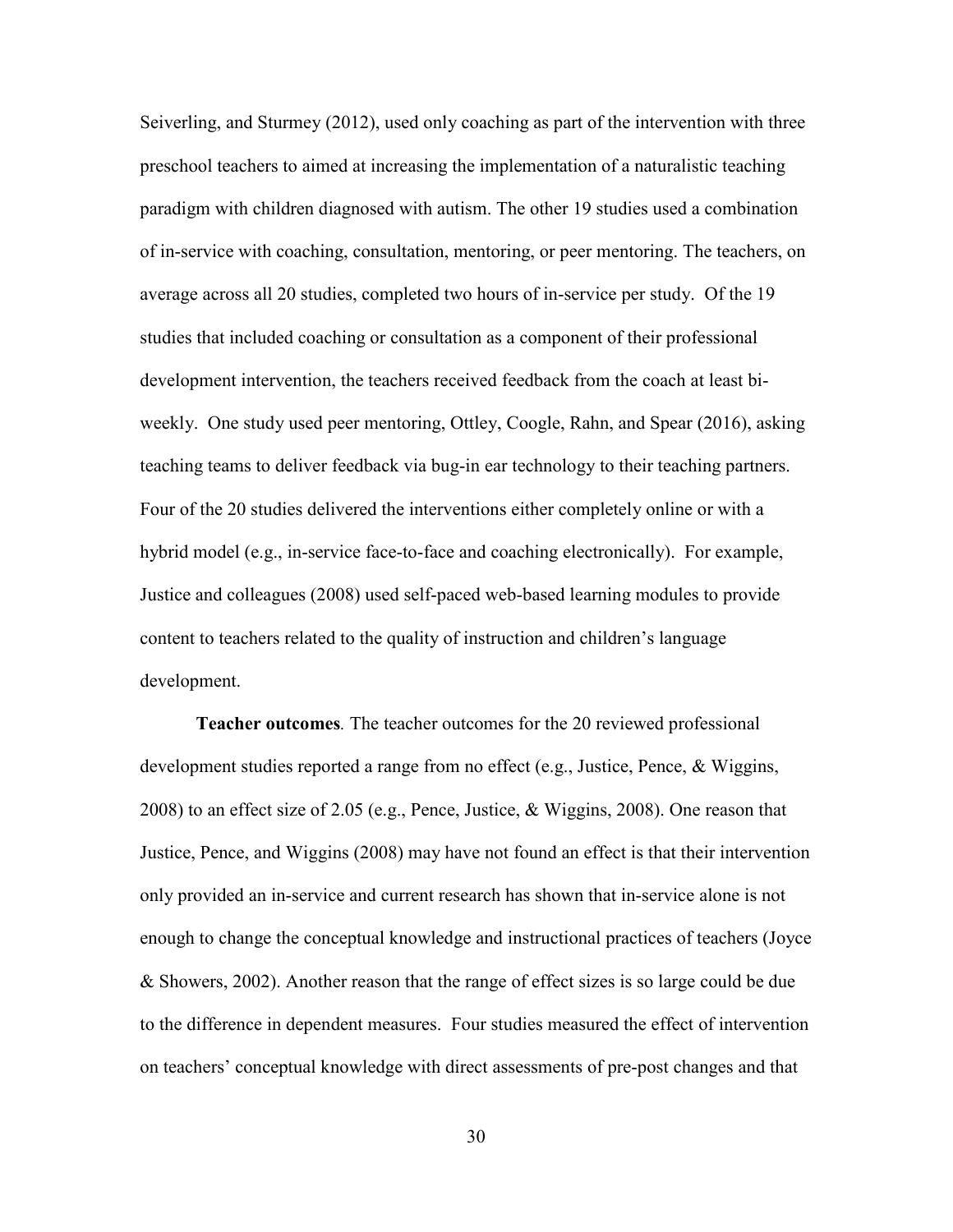Seiverling, and Sturmey (2012), used only coaching as part of the intervention with three preschool teachers to aimed at increasing the implementation of a naturalistic teaching paradigm with children diagnosed with autism. The other 19 studies used a combination of in-service with coaching, consultation, mentoring, or peer mentoring. The teachers, on average across all 20 studies, completed two hours of in-service per study. Of the 19 studies that included coaching or consultation as a component of their professional development intervention, the teachers received feedback from the coach at least bi-weekly. One study used peer mentoring, Ottley, Coogle, Rahn, and Spear (2016), asking teaching teams to deliver feedback via bug-in ear technology to their teaching partners. Four of the 20 studies delivered the interventions either completely online or with a hybrid model (e.g., in-service face-to-face and coaching electronically). For example, Justice and colleagues (2008) used self-paced web-based learning modules to provide content to teachers related to the quality of instruction and children's language development.

**Teacher outcomes**. The teacher outcomes for the 20 reviewed professional development studies reported a range from no effect (e.g., Justice, Pence, & Wiggins, 2008) to an effect size of 2.05 (e.g., Pence, Justice, & Wiggins, 2008). One reason that Justice, Pence, and Wiggins (2008) may have not found an effect is that their intervention only provided an in-service and current research has shown that in-service alone is not enough to change the conceptual knowledge and instructional practices of teachers (Joyce & Showers, 2002). Another reason that the range of effect sizes is so large could be due to the difference in dependent measures. Four studies measured the effect of intervention on teachers' conceptual knowledge with direct assessments of pre-post changes and that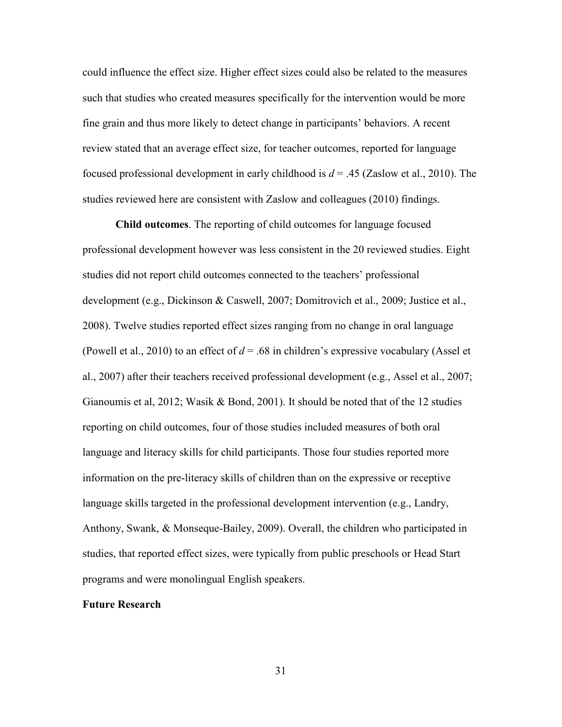could influence the effect size. Higher effect sizes could also be related to the measures such that studies who created measures specifically for the intervention would be more fine grain and thus more likely to detect change in participants' behaviors. A recent review stated that an average effect size, for teacher outcomes, reported for language focused professional development in early childhood is $d = .45$ (Zaslow et al., 2010). The studies reviewed here are consistent with Zaslow and colleagues (2010) findings.

**Child outcomes**. The reporting of child outcomes for language focused professional development however was less consistent in the 20 reviewed studies. Eight studies did not report child outcomes connected to the teachers' professional development (e.g., Dickinson & Caswell, 2007; Domitrovich et al., 2009; Justice et al., 2008). Twelve studies reported effect sizes ranging from no change in oral language (Powell et al., 2010) to an effect of $d = .68$ in children's expressive vocabulary (Assel et al., 2007) after their teachers received professional development (e.g., Assel et al., 2007; Gianoumis et al, 2012; Wasik & Bond, 2001). It should be noted that of the 12 studies reporting on child outcomes, four of those studies included measures of both oral language and literacy skills for child participants. Those four studies reported more information on the pre-literacy skills of children than on the expressive or receptive language skills targeted in the professional development intervention (e.g., Landry, Anthony, Swank, & Monseque-Bailey, 2009). Overall, the children who participated in studies, that reported effect sizes, were typically from public preschools or Head Start programs and were monolingual English speakers.

## Future Research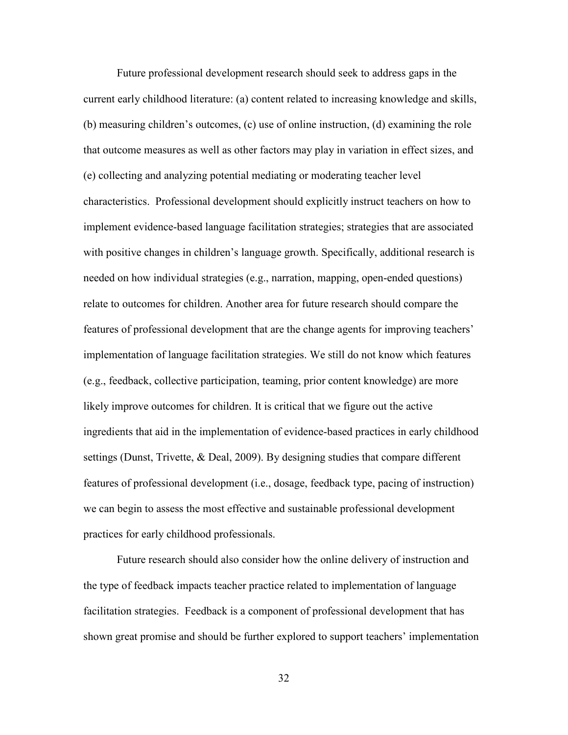Future professional development research should seek to address gaps in the current early childhood literature: (a) content related to increasing knowledge and skills, (b) measuring children's outcomes, (c) use of online instruction, (d) examining the role that outcome measures as well as other factors may play in variation in effect sizes, and (e) collecting and analyzing potential mediating or moderating teacher level characteristics. Professional development should explicitly instruct teachers on how to implement evidence-based language facilitation strategies; strategies that are associated with positive changes in children's language growth. Specifically, additional research is needed on how individual strategies (e.g., narration, mapping, open-ended questions) relate to outcomes for children. Another area for future research should compare the features of professional development that are the change agents for improving teachers' implementation of language facilitation strategies. We still do not know which features (e.g., feedback, collective participation, teaming, prior content knowledge) are more likely improve outcomes for children. It is critical that we figure out the active ingredients that aid in the implementation of evidence-based practices in early childhood settings (Dunst, Trivette, & Deal, 2009). By designing studies that compare different features of professional development (i.e., dosage, feedback type, pacing of instruction) we can begin to assess the most effective and sustainable professional development practices for early childhood professionals.

Future research should also consider how the online delivery of instruction and the type of feedback impacts teacher practice related to implementation of language facilitation strategies. Feedback is a component of professional development that has shown great promise and should be further explored to support teachers' implementation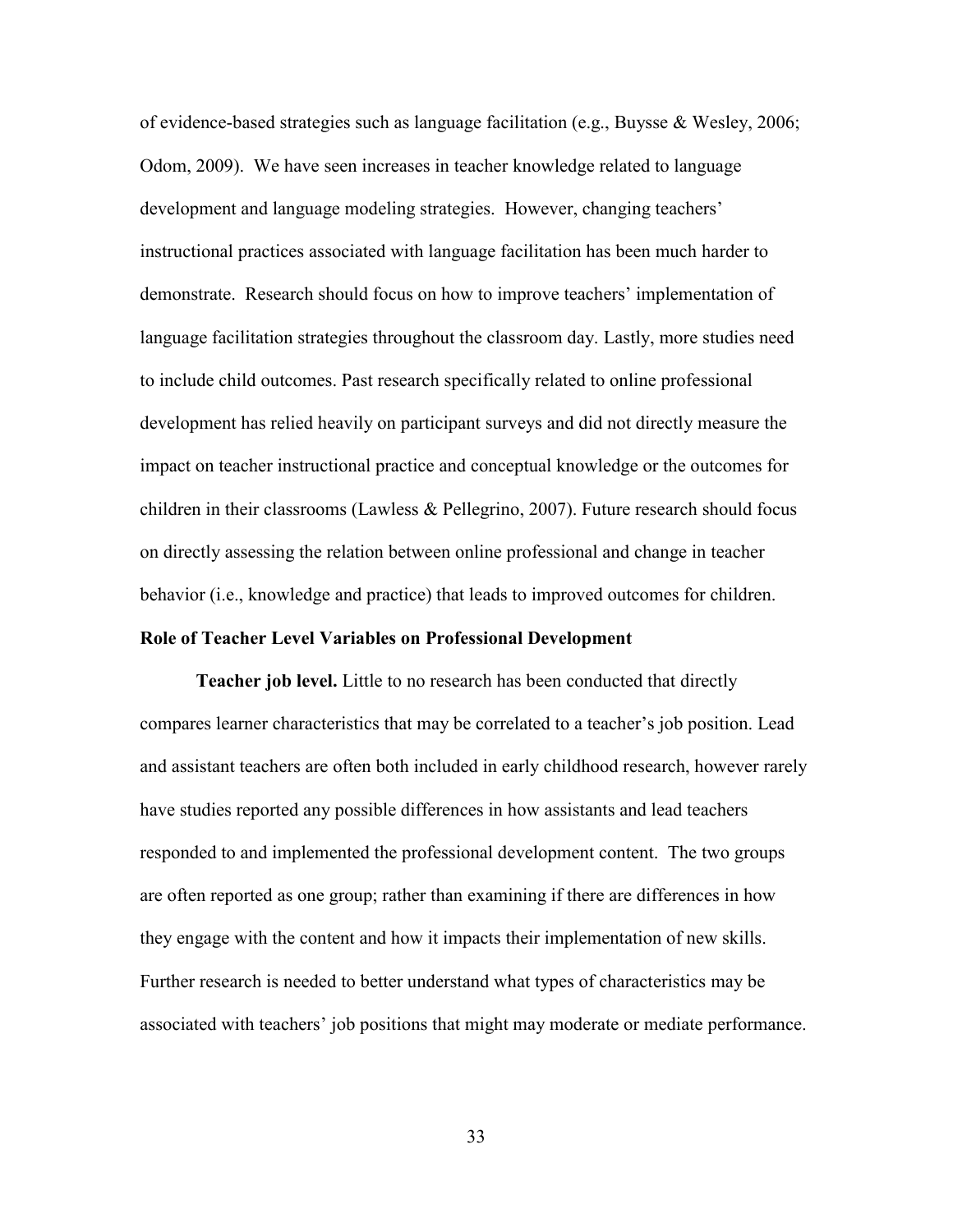of evidence-based strategies such as language facilitation (e.g., Buysse & Wesley, 2006; Odom, 2009). We have seen increases in teacher knowledge related to language development and language modeling strategies. However, changing teachers' instructional practices associated with language facilitation has been much harder to demonstrate. Research should focus on how to improve teachers' implementation of language facilitation strategies throughout the classroom day. Lastly, more studies need to include child outcomes. Past research specifically related to online professional development has relied heavily on participant surveys and did not directly measure the impact on teacher instructional practice and conceptual knowledge or the outcomes for children in their classrooms (Lawless & Pellegrino, 2007). Future research should focus on directly assessing the relation between online professional and change in teacher behavior (i.e., knowledge and practice) that leads to improved outcomes for children.

## Role of Teacher Level Variables on Professional Development

**Teacher job level.** Little to no research has been conducted that directly compares learner characteristics that may be correlated to a teacher's job position. Lead and assistant teachers are often both included in early childhood research, however rarely have studies reported any possible differences in how assistants and lead teachers responded to and implemented the professional development content. The two groups are often reported as one group; rather than examining if there are differences in how they engage with the content and how it impacts their implementation of new skills. Further research is needed to better understand what types of characteristics may be associated with teachers' job positions that might may moderate or mediate performance.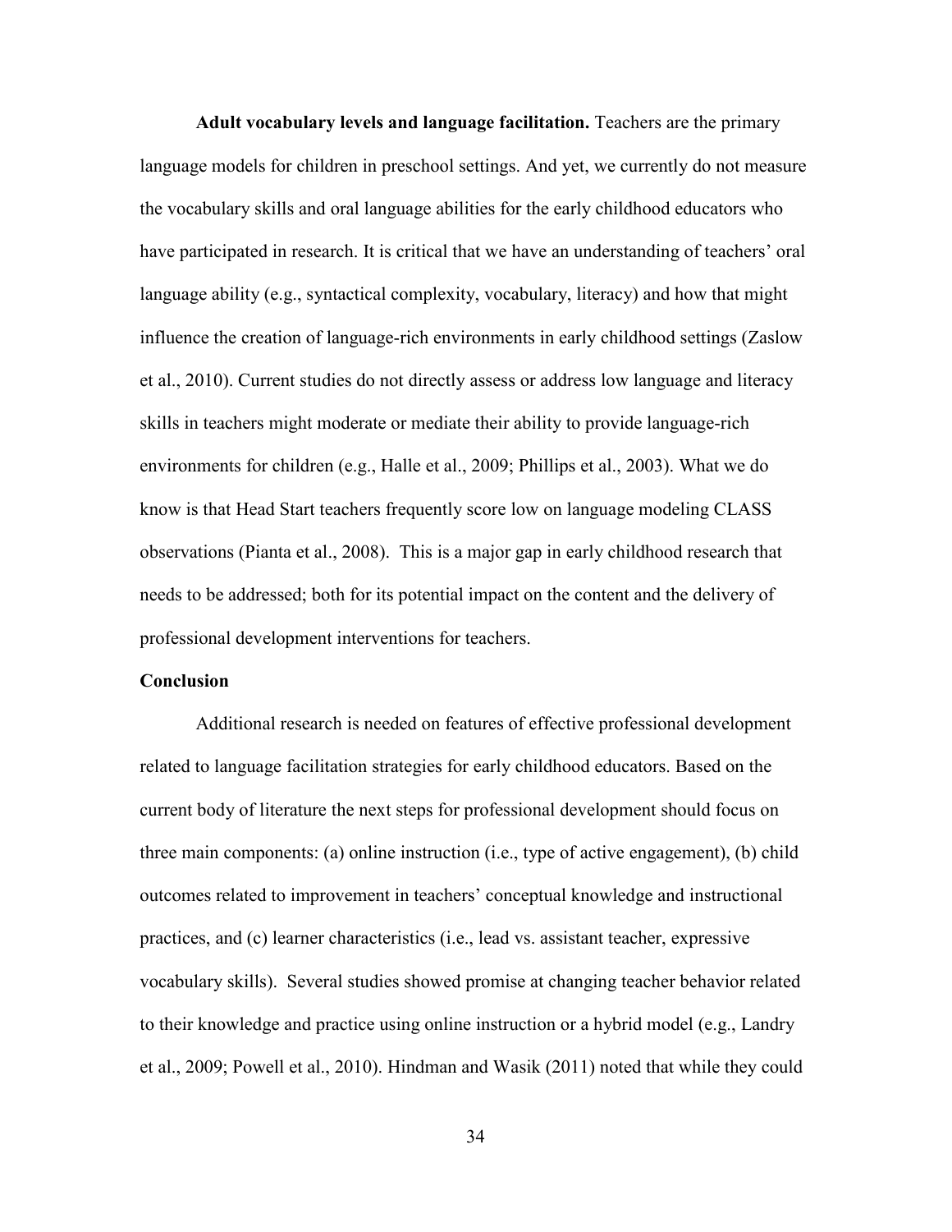**Adult vocabulary levels and language facilitation.** Teachers are the primary language models for children in preschool settings. And yet, we currently do not measure the vocabulary skills and oral language abilities for the early childhood educators who have participated in research. It is critical that we have an understanding of teachers' oral language ability (e.g., syntactical complexity, vocabulary, literacy) and how that might influence the creation of language-rich environments in early childhood settings (Zaslow et al., 2010). Current studies do not directly assess or address low language and literacy skills in teachers might moderate or mediate their ability to provide language-rich environments for children (e.g., Halle et al., 2009; Phillips et al., 2003). What we do know is that Head Start teachers frequently score low on language modeling CLASS observations (Pianta et al., 2008). This is a major gap in early childhood research that needs to be addressed; both for its potential impact on the content and the delivery of professional development interventions for teachers.

## Conclusion

Additional research is needed on features of effective professional development related to language facilitation strategies for early childhood educators. Based on the current body of literature the next steps for professional development should focus on three main components: (a) online instruction (i.e., type of active engagement), (b) child outcomes related to improvement in teachers' conceptual knowledge and instructional practices, and (c) learner characteristics (i.e., lead vs. assistant teacher, expressive vocabulary skills). Several studies showed promise at changing teacher behavior related to their knowledge and practice using online instruction or a hybrid model (e.g., Landry et al., 2009; Powell et al., 2010). Hindman and Wasik (2011) noted that while they could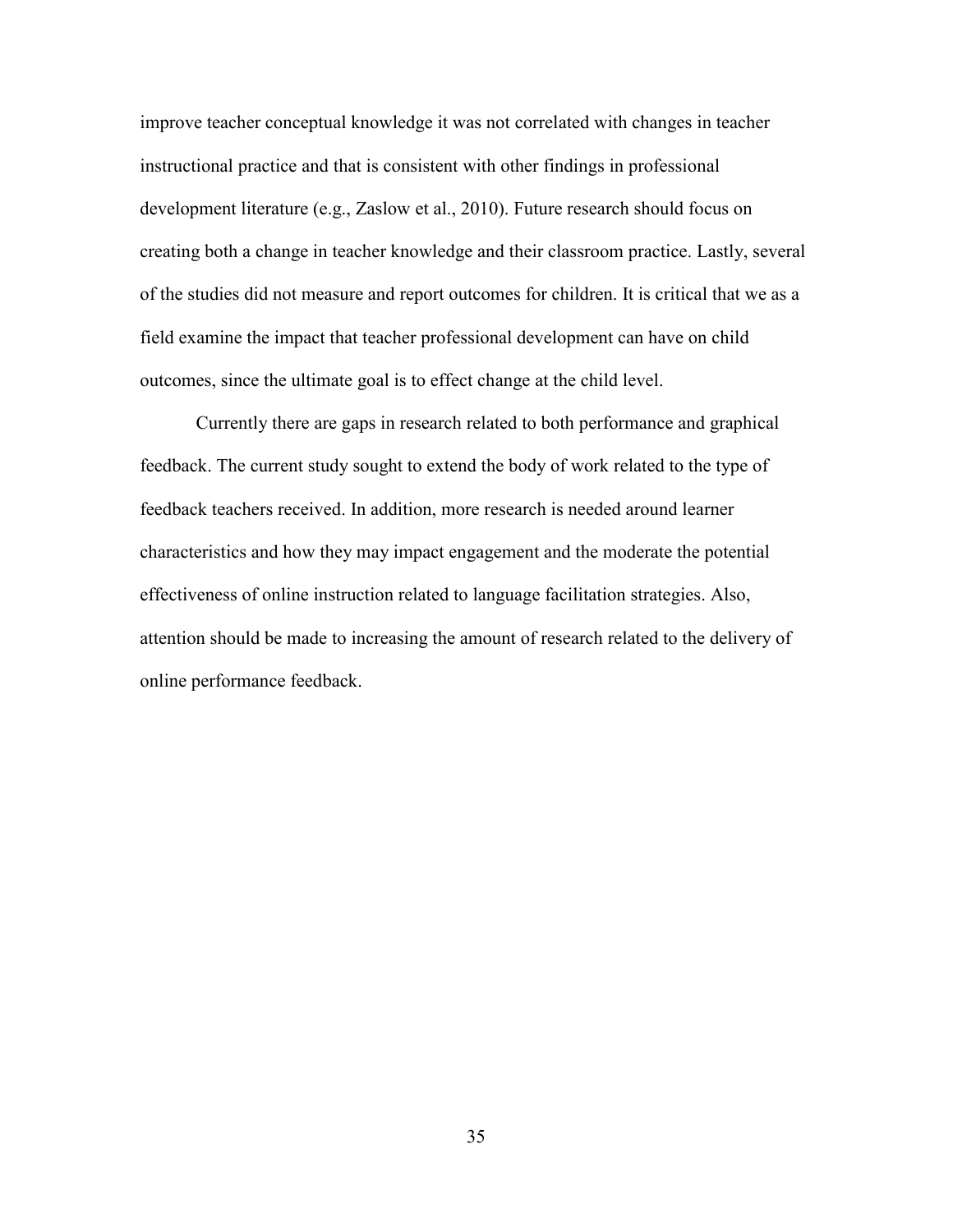improve teacher conceptual knowledge it was not correlated with changes in teacher instructional practice and that is consistent with other findings in professional development literature (e.g., Zaslow et al., 2010). Future research should focus on creating both a change in teacher knowledge and their classroom practice. Lastly, several of the studies did not measure and report outcomes for children. It is critical that we as a field examine the impact that teacher professional development can have on child outcomes, since the ultimate goal is to effect change at the child level.

Currently there are gaps in research related to both performance and graphical feedback. The current study sought to extend the body of work related to the type of feedback teachers received. In addition, more research is needed around learner characteristics and how they may impact engagement and the moderate the potential effectiveness of online instruction related to language facilitation strategies. Also, attention should be made to increasing the amount of research related to the delivery of online performance feedback.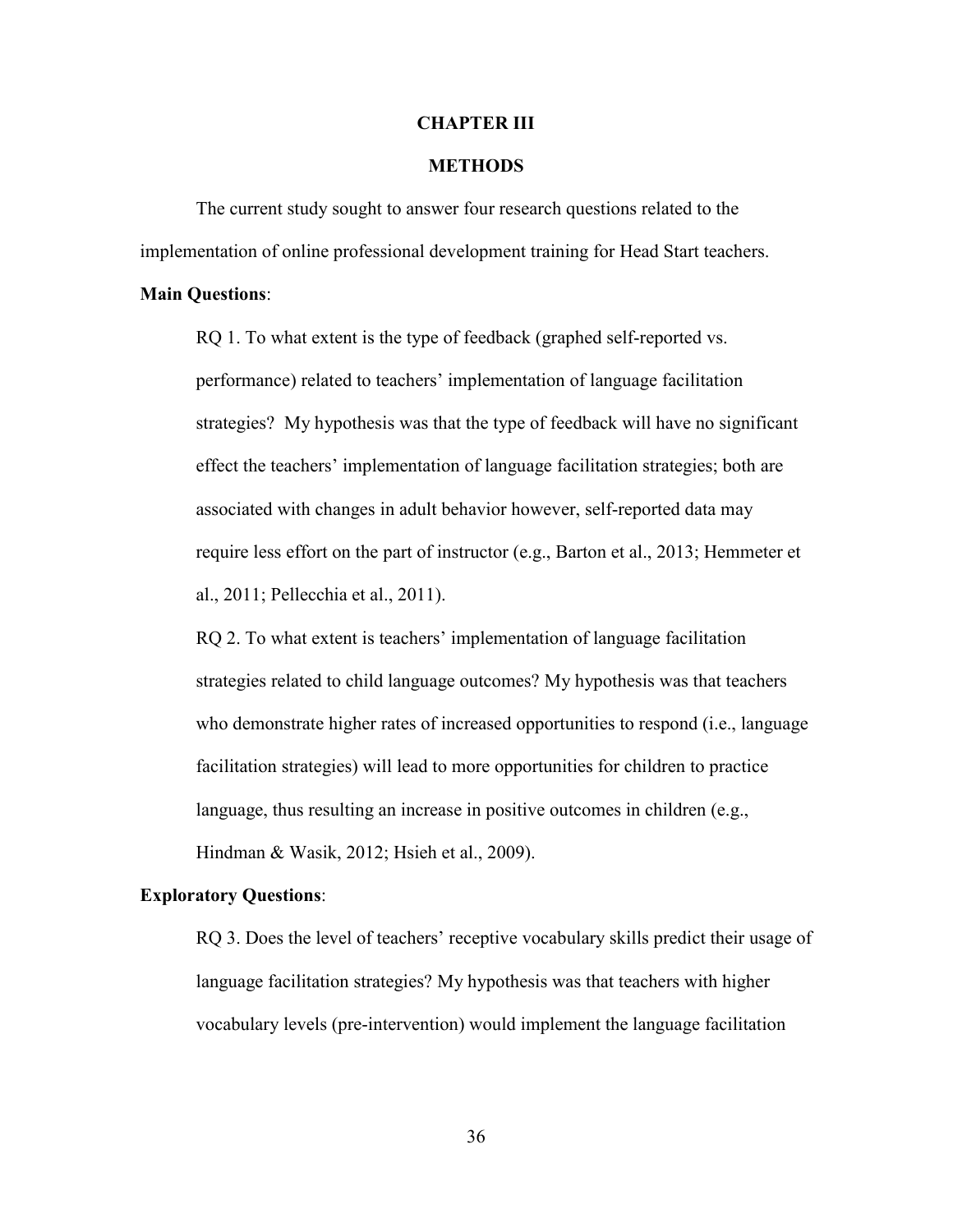# CHAPTER III

## METHODS

The current study sought to answer four research questions related to the implementation of online professional development training for Head Start teachers.

**Main Questions**:

RQ 1. To what extent is the type of feedback (graphed self-reported vs. performance) related to teachers' implementation of language facilitation strategies? My hypothesis was that the type of feedback will have no significant effect the teachers' implementation of language facilitation strategies; both are associated with changes in adult behavior however, self-reported data may require less effort on the part of instructor (e.g., Barton et al., 2013; Hemmeter et al., 2011; Pellecchia et al., 2011).

RQ 2. To what extent is teachers' implementation of language facilitation strategies related to child language outcomes? My hypothesis was that teachers who demonstrate higher rates of increased opportunities to respond (i.e., language facilitation strategies) will lead to more opportunities for children to practice language, thus resulting an increase in positive outcomes in children (e.g., Hindman & Wasik, 2012; Hsieh et al., 2009).

**Exploratory Questions**:

RQ 3. Does the level of teachers' receptive vocabulary skills predict their usage of language facilitation strategies? My hypothesis was that teachers with higher vocabulary levels (pre-intervention) would implement the language facilitation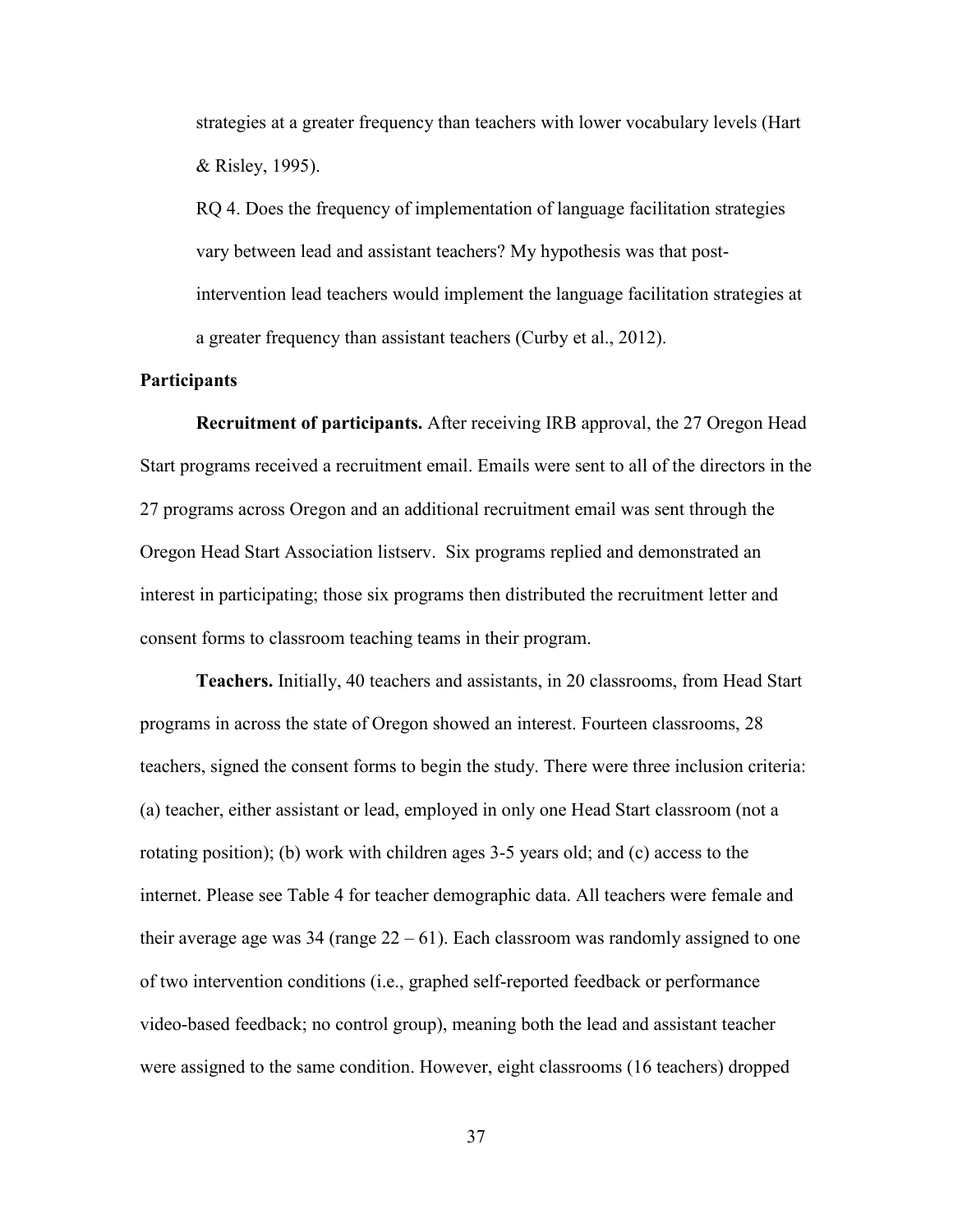strategies at a greater frequency than teachers with lower vocabulary levels (Hart & Risley, 1995).

RQ 4. Does the frequency of implementation of language facilitation strategies vary between lead and assistant teachers? My hypothesis was that post-intervention lead teachers would implement the language facilitation strategies at a greater frequency than assistant teachers (Curby et al., 2012).

**Participants**

**Recruitment of participants.** After receiving IRB approval, the 27 Oregon Head Start programs received a recruitment email. Emails were sent to all of the directors in the 27 programs across Oregon and an additional recruitment email was sent through the Oregon Head Start Association listserv. Six programs replied and demonstrated an interest in participating; those six programs then distributed the recruitment letter and consent forms to classroom teaching teams in their program.

**Teachers.** Initially, 40 teachers and assistants, in 20 classrooms, from Head Start programs in across the state of Oregon showed an interest. Fourteen classrooms, 28 teachers, signed the consent forms to begin the study. There were three inclusion criteria: (a) teacher, either assistant or lead, employed in only one Head Start classroom (not a rotating position); (b) work with children ages 3-5 years old; and (c) access to the internet. Please see Table 4 for teacher demographic data. All teachers were female and their average age was 34 (range 22 – 61). Each classroom was randomly assigned to one of two intervention conditions (i.e., graphed self-reported feedback or performance video-based feedback; no control group), meaning both the lead and assistant teacher were assigned to the same condition. However, eight classrooms (16 teachers) dropped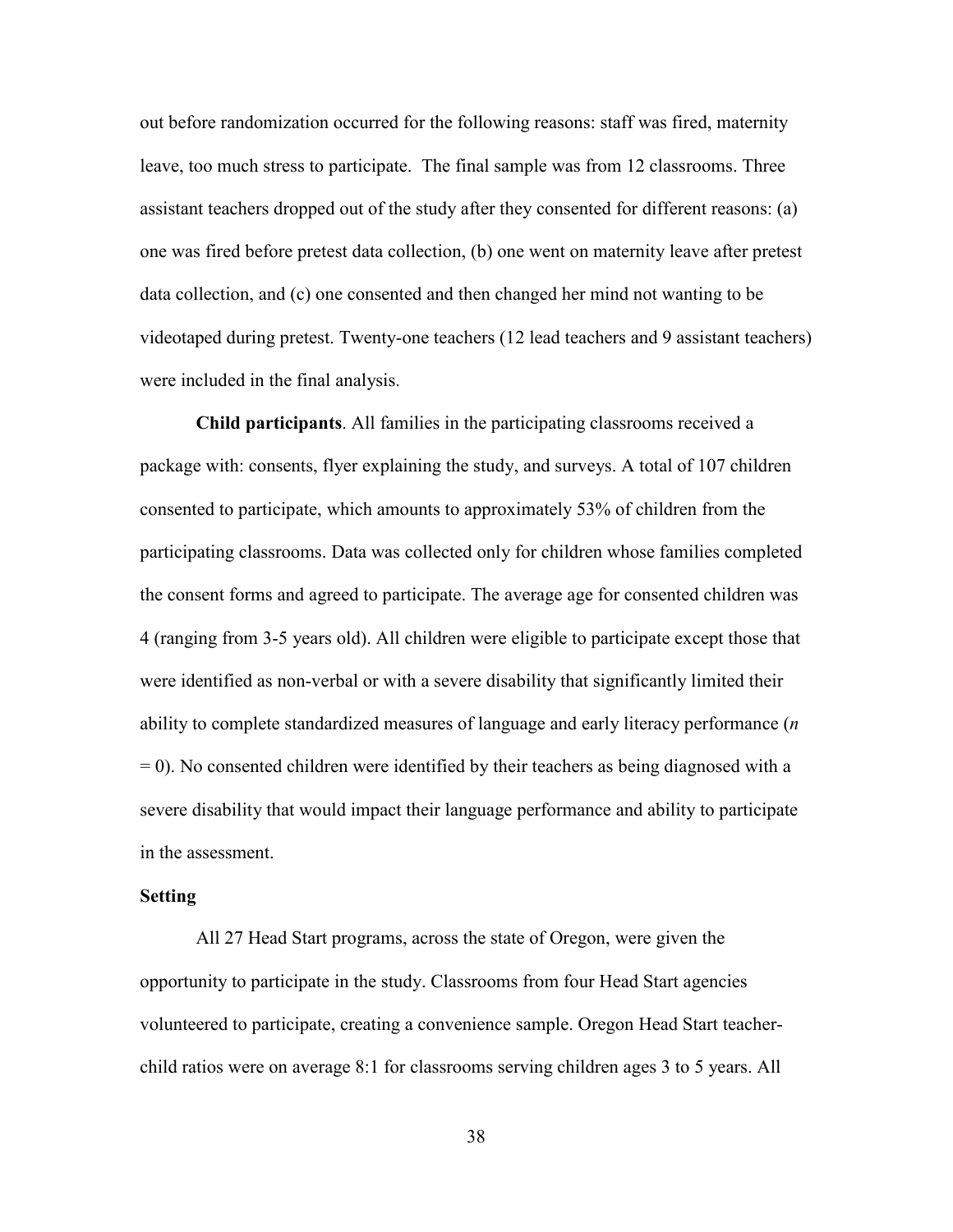out before randomization occurred for the following reasons: staff was fired, maternity leave, too much stress to participate. The final sample was from 12 classrooms. Three assistant teachers dropped out of the study after they consented for different reasons: (a) one was fired before pretest data collection, (b) one went on maternity leave after pretest data collection, and (c) one consented and then changed her mind not wanting to be videotaped during pretest. Twenty-one teachers (12 lead teachers and 9 assistant teachers) were included in the final analysis.

**Child participants**. All families in the participating classrooms received a package with: consents, flyer explaining the study, and surveys. A total of 107 children consented to participate, which amounts to approximately 53% of children from the participating classrooms. Data was collected only for children whose families completed the consent forms and agreed to participate. The average age for consented children was 4 (ranging from 3-5 years old). All children were eligible to participate except those that were identified as non-verbal or with a severe disability that significantly limited their ability to complete standardized measures of language and early literacy performance ($n = 0$). No consented children were identified by their teachers as being diagnosed with a severe disability that would impact their language performance and ability to participate in the assessment.

**Setting**

All 27 Head Start programs, across the state of Oregon, were given the opportunity to participate in the study. Classrooms from four Head Start agencies volunteered to participate, creating a convenience sample. Oregon Head Start teacher-child ratios were on average 8:1 for classrooms serving children ages 3 to 5 years. All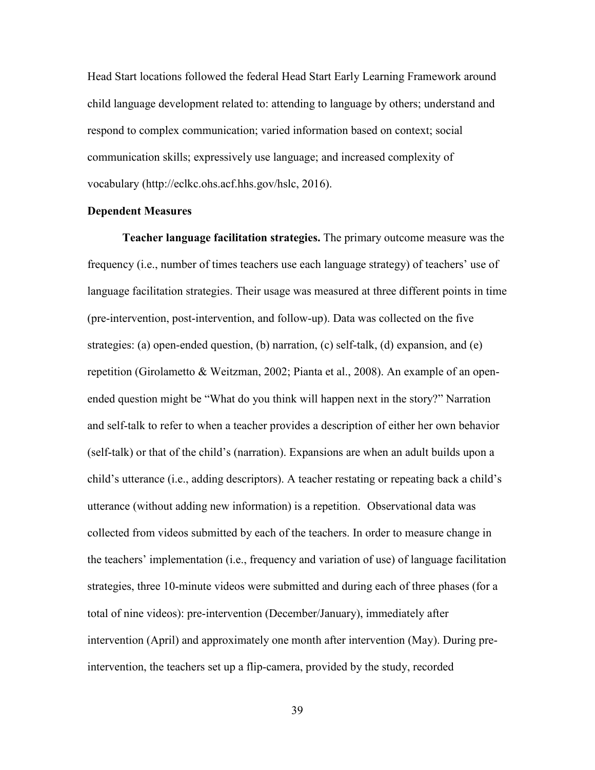Head Start locations followed the federal Head Start Early Learning Framework around child language development related to: attending to language by others; understand and respond to complex communication; varied information based on context; social communication skills; expressively use language; and increased complexity of vocabulary (http://eclkc.ohs.acf.hhs.gov/hslc, 2016).

**Dependent Measures**

**Teacher language facilitation strategies.** The primary outcome measure was the frequency (i.e., number of times teachers use each language strategy) of teachers' use of language facilitation strategies. Their usage was measured at three different points in time (pre-intervention, post-intervention, and follow-up). Data was collected on the five strategies: (a) open-ended question, (b) narration, (c) self-talk, (d) expansion, and (e) repetition (Girolametto & Weitzman, 2002; Pianta et al., 2008). An example of an open-ended question might be "What do you think will happen next in the story?" Narration and self-talk to refer to when a teacher provides a description of either her own behavior (self-talk) or that of the child's (narration). Expansions are when an adult builds upon a child's utterance (i.e., adding descriptors). A teacher restating or repeating back a child's utterance (without adding new information) is a repetition. Observational data was collected from videos submitted by each of the teachers. In order to measure change in the teachers' implementation (i.e., frequency and variation of use) of language facilitation strategies, three 10-minute videos were submitted and during each of three phases (for a total of nine videos): pre-intervention (December/January), immediately after intervention (April) and approximately one month after intervention (May). During pre-intervention, the teachers set up a flip-camera, provided by the study, recorded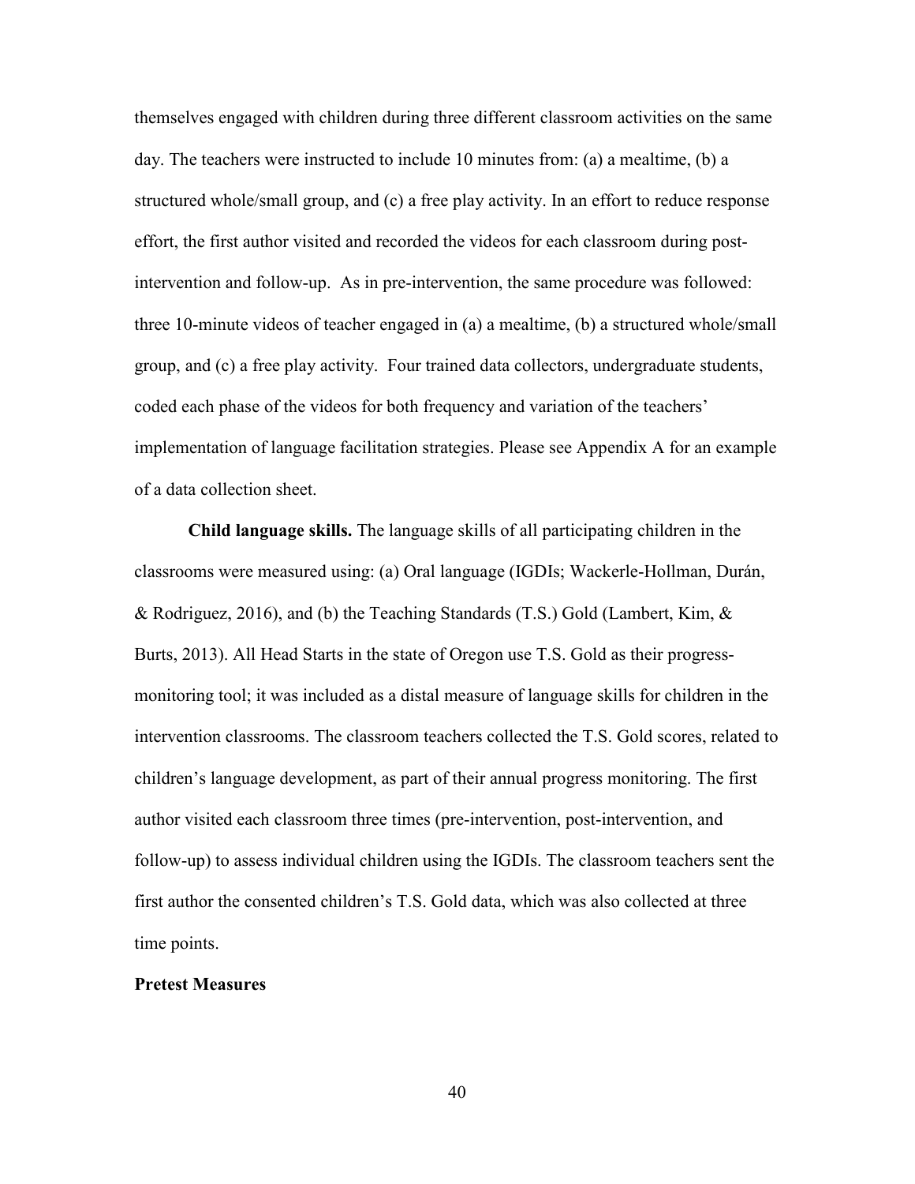themselves engaged with children during three different classroom activities on the same day. The teachers were instructed to include 10 minutes from: (a) a mealtime, (b) a structured whole/small group, and (c) a free play activity. In an effort to reduce response effort, the first author visited and recorded the videos for each classroom during post-intervention and follow-up. As in pre-intervention, the same procedure was followed: three 10-minute videos of teacher engaged in (a) a mealtime, (b) a structured whole/small group, and (c) a free play activity. Four trained data collectors, undergraduate students, coded each phase of the videos for both frequency and variation of the teachers' implementation of language facilitation strategies. Please see Appendix A for an example of a data collection sheet.

**Child language skills.** The language skills of all participating children in the classrooms were measured using: (a) Oral language (IGDIs; Wackerle-Hollman, Durán, & Rodriguez, 2016), and (b) the Teaching Standards (T.S.) Gold (Lambert, Kim, & Burts, 2013). All Head Starts in the state of Oregon use T.S. Gold as their progress-monitoring tool; it was included as a distal measure of language skills for children in the intervention classrooms. The classroom teachers collected the T.S. Gold scores, related to children's language development, as part of their annual progress monitoring. The first author visited each classroom three times (pre-intervention, post-intervention, and follow-up) to assess individual children using the IGDIs. The classroom teachers sent the first author the consented children's T.S. Gold data, which was also collected at three time points.

## Pretest Measures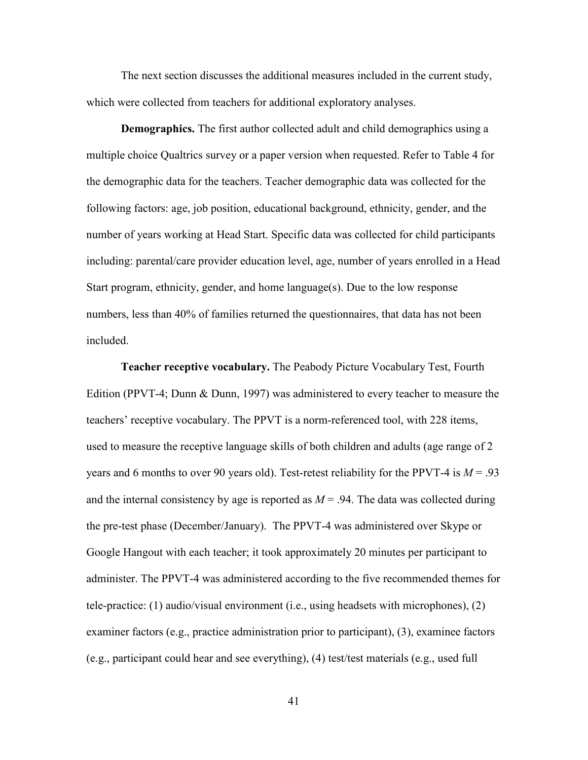The next section discusses the additional measures included in the current study, which were collected from teachers for additional exploratory analyses.

**Demographics.** The first author collected adult and child demographics using a multiple choice Qualtrics survey or a paper version when requested. Refer to Table 4 for the demographic data for the teachers. Teacher demographic data was collected for the following factors: age, job position, educational background, ethnicity, gender, and the number of years working at Head Start. Specific data was collected for child participants including: parental/care provider education level, age, number of years enrolled in a Head Start program, ethnicity, gender, and home language(s). Due to the low response numbers, less than 40% of families returned the questionnaires, that data has not been included.

**Teacher receptive vocabulary.** The Peabody Picture Vocabulary Test, Fourth Edition (PPVT-4; Dunn & Dunn, 1997) was administered to every teacher to measure the teachers' receptive vocabulary. The PPVT is a norm-referenced tool, with 228 items, used to measure the receptive language skills of both children and adults (age range of 2 years and 6 months to over 90 years old). Test-retest reliability for the PPVT-4 is $M = .93$ and the internal consistency by age is reported as $M = .94$. The data was collected during the pre-test phase (December/January). The PPVT-4 was administered over Skype or Google Hangout with each teacher; it took approximately 20 minutes per participant to administer. The PPVT-4 was administered according to the five recommended themes for tele-practice: (1) audio/visual environment (i.e., using headsets with microphones), (2) examiner factors (e.g., practice administration prior to participant), (3), examinee factors (e.g., participant could hear and see everything), (4) test/test materials (e.g., used full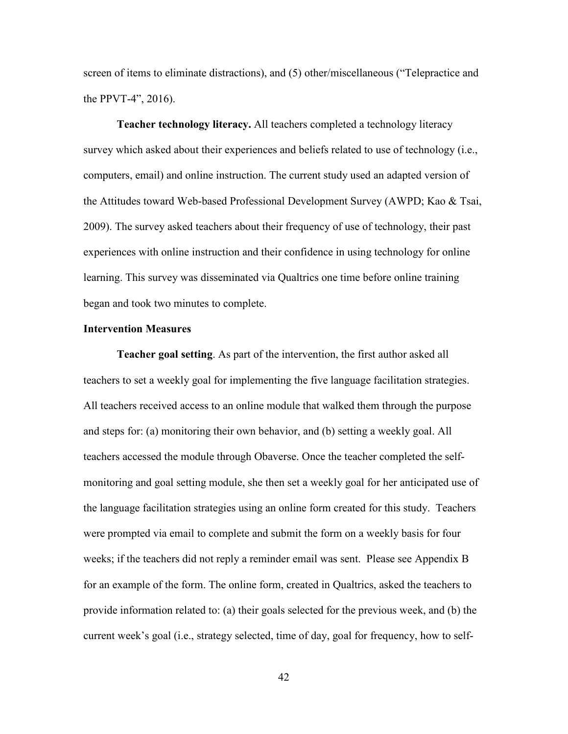screen of items to eliminate distractions), and (5) other/miscellaneous ("Telepractice and the PPVT-4", 2016).

**Teacher technology literacy.** All teachers completed a technology literacy survey which asked about their experiences and beliefs related to use of technology (i.e., computers, email) and online instruction. The current study used an adapted version of the Attitudes toward Web-based Professional Development Survey (AWPD; Kao & Tsai, 2009). The survey asked teachers about their frequency of use of technology, their past experiences with online instruction and their confidence in using technology for online learning. This survey was disseminated via Qualtrics one time before online training began and took two minutes to complete.

### Intervention Measures

**Teacher goal setting**. As part of the intervention, the first author asked all teachers to set a weekly goal for implementing the five language facilitation strategies. All teachers received access to an online module that walked them through the purpose and steps for: (a) monitoring their own behavior, and (b) setting a weekly goal. All teachers accessed the module through Obaverse. Once the teacher completed the self-monitoring and goal setting module, she then set a weekly goal for her anticipated use of the language facilitation strategies using an online form created for this study. Teachers were prompted via email to complete and submit the form on a weekly basis for four weeks; if the teachers did not reply a reminder email was sent. Please see Appendix B for an example of the form. The online form, created in Qualtrics, asked the teachers to provide information related to: (a) their goals selected for the previous week, and (b) the current week's goal (i.e., strategy selected, time of day, goal for frequency, how to self-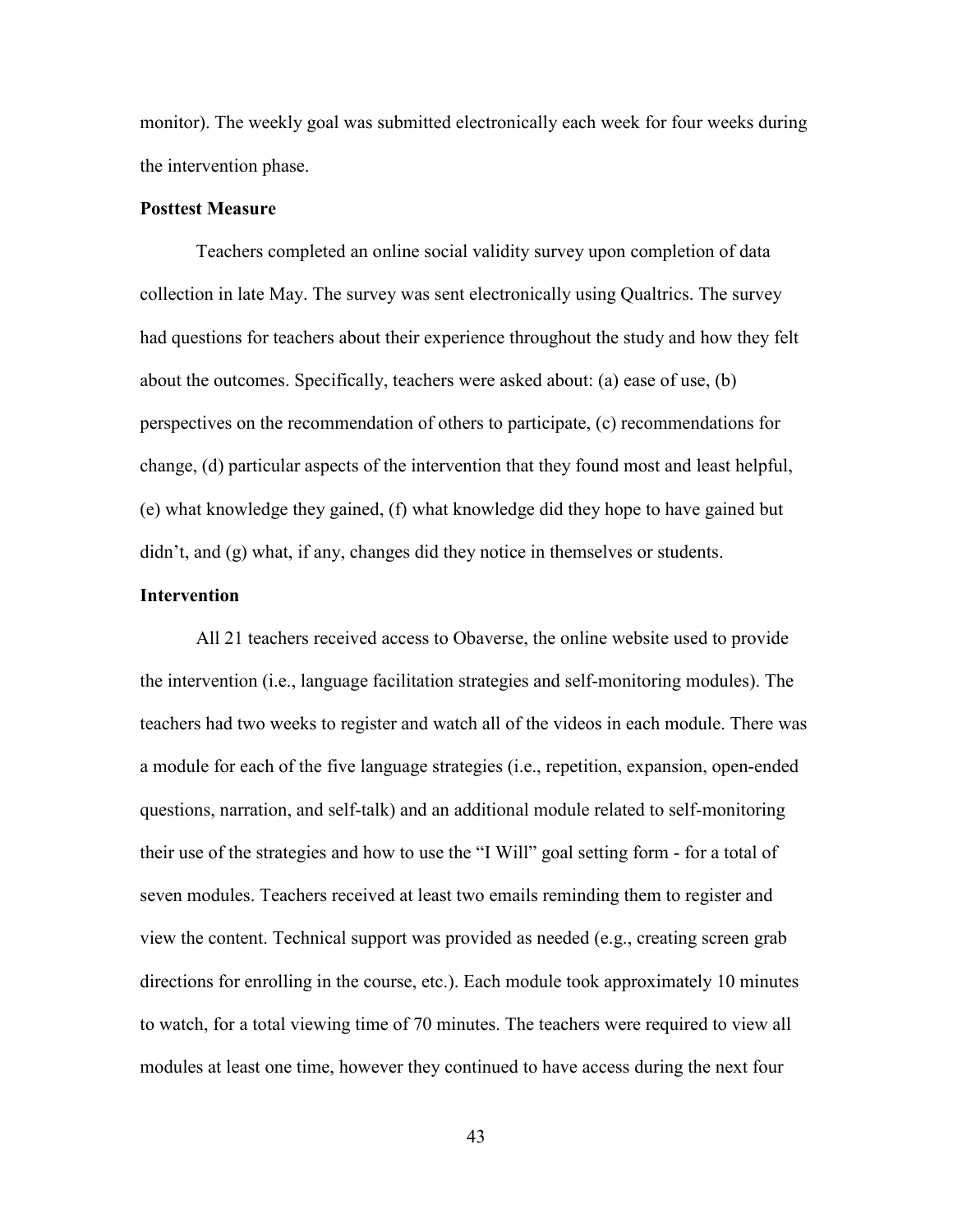monitor). The weekly goal was submitted electronically each week for four weeks during the intervention phase.

**Posttest Measure**

Teachers completed an online social validity survey upon completion of data collection in late May. The survey was sent electronically using Qualtrics. The survey had questions for teachers about their experience throughout the study and how they felt about the outcomes. Specifically, teachers were asked about: (a) ease of use, (b) perspectives on the recommendation of others to participate, (c) recommendations for change, (d) particular aspects of the intervention that they found most and least helpful, (e) what knowledge they gained, (f) what knowledge did they hope to have gained but didn't, and (g) what, if any, changes did they notice in themselves or students.

**Intervention**

All 21 teachers received access to Obaverse, the online website used to provide the intervention (i.e., language facilitation strategies and self-monitoring modules). The teachers had two weeks to register and watch all of the videos in each module. There was a module for each of the five language strategies (i.e., repetition, expansion, open-ended questions, narration, and self-talk) and an additional module related to self-monitoring their use of the strategies and how to use the "I Will" goal setting form - for a total of seven modules. Teachers received at least two emails reminding them to register and view the content. Technical support was provided as needed (e.g., creating screen grab directions for enrolling in the course, etc.). Each module took approximately 10 minutes to watch, for a total viewing time of 70 minutes. The teachers were required to view all modules at least one time, however they continued to have access during the next four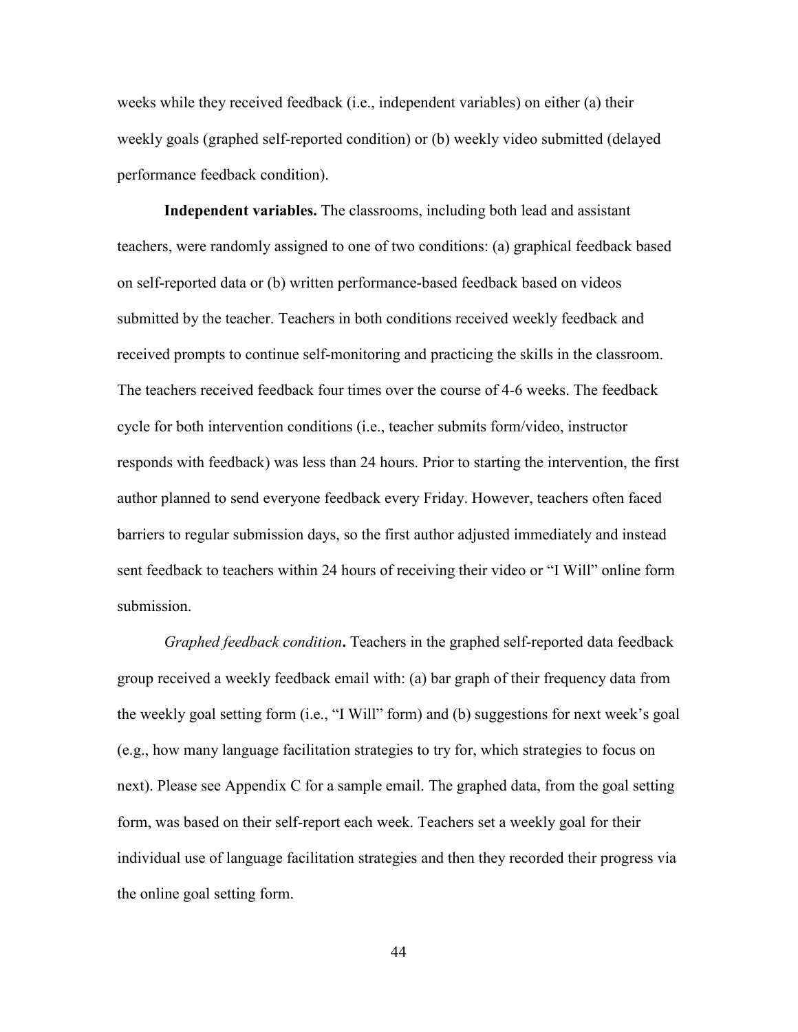weeks while they received feedback (i.e., independent variables) on either (a) their weekly goals (graphed self-reported condition) or (b) weekly video submitted (delayed performance feedback condition).

**Independent variables.** The classrooms, including both lead and assistant teachers, were randomly assigned to one of two conditions: (a) graphical feedback based on self-reported data or (b) written performance-based feedback based on videos submitted by the teacher. Teachers in both conditions received weekly feedback and received prompts to continue self-monitoring and practicing the skills in the classroom. The teachers received feedback four times over the course of 4-6 weeks. The feedback cycle for both intervention conditions (i.e., teacher submits form/video, instructor responds with feedback) was less than 24 hours. Prior to starting the intervention, the first author planned to send everyone feedback every Friday. However, teachers often faced barriers to regular submission days, so the first author adjusted immediately and instead sent feedback to teachers within 24 hours of receiving their video or "I Will" online form submission.

*Graphed feedback condition***.** Teachers in the graphed self-reported data feedback group received a weekly feedback email with: (a) bar graph of their frequency data from the weekly goal setting form (i.e., "I Will" form) and (b) suggestions for next week's goal (e.g., how many language facilitation strategies to try for, which strategies to focus on next). Please see Appendix C for a sample email. The graphed data, from the goal setting form, was based on their self-report each week. Teachers set a weekly goal for their individual use of language facilitation strategies and then they recorded their progress via the online goal setting form.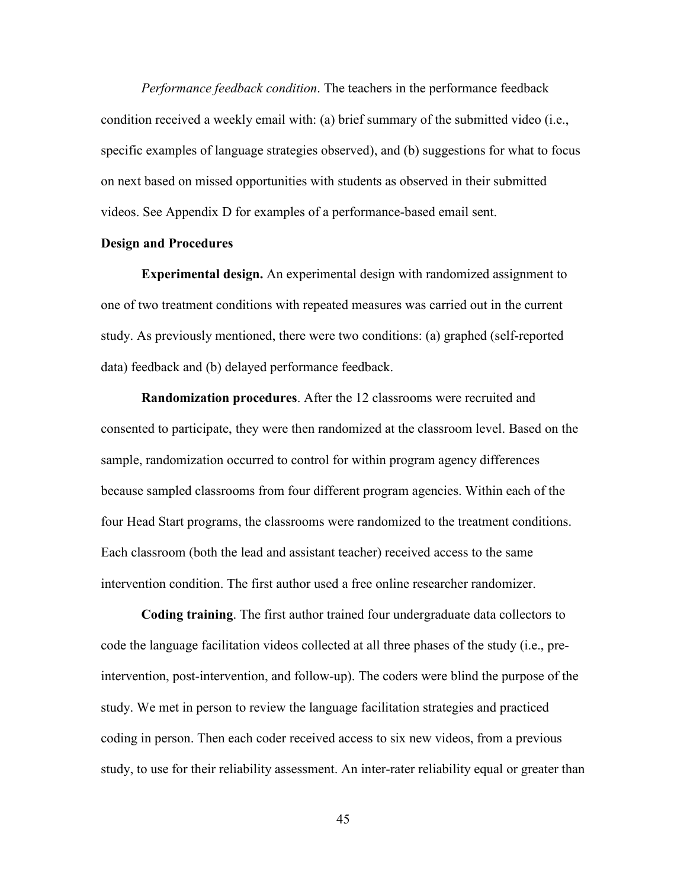*Performance feedback condition*. The teachers in the performance feedback condition received a weekly email with: (a) brief summary of the submitted video (i.e., specific examples of language strategies observed), and (b) suggestions for what to focus on next based on missed opportunities with students as observed in their submitted videos. See Appendix D for examples of a performance-based email sent.

**Design and Procedures**

**Experimental design.** An experimental design with randomized assignment to one of two treatment conditions with repeated measures was carried out in the current study. As previously mentioned, there were two conditions: (a) graphed (self-reported data) feedback and (b) delayed performance feedback.

**Randomization procedures**. After the 12 classrooms were recruited and consented to participate, they were then randomized at the classroom level. Based on the sample, randomization occurred to control for within program agency differences because sampled classrooms from four different program agencies. Within each of the four Head Start programs, the classrooms were randomized to the treatment conditions. Each classroom (both the lead and assistant teacher) received access to the same intervention condition. The first author used a free online researcher randomizer.

**Coding training**. The first author trained four undergraduate data collectors to code the language facilitation videos collected at all three phases of the study (i.e., pre-intervention, post-intervention, and follow-up). The coders were blind the purpose of the study. We met in person to review the language facilitation strategies and practiced coding in person. Then each coder received access to six new videos, from a previous study, to use for their reliability assessment. An inter-rater reliability equal or greater than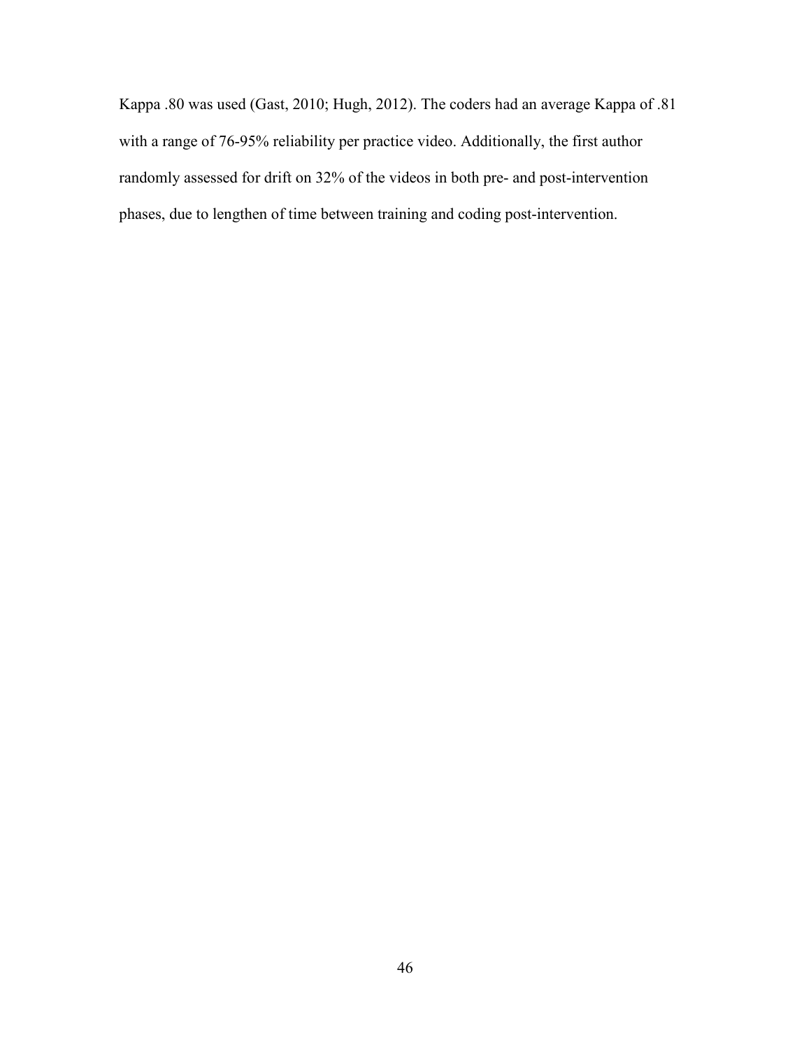Kappa .80 was used (Gast, 2010; Hugh, 2012). The coders had an average Kappa of .81 with a range of 76-95% reliability per practice video. Additionally, the first author randomly assessed for drift on 32% of the videos in both pre- and post-intervention phases, due to lengthen of time between training and coding post-intervention.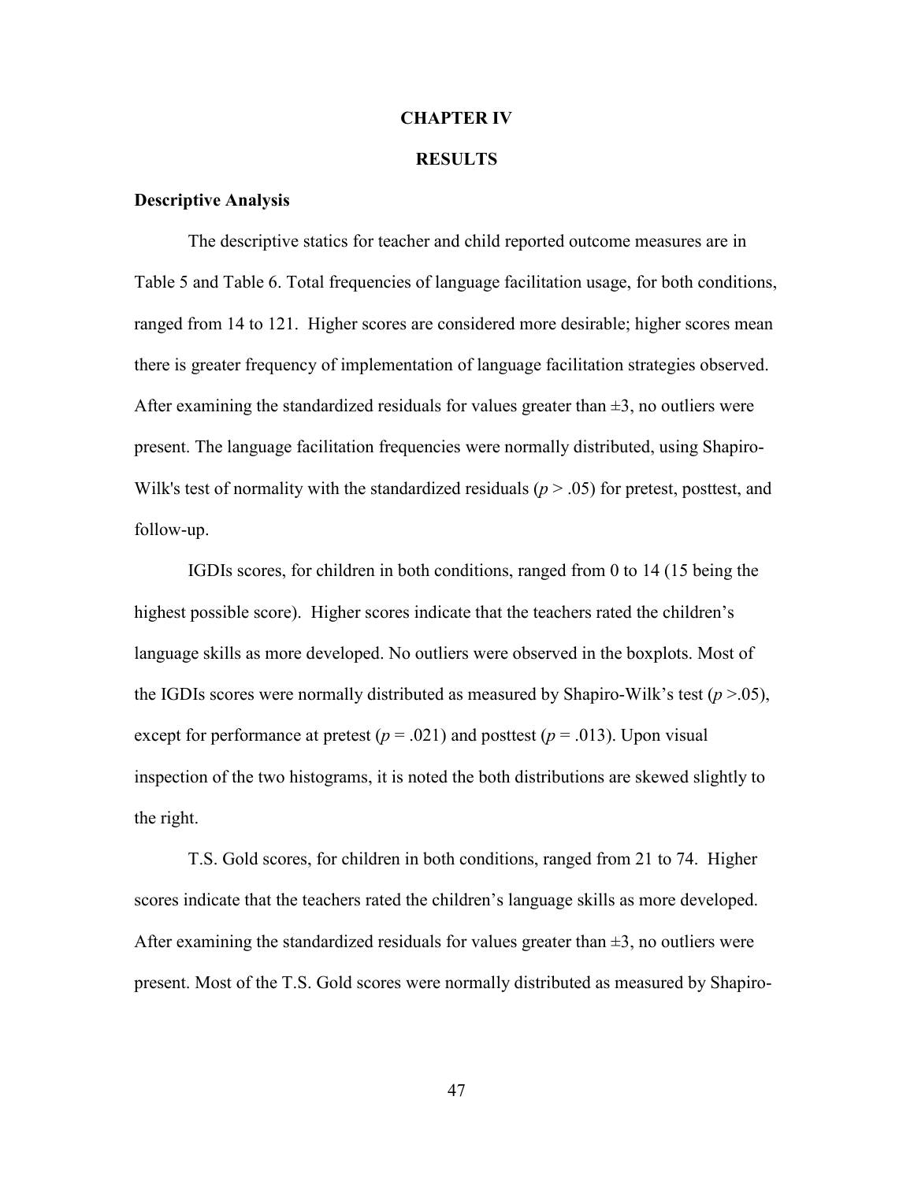# CHAPTER IV

# RESULTS

## Descriptive Analysis

The descriptive statics for teacher and child reported outcome measures are in Table 5 and Table 6. Total frequencies of language facilitation usage, for both conditions, ranged from 14 to 121. Higher scores are considered more desirable; higher scores mean there is greater frequency of implementation of language facilitation strategies observed. After examining the standardized residuals for values greater than ±3, no outliers were present. The language facilitation frequencies were normally distributed, using Shapiro-Wilk's test of normality with the standardized residuals ($p > .05$) for pretest, posttest, and follow-up.

IGDIs scores, for children in both conditions, ranged from 0 to 14 (15 being the highest possible score). Higher scores indicate that the teachers rated the children's language skills as more developed. No outliers were observed in the boxplots. Most of the IGDIs scores were normally distributed as measured by Shapiro-Wilk's test ($p > .05$), except for performance at pretest ($p = .021$) and posttest ($p = .013$). Upon visual inspection of the two histograms, it is noted the both distributions are skewed slightly to the right.

T.S. Gold scores, for children in both conditions, ranged from 21 to 74. Higher scores indicate that the teachers rated the children's language skills as more developed. After examining the standardized residuals for values greater than ±3, no outliers were present. Most of the T.S. Gold scores were normally distributed as measured by Shapiro-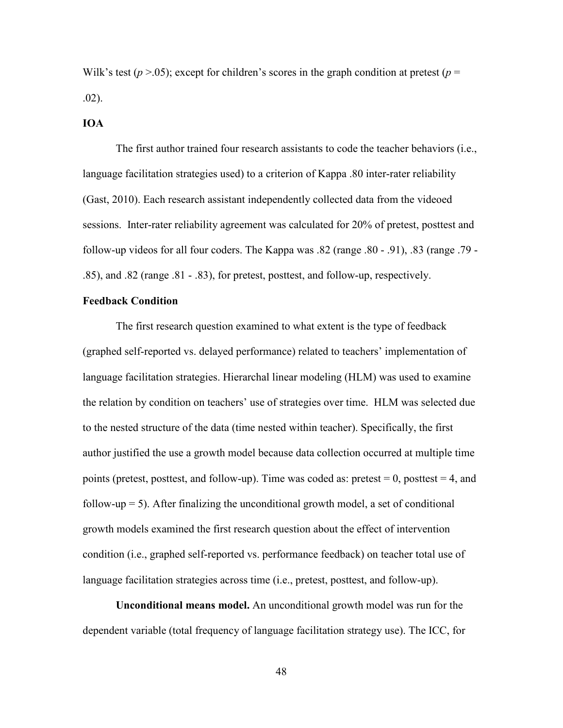Wilk's test ($p > .05$); except for children's scores in the graph condition at pretest ($p = .02$).

**IOA**

The first author trained four research assistants to code the teacher behaviors (i.e., language facilitation strategies used) to a criterion of Kappa .80 inter-rater reliability (Gast, 2010). Each research assistant independently collected data from the videoed sessions. Inter-rater reliability agreement was calculated for 20% of pretest, posttest and follow-up videos for all four coders. The Kappa was .82 (range .80 - .91), .83 (range .79 - .85), and .82 (range .81 - .83), for pretest, posttest, and follow-up, respectively.

**Feedback Condition**

The first research question examined to what extent is the type of feedback (graphed self-reported vs. delayed performance) related to teachers' implementation of language facilitation strategies. Hierarchal linear modeling (HLM) was used to examine the relation by condition on teachers' use of strategies over time. HLM was selected due to the nested structure of the data (time nested within teacher). Specifically, the first author justified the use a growth model because data collection occurred at multiple time points (pretest, posttest, and follow-up). Time was coded as: pretest = 0, posttest = 4, and follow-up = 5). After finalizing the unconditional growth model, a set of conditional growth models examined the first research question about the effect of intervention condition (i.e., graphed self-reported vs. performance feedback) on teacher total use of language facilitation strategies across time (i.e., pretest, posttest, and follow-up).

**Unconditional means model.** An unconditional growth model was run for the dependent variable (total frequency of language facilitation strategy use). The ICC, for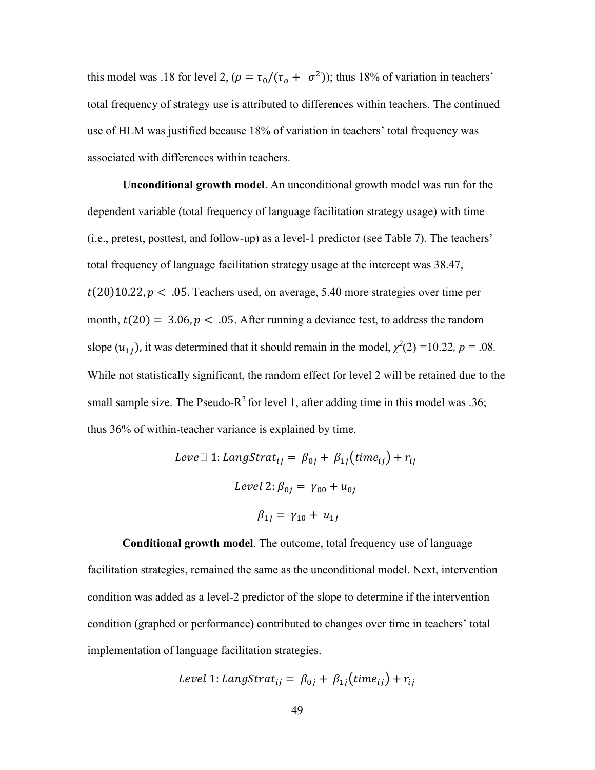this model was .18 for level 2, ($\rho = \tau_0/(\tau_o + \sigma^2)$); thus 18% of variation in teachers' total frequency of strategy use is attributed to differences within teachers. The continued use of HLM was justified because 18% of variation in teachers' total frequency was associated with differences within teachers.

**Unconditional growth model**. An unconditional growth model was run for the dependent variable (total frequency of language facilitation strategy usage) with time (i.e., pretest, posttest, and follow-up) as a level-1 predictor (see Table 7). The teachers' total frequency of language facilitation strategy usage at the intercept was 38.47, $t(20)10.22, p < .05$. Teachers used, on average, 5.40 more strategies over time per month, $t(20) = 3.06, p < .05$. After running a deviance test, to address the random slope ($u_{1j}$), it was determined that it should remain in the model, $\chi^2(2) = 10.22$, $p = .08$. While not statistically significant, the random effect for level 2 will be retained due to the small sample size. The Pseudo-$R^2$ for level 1, after adding time in this model was .36; thus 36% of within-teacher variance is explained by time.

$$Level\ 1: LangStrat_{ij} = \beta_{0j} + \beta_{1j}(time_{ij}) + r_{ij}$$

$$Level\ 2: \beta_{0j} = \gamma_{00} + u_{0j}$$

$$\beta_{1j} = \gamma_{10} + u_{1j}$$

**Conditional growth model**. The outcome, total frequency use of language facilitation strategies, remained the same as the unconditional model. Next, intervention condition was added as a level-2 predictor of the slope to determine if the intervention condition (graphed or performance) contributed to changes over time in teachers' total implementation of language facilitation strategies.

$$Level\ 1: LangStrat_{ij} = \beta_{0j} + \beta_{1j}(time_{ij}) + r_{ij}$$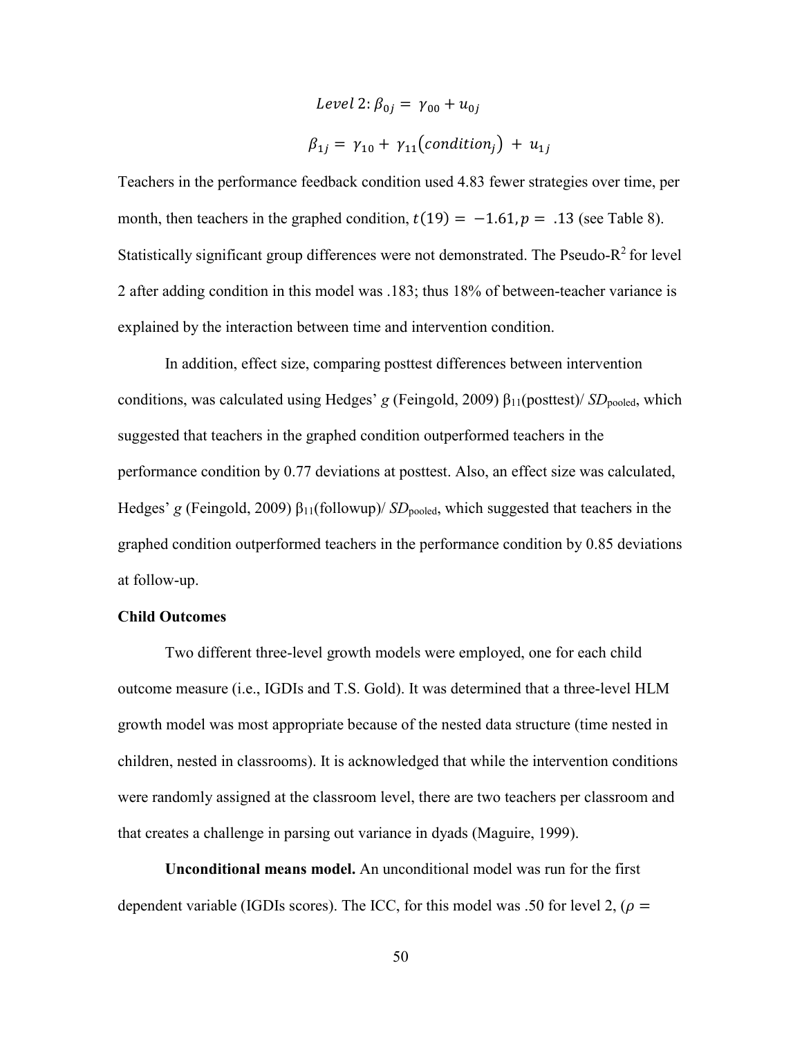$$Level\ 2{:}\ \beta_{0j} = \gamma_{00} + u_{0j}$$

$$\beta_{1j} = \gamma_{10} + \gamma_{11}(condition_j) + u_{1j}$$

Teachers in the performance feedback condition used 4.83 fewer strategies over time, per month, then teachers in the graphed condition, $t(19) = -1.61, p = .13$ (see Table 8). Statistically significant group differences were not demonstrated. The Pseudo-$R^2$ for level 2 after adding condition in this model was .183; thus 18% of between-teacher variance is explained by the interaction between time and intervention condition.

In addition, effect size, comparing posttest differences between intervention conditions, was calculated using Hedges' *g* (Feingold, 2009) $\beta_{11}$(posttest)/ $SD_{pooled}$, which suggested that teachers in the graphed condition outperformed teachers in the performance condition by 0.77 deviations at posttest. Also, an effect size was calculated, Hedges' *g* (Feingold, 2009) $\beta_{11}$(followup)/ $SD_{pooled}$, which suggested that teachers in the graphed condition outperformed teachers in the performance condition by 0.85 deviations at follow-up.

**Child Outcomes**

Two different three-level growth models were employed, one for each child outcome measure (i.e., IGDIs and T.S. Gold). It was determined that a three-level HLM growth model was most appropriate because of the nested data structure (time nested in children, nested in classrooms). It is acknowledged that while the intervention conditions were randomly assigned at the classroom level, there are two teachers per classroom and that creates a challenge in parsing out variance in dyads (Maguire, 1999).

**Unconditional means model.** An unconditional model was run for the first dependent variable (IGDIs scores). The ICC, for this model was .50 for level 2, ($\rho =$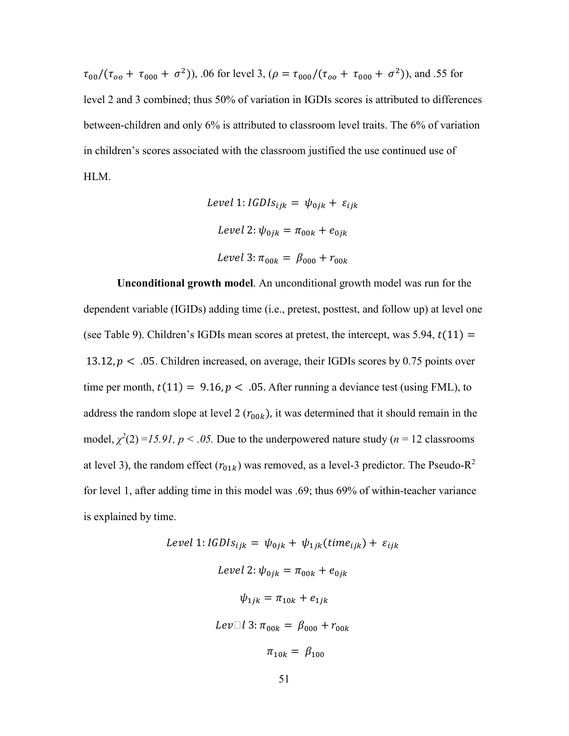$\tau_{00}/(\tau_{oo} + \tau_{000} + \sigma^2)$), .06 for level 3, ($\rho = \tau_{000}/(\tau_{oo} + \tau_{000} + \sigma^2)$), and .55 for level 2 and 3 combined; thus 50% of variation in IGDIs scores is attributed to differences between-children and only 6% is attributed to classroom level traits. The 6% of variation in children's scores associated with the classroom justified the use continued use of HLM.

$$Level\ 1: IGDIs_{ijk} = \psi_{0jk} + \varepsilon_{ijk}$$

$$Level\ 2: \psi_{0jk} = \pi_{00k} + e_{0jk}$$

$$Level\ 3: \pi_{00k} = \beta_{000} + r_{00k}$$

**Unconditional growth model**. An unconditional growth model was run for the dependent variable (IGIDs) adding time (i.e., pretest, posttest, and follow up) at level one (see Table 9). Children's IGDIs mean scores at pretest, the intercept, was 5.94, $t(11) = 13.12, p < .05$. Children increased, on average, their IGDIs scores by 0.75 points over time per month, $t(11) = 9.16, p < .05$. After running a deviance test (using FML), to address the random slope at level 2 ($r_{00k}$), it was determined that it should remain in the model, $\chi^2(2) = 15.91, p < .05$. Due to the underpowered nature study (*n* = 12 classrooms at level 3), the random effect ($r_{01k}$) was removed, as a level-3 predictor. The Pseudo-$R^2$ for level 1, after adding time in this model was .69; thus 69% of within-teacher variance is explained by time.

$$Level\ 1: IGDIs_{ijk} = \psi_{0jk} + \psi_{1jk}(time_{ijk}) + \varepsilon_{ijk}$$

$$Level\ 2: \psi_{0jk} = \pi_{00k} + e_{0jk}$$

$$\psi_{1jk} = \pi_{10k} + e_{1jk}$$

$$Level\ 3: \pi_{00k} = \beta_{000} + r_{00k}$$

$$\pi_{10k} = \beta_{100}$$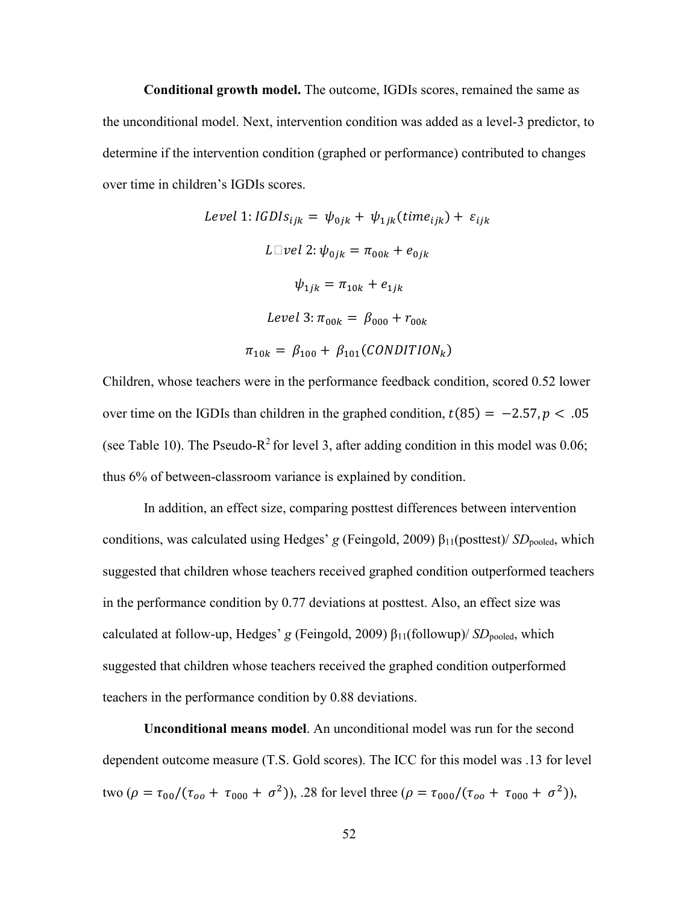**Conditional growth model.** The outcome, IGDIs scores, remained the same as the unconditional model. Next, intervention condition was added as a level-3 predictor, to determine if the intervention condition (graphed or performance) contributed to changes over time in children's IGDIs scores.

$$Level\ 1{:}\ IGDIs_{ijk} = \psi_{0jk} + \psi_{1jk}(time_{ijk}) + \varepsilon_{ijk}$$

$$Level\ 2{:}\ \psi_{0jk} = \pi_{00k} + e_{0jk}$$

$$\psi_{1jk} = \pi_{10k} + e_{1jk}$$

$$Level\ 3{:}\ \pi_{00k} = \beta_{000} + r_{00k}$$

$$\pi_{10k} = \beta_{100} + \beta_{101}(CONDITION_k)$$

Children, whose teachers were in the performance feedback condition, scored 0.52 lower over time on the IGDIs than children in the graphed condition, $t(85) = -2.57, p < .05$ (see Table 10). The Pseudo-$R^2$ for level 3, after adding condition in this model was 0.06; thus 6% of between-classroom variance is explained by condition.

In addition, an effect size, comparing posttest differences between intervention conditions, was calculated using Hedges' *g* (Feingold, 2009) $\beta_{11}$(posttest)/ $SD_{\text{pooled}}$, which suggested that children whose teachers received graphed condition outperformed teachers in the performance condition by 0.77 deviations at posttest. Also, an effect size was calculated at follow-up, Hedges' *g* (Feingold, 2009) $\beta_{11}$(followup)/ $SD_{\text{pooled}}$, which suggested that children whose teachers received the graphed condition outperformed teachers in the performance condition by 0.88 deviations.

**Unconditional means model**. An unconditional model was run for the second dependent outcome measure (T.S. Gold scores). The ICC for this model was .13 for level two ($\rho = \tau_{00}/(\tau_{oo} + \tau_{000} + \sigma^2)$), .28 for level three ($\rho = \tau_{000}/(\tau_{oo} + \tau_{000} + \sigma^2)$),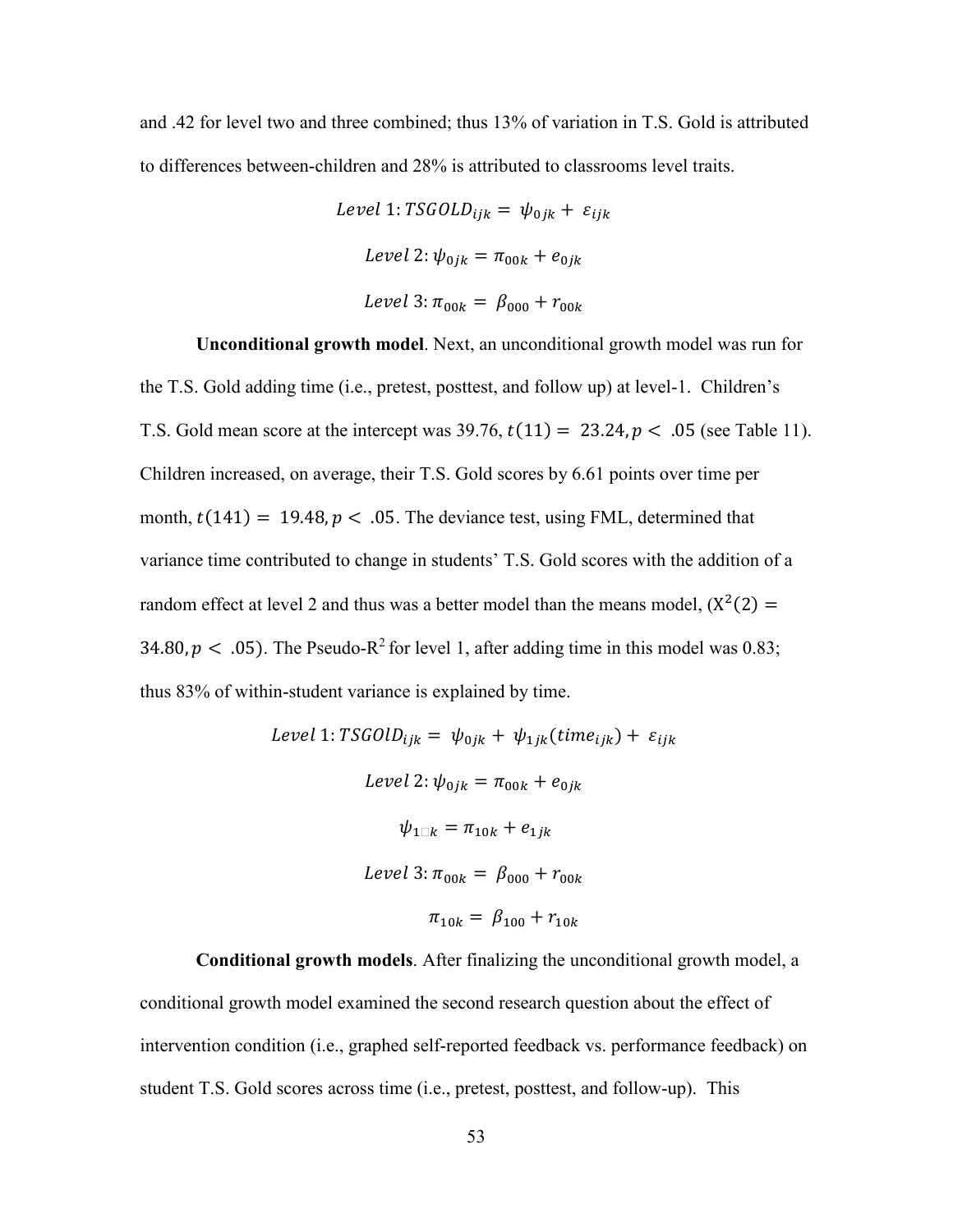and .42 for level two and three combined; thus 13% of variation in T.S. Gold is attributed to differences between-children and 28% is attributed to classrooms level traits.

$$Level\ 1: TSGOLD_{ijk} = \psi_{0jk} + \varepsilon_{ijk}$$

$$Level\ 2: \psi_{0jk} = \pi_{00k} + e_{0jk}$$

$$Level\ 3: \pi_{00k} = \beta_{000} + r_{00k}$$

**Unconditional growth model**. Next, an unconditional growth model was run for the T.S. Gold adding time (i.e., pretest, posttest, and follow up) at level-1. Children's T.S. Gold mean score at the intercept was 39.76, $t(11) = 23.24, p < .05$ (see Table 11). Children increased, on average, their T.S. Gold scores by 6.61 points over time per month, $t(141) = 19.48, p < .05$. The deviance test, using FML, determined that variance time contributed to change in students' T.S. Gold scores with the addition of a random effect at level 2 and thus was a better model than the means model, ($X^2(2) = 34.80, p < .05$). The Pseudo-$R^2$ for level 1, after adding time in this model was 0.83; thus 83% of within-student variance is explained by time.

$$Level\ 1: TSGOlD_{ijk} = \psi_{0jk} + \psi_{1jk}(time_{ijk}) + \varepsilon_{ijk}$$

$$Level\ 2: \psi_{0jk} = \pi_{00k} + e_{0jk}$$

$$\psi_{1\square k} = \pi_{10k} + e_{1jk}$$

$$Level\ 3: \pi_{00k} = \beta_{000} + r_{00k}$$

$$\pi_{10k} = \beta_{100} + r_{10k}$$

**Conditional growth models**. After finalizing the unconditional growth model, a conditional growth model examined the second research question about the effect of intervention condition (i.e., graphed self-reported feedback vs. performance feedback) on student T.S. Gold scores across time (i.e., pretest, posttest, and follow-up). This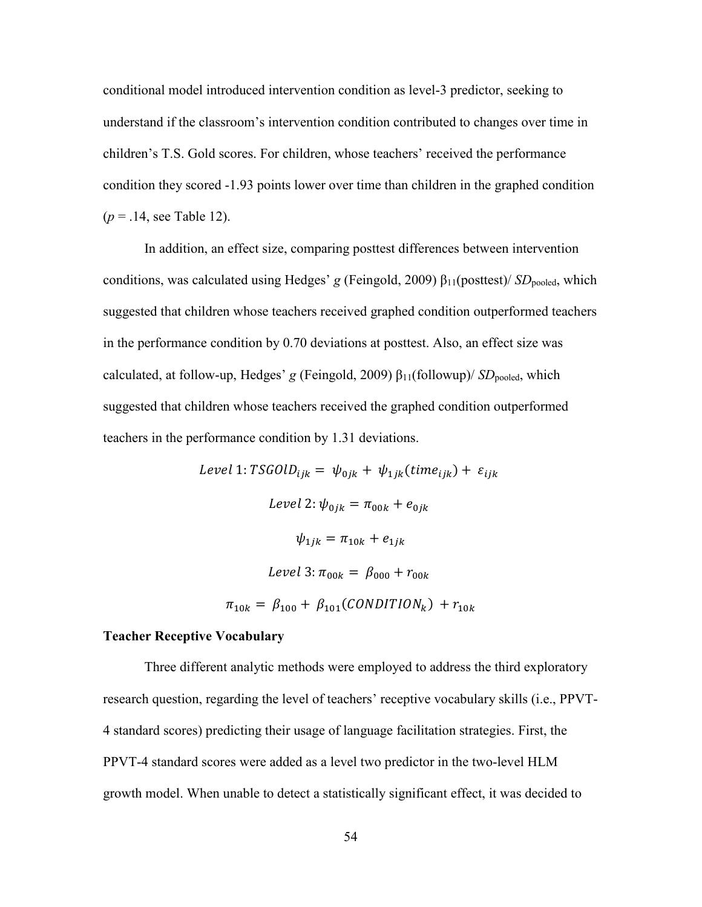conditional model introduced intervention condition as level-3 predictor, seeking to understand if the classroom's intervention condition contributed to changes over time in children's T.S. Gold scores. For children, whose teachers' received the performance condition they scored -1.93 points lower over time than children in the graphed condition ($p = .14$, see Table 12).

In addition, an effect size, comparing posttest differences between intervention conditions, was calculated using Hedges' *g* (Feingold, 2009) $\beta_{11}$(posttest)/ $SD_{\text{pooled}}$, which suggested that children whose teachers received graphed condition outperformed teachers in the performance condition by 0.70 deviations at posttest. Also, an effect size was calculated, at follow-up, Hedges' *g* (Feingold, 2009) $\beta_{11}$(followup)/ $SD_{\text{pooled}}$, which suggested that children whose teachers received the graphed condition outperformed teachers in the performance condition by 1.31 deviations.

$$Level\ 1: TSGOlD_{ijk} = \psi_{0jk} + \psi_{1jk}(time_{ijk}) + \varepsilon_{ijk}$$

$$Level\ 2: \psi_{0jk} = \pi_{00k} + e_{0jk}$$

$$\psi_{1jk} = \pi_{10k} + e_{1jk}$$

$$Level\ 3: \pi_{00k} = \beta_{000} + r_{00k}$$

$$\pi_{10k} = \beta_{100} + \beta_{101}(CONDITION_k) + r_{10k}$$

**Teacher Receptive Vocabulary**

Three different analytic methods were employed to address the third exploratory research question, regarding the level of teachers' receptive vocabulary skills (i.e., PPVT-4 standard scores) predicting their usage of language facilitation strategies. First, the PPVT-4 standard scores were added as a level two predictor in the two-level HLM growth model. When unable to detect a statistically significant effect, it was decided to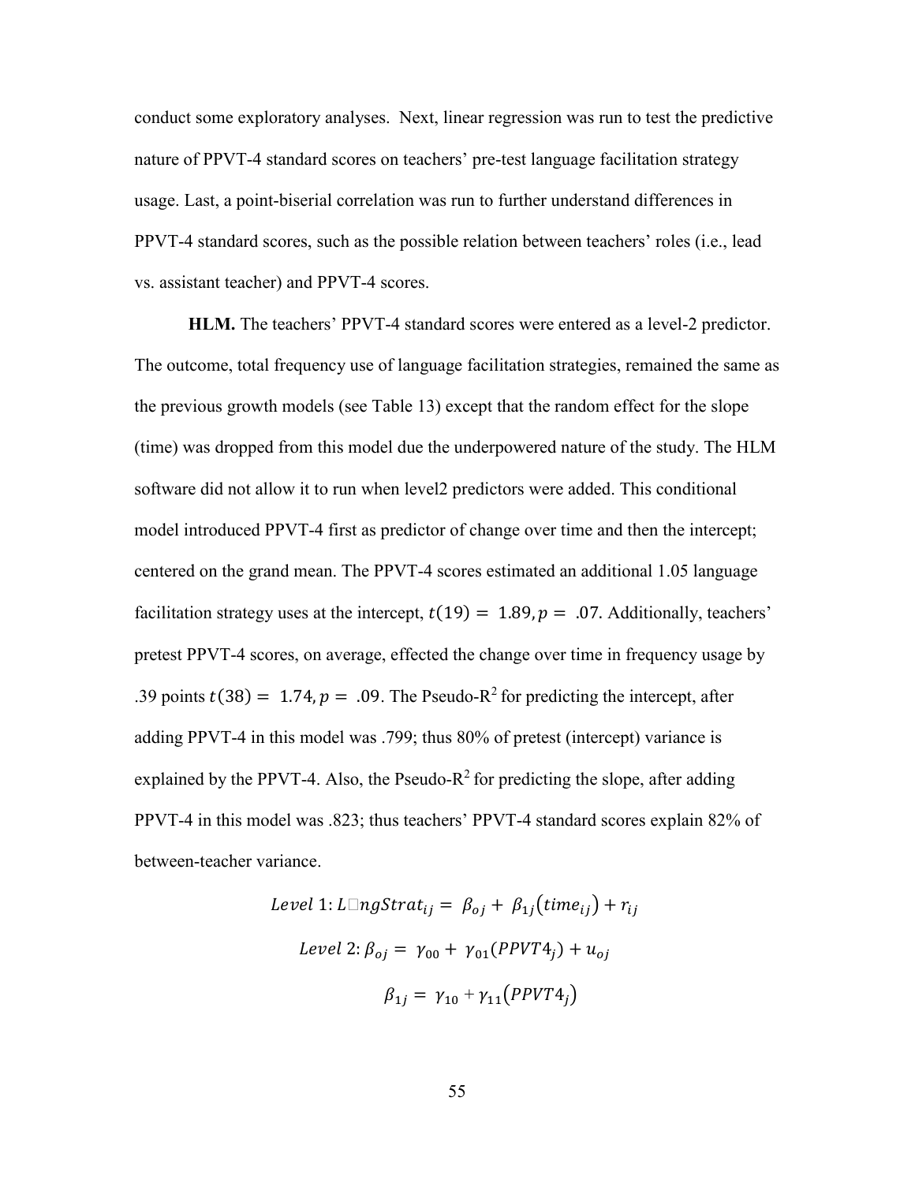conduct some exploratory analyses. Next, linear regression was run to test the predictive nature of PPVT-4 standard scores on teachers' pre-test language facilitation strategy usage. Last, a point-biserial correlation was run to further understand differences in PPVT-4 standard scores, such as the possible relation between teachers' roles (i.e., lead vs. assistant teacher) and PPVT-4 scores.

**HLM.** The teachers' PPVT-4 standard scores were entered as a level-2 predictor. The outcome, total frequency use of language facilitation strategies, remained the same as the previous growth models (see Table 13) except that the random effect for the slope (time) was dropped from this model due the underpowered nature of the study. The HLM software did not allow it to run when level2 predictors were added. This conditional model introduced PPVT-4 first as predictor of change over time and then the intercept; centered on the grand mean. The PPVT-4 scores estimated an additional 1.05 language facilitation strategy uses at the intercept, $t(19) = 1.89, p = .07$. Additionally, teachers' pretest PPVT-4 scores, on average, effected the change over time in frequency usage by .39 points $t(38) = 1.74, p = .09$. The Pseudo-$R^2$ for predicting the intercept, after adding PPVT-4 in this model was .799; thus 80% of pretest (intercept) variance is explained by the PPVT-4. Also, the Pseudo-$R^2$ for predicting the slope, after adding PPVT-4 in this model was .823; thus teachers' PPVT-4 standard scores explain 82% of between-teacher variance.

$$Level\ 1: L\square ngStrat_{ij} = \beta_{oj} + \beta_{1j}(time_{ij}) + r_{ij}$$

$$Level\ 2: \beta_{oj} = \gamma_{00} + \gamma_{01}(PPVT4_j) + u_{oj}$$

$$\beta_{1j} = \gamma_{10} + \gamma_{11}(PPVT4_j)$$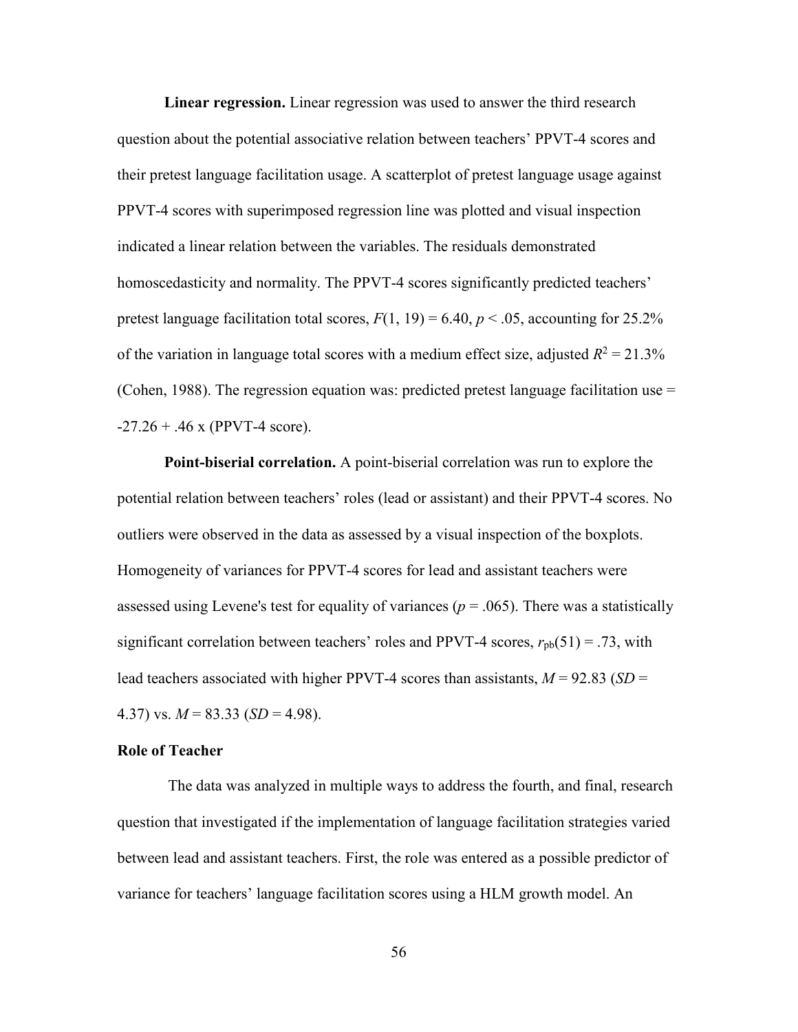**Linear regression.** Linear regression was used to answer the third research question about the potential associative relation between teachers' PPVT-4 scores and their pretest language facilitation usage. A scatterplot of pretest language usage against PPVT-4 scores with superimposed regression line was plotted and visual inspection indicated a linear relation between the variables. The residuals demonstrated homoscedasticity and normality. The PPVT-4 scores significantly predicted teachers' pretest language facilitation total scores, $F(1, 19) = 6.40$, $p < .05$, accounting for 25.2% of the variation in language total scores with a medium effect size, adjusted $R^2 = 21.3\%$ (Cohen, 1988). The regression equation was: predicted pretest language facilitation use = -27.26 + .46 x (PPVT-4 score).

**Point-biserial correlation.** A point-biserial correlation was run to explore the potential relation between teachers' roles (lead or assistant) and their PPVT-4 scores. No outliers were observed in the data as assessed by a visual inspection of the boxplots. Homogeneity of variances for PPVT-4 scores for lead and assistant teachers were assessed using Levene's test for equality of variances ($p = .065$). There was a statistically significant correlation between teachers' roles and PPVT-4 scores, $r_{pb}(51) = .73$, with lead teachers associated with higher PPVT-4 scores than assistants, $M = 92.83$ ($SD$ = 4.37) vs. $M = 83.33$ ($SD = 4.98$).

## Role of Teacher

The data was analyzed in multiple ways to address the fourth, and final, research question that investigated if the implementation of language facilitation strategies varied between lead and assistant teachers. First, the role was entered as a possible predictor of variance for teachers' language facilitation scores using a HLM growth model. An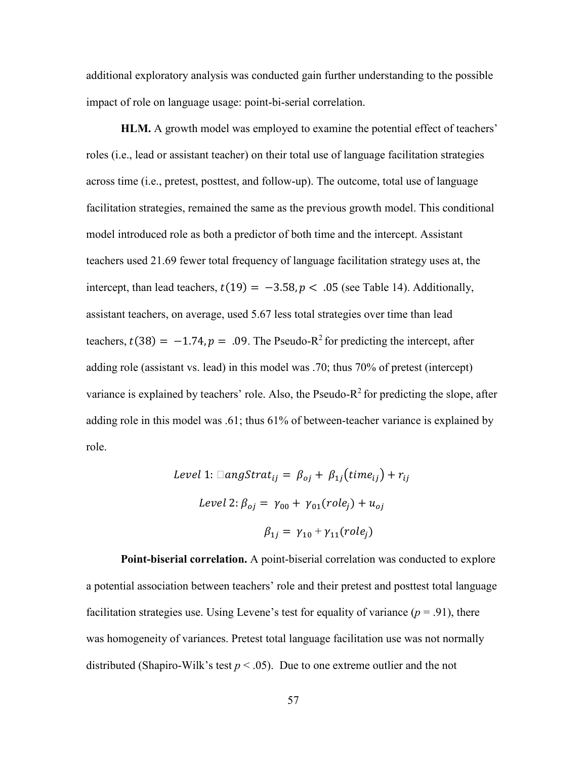additional exploratory analysis was conducted gain further understanding to the possible impact of role on language usage: point-bi-serial correlation.

**HLM.** A growth model was employed to examine the potential effect of teachers' roles (i.e., lead or assistant teacher) on their total use of language facilitation strategies across time (i.e., pretest, posttest, and follow-up). The outcome, total use of language facilitation strategies, remained the same as the previous growth model. This conditional model introduced role as both a predictor of both time and the intercept. Assistant teachers used 21.69 fewer total frequency of language facilitation strategy uses at, the intercept, than lead teachers, $t(19) = -3.58, p < .05$ (see Table 14). Additionally, assistant teachers, on average, used 5.67 less total strategies over time than lead teachers, $t(38) = -1.74, p = .09$. The Pseudo-$R^2$ for predicting the intercept, after adding role (assistant vs. lead) in this model was .70; thus 70% of pretest (intercept) variance is explained by teachers' role. Also, the Pseudo-$R^2$ for predicting the slope, after adding role in this model was .61; thus 61% of between-teacher variance is explained by role.

$$Level\ 1: LangStrat_{ij} = \beta_{oj} + \beta_{1j}(time_{ij}) + r_{ij}$$

$$Level\ 2: \beta_{oj} = \gamma_{00} + \gamma_{01}(role_j) + u_{oj}$$

$$\beta_{1j} = \gamma_{10} + \gamma_{11}(role_j)$$

**Point-biserial correlation.** A point-biserial correlation was conducted to explore a potential association between teachers' role and their pretest and posttest total language facilitation strategies use. Using Levene's test for equality of variance ($p = .91$), there was homogeneity of variances. Pretest total language facilitation use was not normally distributed (Shapiro-Wilk's test $p < .05$). Due to one extreme outlier and the not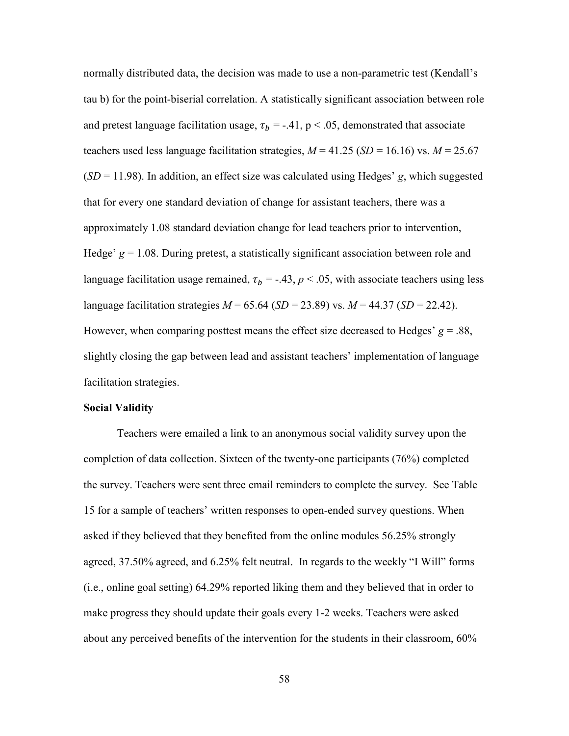normally distributed data, the decision was made to use a non-parametric test (Kendall's tau b) for the point-biserial correlation. A statistically significant association between role and pretest language facilitation usage, $\tau_b$ = -.41, p < .05, demonstrated that associate teachers used less language facilitation strategies, *M* = 41.25 (*SD* = 16.16) vs. *M* = 25.67 (*SD* = 11.98). In addition, an effect size was calculated using Hedges' *g*, which suggested that for every one standard deviation of change for assistant teachers, there was a approximately 1.08 standard deviation change for lead teachers prior to intervention, Hedge' *g* = 1.08. During pretest, a statistically significant association between role and language facilitation usage remained, $\tau_b$ = -.43, *p* < .05, with associate teachers using less language facilitation strategies *M* = 65.64 (*SD* = 23.89) vs. *M* = 44.37 (*SD* = 22.42). However, when comparing posttest means the effect size decreased to Hedges' *g* = .88, slightly closing the gap between lead and assistant teachers' implementation of language facilitation strategies.

**Social Validity**

Teachers were emailed a link to an anonymous social validity survey upon the completion of data collection. Sixteen of the twenty-one participants (76%) completed the survey. Teachers were sent three email reminders to complete the survey. See Table 15 for a sample of teachers' written responses to open-ended survey questions. When asked if they believed that they benefited from the online modules 56.25% strongly agreed, 37.50% agreed, and 6.25% felt neutral. In regards to the weekly "I Will" forms (i.e., online goal setting) 64.29% reported liking them and they believed that in order to make progress they should update their goals every 1-2 weeks. Teachers were asked about any perceived benefits of the intervention for the students in their classroom, 60%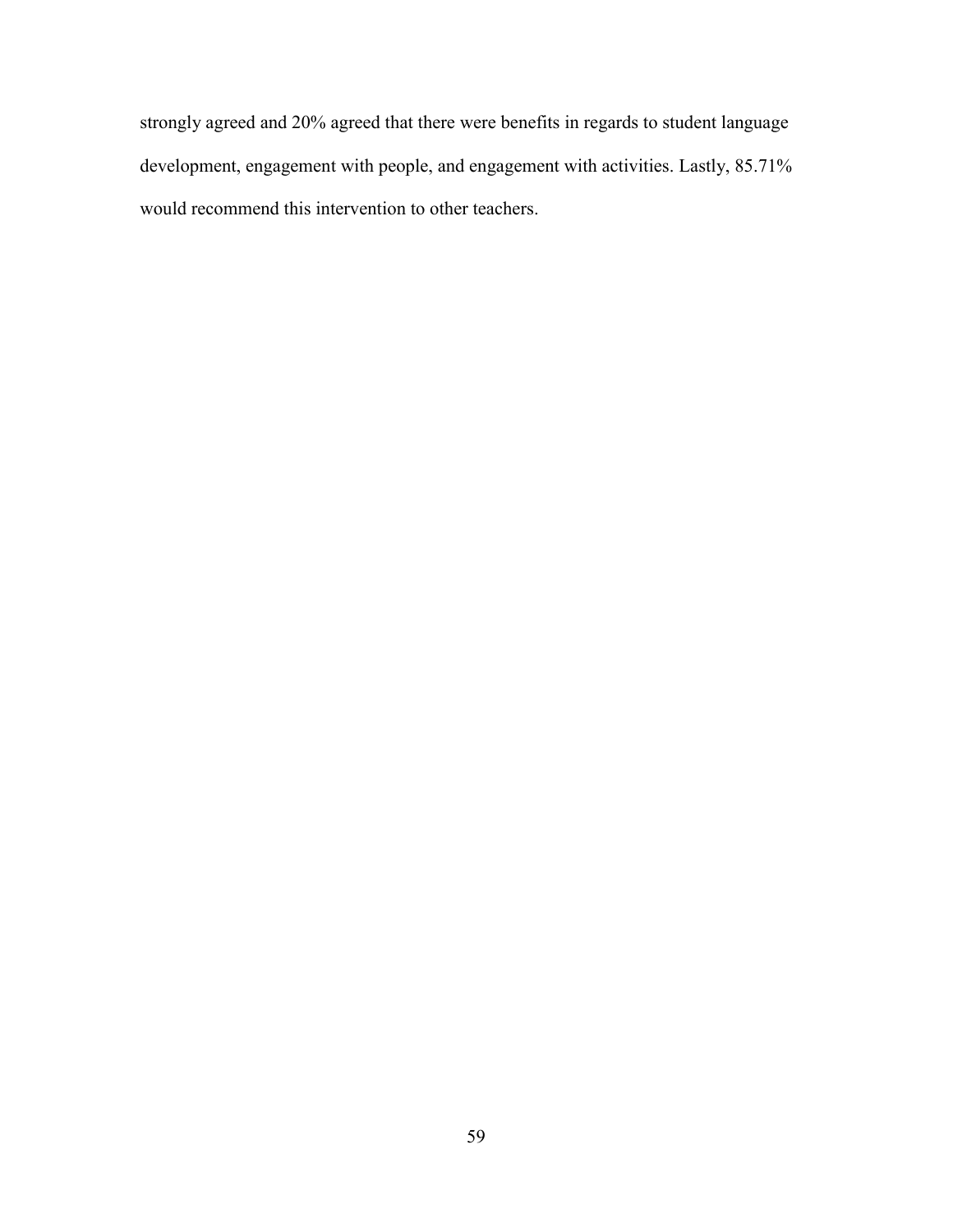strongly agreed and 20% agreed that there were benefits in regards to student language development, engagement with people, and engagement with activities. Lastly, 85.71% would recommend this intervention to other teachers.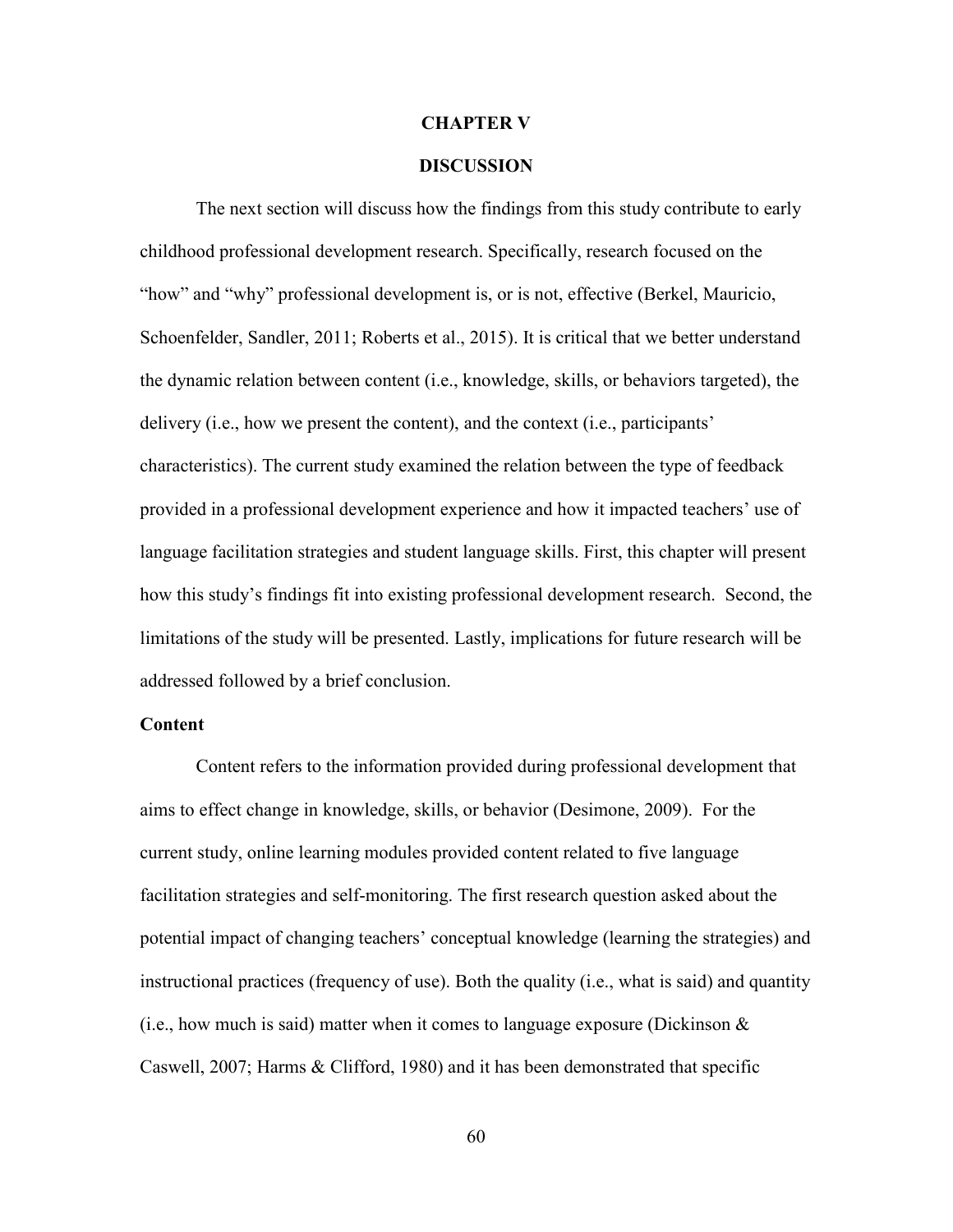# CHAPTER V

# DISCUSSION

The next section will discuss how the findings from this study contribute to early childhood professional development research. Specifically, research focused on the "how" and "why" professional development is, or is not, effective (Berkel, Mauricio, Schoenfelder, Sandler, 2011; Roberts et al., 2015). It is critical that we better understand the dynamic relation between content (i.e., knowledge, skills, or behaviors targeted), the delivery (i.e., how we present the content), and the context (i.e., participants' characteristics). The current study examined the relation between the type of feedback provided in a professional development experience and how it impacted teachers' use of language facilitation strategies and student language skills. First, this chapter will present how this study's findings fit into existing professional development research. Second, the limitations of the study will be presented. Lastly, implications for future research will be addressed followed by a brief conclusion.

## Content

Content refers to the information provided during professional development that aims to effect change in knowledge, skills, or behavior (Desimone, 2009). For the current study, online learning modules provided content related to five language facilitation strategies and self-monitoring. The first research question asked about the potential impact of changing teachers' conceptual knowledge (learning the strategies) and instructional practices (frequency of use). Both the quality (i.e., what is said) and quantity (i.e., how much is said) matter when it comes to language exposure (Dickinson & Caswell, 2007; Harms & Clifford, 1980) and it has been demonstrated that specific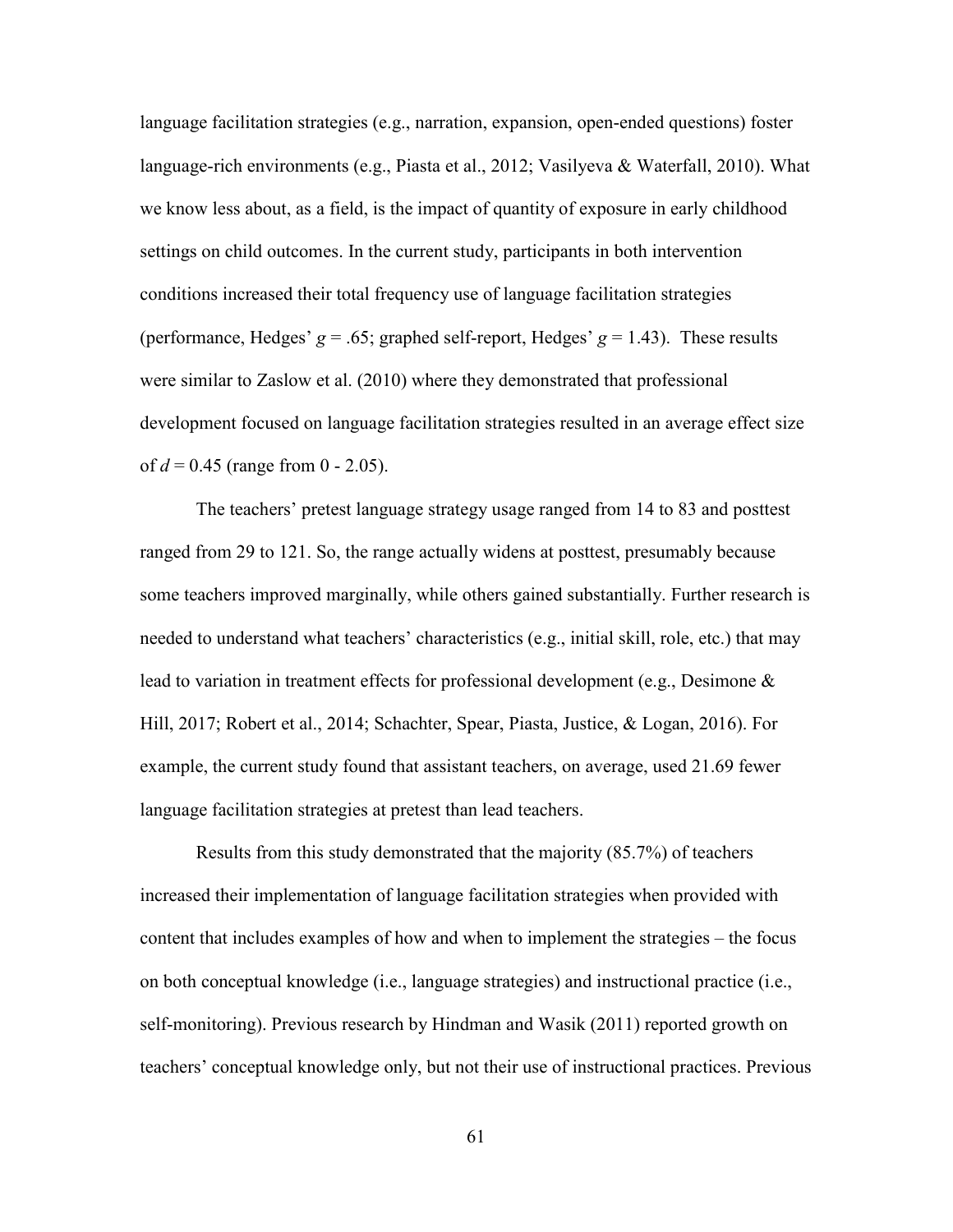language facilitation strategies (e.g., narration, expansion, open-ended questions) foster language-rich environments (e.g., Piasta et al., 2012; Vasilyeva & Waterfall, 2010). What we know less about, as a field, is the impact of quantity of exposure in early childhood settings on child outcomes. In the current study, participants in both intervention conditions increased their total frequency use of language facilitation strategies (performance, Hedges' $g = .65$; graphed self-report, Hedges' $g = 1.43$). These results were similar to Zaslow et al. (2010) where they demonstrated that professional development focused on language facilitation strategies resulted in an average effect size of $d = 0.45$ (range from 0 - 2.05).

The teachers' pretest language strategy usage ranged from 14 to 83 and posttest ranged from 29 to 121. So, the range actually widens at posttest, presumably because some teachers improved marginally, while others gained substantially. Further research is needed to understand what teachers' characteristics (e.g., initial skill, role, etc.) that may lead to variation in treatment effects for professional development (e.g., Desimone & Hill, 2017; Robert et al., 2014; Schachter, Spear, Piasta, Justice, & Logan, 2016). For example, the current study found that assistant teachers, on average, used 21.69 fewer language facilitation strategies at pretest than lead teachers.

Results from this study demonstrated that the majority (85.7%) of teachers increased their implementation of language facilitation strategies when provided with content that includes examples of how and when to implement the strategies – the focus on both conceptual knowledge (i.e., language strategies) and instructional practice (i.e., self-monitoring). Previous research by Hindman and Wasik (2011) reported growth on teachers' conceptual knowledge only, but not their use of instructional practices. Previous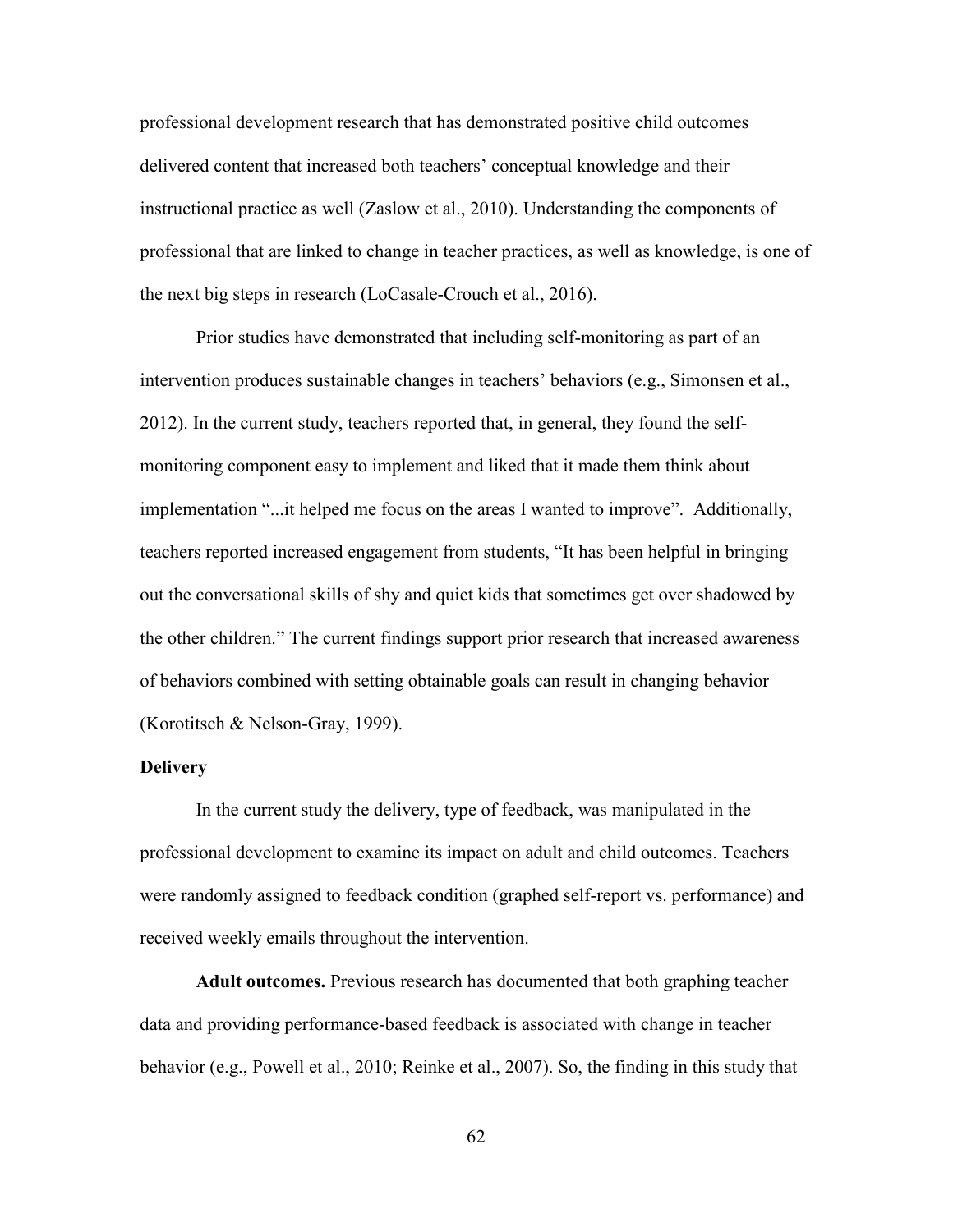professional development research that has demonstrated positive child outcomes delivered content that increased both teachers' conceptual knowledge and their instructional practice as well (Zaslow et al., 2010). Understanding the components of professional that are linked to change in teacher practices, as well as knowledge, is one of the next big steps in research (LoCasale-Crouch et al., 2016).

Prior studies have demonstrated that including self-monitoring as part of an intervention produces sustainable changes in teachers' behaviors (e.g., Simonsen et al., 2012). In the current study, teachers reported that, in general, they found the self-monitoring component easy to implement and liked that it made them think about implementation "...it helped me focus on the areas I wanted to improve". Additionally, teachers reported increased engagement from students, "It has been helpful in bringing out the conversational skills of shy and quiet kids that sometimes get over shadowed by the other children." The current findings support prior research that increased awareness of behaviors combined with setting obtainable goals can result in changing behavior (Korotitsch & Nelson-Gray, 1999).

## Delivery

In the current study the delivery, type of feedback, was manipulated in the professional development to examine its impact on adult and child outcomes. Teachers were randomly assigned to feedback condition (graphed self-report vs. performance) and received weekly emails throughout the intervention.

**Adult outcomes.** Previous research has documented that both graphing teacher data and providing performance-based feedback is associated with change in teacher behavior (e.g., Powell et al., 2010; Reinke et al., 2007). So, the finding in this study that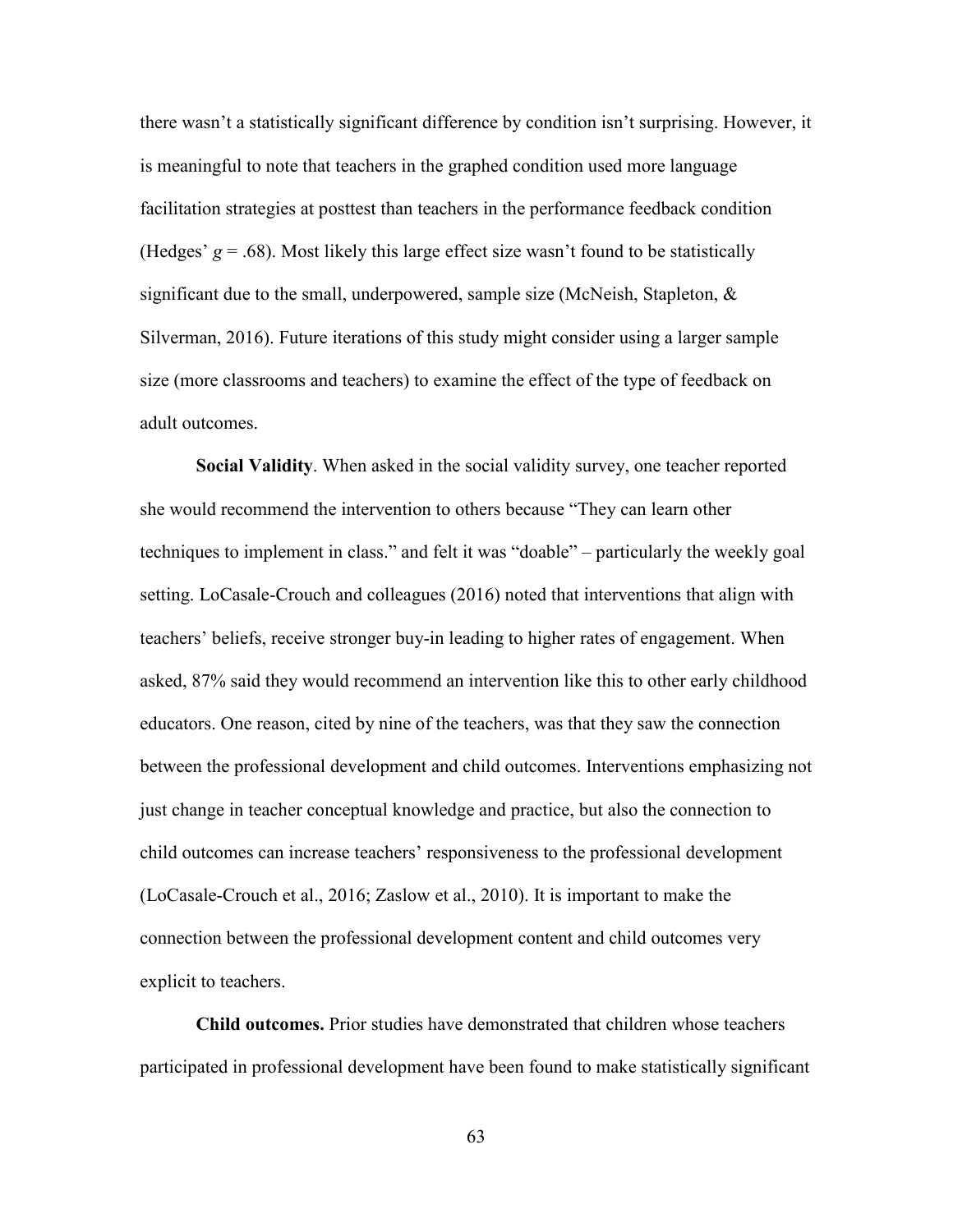there wasn't a statistically significant difference by condition isn't surprising. However, it is meaningful to note that teachers in the graphed condition used more language facilitation strategies at posttest than teachers in the performance feedback condition (Hedges' $g = .68$). Most likely this large effect size wasn't found to be statistically significant due to the small, underpowered, sample size (McNeish, Stapleton, & Silverman, 2016). Future iterations of this study might consider using a larger sample size (more classrooms and teachers) to examine the effect of the type of feedback on adult outcomes.

**Social Validity**. When asked in the social validity survey, one teacher reported she would recommend the intervention to others because "They can learn other techniques to implement in class." and felt it was "doable" – particularly the weekly goal setting. LoCasale-Crouch and colleagues (2016) noted that interventions that align with teachers' beliefs, receive stronger buy-in leading to higher rates of engagement. When asked, 87% said they would recommend an intervention like this to other early childhood educators. One reason, cited by nine of the teachers, was that they saw the connection between the professional development and child outcomes. Interventions emphasizing not just change in teacher conceptual knowledge and practice, but also the connection to child outcomes can increase teachers' responsiveness to the professional development (LoCasale-Crouch et al., 2016; Zaslow et al., 2010). It is important to make the connection between the professional development content and child outcomes very explicit to teachers.

**Child outcomes.** Prior studies have demonstrated that children whose teachers participated in professional development have been found to make statistically significant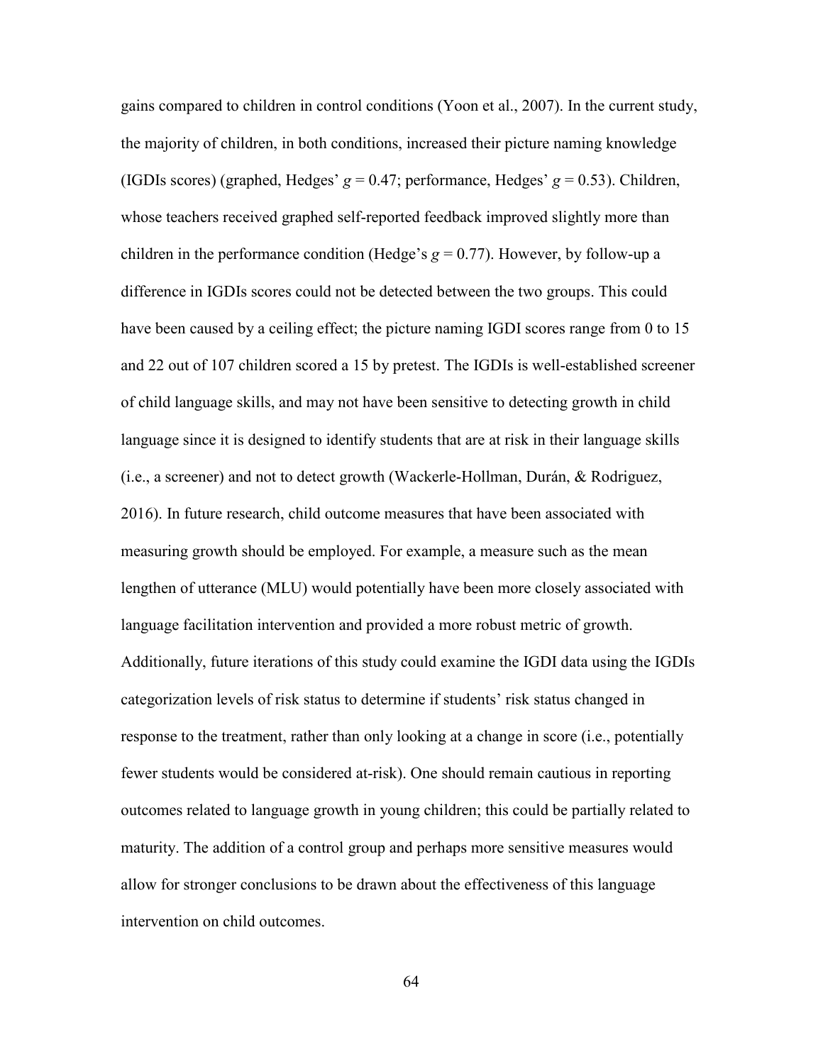gains compared to children in control conditions (Yoon et al., 2007). In the current study, the majority of children, in both conditions, increased their picture naming knowledge (IGDIs scores) (graphed, Hedges' $g = 0.47$; performance, Hedges' $g = 0.53$). Children, whose teachers received graphed self-reported feedback improved slightly more than children in the performance condition (Hedge's $g = 0.77$). However, by follow-up a difference in IGDIs scores could not be detected between the two groups. This could have been caused by a ceiling effect; the picture naming IGDI scores range from 0 to 15 and 22 out of 107 children scored a 15 by pretest. The IGDIs is well-established screener of child language skills, and may not have been sensitive to detecting growth in child language since it is designed to identify students that are at risk in their language skills (i.e., a screener) and not to detect growth (Wackerle-Hollman, Durán, & Rodriguez, 2016). In future research, child outcome measures that have been associated with measuring growth should be employed. For example, a measure such as the mean lengthen of utterance (MLU) would potentially have been more closely associated with language facilitation intervention and provided a more robust metric of growth. Additionally, future iterations of this study could examine the IGDI data using the IGDIs categorization levels of risk status to determine if students' risk status changed in response to the treatment, rather than only looking at a change in score (i.e., potentially fewer students would be considered at-risk). One should remain cautious in reporting outcomes related to language growth in young children; this could be partially related to maturity. The addition of a control group and perhaps more sensitive measures would allow for stronger conclusions to be drawn about the effectiveness of this language intervention on child outcomes.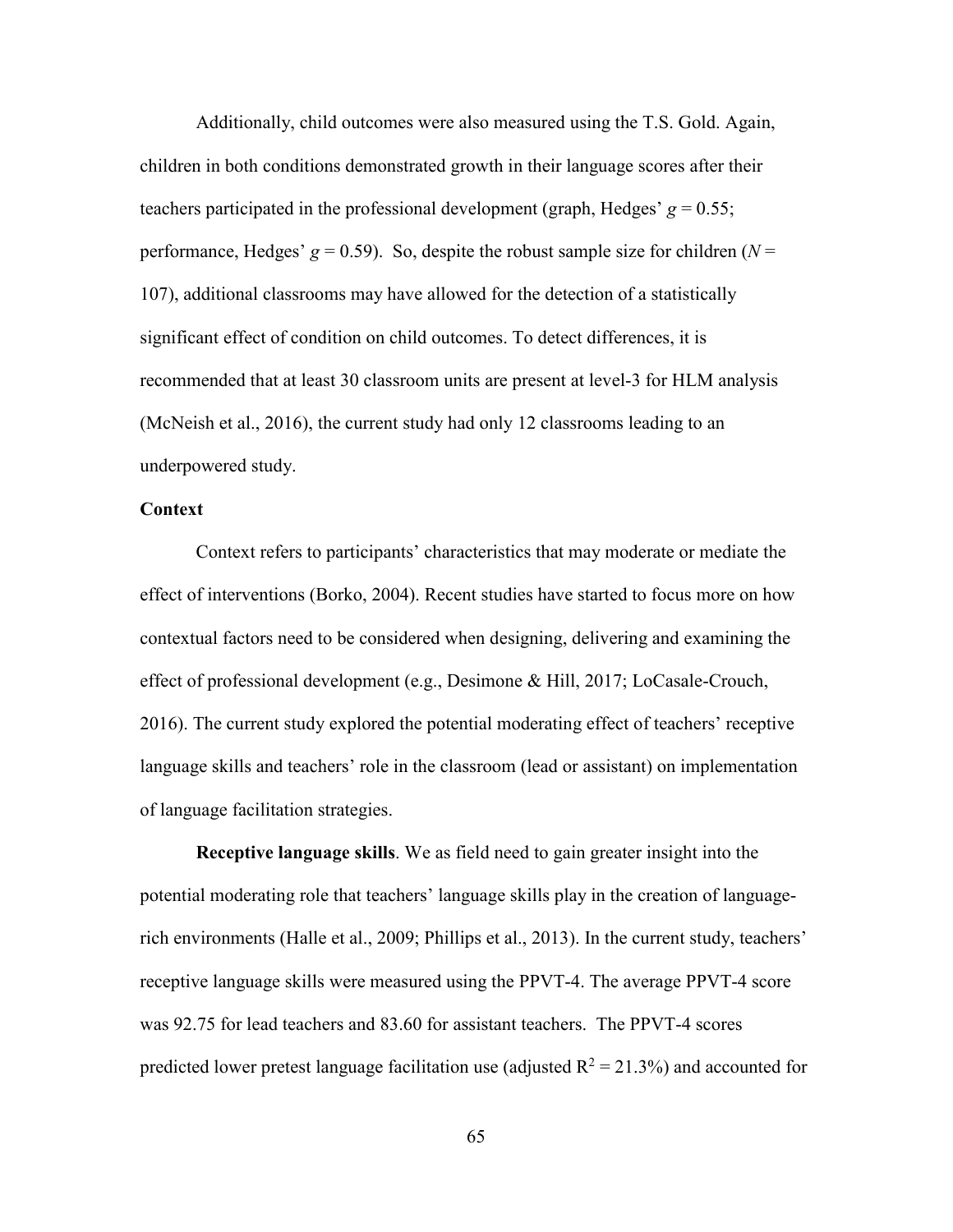Additionally, child outcomes were also measured using the T.S. Gold. Again, children in both conditions demonstrated growth in their language scores after their teachers participated in the professional development (graph, Hedges' $g = 0.55$; performance, Hedges' $g = 0.59$). So, despite the robust sample size for children ($N = 107$), additional classrooms may have allowed for the detection of a statistically significant effect of condition on child outcomes. To detect differences, it is recommended that at least 30 classroom units are present at level-3 for HLM analysis (McNeish et al., 2016), the current study had only 12 classrooms leading to an underpowered study.

**Context**

Context refers to participants' characteristics that may moderate or mediate the effect of interventions (Borko, 2004). Recent studies have started to focus more on how contextual factors need to be considered when designing, delivering and examining the effect of professional development (e.g., Desimone & Hill, 2017; LoCasale-Crouch, 2016). The current study explored the potential moderating effect of teachers' receptive language skills and teachers' role in the classroom (lead or assistant) on implementation of language facilitation strategies.

**Receptive language skills**. We as field need to gain greater insight into the potential moderating role that teachers' language skills play in the creation of language-rich environments (Halle et al., 2009; Phillips et al., 2013). In the current study, teachers' receptive language skills were measured using the PPVT-4. The average PPVT-4 score was 92.75 for lead teachers and 83.60 for assistant teachers. The PPVT-4 scores predicted lower pretest language facilitation use (adjusted $R^2 = 21.3\%$) and accounted for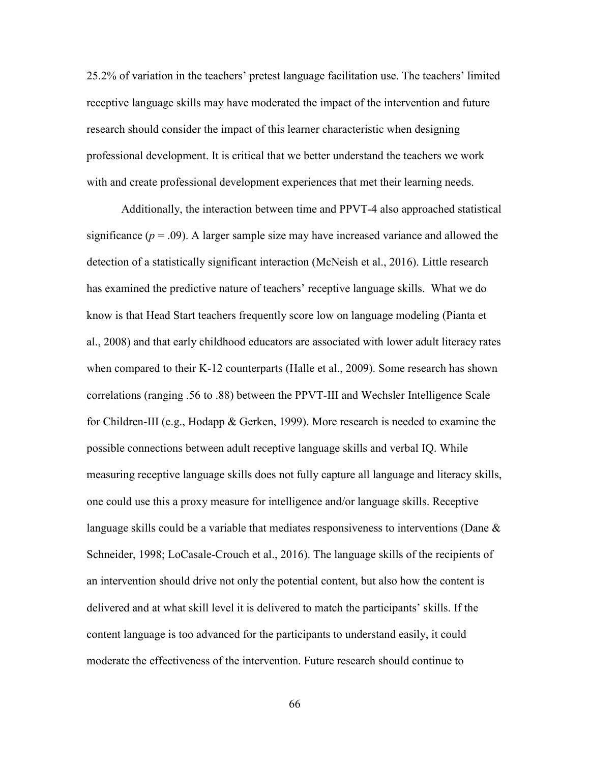25.2% of variation in the teachers' pretest language facilitation use. The teachers' limited receptive language skills may have moderated the impact of the intervention and future research should consider the impact of this learner characteristic when designing professional development. It is critical that we better understand the teachers we work with and create professional development experiences that met their learning needs.

Additionally, the interaction between time and PPVT-4 also approached statistical significance ($p = .09$). A larger sample size may have increased variance and allowed the detection of a statistically significant interaction (McNeish et al., 2016). Little research has examined the predictive nature of teachers' receptive language skills. What we do know is that Head Start teachers frequently score low on language modeling (Pianta et al., 2008) and that early childhood educators are associated with lower adult literacy rates when compared to their K-12 counterparts (Halle et al., 2009). Some research has shown correlations (ranging .56 to .88) between the PPVT-III and Wechsler Intelligence Scale for Children-III (e.g., Hodapp & Gerken, 1999). More research is needed to examine the possible connections between adult receptive language skills and verbal IQ. While measuring receptive language skills does not fully capture all language and literacy skills, one could use this a proxy measure for intelligence and/or language skills. Receptive language skills could be a variable that mediates responsiveness to interventions (Dane & Schneider, 1998; LoCasale-Crouch et al., 2016). The language skills of the recipients of an intervention should drive not only the potential content, but also how the content is delivered and at what skill level it is delivered to match the participants' skills. If the content language is too advanced for the participants to understand easily, it could moderate the effectiveness of the intervention. Future research should continue to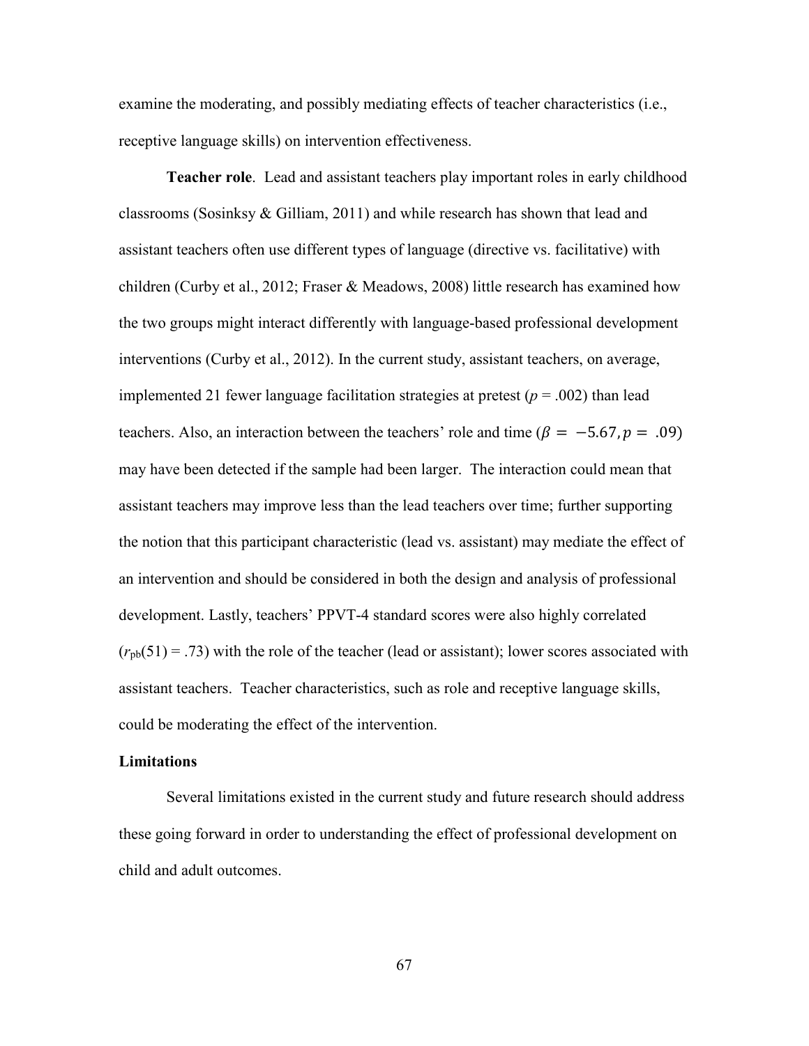examine the moderating, and possibly mediating effects of teacher characteristics (i.e., receptive language skills) on intervention effectiveness.

**Teacher role**. Lead and assistant teachers play important roles in early childhood classrooms (Sosinksy & Gilliam, 2011) and while research has shown that lead and assistant teachers often use different types of language (directive vs. facilitative) with children (Curby et al., 2012; Fraser & Meadows, 2008) little research has examined how the two groups might interact differently with language-based professional development interventions (Curby et al., 2012). In the current study, assistant teachers, on average, implemented 21 fewer language facilitation strategies at pretest ($p$ = .002) than lead teachers. Also, an interaction between the teachers' role and time ($\beta = -5.67, p = .09$) may have been detected if the sample had been larger. The interaction could mean that assistant teachers may improve less than the lead teachers over time; further supporting the notion that this participant characteristic (lead vs. assistant) may mediate the effect of an intervention and should be considered in both the design and analysis of professional development. Lastly, teachers' PPVT-4 standard scores were also highly correlated ($r_{pb}(51) = .73$) with the role of the teacher (lead or assistant); lower scores associated with assistant teachers. Teacher characteristics, such as role and receptive language skills, could be moderating the effect of the intervention.

## Limitations

Several limitations existed in the current study and future research should address these going forward in order to understanding the effect of professional development on child and adult outcomes.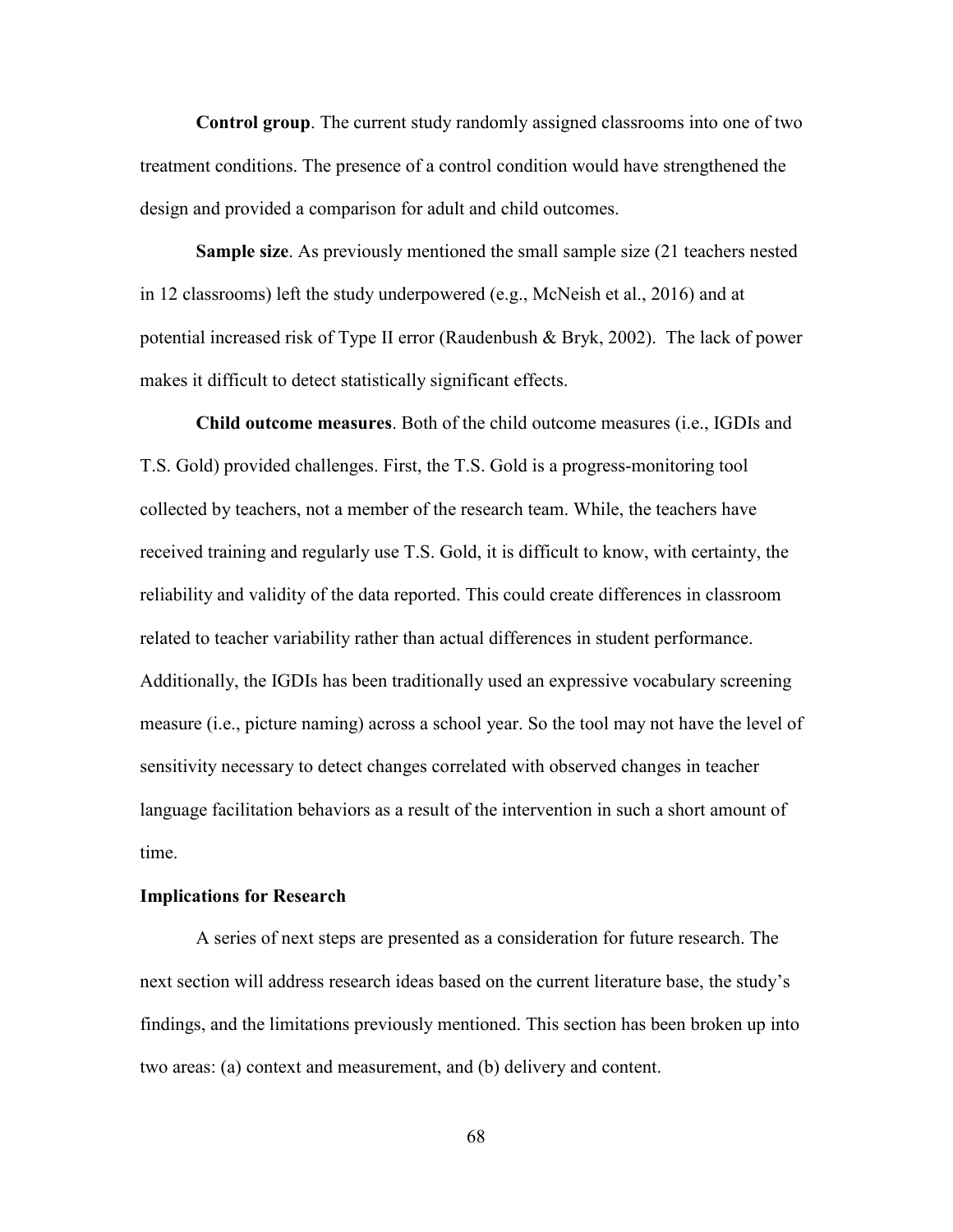**Control group**. The current study randomly assigned classrooms into one of two treatment conditions. The presence of a control condition would have strengthened the design and provided a comparison for adult and child outcomes.

**Sample size**. As previously mentioned the small sample size (21 teachers nested in 12 classrooms) left the study underpowered (e.g., McNeish et al., 2016) and at potential increased risk of Type II error (Raudenbush & Bryk, 2002). The lack of power makes it difficult to detect statistically significant effects.

**Child outcome measures**. Both of the child outcome measures (i.e., IGDIs and T.S. Gold) provided challenges. First, the T.S. Gold is a progress-monitoring tool collected by teachers, not a member of the research team. While, the teachers have received training and regularly use T.S. Gold, it is difficult to know, with certainty, the reliability and validity of the data reported. This could create differences in classroom related to teacher variability rather than actual differences in student performance. Additionally, the IGDIs has been traditionally used an expressive vocabulary screening measure (i.e., picture naming) across a school year. So the tool may not have the level of sensitivity necessary to detect changes correlated with observed changes in teacher language facilitation behaviors as a result of the intervention in such a short amount of time.

### Implications for Research

A series of next steps are presented as a consideration for future research. The next section will address research ideas based on the current literature base, the study's findings, and the limitations previously mentioned. This section has been broken up into two areas: (a) context and measurement, and (b) delivery and content.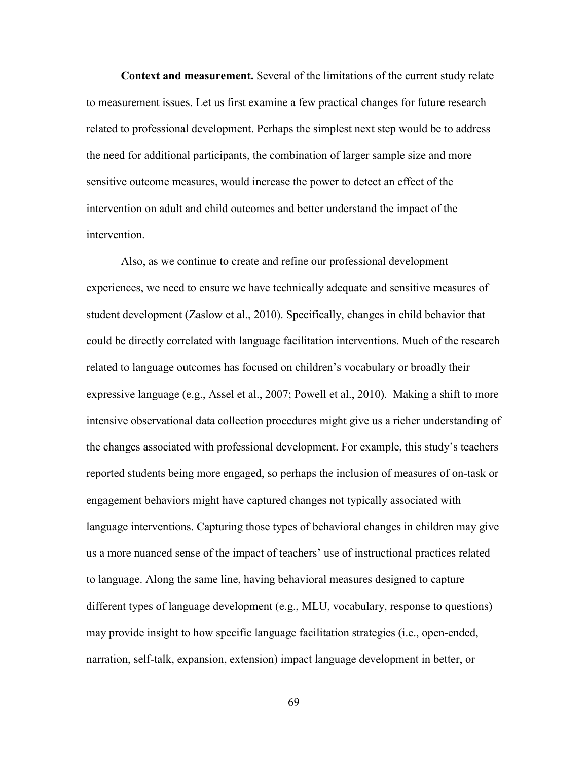**Context and measurement.** Several of the limitations of the current study relate to measurement issues. Let us first examine a few practical changes for future research related to professional development. Perhaps the simplest next step would be to address the need for additional participants, the combination of larger sample size and more sensitive outcome measures, would increase the power to detect an effect of the intervention on adult and child outcomes and better understand the impact of the intervention.

Also, as we continue to create and refine our professional development experiences, we need to ensure we have technically adequate and sensitive measures of student development (Zaslow et al., 2010). Specifically, changes in child behavior that could be directly correlated with language facilitation interventions. Much of the research related to language outcomes has focused on children's vocabulary or broadly their expressive language (e.g., Assel et al., 2007; Powell et al., 2010). Making a shift to more intensive observational data collection procedures might give us a richer understanding of the changes associated with professional development. For example, this study's teachers reported students being more engaged, so perhaps the inclusion of measures of on-task or engagement behaviors might have captured changes not typically associated with language interventions. Capturing those types of behavioral changes in children may give us a more nuanced sense of the impact of teachers' use of instructional practices related to language. Along the same line, having behavioral measures designed to capture different types of language development (e.g., MLU, vocabulary, response to questions) may provide insight to how specific language facilitation strategies (i.e., open-ended, narration, self-talk, expansion, extension) impact language development in better, or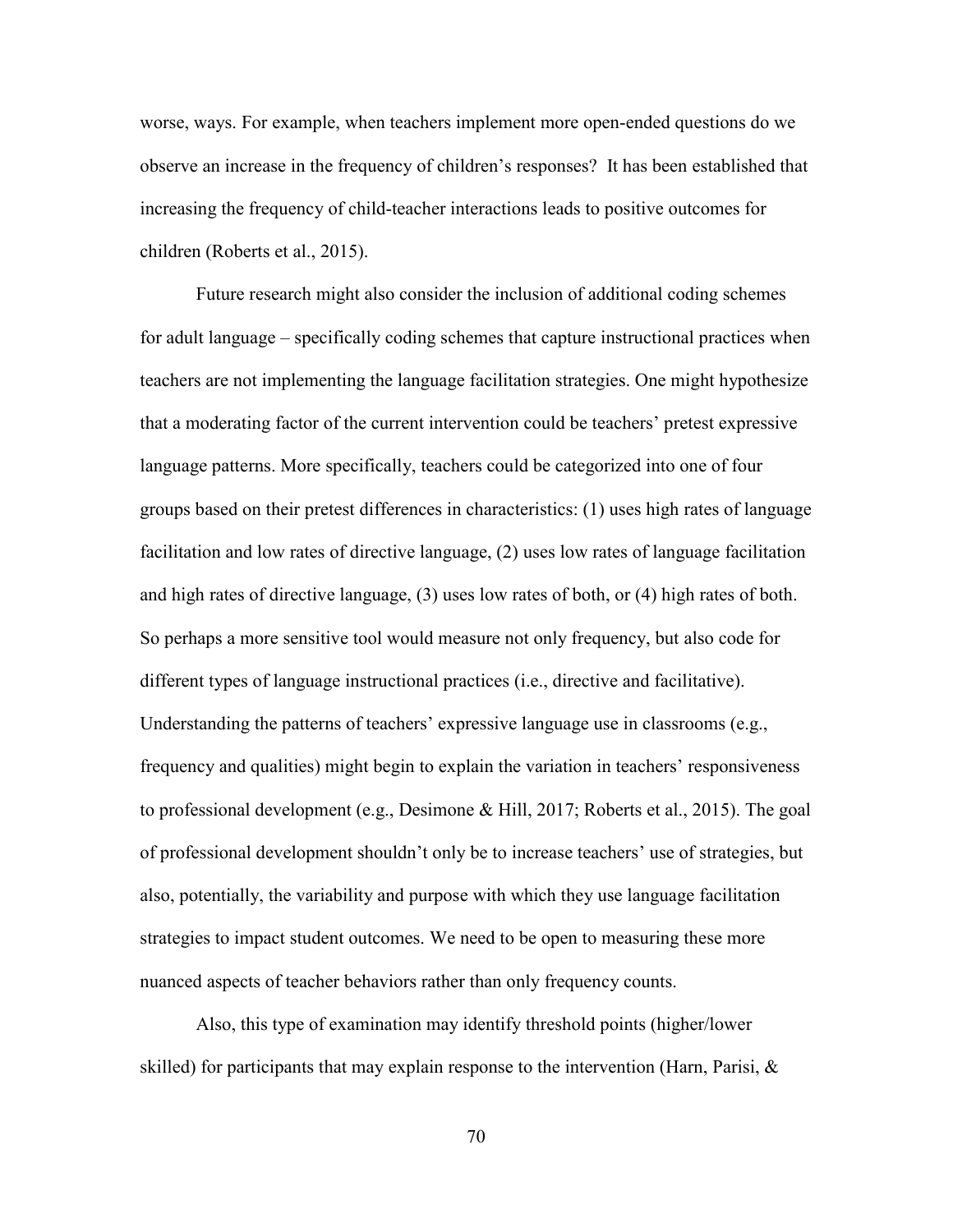worse, ways. For example, when teachers implement more open-ended questions do we observe an increase in the frequency of children's responses? It has been established that increasing the frequency of child-teacher interactions leads to positive outcomes for children (Roberts et al., 2015).

Future research might also consider the inclusion of additional coding schemes for adult language – specifically coding schemes that capture instructional practices when teachers are not implementing the language facilitation strategies. One might hypothesize that a moderating factor of the current intervention could be teachers' pretest expressive language patterns. More specifically, teachers could be categorized into one of four groups based on their pretest differences in characteristics: (1) uses high rates of language facilitation and low rates of directive language, (2) uses low rates of language facilitation and high rates of directive language, (3) uses low rates of both, or (4) high rates of both. So perhaps a more sensitive tool would measure not only frequency, but also code for different types of language instructional practices (i.e., directive and facilitative). Understanding the patterns of teachers' expressive language use in classrooms (e.g., frequency and qualities) might begin to explain the variation in teachers' responsiveness to professional development (e.g., Desimone & Hill, 2017; Roberts et al., 2015). The goal of professional development shouldn't only be to increase teachers' use of strategies, but also, potentially, the variability and purpose with which they use language facilitation strategies to impact student outcomes. We need to be open to measuring these more nuanced aspects of teacher behaviors rather than only frequency counts.

Also, this type of examination may identify threshold points (higher/lower skilled) for participants that may explain response to the intervention (Harn, Parisi, &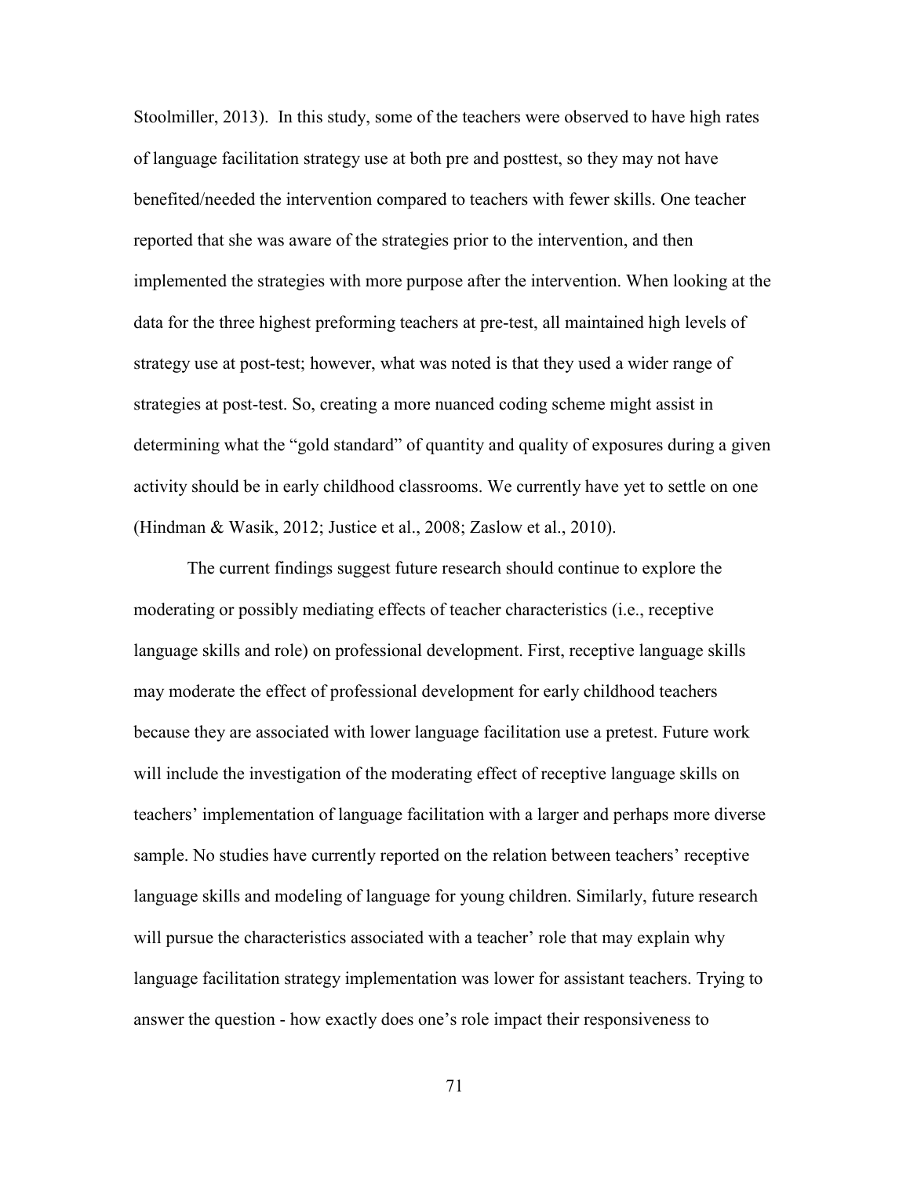Stoolmiller, 2013). In this study, some of the teachers were observed to have high rates of language facilitation strategy use at both pre and posttest, so they may not have benefited/needed the intervention compared to teachers with fewer skills. One teacher reported that she was aware of the strategies prior to the intervention, and then implemented the strategies with more purpose after the intervention. When looking at the data for the three highest preforming teachers at pre-test, all maintained high levels of strategy use at post-test; however, what was noted is that they used a wider range of strategies at post-test. So, creating a more nuanced coding scheme might assist in determining what the "gold standard" of quantity and quality of exposures during a given activity should be in early childhood classrooms. We currently have yet to settle on one (Hindman & Wasik, 2012; Justice et al., 2008; Zaslow et al., 2010).

The current findings suggest future research should continue to explore the moderating or possibly mediating effects of teacher characteristics (i.e., receptive language skills and role) on professional development. First, receptive language skills may moderate the effect of professional development for early childhood teachers because they are associated with lower language facilitation use a pretest. Future work will include the investigation of the moderating effect of receptive language skills on teachers' implementation of language facilitation with a larger and perhaps more diverse sample. No studies have currently reported on the relation between teachers' receptive language skills and modeling of language for young children. Similarly, future research will pursue the characteristics associated with a teacher' role that may explain why language facilitation strategy implementation was lower for assistant teachers. Trying to answer the question - how exactly does one's role impact their responsiveness to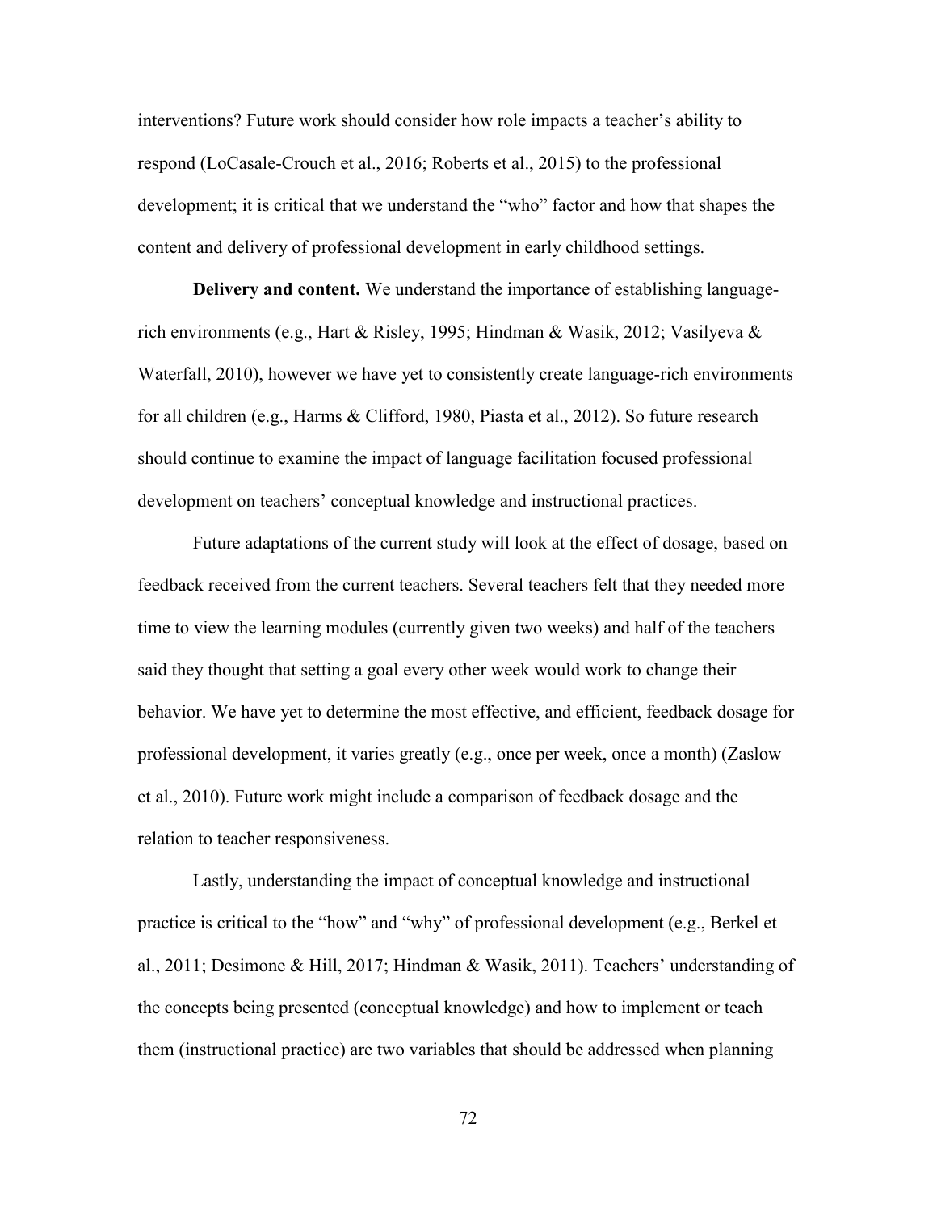interventions? Future work should consider how role impacts a teacher's ability to respond (LoCasale-Crouch et al., 2016; Roberts et al., 2015) to the professional development; it is critical that we understand the "who" factor and how that shapes the content and delivery of professional development in early childhood settings.

**Delivery and content.** We understand the importance of establishing language-rich environments (e.g., Hart & Risley, 1995; Hindman & Wasik, 2012; Vasilyeva & Waterfall, 2010), however we have yet to consistently create language-rich environments for all children (e.g., Harms & Clifford, 1980, Piasta et al., 2012). So future research should continue to examine the impact of language facilitation focused professional development on teachers' conceptual knowledge and instructional practices.

Future adaptations of the current study will look at the effect of dosage, based on feedback received from the current teachers. Several teachers felt that they needed more time to view the learning modules (currently given two weeks) and half of the teachers said they thought that setting a goal every other week would work to change their behavior. We have yet to determine the most effective, and efficient, feedback dosage for professional development, it varies greatly (e.g., once per week, once a month) (Zaslow et al., 2010). Future work might include a comparison of feedback dosage and the relation to teacher responsiveness.

Lastly, understanding the impact of conceptual knowledge and instructional practice is critical to the "how" and "why" of professional development (e.g., Berkel et al., 2011; Desimone & Hill, 2017; Hindman & Wasik, 2011). Teachers' understanding of the concepts being presented (conceptual knowledge) and how to implement or teach them (instructional practice) are two variables that should be addressed when planning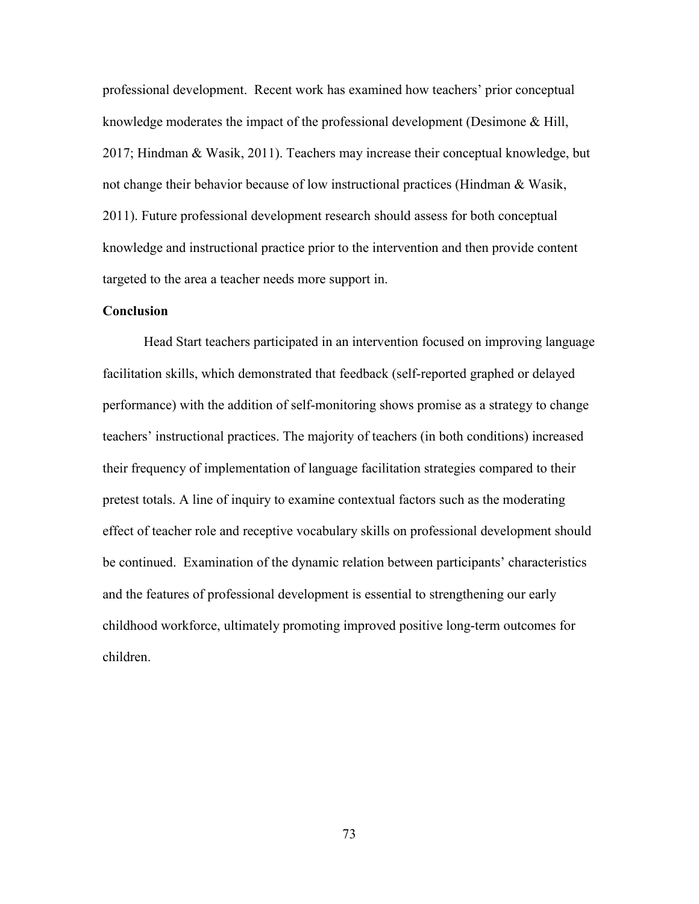professional development. Recent work has examined how teachers' prior conceptual knowledge moderates the impact of the professional development (Desimone & Hill, 2017; Hindman & Wasik, 2011). Teachers may increase their conceptual knowledge, but not change their behavior because of low instructional practices (Hindman & Wasik, 2011). Future professional development research should assess for both conceptual knowledge and instructional practice prior to the intervention and then provide content targeted to the area a teacher needs more support in.

## Conclusion

Head Start teachers participated in an intervention focused on improving language facilitation skills, which demonstrated that feedback (self-reported graphed or delayed performance) with the addition of self-monitoring shows promise as a strategy to change teachers' instructional practices. The majority of teachers (in both conditions) increased their frequency of implementation of language facilitation strategies compared to their pretest totals. A line of inquiry to examine contextual factors such as the moderating effect of teacher role and receptive vocabulary skills on professional development should be continued. Examination of the dynamic relation between participants' characteristics and the features of professional development is essential to strengthening our early childhood workforce, ultimately promoting improved positive long-term outcomes for children.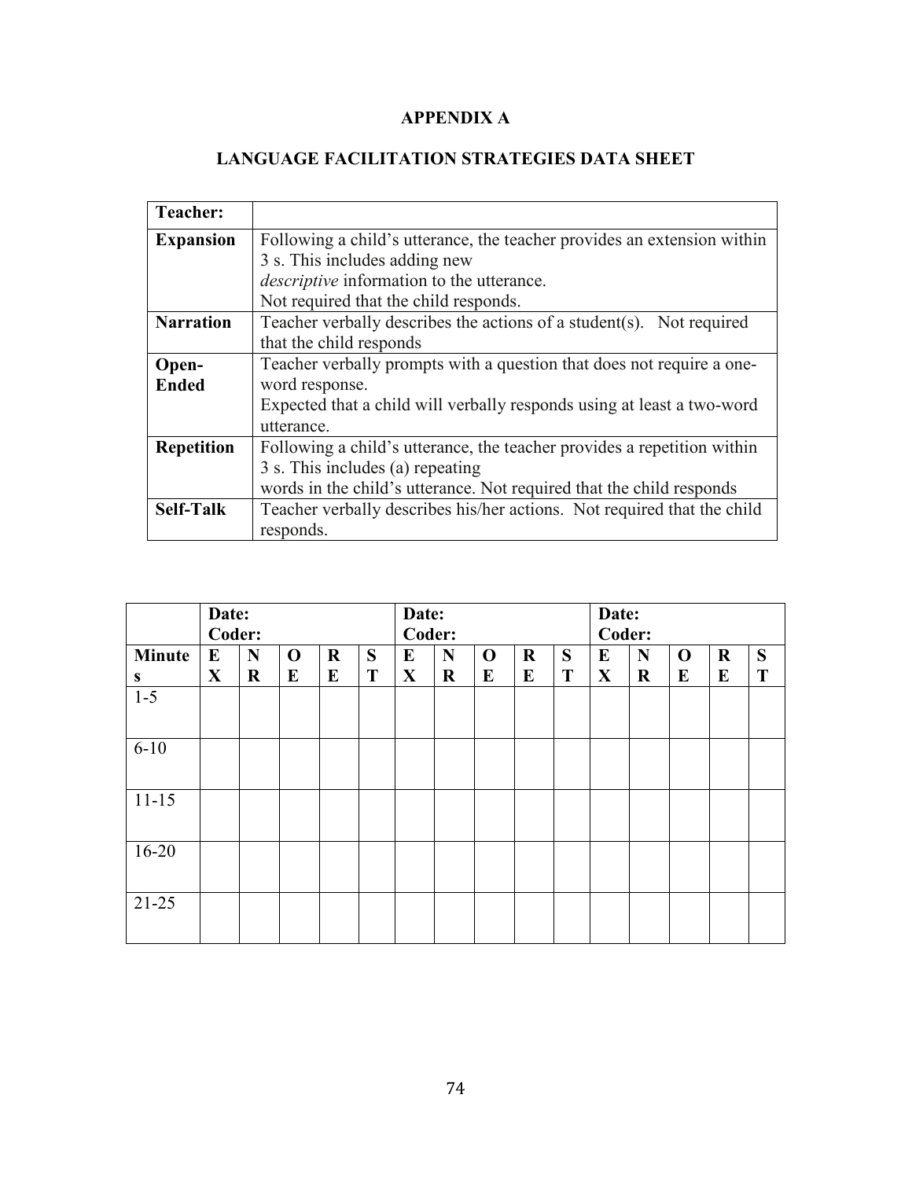# APPENDIX A

## LANGUAGE FACILITATION STRATEGIES DATA SHEET

| Teacher: | |
|---|---|
| **Expansion** | Following a child's utterance, the teacher provides an extension within 3 s. This includes adding new *descriptive* information to the utterance. Not required that the child responds. |
| **Narration** | Teacher verbally describes the actions of a student(s). Not required that the child responds |
| **Open-Ended** | Teacher verbally prompts with a question that does not require a one-word response. Expected that a child will verbally responds using at least a two-word utterance. |
| **Repetition** | Following a child's utterance, the teacher provides a repetition within 3 s. This includes (a) repeating words in the child's utterance. Not required that the child responds |
| **Self-Talk** | Teacher verbally describes his/her actions. Not required that the child responds. |

| | **Date: Coder:** | | | | | **Date: Coder:** | | | | | **Date: Coder:** | | | | |
|---|---|---|---|---|---|---|---|---|---|---|---|---|---|---|---|
| **Minutes** | **EX** | **NR** | **OE** | **RE** | **ST** | **EX** | **NR** | **OE** | **RE** | **ST** | **EX** | **NR** | **OE** | **RE** | **ST** |
| 1-5 | | | | | | | | | | | | | | | |
| 6-10 | | | | | | | | | | | | | | | |
| 11-15 | | | | | | | | | | | | | | | |
| 16-20 | | | | | | | | | | | | | | | |
| 21-25 | | | | | | | | | | | | | | | |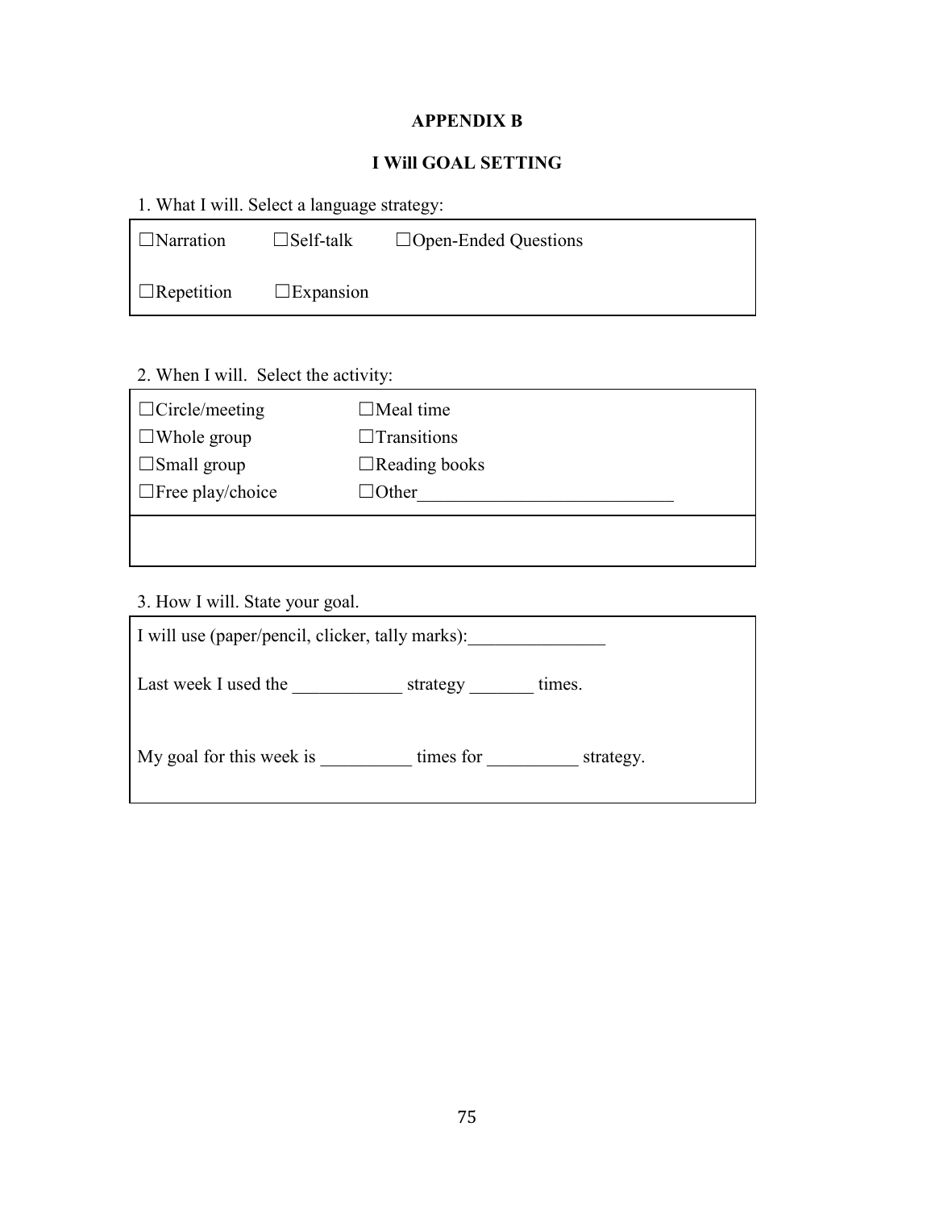# APPENDIX B

## I Will GOAL SETTING

1. What I will. Select a language strategy:

☐Narration ☐Self-talk ☐Open-Ended Questions

☐Repetition ☐Expansion

2. When I will. Select the activity:

| | |
|---|---|
| ☐Circle/meeting | ☐Meal time |
| ☐Whole group | ☐Transitions |
| ☐Small group | ☐Reading books |
| ☐Free play/choice | ☐Other____________________________ |

3. How I will. State your goal.

I will use (paper/pencil, clicker, tally marks):_______________

Last week I used the ____________ strategy _______ times.

My goal for this week is __________ times for __________ strategy.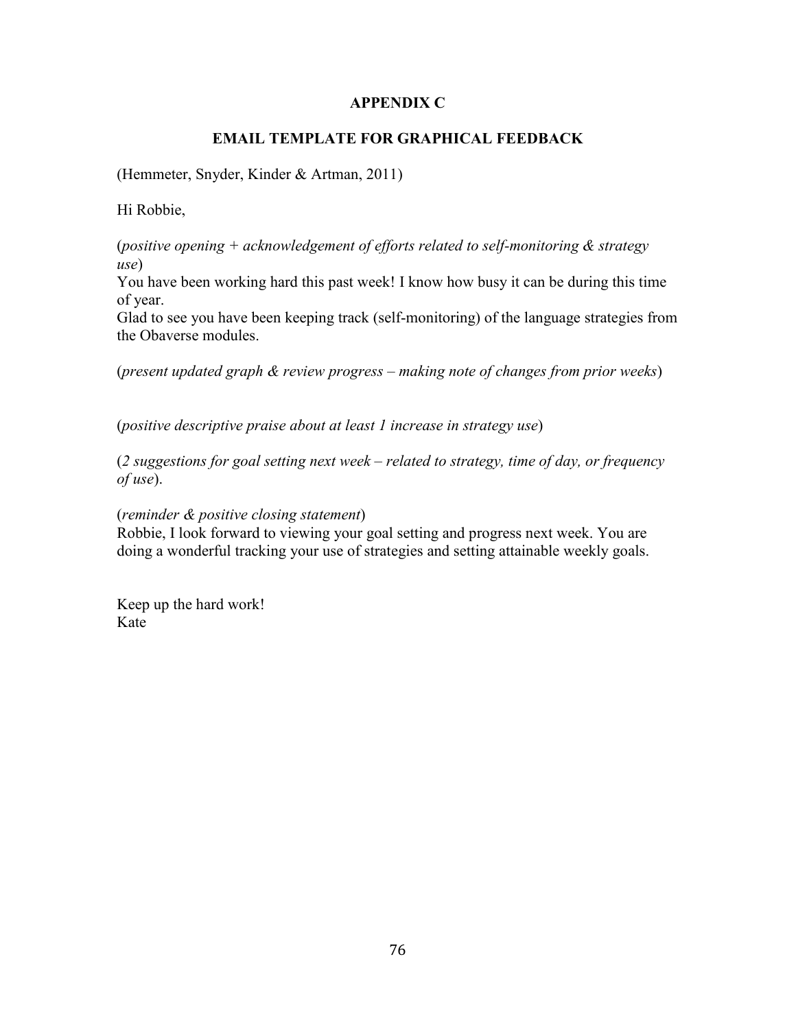# APPENDIX C

## EMAIL TEMPLATE FOR GRAPHICAL FEEDBACK

(Hemmeter, Snyder, Kinder & Artman, 2011)

Hi Robbie,

(*positive opening + acknowledgement of efforts related to self-monitoring & strategy use*)
You have been working hard this past week! I know how busy it can be during this time of year.
Glad to see you have been keeping track (self-monitoring) of the language strategies from the Obaverse modules.

(*present updated graph & review progress – making note of changes from prior weeks*)

(*positive descriptive praise about at least 1 increase in strategy use*)

(*2 suggestions for goal setting next week – related to strategy, time of day, or frequency of use*).

(*reminder & positive closing statement*)
Robbie, I look forward to viewing your goal setting and progress next week. You are doing a wonderful tracking your use of strategies and setting attainable weekly goals.

Keep up the hard work!
Kate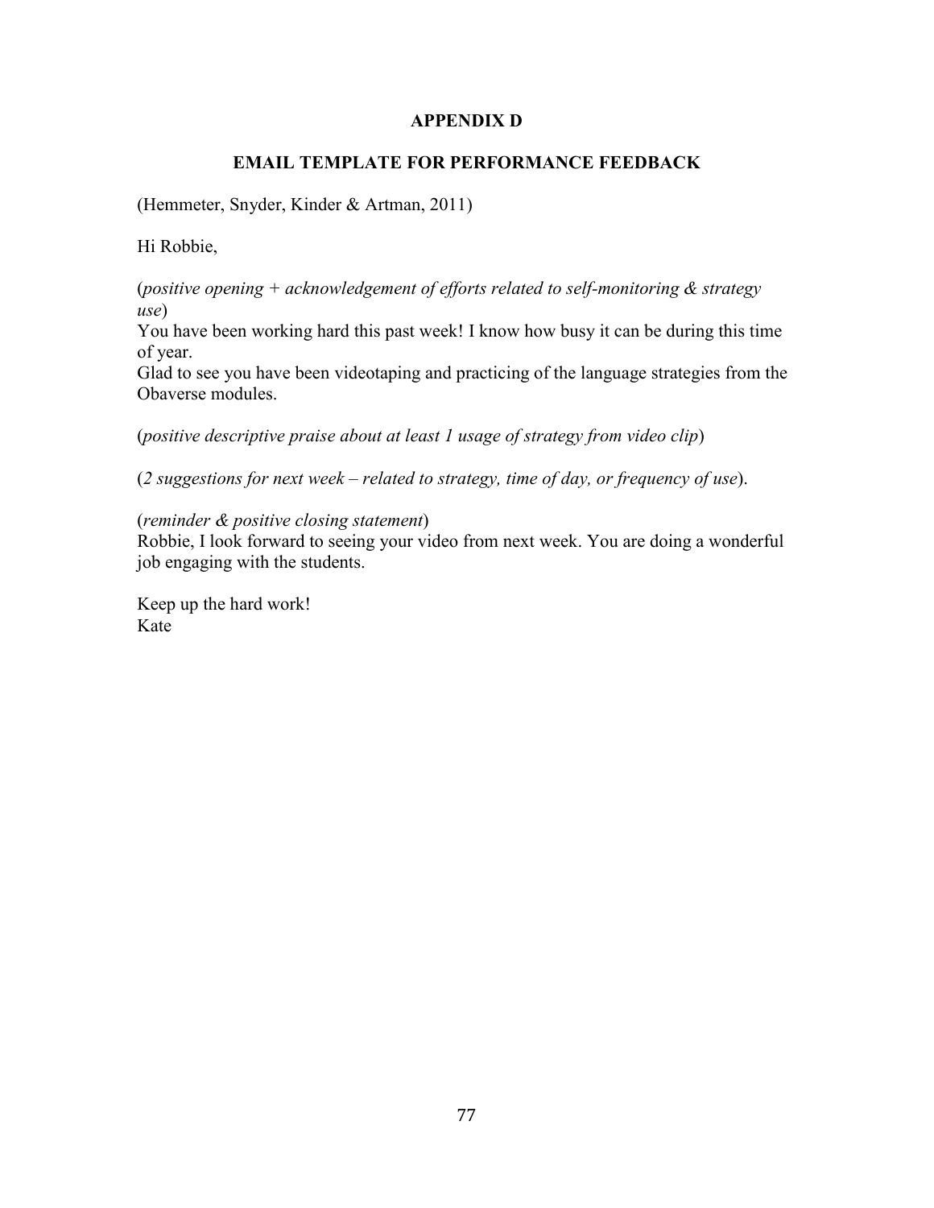# APPENDIX D

## EMAIL TEMPLATE FOR PERFORMANCE FEEDBACK

(Hemmeter, Snyder, Kinder & Artman, 2011)

Hi Robbie,

(*positive opening + acknowledgement of efforts related to self-monitoring & strategy use*)
You have been working hard this past week! I know how busy it can be during this time of year.
Glad to see you have been videotaping and practicing of the language strategies from the Obaverse modules.

(*positive descriptive praise about at least 1 usage of strategy from video clip*)

(*2 suggestions for next week – related to strategy, time of day, or frequency of use*).

(*reminder & positive closing statement*)
Robbie, I look forward to seeing your video from next week. You are doing a wonderful job engaging with the students.

Keep up the hard work!
Kate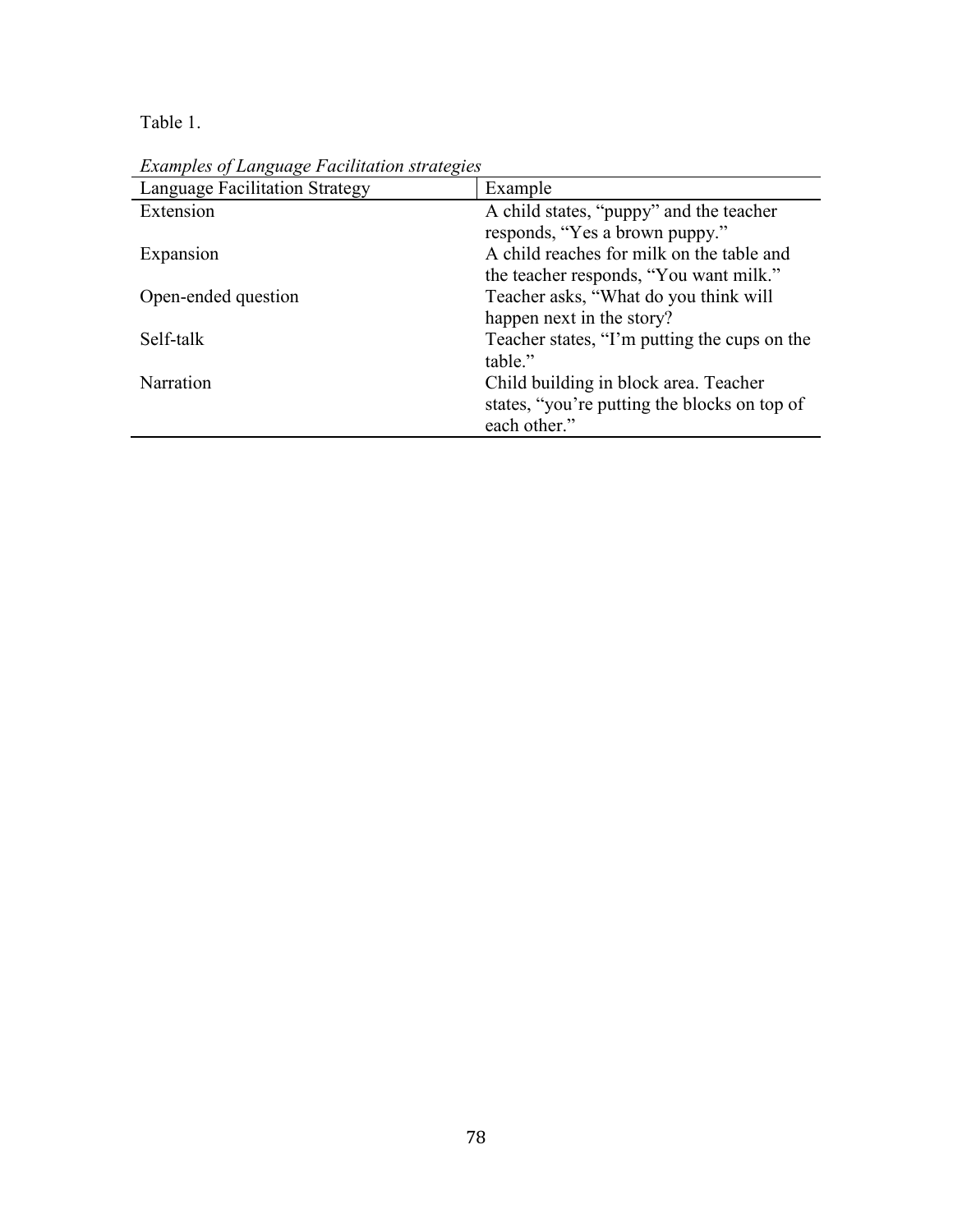Table 1.

*Examples of Language Facilitation strategies*

| Language Facilitation Strategy | Example |
|---|---|
| Extension | A child states, "puppy" and the teacher responds, "Yes a brown puppy." |
| Expansion | A child reaches for milk on the table and the teacher responds, "You want milk." |
| Open-ended question | Teacher asks, "What do you think will happen next in the story? |
| Self-talk | Teacher states, "I'm putting the cups on the table." |
| Narration | Child building in block area. Teacher states, "you're putting the blocks on top of each other." |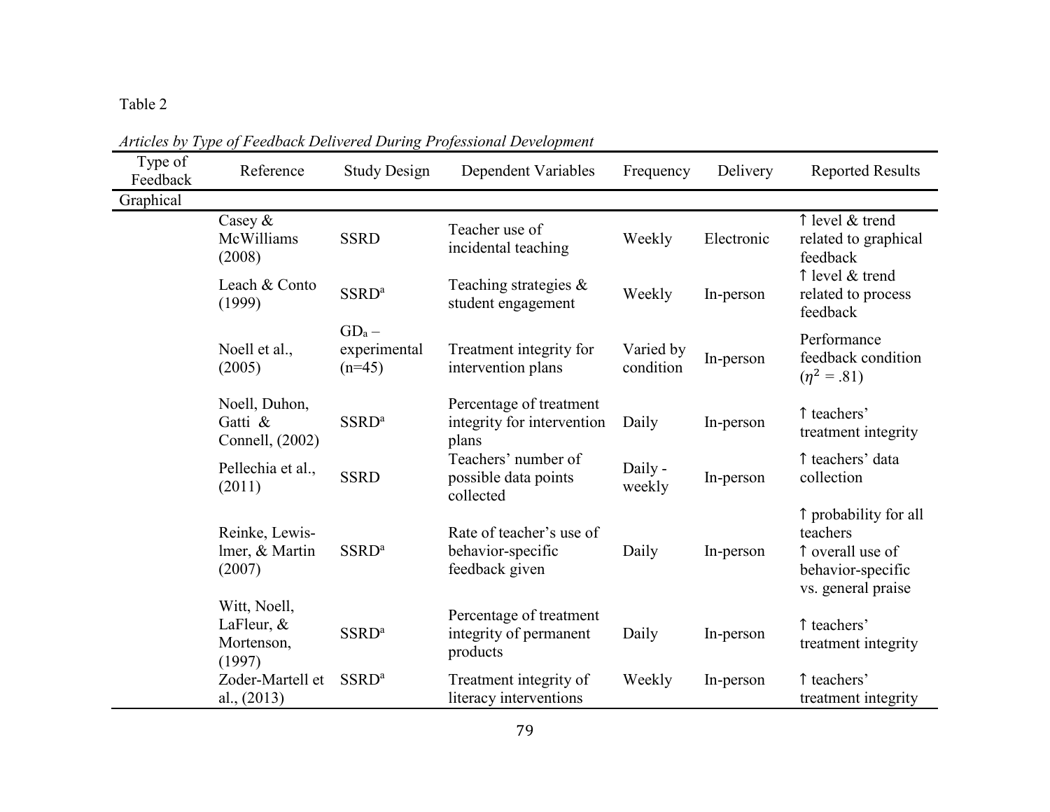Table 2

*Articles by Type of Feedback Delivered During Professional Development*

| Type of Feedback | Reference | Study Design | Dependent Variables | Frequency | Delivery | Reported Results |
|---|---|---|---|---|---|---|
| Graphical | | | | | | |
| | Casey & McWilliams (2008) | SSRD | Teacher use of incidental teaching | Weekly | Electronic | ↑ level & trend related to graphical feedback |
| | Leach & Conto (1999) | SSRD[a] | Teaching strategies & student engagement | Weekly | In-person | ↑ level & trend related to process feedback |
| | Noell et al., (2005) | $GD_a$ – experimental (n=45) | Treatment integrity for intervention plans | Varied by condition | In-person | Performance feedback condition ($\eta^2$ = .81) |
| | Noell, Duhon, Gatti & Connell, (2002) | SSRD[a] | Percentage of treatment integrity for intervention plans | Daily | In-person | ↑ teachers' treatment integrity |
| | Pellechia et al., (2011) | SSRD | Teachers' number of possible data points collected | Daily - weekly | In-person | ↑ teachers' data collection |
| | Reinke, Lewis-lmer, & Martin (2007) | SSRD[a] | Rate of teacher's use of behavior-specific feedback given | Daily | In-person | ↑ probability for all teachers ↑ overall use of behavior-specific vs. general praise |
| | Witt, Noell, LaFleur, & Mortenson, (1997) | SSRD[a] | Percentage of treatment integrity of permanent products | Daily | In-person | ↑ teachers' treatment integrity |
| | Zoder-Martell et al., (2013) | SSRD[a] | Treatment integrity of literacy interventions | Weekly | In-person | ↑ teachers' treatment integrity |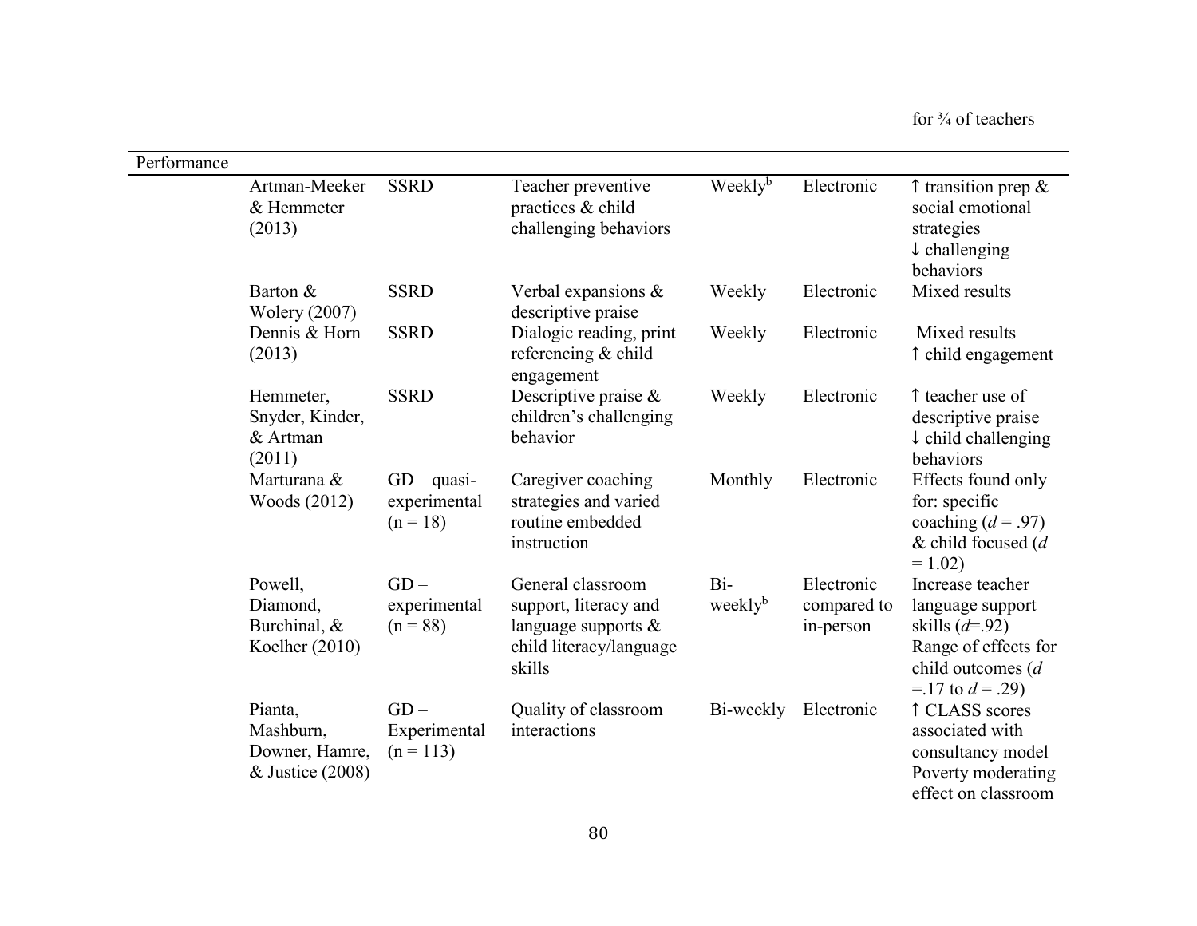| | | | | | | for ¾ of teachers |
|---|---|---|---|---|---|---|
| Performance | | | | | | |
| | Artman-Meeker & Hemmeter (2013) | SSRD | Teacher preventive practices & child challenging behaviors | Weekly[b] | Electronic | ↑ transition prep & social emotional strategies ↓ challenging behaviors |
| | Barton & Wolery (2007) | SSRD | Verbal expansions & descriptive praise | Weekly | Electronic | Mixed results |
| | Dennis & Horn (2013) | SSRD | Dialogic reading, print referencing & child engagement | Weekly | Electronic | Mixed results ↑ child engagement |
| | Hemmeter, Snyder, Kinder, & Artman (2011) | SSRD | Descriptive praise & children's challenging behavior | Weekly | Electronic | ↑ teacher use of descriptive praise ↓ child challenging behaviors |
| | Marturana & Woods (2012) | GD – quasi-experimental (n = 18) | Caregiver coaching strategies and varied routine embedded instruction | Monthly | Electronic | Effects found only for: specific coaching ($d$ = .97) & child focused ($d$ = 1.02) |
| | Powell, Diamond, Burchinal, & Koelher (2010) | GD – experimental (n = 88) | General classroom support, literacy and language supports & child literacy/language skills | Bi-weekly[b] | Electronic compared to in-person | Increase teacher language support skills ($d$=.92) Range of effects for child outcomes ($d$ =.17 to $d$ = .29) |
| | Pianta, Mashburn, Downer, Hamre, & Justice (2008) | GD – Experimental (n = 113) | Quality of classroom interactions | Bi-weekly | Electronic | ↑ CLASS scores associated with consultancy model Poverty moderating effect on classroom |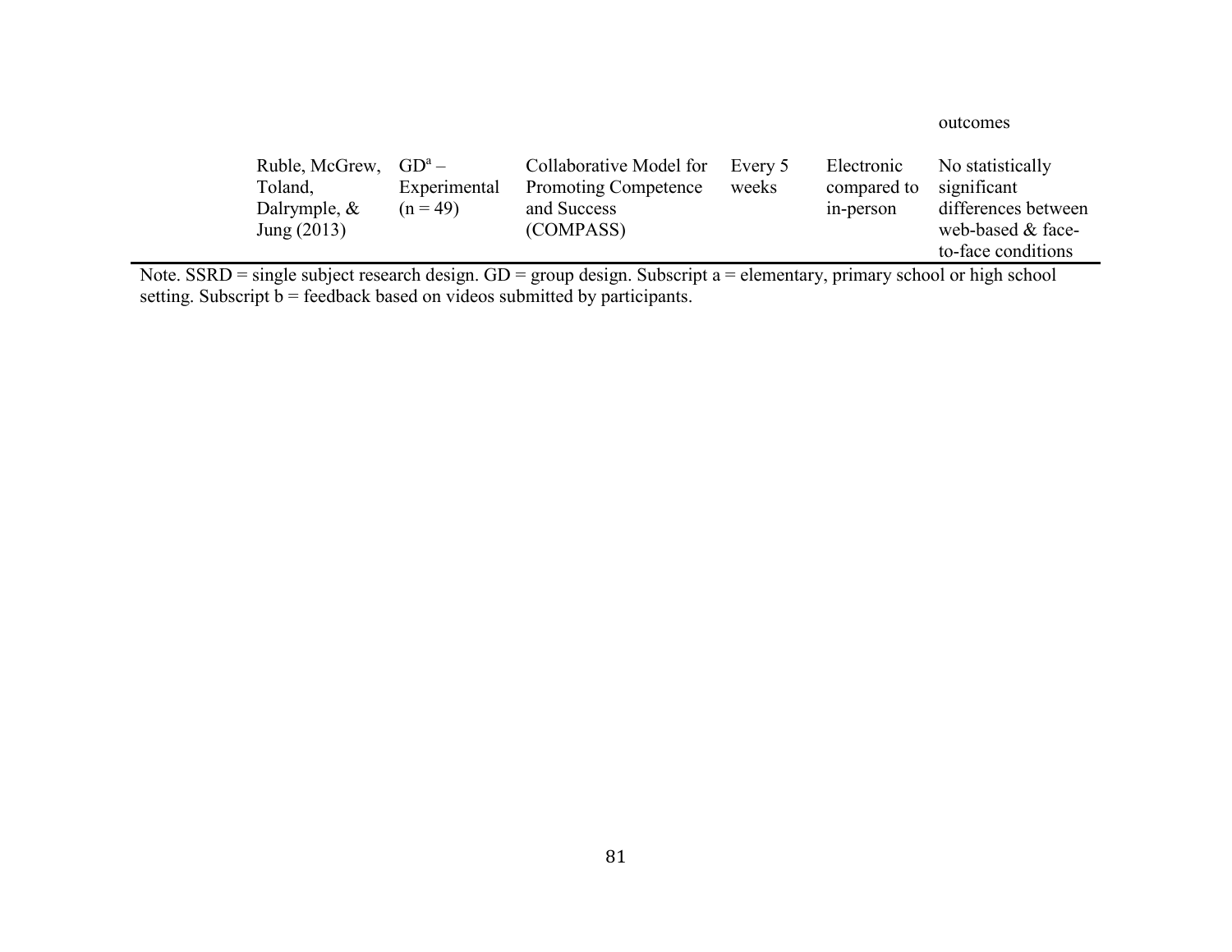| | | | | | outcomes |
|---|---|---|---|---|---|
| Ruble, McGrew, Toland, Dalrymple, & Jung (2013) | GD[a] – Experimental (n = 49) | Collaborative Model for Promoting Competence and Success (COMPASS) | Every 5 weeks | Electronic compared to in-person | No statistically significant differences between web-based & face-to-face conditions |

Note. SSRD = single subject research design. GD = group design. Subscript a = elementary, primary school or high school setting. Subscript b = feedback based on videos submitted by participants.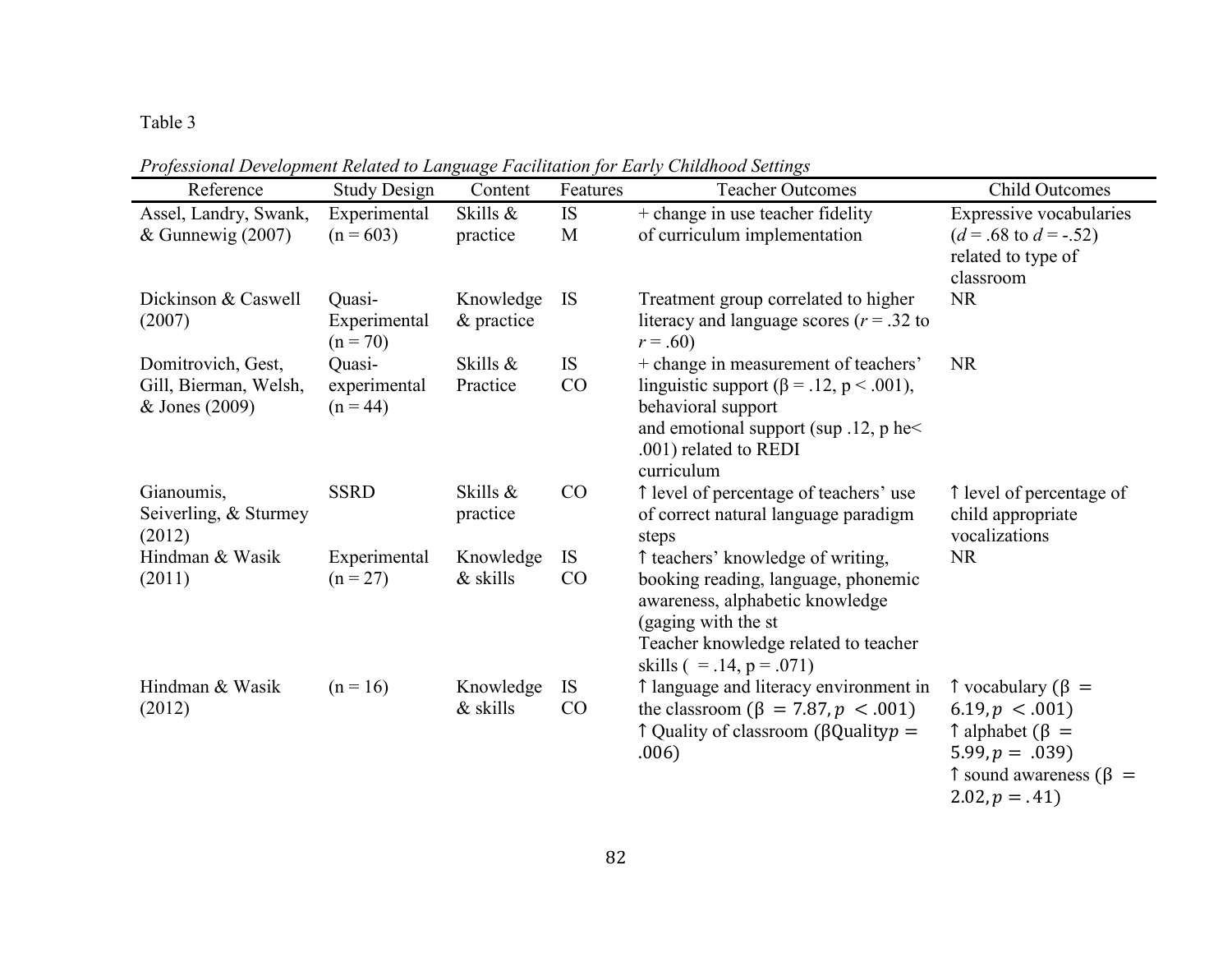Table 3

*Professional Development Related to Language Facilitation for Early Childhood Settings*

| Reference | Study Design | Content | Features | Teacher Outcomes | Child Outcomes |
|---|---|---|---|---|---|
| Assel, Landry, Swank, & Gunnewig (2007) | Experimental (n = 603) | Skills & practice | IS M | + change in use teacher fidelity of curriculum implementation | Expressive vocabularies ($d = .68$ to $d = -.52$) related to type of classroom |
| Dickinson & Caswell (2007) | Quasi-Experimental (n = 70) | Knowledge & practice | IS | Treatment group correlated to higher literacy and language scores ($r = .32$ to $r = .60$) | NR |
| Domitrovich, Gest, Gill, Bierman, Welsh, & Jones (2009) | Quasi-experimental (n = 44) | Skills & Practice | IS CO | + change in measurement of teachers' linguistic support ($\beta = .12$, $p < .001$), behavioral support and emotional support (sup .12, p he< .001) related to REDI curriculum | NR |
| Gianoumis, Seiverling, & Sturmey (2012) | SSRD | Skills & practice | CO | ↿ level of percentage of teachers' use of correct natural language paradigm steps | ↿ level of percentage of child appropriate vocalizations |
| Hindman & Wasik (2011) | Experimental (n = 27) | Knowledge & skills | IS CO | ↿ teachers' knowledge of writing, booking reading, language, phonemic awareness, alphabetic knowledge (gaging with the st Teacher knowledge related to teacher skills ( = .14, p = .071) | NR |
| Hindman & Wasik (2012) | (n = 16) | Knowledge & skills | IS CO | ↿ language and literacy environment in the classroom ($\beta = 7.87, p < .001$) ↿ Quality of classroom (βQuality$p = .006$) | ↿ vocabulary ($\beta = 6.19, p < .001$) ↿ alphabet ($\beta = 5.99, p = .039$) ↿ sound awareness ($\beta = 2.02, p = .41$) |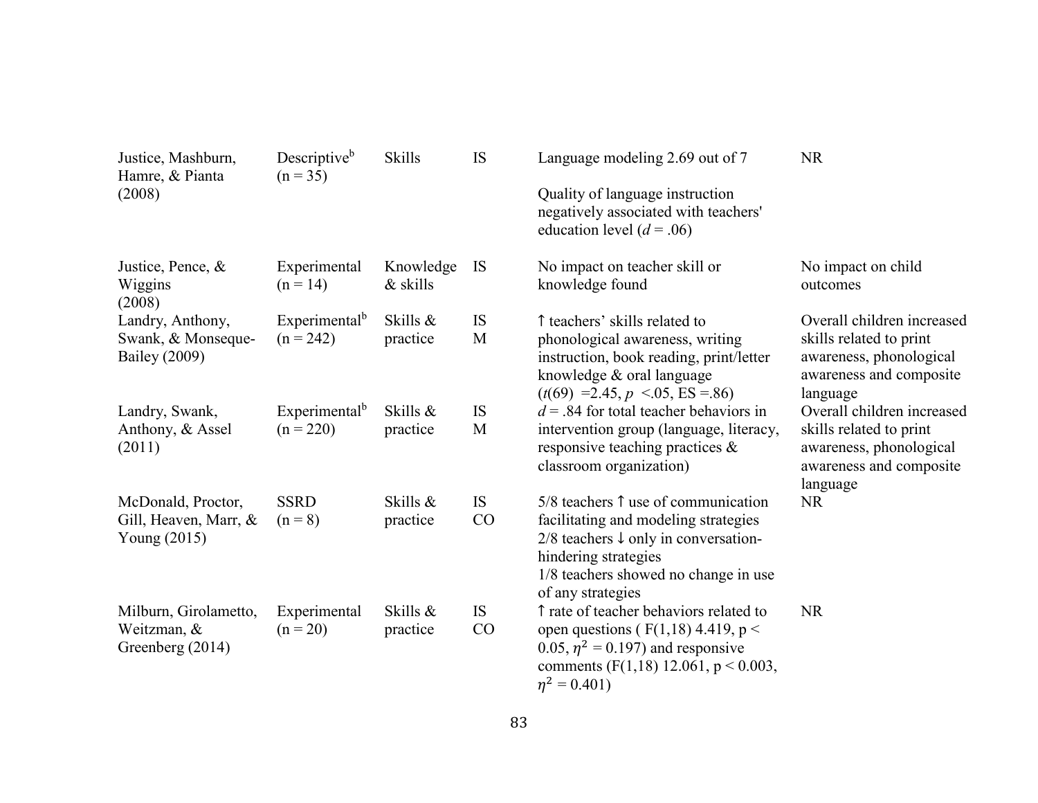| | | | | | |
|---|---|---|---|---|---|
| Justice, Mashburn, Hamre, & Pianta (2008) | Descriptive[b] (n = 35) | Skills | IS | Language modeling 2.69 out of 7<br><br>Quality of language instruction negatively associated with teachers' education level (*d* = .06) | NR |
| Justice, Pence, & Wiggins (2008) | Experimental (n = 14) | Knowledge & skills | IS | No impact on teacher skill or knowledge found | No impact on child outcomes |
| Landry, Anthony, Swank, & Monseque-Bailey (2009) | Experimental[b] (n = 242) | Skills & practice | IS<br>M | ↑ teachers' skills related to phonological awareness, writing instruction, book reading, print/letter knowledge & oral language ($t(69)$ =2.45, $p$ <.05, ES =.86) | Overall children increased skills related to print awareness, phonological awareness and composite language |
| Landry, Swank, Anthony, & Assel (2011) | Experimental[b] (n = 220) | Skills & practice | IS<br>M | $d$ = .84 for total teacher behaviors in intervention group (language, literacy, responsive teaching practices & classroom organization) | Overall children increased skills related to print awareness, phonological awareness and composite language |
| McDonald, Proctor, Gill, Heaven, Marr, & Young (2015) | SSRD (n = 8) | Skills & practice | IS<br>CO | 5/8 teachers ↑ use of communication facilitating and modeling strategies<br>2/8 teachers ↓ only in conversation-hindering strategies<br>1/8 teachers showed no change in use of any strategies | NR |
| Milburn, Girolametto, Weitzman, & Greenberg (2014) | Experimental (n = 20) | Skills & practice | IS<br>CO | ↑ rate of teacher behaviors related to open questions ( $F(1,18)$ 4.419, $p <$ 0.05, $\eta^2$ = 0.197) and responsive comments ($F(1,18)$ 12.061, $p < 0.003$, $\eta^2$ = 0.401) | NR |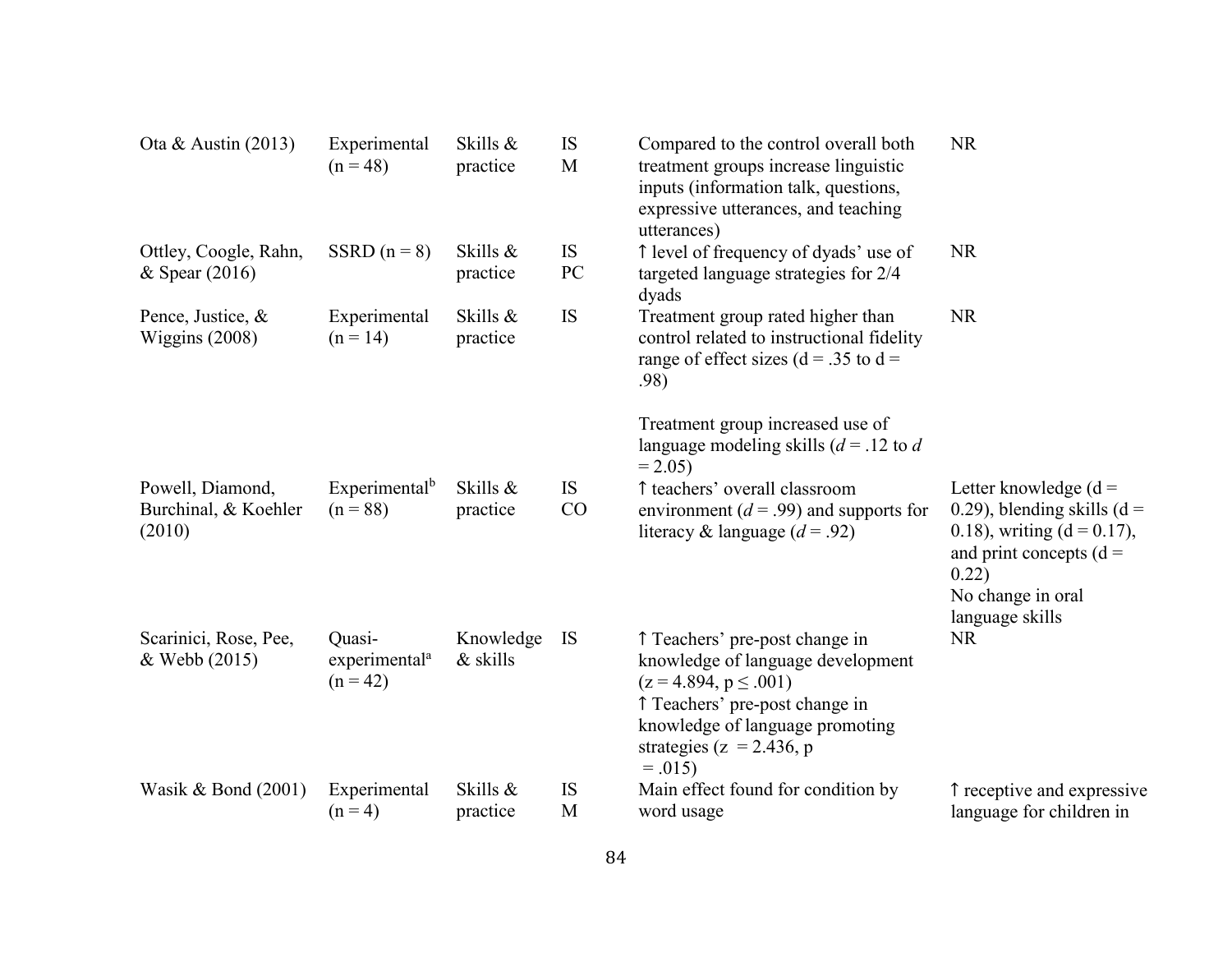| | | | | | |
|---|---|---|---|---|---|
| Ota & Austin (2013) | Experimental (n = 48) | Skills & practice | IS M | Compared to the control overall both treatment groups increase linguistic inputs (information talk, questions, expressive utterances, and teaching utterances) | NR |
| Ottley, Coogle, Rahn, & Spear (2016) | SSRD (n = 8) | Skills & practice | IS PC | ↑ level of frequency of dyads' use of targeted language strategies for 2/4 dyads | NR |
| Pence, Justice, & Wiggins (2008) | Experimental (n = 14) | Skills & practice | IS | Treatment group rated higher than control related to instructional fidelity range of effect sizes (d = .35 to d = .98)<br><br>Treatment group increased use of language modeling skills (*d* = .12 to *d* = 2.05) | NR |
| Powell, Diamond, Burchinal, & Koehler (2010) | Experimental[b] (n = 88) | Skills & practice | IS CO | ↑ teachers' overall classroom environment (*d* = .99) and supports for literacy & language (*d* = .92) | Letter knowledge (d = 0.29), blending skills (d = 0.18), writing (d = 0.17), and print concepts (d = 0.22)<br>No change in oral language skills |
| Scarinici, Rose, Pee, & Webb (2015) | Quasi-experimental[a] (n = 42) | Knowledge & skills | IS | ↑ Teachers' pre-post change in knowledge of language development (z = 4.894, p ≤ .001)<br>↑ Teachers' pre-post change in knowledge of language promoting strategies (z = 2.436, p = .015) | NR |
| Wasik & Bond (2001) | Experimental (n = 4) | Skills & practice | IS M | Main effect found for condition by word usage | ↑ receptive and expressive language for children in |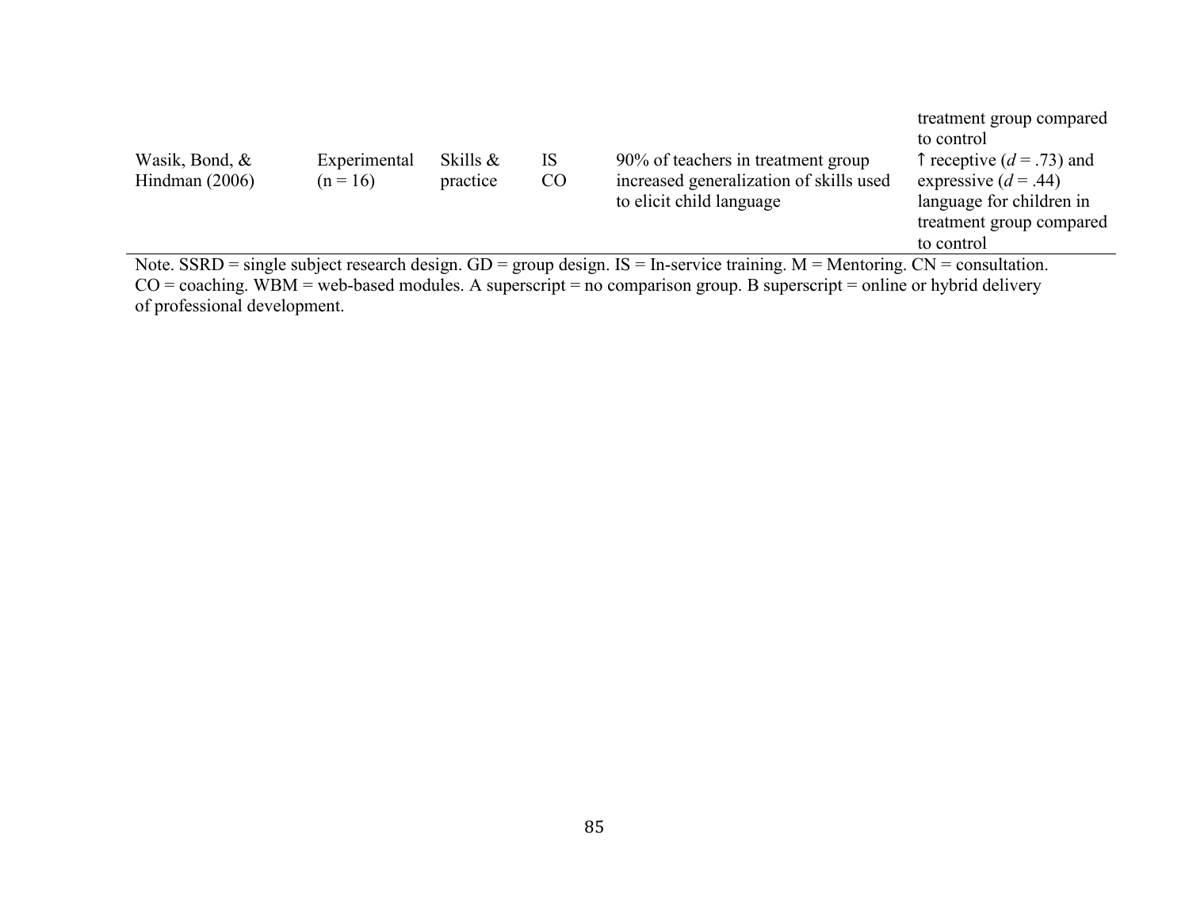| | | | | | treatment group compared to control |
|---|---|---|---|---|---|
| Wasik, Bond, & Hindman (2006) | Experimental (n = 16) | Skills & practice | IS CO | 90% of teachers in treatment group increased generalization of skills used to elicit child language | ↑ receptive (*d* = .73) and expressive (*d* = .44) language for children in treatment group compared to control |

Note. SSRD = single subject research design. GD = group design. IS = In-service training. M = Mentoring. CN = consultation. CO = coaching. WBM = web-based modules. A superscript = no comparison group. B superscript = online or hybrid delivery of professional development.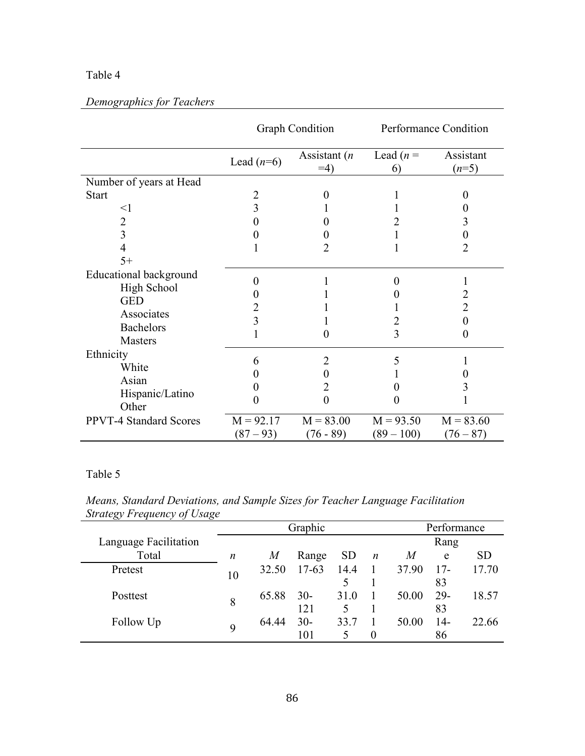Table 4

*Demographics for Teachers*

| | Graph Condition | | Performance Condition | |
|---|---|---|---|---|
| | Lead (*n*=6) | Assistant (*n* =4) | Lead (*n* = 6) | Assistant (*n*=5) |
| Number of years at Head Start | | | | |
| <1 | 2 | 0 | 1 | 0 |
| 2 | 3 | 1 | 1 | 0 |
| 3 | 0 | 0 | 2 | 3 |
| 4 | 0 | 0 | 1 | 0 |
| 5+ | 1 | 2 | 1 | 2 |
| Educational background | | | | |
| High School | 0 | 1 | 0 | 1 |
| GED | 0 | 1 | 0 | 2 |
| Associates | 2 | 1 | 1 | 2 |
| Bachelors | 3 | 1 | 2 | 0 |
| Masters | 1 | 0 | 3 | 0 |
| Ethnicity | | | | |
| White | 6 | 2 | 5 | 1 |
| Asian | 0 | 0 | 1 | 0 |
| Hispanic/Latino | 0 | 2 | 0 | 3 |
| Other | 0 | 0 | 0 | 1 |
| PPVT-4 Standard Scores | M = 92.17 (87 – 93) | M = 83.00 (76 - 89) | M = 93.50 (89 – 100) | M = 83.60 (76 – 87) |

Table 5

*Means, Standard Deviations, and Sample Sizes for Teacher Language Facilitation Strategy Frequency of Usage*

| Language Facilitation Total | Graphic | | | | Performance | | | |
|---|---|---|---|---|---|---|---|---|
| | *n* | *M* | Range | SD | *n* | *M* | Range | SD |
| Pretest | 10 | 32.50 | 17-63 | 14.45 | 11 | 37.90 | 17-83 | 17.70 |
| Posttest | 8 | 65.88 | 30-121 | 31.05 | 11 | 50.00 | 29-83 | 18.57 |
| Follow Up | 9 | 64.44 | 30-101 | 33.75 | 10 | 50.00 | 14-86 | 22.66 |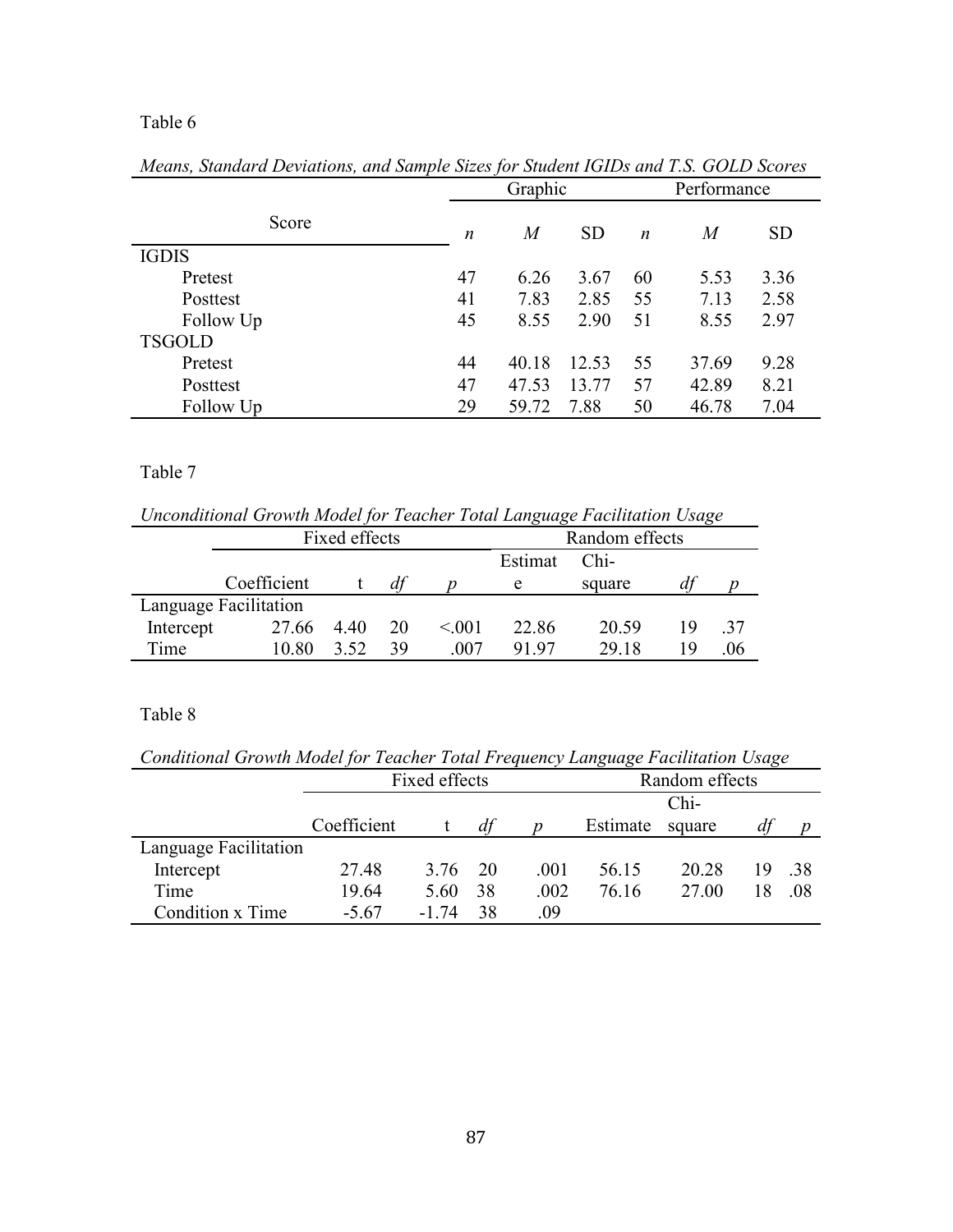Table 6

*Means, Standard Deviations, and Sample Sizes for Student IGIDs and T.S. GOLD Scores*

| Score | Graphic | | | Performance | | |
|---|---|---|---|---|---|---|
| | *n* | *M* | SD | *n* | *M* | SD |
| IGDIS | | | | | | |
| Pretest | 47 | 6.26 | 3.67 | 60 | 5.53 | 3.36 |
| Posttest | 41 | 7.83 | 2.85 | 55 | 7.13 | 2.58 |
| Follow Up | 45 | 8.55 | 2.90 | 51 | 8.55 | 2.97 |
| TSGOLD | | | | | | |
| Pretest | 44 | 40.18 | 12.53 | 55 | 37.69 | 9.28 |
| Posttest | 47 | 47.53 | 13.77 | 57 | 42.89 | 8.21 |
| Follow Up | 29 | 59.72 | 7.88 | 50 | 46.78 | 7.04 |

Table 7

*Unconditional Growth Model for Teacher Total Language Facilitation Usage*

| | Fixed effects | | | | Random effects | | | |
|---|---|---|---|---|---|---|---|---|
| | Coefficient | t | *df* | *p* | Estimate | Chi-square | *df* | *p* |
| Language Facilitation | | | | | | | | |
| Intercept | 27.66 | 4.40 | 20 | <.001 | 22.86 | 20.59 | 19 | .37 |
| Time | 10.80 | 3.52 | 39 | .007 | 91.97 | 29.18 | 19 | .06 |

Table 8

*Conditional Growth Model for Teacher Total Frequency Language Facilitation Usage*

| | Fixed effects | | | | Random effects | | | |
|---|---|---|---|---|---|---|---|---|
| | Coefficient | t | *df* | *p* | Estimate | Chi-square | *df* | *p* |
| Language Facilitation | | | | | | | | |
| Intercept | 27.48 | 3.76 | 20 | .001 | 56.15 | 20.28 | 19 | .38 |
| Time | 19.64 | 5.60 | 38 | .002 | 76.16 | 27.00 | 18 | .08 |
| Condition x Time | -5.67 | -1.74 | 38 | .09 | | | | |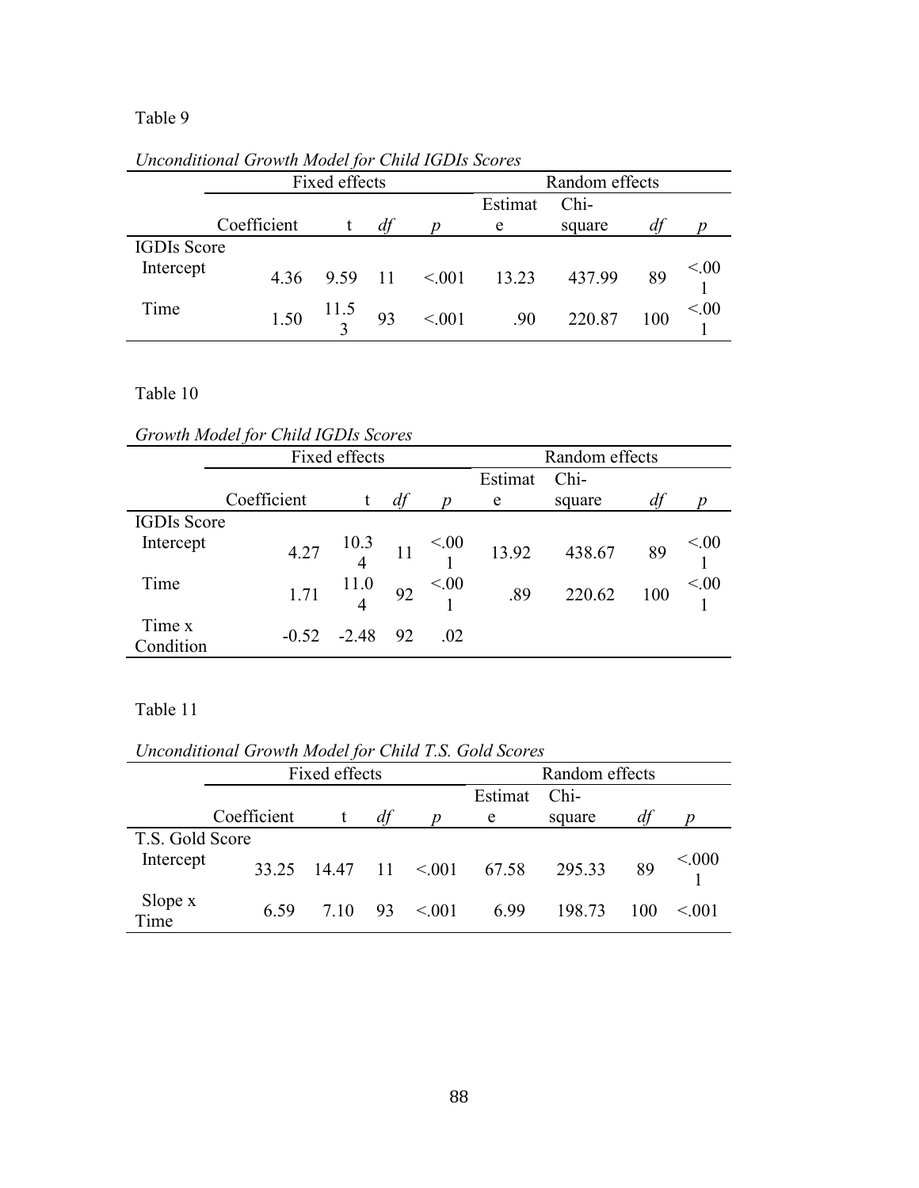Table 9

*Unconditional Growth Model for Child IGDIs Scores*

| | Fixed effects | | | | Random effects | | | |
|---|---|---|---|---|---|---|---|---|
| | Coefficient | t | *df* | *p* | Estimate | Chi-square | *df* | *p* |
| IGDIs Score | | | | | | | | |
| Intercept | 4.36 | 9.59 | 11 | <.001 | 13.23 | 437.99 | 89 | <.001 |
| Time | 1.50 | 11.53 | 93 | <.001 | .90 | 220.87 | 100 | <.001 |

Table 10

*Growth Model for Child IGDIs Scores*

| | Fixed effects | | | | Random effects | | | |
|---|---|---|---|---|---|---|---|---|
| | Coefficient | t | *df* | *p* | Estimate | Chi-square | *df* | *p* |
| IGDIs Score | | | | | | | | |
| Intercept | 4.27 | 10.34 | 11 | <.001 | 13.92 | 438.67 | 89 | <.001 |
| Time | 1.71 | 11.04 | 92 | <.001 | .89 | 220.62 | 100 | <.001 |
| Time x Condition | -0.52 | -2.48 | 92 | .02 | | | | |

Table 11

*Unconditional Growth Model for Child T.S. Gold Scores*

| | Fixed effects | | | | Random effects | | | |
|---|---|---|---|---|---|---|---|---|
| | Coefficient | t | *df* | *p* | Estimate | Chi-square | *df* | *p* |
| T.S. Gold Score | | | | | | | | |
| Intercept | 33.25 | 14.47 | 11 | <.001 | 67.58 | 295.33 | 89 | <.0001 |
| Slope x Time | 6.59 | 7.10 | 93 | <.001 | 6.99 | 198.73 | 100 | <.001 |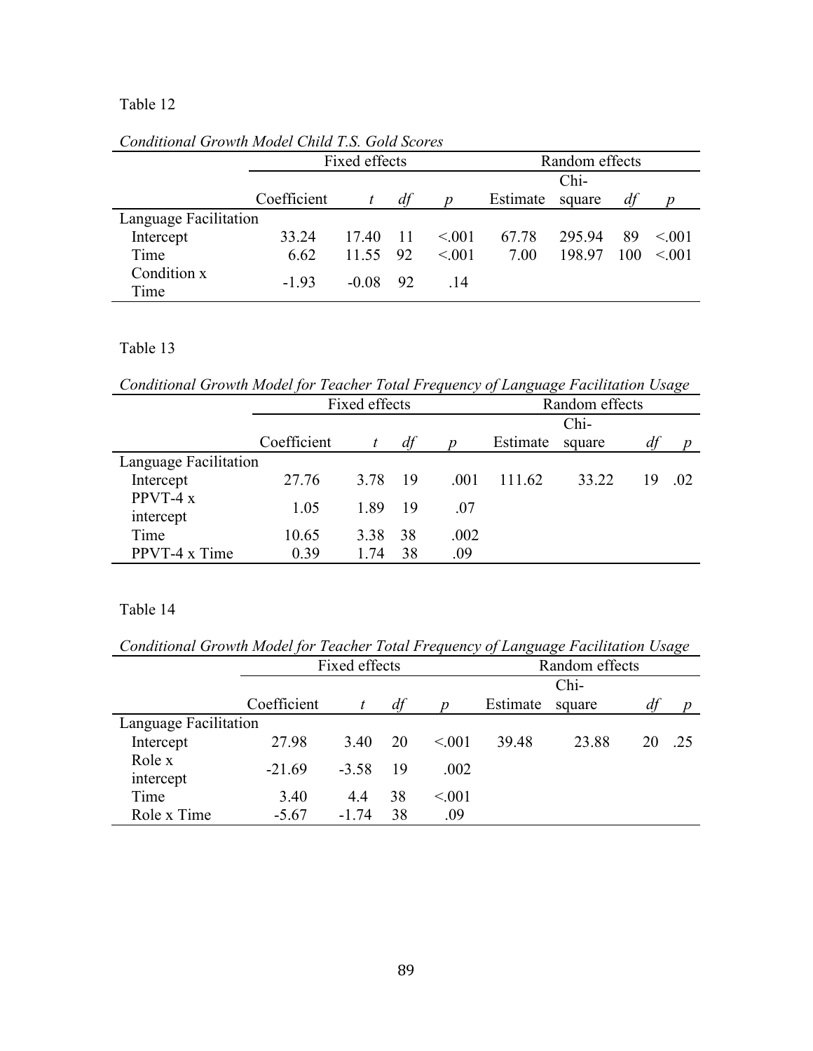Table 12

*Conditional Growth Model Child T.S. Gold Scores*

| | Fixed effects | | | | Random effects | | | |
|---|---|---|---|---|---|---|---|---|
| | Coefficient | *t* | *df* | *p* | Estimate | Chi-square | *df* | *p* |
| Language Facilitation | | | | | | | | |
| Intercept | 33.24 | 17.40 | 11 | <.001 | 67.78 | 295.94 | 89 | <.001 |
| Time | 6.62 | 11.55 | 92 | <.001 | 7.00 | 198.97 | 100 | <.001 |
| Condition x Time | -1.93 | -0.08 | 92 | .14 | | | | |

Table 13

*Conditional Growth Model for Teacher Total Frequency of Language Facilitation Usage*

| | Fixed effects | | | | Random effects | | | |
|---|---|---|---|---|---|---|---|---|
| | Coefficient | *t* | *df* | *p* | Estimate | Chi-square | *df* | *p* |
| Language Facilitation | | | | | | | | |
| Intercept | 27.76 | 3.78 | 19 | .001 | 111.62 | 33.22 | 19 | .02 |
| PPVT-4 x intercept | 1.05 | 1.89 | 19 | .07 | | | | |
| Time | 10.65 | 3.38 | 38 | .002 | | | | |
| PPVT-4 x Time | 0.39 | 1.74 | 38 | .09 | | | | |

Table 14

*Conditional Growth Model for Teacher Total Frequency of Language Facilitation Usage*

| | Fixed effects | | | | Random effects | | | |
|---|---|---|---|---|---|---|---|---|
| | Coefficient | *t* | *df* | *p* | Estimate | Chi-square | *df* | *p* |
| Language Facilitation | | | | | | | | |
| Intercept | 27.98 | 3.40 | 20 | <.001 | 39.48 | 23.88 | 20 | .25 |
| Role x intercept | -21.69 | -3.58 | 19 | .002 | | | | |
| Time | 3.40 | 4.4 | 38 | <.001 | | | | |
| Role x Time | -5.67 | -1.74 | 38 | .09 | | | | |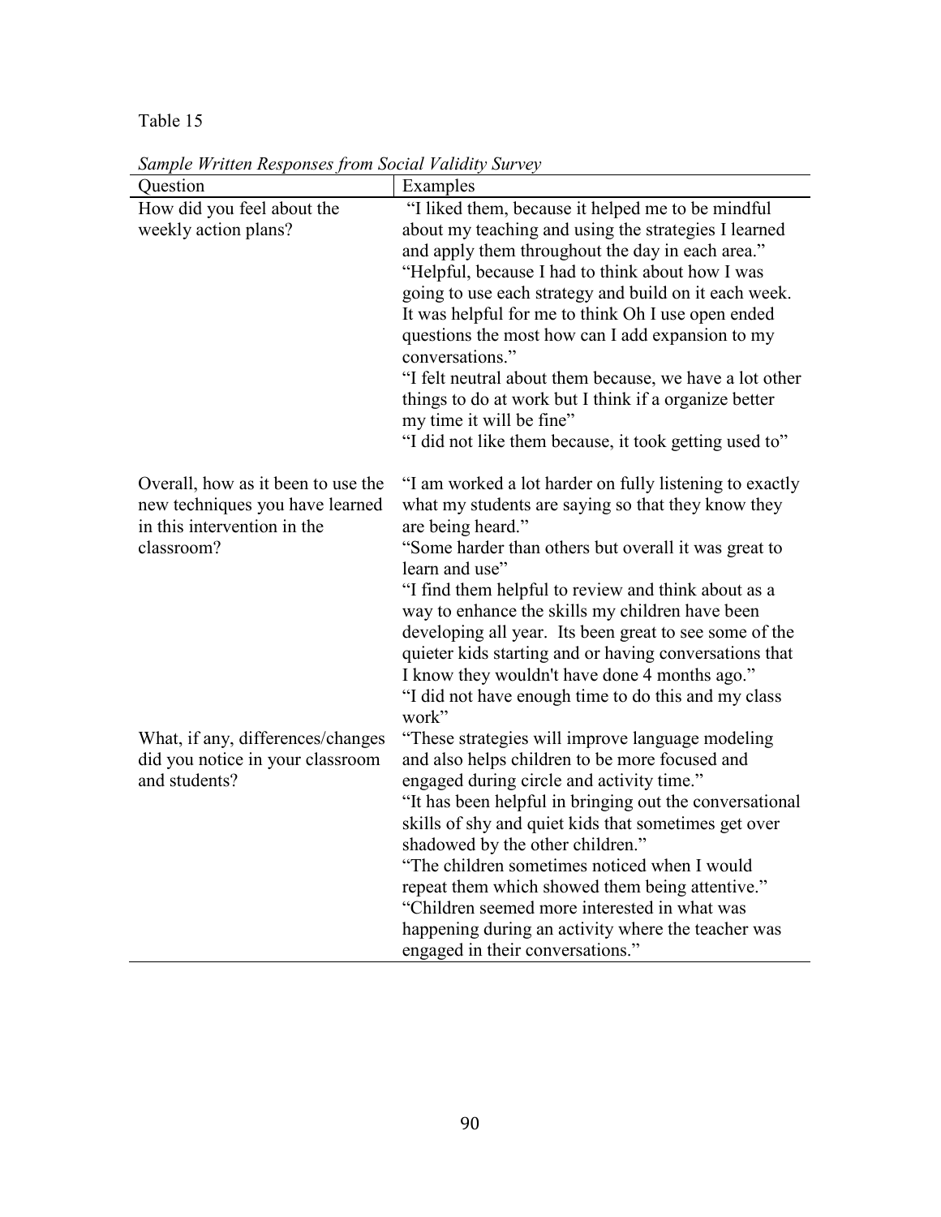Table 15

*Sample Written Responses from Social Validity Survey*

| Question | Examples |
|---|---|
| How did you feel about the weekly action plans? | "I liked them, because it helped me to be mindful about my teaching and using the strategies I learned and apply them throughout the day in each area." "Helpful, because I had to think about how I was going to use each strategy and build on it each week. It was helpful for me to think Oh I use open ended questions the most how can I add expansion to my conversations." "I felt neutral about them because, we have a lot other things to do at work but I think if a organize better my time it will be fine" "I did not like them because, it took getting used to" |
| Overall, how as it been to use the new techniques you have learned in this intervention in the classroom? | "I am worked a lot harder on fully listening to exactly what my students are saying so that they know they are being heard." "Some harder than others but overall it was great to learn and use" "I find them helpful to review and think about as a way to enhance the skills my children have been developing all year. Its been great to see some of the quieter kids starting and or having conversations that I know they wouldn't have done 4 months ago." "I did not have enough time to do this and my class work" |
| What, if any, differences/changes did you notice in your classroom and students? | "These strategies will improve language modeling and also helps children to be more focused and engaged during circle and activity time." "It has been helpful in bringing out the conversational skills of shy and quiet kids that sometimes get over shadowed by the other children." "The children sometimes noticed when I would repeat them which showed them being attentive." "Children seemed more interested in what was happening during an activity where the teacher was engaged in their conversations." |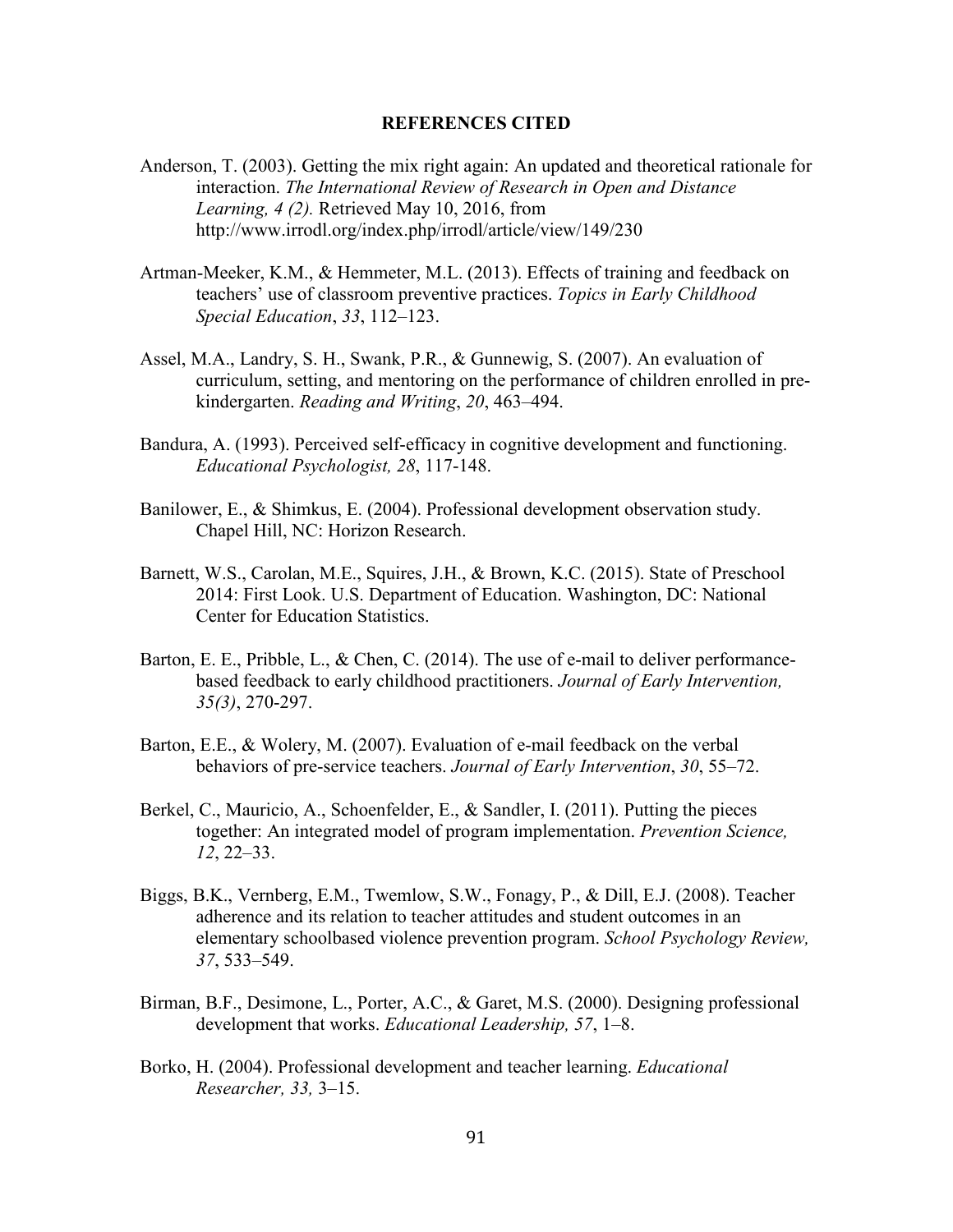# REFERENCES CITED

Anderson, T. (2003). Getting the mix right again: An updated and theoretical rationale for interaction. *The International Review of Research in Open and Distance Learning, 4 (2).* Retrieved May 10, 2016, from http://www.irrodl.org/index.php/irrodl/article/view/149/230

Artman-Meeker, K.M., & Hemmeter, M.L. (2013). Effects of training and feedback on teachers' use of classroom preventive practices. *Topics in Early Childhood Special Education*, *33*, 112–123.

Assel, M.A., Landry, S. H., Swank, P.R., & Gunnewig, S. (2007). An evaluation of curriculum, setting, and mentoring on the performance of children enrolled in pre-kindergarten. *Reading and Writing*, *20*, 463–494.

Bandura, A. (1993). Perceived self-efficacy in cognitive development and functioning. *Educational Psychologist, 28*, 117-148.

Banilower, E., & Shimkus, E. (2004). Professional development observation study. Chapel Hill, NC: Horizon Research.

Barnett, W.S., Carolan, M.E., Squires, J.H., & Brown, K.C. (2015). State of Preschool 2014: First Look. U.S. Department of Education. Washington, DC: National Center for Education Statistics.

Barton, E. E., Pribble, L., & Chen, C. (2014). The use of e-mail to deliver performance-based feedback to early childhood practitioners. *Journal of Early Intervention, 35(3)*, 270-297.

Barton, E.E., & Wolery, M. (2007). Evaluation of e-mail feedback on the verbal behaviors of pre-service teachers. *Journal of Early Intervention*, *30*, 55–72.

Berkel, C., Mauricio, A., Schoenfelder, E., & Sandler, I. (2011). Putting the pieces together: An integrated model of program implementation. *Prevention Science, 12*, 22–33.

Biggs, B.K., Vernberg, E.M., Twemlow, S.W., Fonagy, P., & Dill, E.J. (2008). Teacher adherence and its relation to teacher attitudes and student outcomes in an elementary schoolbased violence prevention program. *School Psychology Review, 37*, 533–549.

Birman, B.F., Desimone, L., Porter, A.C., & Garet, M.S. (2000). Designing professional development that works. *Educational Leadership, 57*, 1–8.

Borko, H. (2004). Professional development and teacher learning. *Educational Researcher, 33,* 3–15.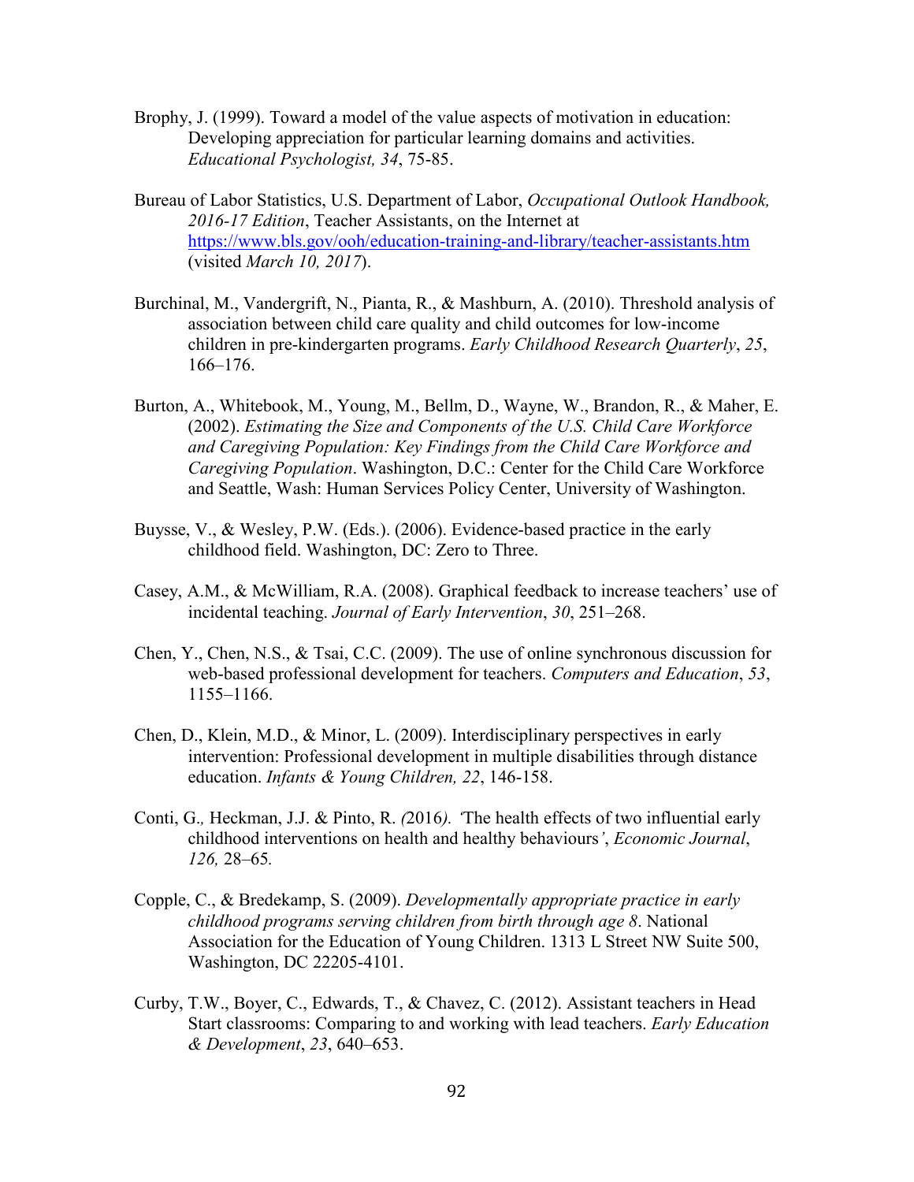Brophy, J. (1999). Toward a model of the value aspects of motivation in education: Developing appreciation for particular learning domains and activities. *Educational Psychologist, 34*, 75-85.

Bureau of Labor Statistics, U.S. Department of Labor, *Occupational Outlook Handbook, 2016-17 Edition*, Teacher Assistants, on the Internet at https://www.bls.gov/ooh/education-training-and-library/teacher-assistants.htm (visited *March 10, 2017*).

Burchinal, M., Vandergrift, N., Pianta, R., & Mashburn, A. (2010). Threshold analysis of association between child care quality and child outcomes for low-income children in pre-kindergarten programs. *Early Childhood Research Quarterly*, *25*, 166–176.

Burton, A., Whitebook, M., Young, M., Bellm, D., Wayne, W., Brandon, R., & Maher, E. (2002). *Estimating the Size and Components of the U.S. Child Care Workforce and Caregiving Population: Key Findings from the Child Care Workforce and Caregiving Population*. Washington, D.C.: Center for the Child Care Workforce and Seattle, Wash: Human Services Policy Center, University of Washington.

Buysse, V., & Wesley, P.W. (Eds.). (2006). Evidence-based practice in the early childhood field. Washington, DC: Zero to Three.

Casey, A.M., & McWilliam, R.A. (2008). Graphical feedback to increase teachers' use of incidental teaching. *Journal of Early Intervention*, *30*, 251–268.

Chen, Y., Chen, N.S., & Tsai, C.C. (2009). The use of online synchronous discussion for web-based professional development for teachers. *Computers and Education*, *53*, 1155–1166.

Chen, D., Klein, M.D., & Minor, L. (2009). Interdisciplinary perspectives in early intervention: Professional development in multiple disabilities through distance education. *Infants & Young Children, 22*, 146-158.

Conti, G., Heckman, J.J. & Pinto, R. (2016). 'The health effects of two influential early childhood interventions on health and healthy behaviours', *Economic Journal*, *126,* 28–65*.*

Copple, C., & Bredekamp, S. (2009). *Developmentally appropriate practice in early childhood programs serving children from birth through age 8*. National Association for the Education of Young Children. 1313 L Street NW Suite 500, Washington, DC 22205-4101.

Curby, T.W., Boyer, C., Edwards, T., & Chavez, C. (2012). Assistant teachers in Head Start classrooms: Comparing to and working with lead teachers. *Early Education & Development*, *23*, 640–653.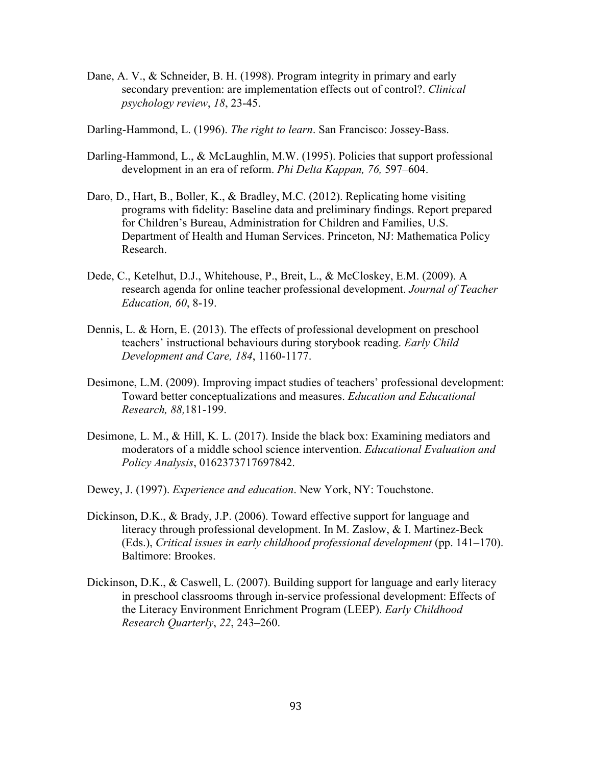Dane, A. V., & Schneider, B. H. (1998). Program integrity in primary and early secondary prevention: are implementation effects out of control?. *Clinical psychology review*, *18*, 23-45.

Darling-Hammond, L. (1996). *The right to learn*. San Francisco: Jossey-Bass.

Darling-Hammond, L., & McLaughlin, M.W. (1995). Policies that support professional development in an era of reform. *Phi Delta Kappan, 76,* 597–604.

Daro, D., Hart, B., Boller, K., & Bradley, M.C. (2012). Replicating home visiting programs with fidelity: Baseline data and preliminary findings. Report prepared for Children's Bureau, Administration for Children and Families, U.S. Department of Health and Human Services. Princeton, NJ: Mathematica Policy Research.

Dede, C., Ketelhut, D.J., Whitehouse, P., Breit, L., & McCloskey, E.M. (2009). A research agenda for online teacher professional development. *Journal of Teacher Education, 60*, 8-19.

Dennis, L. & Horn, E. (2013). The effects of professional development on preschool teachers' instructional behaviours during storybook reading. *Early Child Development and Care, 184*, 1160-1177.

Desimone, L.M. (2009). Improving impact studies of teachers' professional development: Toward better conceptualizations and measures. *Education and Educational Research, 88,*181-199.

Desimone, L. M., & Hill, K. L. (2017). Inside the black box: Examining mediators and moderators of a middle school science intervention. *Educational Evaluation and Policy Analysis*, 0162373717697842.

Dewey, J. (1997). *Experience and education*. New York, NY: Touchstone.

Dickinson, D.K., & Brady, J.P. (2006). Toward effective support for language and literacy through professional development. In M. Zaslow, & I. Martinez-Beck (Eds.), *Critical issues in early childhood professional development* (pp. 141–170). Baltimore: Brookes.

Dickinson, D.K., & Caswell, L. (2007). Building support for language and early literacy in preschool classrooms through in-service professional development: Effects of the Literacy Environment Enrichment Program (LEEP). *Early Childhood Research Quarterly*, *22*, 243–260.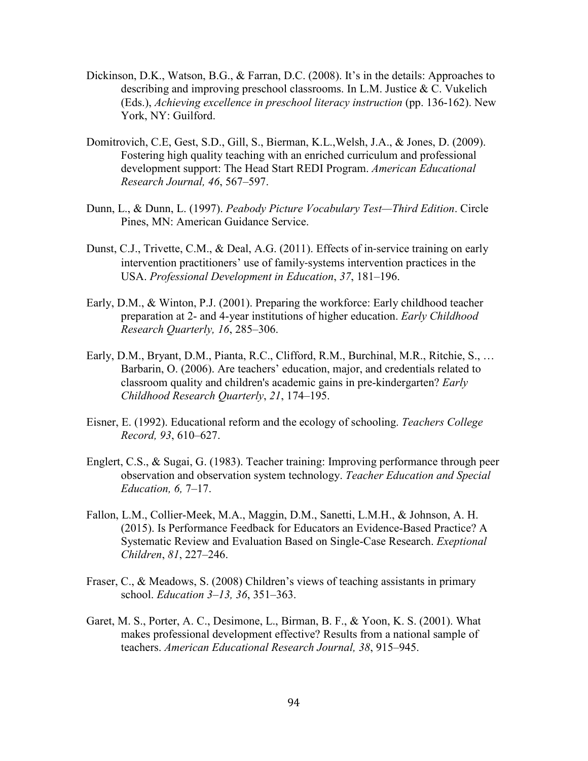Dickinson, D.K., Watson, B.G., & Farran, D.C. (2008). It's in the details: Approaches to describing and improving preschool classrooms. In L.M. Justice & C. Vukelich (Eds.), *Achieving excellence in preschool literacy instruction* (pp. 136-162). New York, NY: Guilford.

Domitrovich, C.E, Gest, S.D., Gill, S., Bierman, K.L.,Welsh, J.A., & Jones, D. (2009). Fostering high quality teaching with an enriched curriculum and professional development support: The Head Start REDI Program. *American Educational Research Journal, 46*, 567–597.

Dunn, L., & Dunn, L. (1997). *Peabody Picture Vocabulary Test—Third Edition*. Circle Pines, MN: American Guidance Service.

Dunst, C.J., Trivette, C.M., & Deal, A.G. (2011). Effects of in-service training on early intervention practitioners' use of family-systems intervention practices in the USA. *Professional Development in Education*, *37*, 181–196.

Early, D.M., & Winton, P.J. (2001). Preparing the workforce: Early childhood teacher preparation at 2- and 4-year institutions of higher education. *Early Childhood Research Quarterly, 16*, 285–306.

Early, D.M., Bryant, D.M., Pianta, R.C., Clifford, R.M., Burchinal, M.R., Ritchie, S., … Barbarin, O. (2006). Are teachers' education, major, and credentials related to classroom quality and children's academic gains in pre-kindergarten? *Early Childhood Research Quarterly*, *21*, 174–195.

Eisner, E. (1992). Educational reform and the ecology of schooling. *Teachers College Record, 93*, 610–627.

Englert, C.S., & Sugai, G. (1983). Teacher training: Improving performance through peer observation and observation system technology. *Teacher Education and Special Education, 6,* 7–17.

Fallon, L.M., Collier-Meek, M.A., Maggin, D.M., Sanetti, L.M.H., & Johnson, A. H. (2015). Is Performance Feedback for Educators an Evidence-Based Practice? A Systematic Review and Evaluation Based on Single-Case Research. *Exeptional Children*, *81*, 227–246.

Fraser, C., & Meadows, S. (2008) Children's views of teaching assistants in primary school. *Education 3–13, 36*, 351–363.

Garet, M. S., Porter, A. C., Desimone, L., Birman, B. F., & Yoon, K. S. (2001). What makes professional development effective? Results from a national sample of teachers. *American Educational Research Journal, 38*, 915–945.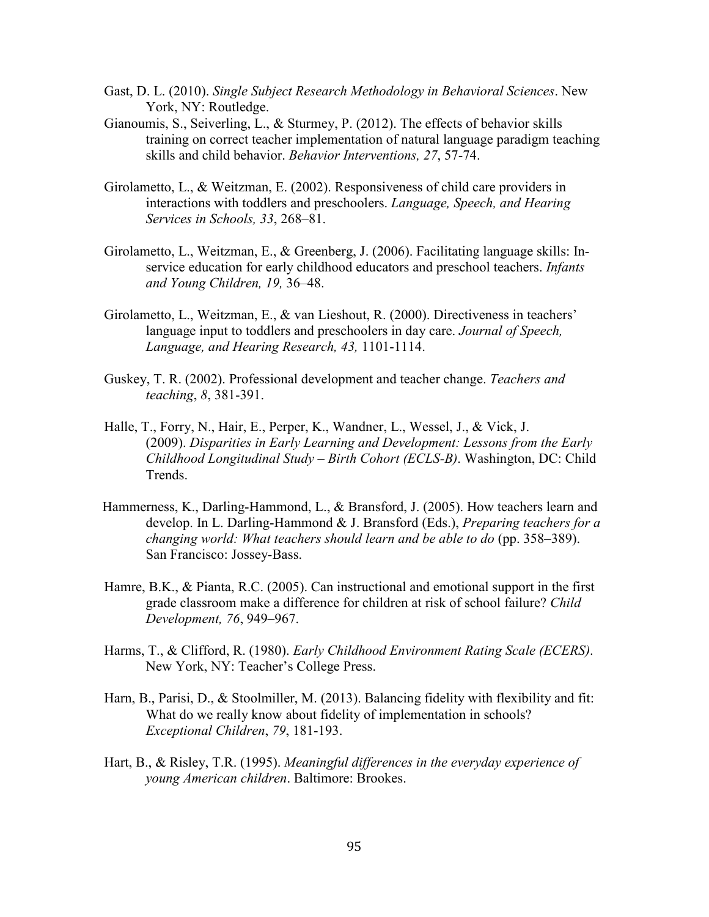Gast, D. L. (2010). *Single Subject Research Methodology in Behavioral Sciences*. New York, NY: Routledge.

Gianoumis, S., Seiverling, L., & Sturmey, P. (2012). The effects of behavior skills training on correct teacher implementation of natural language paradigm teaching skills and child behavior. *Behavior Interventions, 27*, 57-74.

Girolametto, L., & Weitzman, E. (2002). Responsiveness of child care providers in interactions with toddlers and preschoolers. *Language, Speech, and Hearing Services in Schools, 33*, 268–81.

Girolametto, L., Weitzman, E., & Greenberg, J. (2006). Facilitating language skills: In-service education for early childhood educators and preschool teachers. *Infants and Young Children, 19,* 36–48.

Girolametto, L., Weitzman, E., & van Lieshout, R. (2000). Directiveness in teachers' language input to toddlers and preschoolers in day care. *Journal of Speech, Language, and Hearing Research, 43,* 1101-1114.

Guskey, T. R. (2002). Professional development and teacher change. *Teachers and teaching*, *8*, 381-391.

Halle, T., Forry, N., Hair, E., Perper, K., Wandner, L., Wessel, J., & Vick, J. (2009). *Disparities in Early Learning and Development: Lessons from the Early Childhood Longitudinal Study – Birth Cohort (ECLS-B)*. Washington, DC: Child Trends.

Hammerness, K., Darling-Hammond, L., & Bransford, J. (2005). How teachers learn and develop. In L. Darling-Hammond & J. Bransford (Eds.), *Preparing teachers for a changing world: What teachers should learn and be able to do* (pp. 358–389). San Francisco: Jossey-Bass.

Hamre, B.K., & Pianta, R.C. (2005). Can instructional and emotional support in the first grade classroom make a difference for children at risk of school failure? *Child Development, 76*, 949–967.

Harms, T., & Clifford, R. (1980). *Early Childhood Environment Rating Scale (ECERS)*. New York, NY: Teacher's College Press.

Harn, B., Parisi, D., & Stoolmiller, M. (2013). Balancing fidelity with flexibility and fit: What do we really know about fidelity of implementation in schools? *Exceptional Children*, *79*, 181-193.

Hart, B., & Risley, T.R. (1995). *Meaningful differences in the everyday experience of young American children*. Baltimore: Brookes.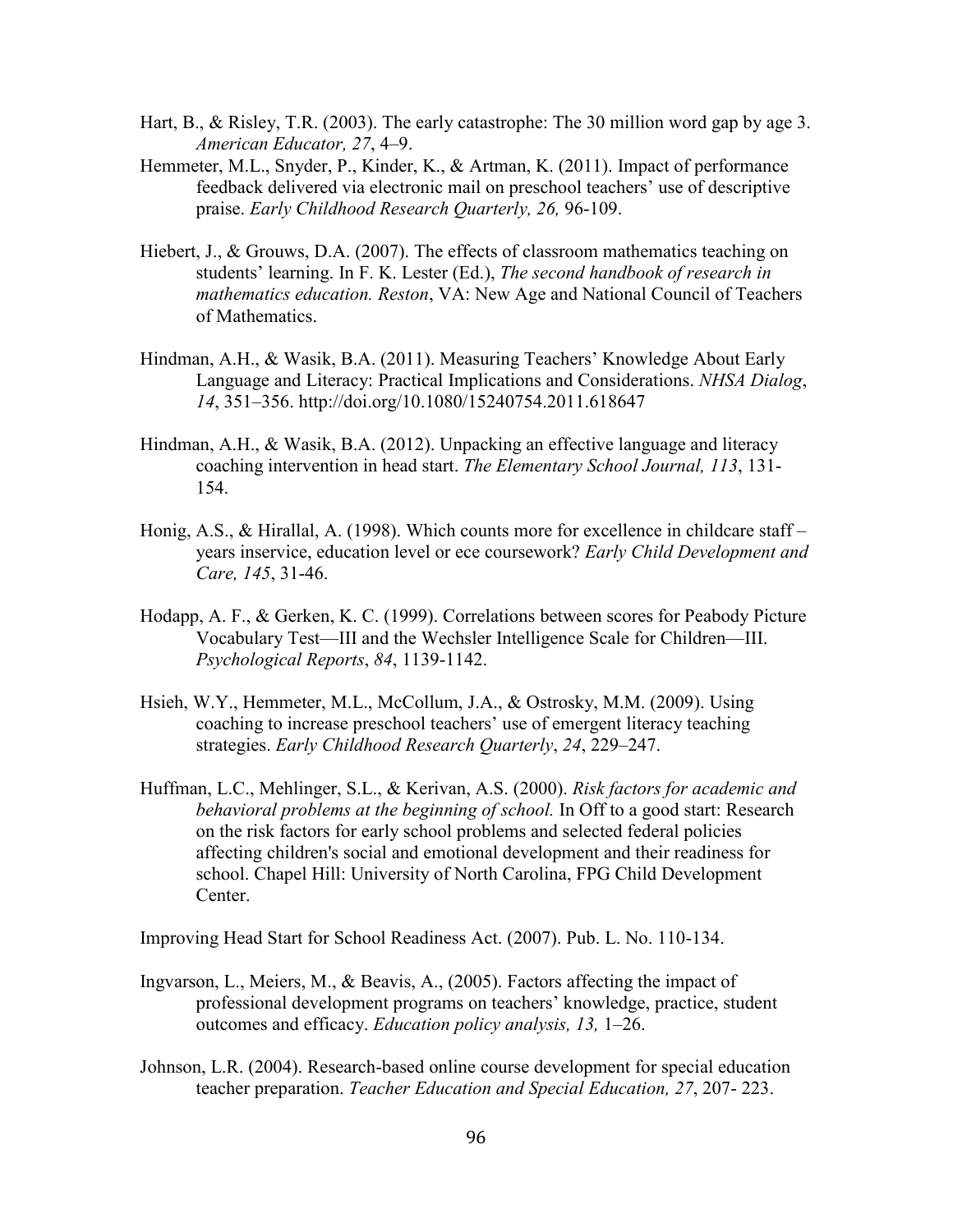Hart, B., & Risley, T.R. (2003). The early catastrophe: The 30 million word gap by age 3. *American Educator, 27*, 4–9.

Hemmeter, M.L., Snyder, P., Kinder, K., & Artman, K. (2011). Impact of performance feedback delivered via electronic mail on preschool teachers' use of descriptive praise. *Early Childhood Research Quarterly, 26,* 96-109.

Hiebert, J., & Grouws, D.A. (2007). The effects of classroom mathematics teaching on students' learning. In F. K. Lester (Ed.), *The second handbook of research in mathematics education. Reston*, VA: New Age and National Council of Teachers of Mathematics.

Hindman, A.H., & Wasik, B.A. (2011). Measuring Teachers' Knowledge About Early Language and Literacy: Practical Implications and Considerations. *NHSA Dialog*, *14*, 351–356. http://doi.org/10.1080/15240754.2011.618647

Hindman, A.H., & Wasik, B.A. (2012). Unpacking an effective language and literacy coaching intervention in head start. *The Elementary School Journal, 113*, 131-154.

Honig, A.S., & Hirallal, A. (1998). Which counts more for excellence in childcare staff – years inservice, education level or ece coursework? *Early Child Development and Care, 145*, 31-46.

Hodapp, A. F., & Gerken, K. C. (1999). Correlations between scores for Peabody Picture Vocabulary Test—III and the Wechsler Intelligence Scale for Children—III. *Psychological Reports*, *84*, 1139-1142.

Hsieh, W.Y., Hemmeter, M.L., McCollum, J.A., & Ostrosky, M.M. (2009). Using coaching to increase preschool teachers' use of emergent literacy teaching strategies. *Early Childhood Research Quarterly*, *24*, 229–247.

Huffman, L.C., Mehlinger, S.L., & Kerivan, A.S. (2000). *Risk factors for academic and behavioral problems at the beginning of school.* In Off to a good start: Research on the risk factors for early school problems and selected federal policies affecting children's social and emotional development and their readiness for school. Chapel Hill: University of North Carolina, FPG Child Development Center.

Improving Head Start for School Readiness Act. (2007). Pub. L. No. 110-134.

Ingvarson, L., Meiers, M., & Beavis, A., (2005). Factors affecting the impact of professional development programs on teachers' knowledge, practice, student outcomes and efficacy. *Education policy analysis, 13,* 1–26.

Johnson, L.R. (2004). Research-based online course development for special education teacher preparation. *Teacher Education and Special Education, 27*, 207- 223.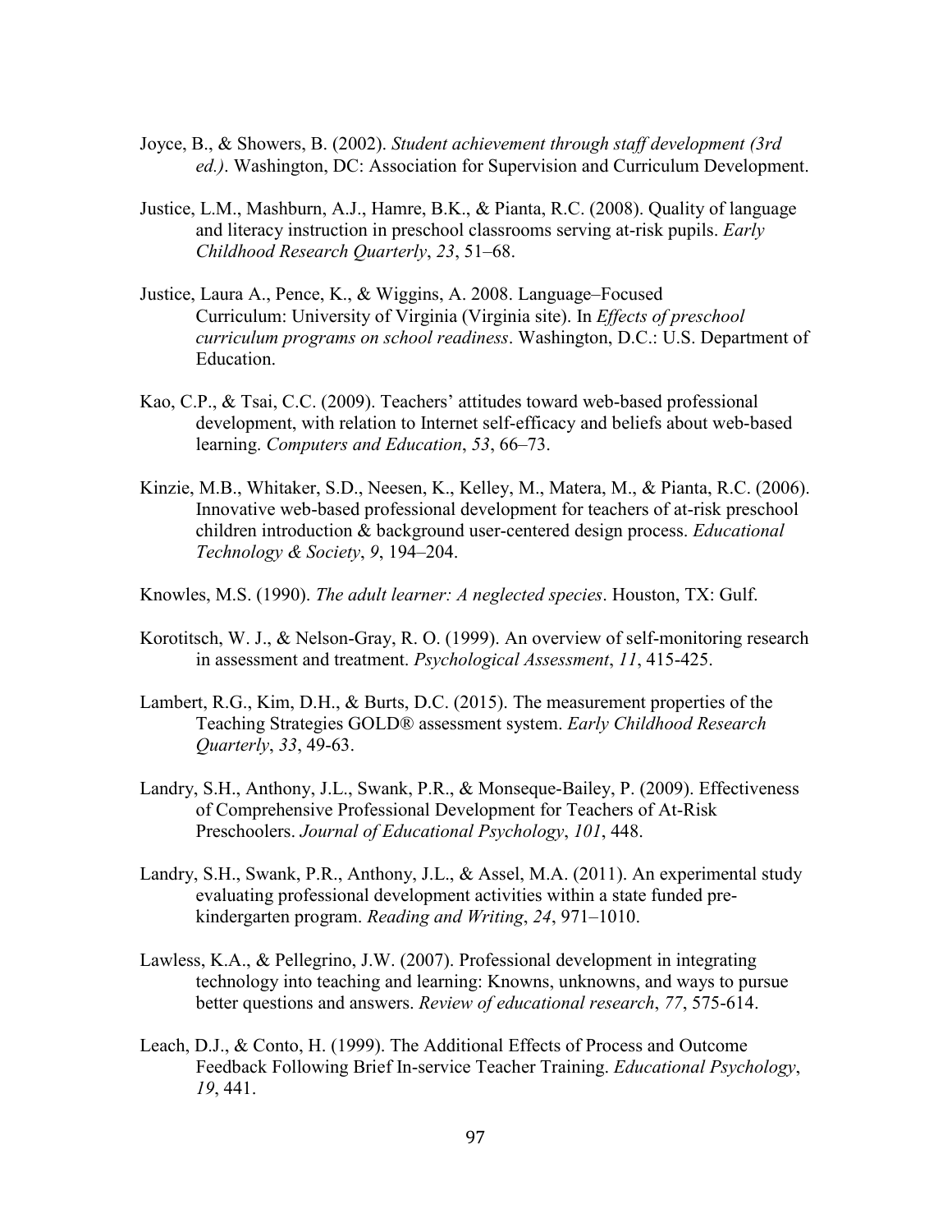Joyce, B., & Showers, B. (2002). *Student achievement through staff development (3rd ed.)*. Washington, DC: Association for Supervision and Curriculum Development.

Justice, L.M., Mashburn, A.J., Hamre, B.K., & Pianta, R.C. (2008). Quality of language and literacy instruction in preschool classrooms serving at-risk pupils. *Early Childhood Research Quarterly*, *23*, 51–68.

Justice, Laura A., Pence, K., & Wiggins, A. 2008. Language–Focused Curriculum: University of Virginia (Virginia site). In *Effects of preschool curriculum programs on school readiness*. Washington, D.C.: U.S. Department of Education.

Kao, C.P., & Tsai, C.C. (2009). Teachers' attitudes toward web-based professional development, with relation to Internet self-efficacy and beliefs about web-based learning. *Computers and Education*, *53*, 66–73.

Kinzie, M.B., Whitaker, S.D., Neesen, K., Kelley, M., Matera, M., & Pianta, R.C. (2006). Innovative web-based professional development for teachers of at-risk preschool children introduction & background user-centered design process. *Educational Technology & Society*, *9*, 194–204.

Knowles, M.S. (1990). *The adult learner: A neglected species*. Houston, TX: Gulf.

Korotitsch, W. J., & Nelson-Gray, R. O. (1999). An overview of self-monitoring research in assessment and treatment. *Psychological Assessment*, *11*, 415-425.

Lambert, R.G., Kim, D.H., & Burts, D.C. (2015). The measurement properties of the Teaching Strategies GOLD® assessment system. *Early Childhood Research Quarterly*, *33*, 49-63.

Landry, S.H., Anthony, J.L., Swank, P.R., & Monseque-Bailey, P. (2009). Effectiveness of Comprehensive Professional Development for Teachers of At-Risk Preschoolers. *Journal of Educational Psychology*, *101*, 448.

Landry, S.H., Swank, P.R., Anthony, J.L., & Assel, M.A. (2011). An experimental study evaluating professional development activities within a state funded pre-kindergarten program. *Reading and Writing*, *24*, 971–1010.

Lawless, K.A., & Pellegrino, J.W. (2007). Professional development in integrating technology into teaching and learning: Knowns, unknowns, and ways to pursue better questions and answers. *Review of educational research*, *77*, 575-614.

Leach, D.J., & Conto, H. (1999). The Additional Effects of Process and Outcome Feedback Following Brief In-service Teacher Training. *Educational Psychology*, *19*, 441.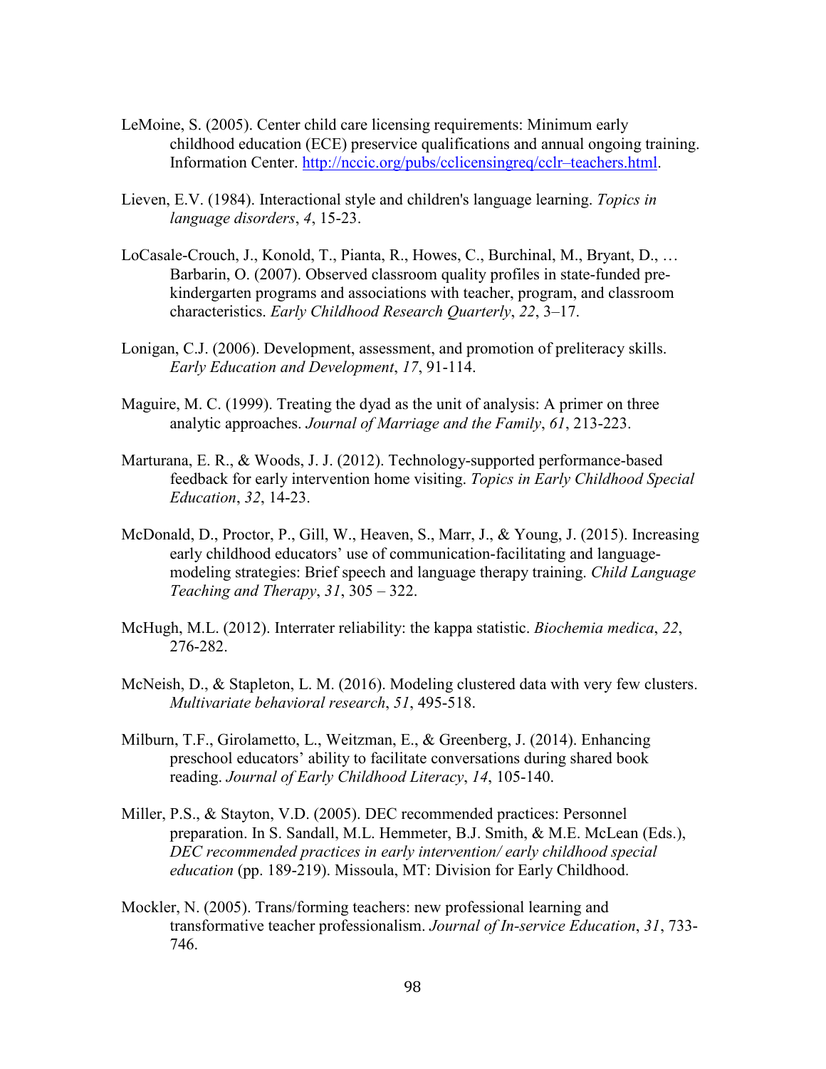LeMoine, S. (2005). Center child care licensing requirements: Minimum early childhood education (ECE) preservice qualifications and annual ongoing training. Information Center. http://nccic.org/pubs/cclicensingreq/cclr–teachers.html.

Lieven, E.V. (1984). Interactional style and children's language learning. *Topics in language disorders*, *4*, 15-23.

LoCasale-Crouch, J., Konold, T., Pianta, R., Howes, C., Burchinal, M., Bryant, D., … Barbarin, O. (2007). Observed classroom quality profiles in state-funded pre-kindergarten programs and associations with teacher, program, and classroom characteristics. *Early Childhood Research Quarterly*, *22*, 3–17.

Lonigan, C.J. (2006). Development, assessment, and promotion of preliteracy skills. *Early Education and Development*, *17*, 91-114.

Maguire, M. C. (1999). Treating the dyad as the unit of analysis: A primer on three analytic approaches. *Journal of Marriage and the Family*, *61*, 213-223.

Marturana, E. R., & Woods, J. J. (2012). Technology-supported performance-based feedback for early intervention home visiting. *Topics in Early Childhood Special Education*, *32*, 14-23.

McDonald, D., Proctor, P., Gill, W., Heaven, S., Marr, J., & Young, J. (2015). Increasing early childhood educators' use of communication-facilitating and language-modeling strategies: Brief speech and language therapy training. *Child Language Teaching and Therapy*, *31*, 305 – 322.

McHugh, M.L. (2012). Interrater reliability: the kappa statistic. *Biochemia medica*, *22*, 276-282.

McNeish, D., & Stapleton, L. M. (2016). Modeling clustered data with very few clusters. *Multivariate behavioral research*, *51*, 495-518.

Milburn, T.F., Girolametto, L., Weitzman, E., & Greenberg, J. (2014). Enhancing preschool educators' ability to facilitate conversations during shared book reading. *Journal of Early Childhood Literacy*, *14*, 105-140.

Miller, P.S., & Stayton, V.D. (2005). DEC recommended practices: Personnel preparation. In S. Sandall, M.L. Hemmeter, B.J. Smith, & M.E. McLean (Eds.), *DEC recommended practices in early intervention/ early childhood special education* (pp. 189-219). Missoula, MT: Division for Early Childhood.

Mockler, N. (2005). Trans/forming teachers: new professional learning and transformative teacher professionalism. *Journal of In-service Education*, *31*, 733-746.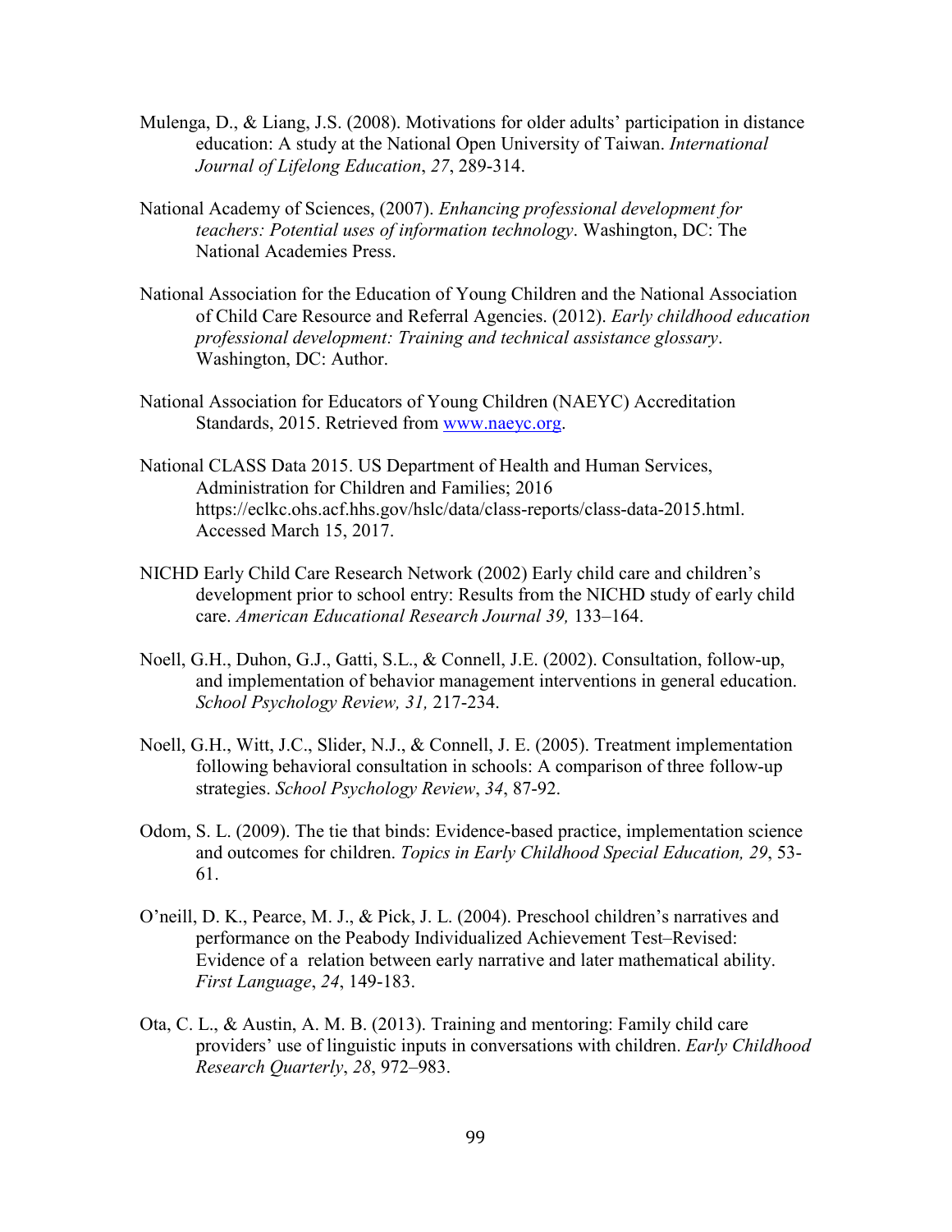Mulenga, D., & Liang, J.S. (2008). Motivations for older adults' participation in distance education: A study at the National Open University of Taiwan. *International Journal of Lifelong Education*, *27*, 289-314.

National Academy of Sciences, (2007). *Enhancing professional development for teachers: Potential uses of information technology*. Washington, DC: The National Academies Press.

National Association for the Education of Young Children and the National Association of Child Care Resource and Referral Agencies. (2012). *Early childhood education professional development: Training and technical assistance glossary*. Washington, DC: Author.

National Association for Educators of Young Children (NAEYC) Accreditation Standards, 2015. Retrieved from [www.naeyc.org](www.naeyc.org).

National CLASS Data 2015. US Department of Health and Human Services, Administration for Children and Families; 2016 https://eclkc.ohs.acf.hhs.gov/hslc/data/class-reports/class-data-2015.html. Accessed March 15, 2017.

NICHD Early Child Care Research Network (2002) Early child care and children's development prior to school entry: Results from the NICHD study of early child care. *American Educational Research Journal 39,* 133–164.

Noell, G.H., Duhon, G.J., Gatti, S.L., & Connell, J.E. (2002). Consultation, follow-up, and implementation of behavior management interventions in general education. *School Psychology Review, 31,* 217-234.

Noell, G.H., Witt, J.C., Slider, N.J., & Connell, J. E. (2005). Treatment implementation following behavioral consultation in schools: A comparison of three follow-up strategies. *School Psychology Review*, *34*, 87-92.

Odom, S. L. (2009). The tie that binds: Evidence-based practice, implementation science and outcomes for children. *Topics in Early Childhood Special Education, 29*, 53-61.

O'neill, D. K., Pearce, M. J., & Pick, J. L. (2004). Preschool children's narratives and performance on the Peabody Individualized Achievement Test–Revised: Evidence of a relation between early narrative and later mathematical ability. *First Language*, *24*, 149-183.

Ota, C. L., & Austin, A. M. B. (2013). Training and mentoring: Family child care providers' use of linguistic inputs in conversations with children. *Early Childhood Research Quarterly*, *28*, 972–983.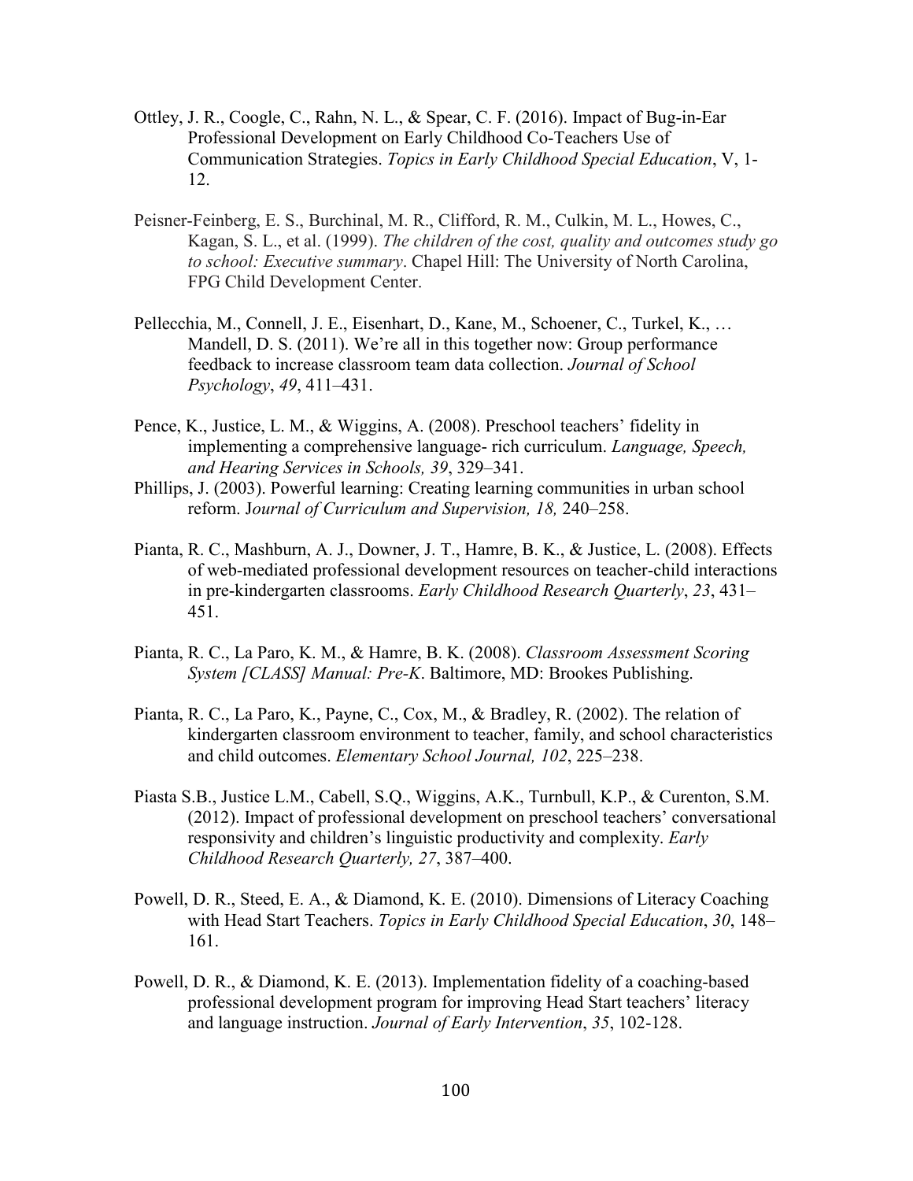Ottley, J. R., Coogle, C., Rahn, N. L., & Spear, C. F. (2016). Impact of Bug-in-Ear Professional Development on Early Childhood Co-Teachers Use of Communication Strategies. *Topics in Early Childhood Special Education*, V, 1-12.

Peisner-Feinberg, E. S., Burchinal, M. R., Clifford, R. M., Culkin, M. L., Howes, C., Kagan, S. L., et al. (1999). *The children of the cost, quality and outcomes study go to school: Executive summary*. Chapel Hill: The University of North Carolina, FPG Child Development Center.

Pellecchia, M., Connell, J. E., Eisenhart, D., Kane, M., Schoener, C., Turkel, K., … Mandell, D. S. (2011). We're all in this together now: Group performance feedback to increase classroom team data collection. *Journal of School Psychology*, *49*, 411–431.

Pence, K., Justice, L. M., & Wiggins, A. (2008). Preschool teachers' fidelity in implementing a comprehensive language- rich curriculum. *Language, Speech, and Hearing Services in Schools, 39*, 329–341.

Phillips, J. (2003). Powerful learning: Creating learning communities in urban school reform. J*ournal of Curriculum and Supervision, 18,* 240–258.

Pianta, R. C., Mashburn, A. J., Downer, J. T., Hamre, B. K., & Justice, L. (2008). Effects of web-mediated professional development resources on teacher-child interactions in pre-kindergarten classrooms. *Early Childhood Research Quarterly*, *23*, 431–451.

Pianta, R. C., La Paro, K. M., & Hamre, B. K. (2008). *Classroom Assessment Scoring System [CLASS] Manual: Pre-K*. Baltimore, MD: Brookes Publishing.

Pianta, R. C., La Paro, K., Payne, C., Cox, M., & Bradley, R. (2002). The relation of kindergarten classroom environment to teacher, family, and school characteristics and child outcomes. *Elementary School Journal, 102*, 225–238.

Piasta S.B., Justice L.M., Cabell, S.Q., Wiggins, A.K., Turnbull, K.P., & Curenton, S.M. (2012). Impact of professional development on preschool teachers' conversational responsivity and children's linguistic productivity and complexity. *Early Childhood Research Quarterly, 27*, 387–400.

Powell, D. R., Steed, E. A., & Diamond, K. E. (2010). Dimensions of Literacy Coaching with Head Start Teachers. *Topics in Early Childhood Special Education*, *30*, 148–161.

Powell, D. R., & Diamond, K. E. (2013). Implementation fidelity of a coaching-based professional development program for improving Head Start teachers' literacy and language instruction. *Journal of Early Intervention*, *35*, 102-128.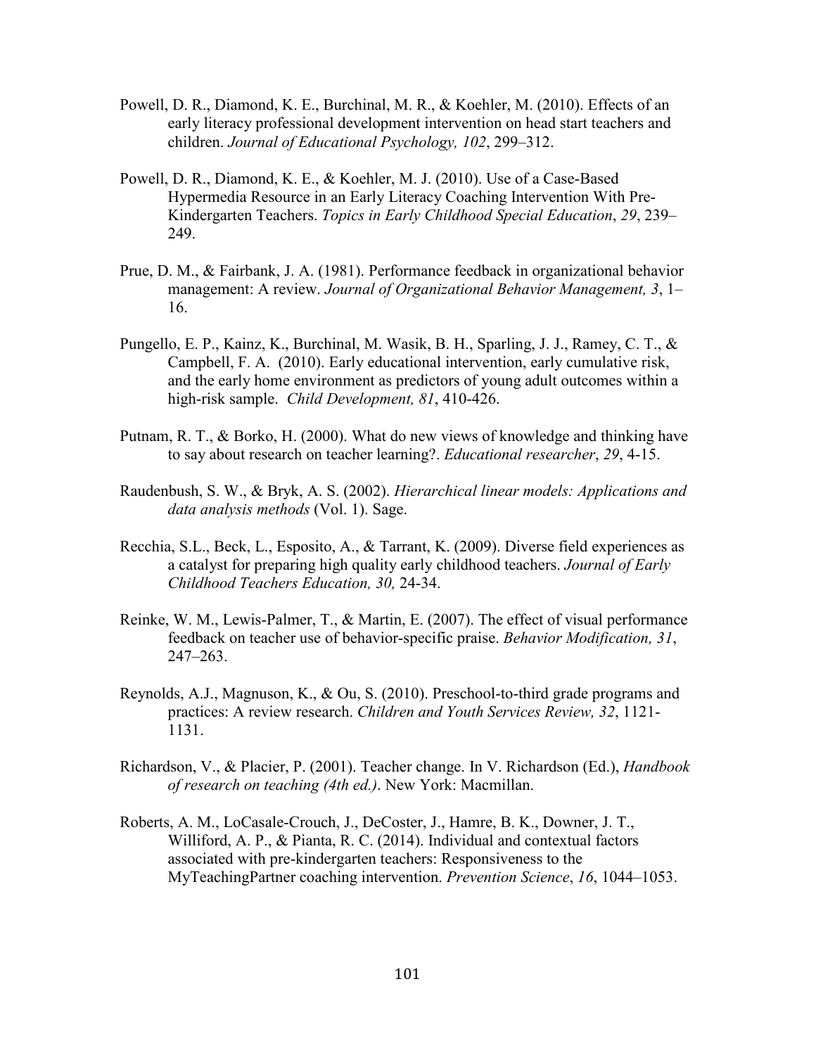Powell, D. R., Diamond, K. E., Burchinal, M. R., & Koehler, M. (2010). Effects of an early literacy professional development intervention on head start teachers and children. *Journal of Educational Psychology, 102*, 299–312.

Powell, D. R., Diamond, K. E., & Koehler, M. J. (2010). Use of a Case-Based Hypermedia Resource in an Early Literacy Coaching Intervention With Pre-Kindergarten Teachers. *Topics in Early Childhood Special Education*, *29*, 239–249.

Prue, D. M., & Fairbank, J. A. (1981). Performance feedback in organizational behavior management: A review. *Journal of Organizational Behavior Management, 3*, 1–16.

Pungello, E. P., Kainz, K., Burchinal, M. Wasik, B. H., Sparling, J. J., Ramey, C. T., & Campbell, F. A. (2010). Early educational intervention, early cumulative risk, and the early home environment as predictors of young adult outcomes within a high-risk sample. *Child Development, 81*, 410-426.

Putnam, R. T., & Borko, H. (2000). What do new views of knowledge and thinking have to say about research on teacher learning?. *Educational researcher*, *29*, 4-15.

Raudenbush, S. W., & Bryk, A. S. (2002). *Hierarchical linear models: Applications and data analysis methods* (Vol. 1). Sage.

Recchia, S.L., Beck, L., Esposito, A., & Tarrant, K. (2009). Diverse field experiences as a catalyst for preparing high quality early childhood teachers. *Journal of Early Childhood Teachers Education, 30,* 24-34.

Reinke, W. M., Lewis-Palmer, T., & Martin, E. (2007). The effect of visual performance feedback on teacher use of behavior-specific praise. *Behavior Modification, 31*, 247–263.

Reynolds, A.J., Magnuson, K., & Ou, S. (2010). Preschool-to-third grade programs and practices: A review research. *Children and Youth Services Review, 32*, 1121-1131.

Richardson, V., & Placier, P. (2001). Teacher change. In V. Richardson (Ed.), *Handbook of research on teaching (4th ed.)*. New York: Macmillan.

Roberts, A. M., LoCasale-Crouch, J., DeCoster, J., Hamre, B. K., Downer, J. T., Williford, A. P., & Pianta, R. C. (2014). Individual and contextual factors associated with pre-kindergarten teachers: Responsiveness to the MyTeachingPartner coaching intervention. *Prevention Science*, *16*, 1044–1053.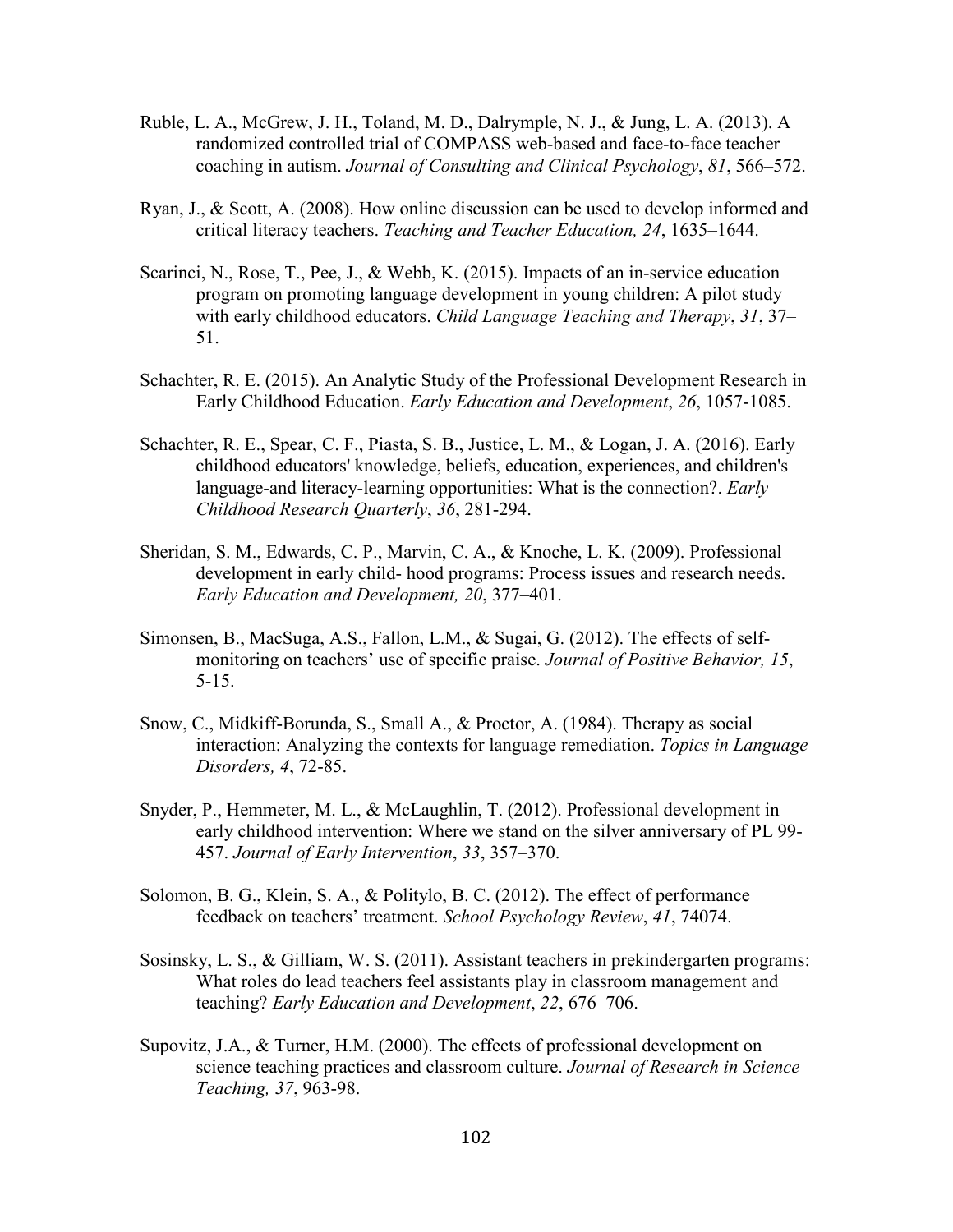Ruble, L. A., McGrew, J. H., Toland, M. D., Dalrymple, N. J., & Jung, L. A. (2013). A randomized controlled trial of COMPASS web-based and face-to-face teacher coaching in autism. *Journal of Consulting and Clinical Psychology*, *81*, 566–572.

Ryan, J., & Scott, A. (2008). How online discussion can be used to develop informed and critical literacy teachers. *Teaching and Teacher Education, 24*, 1635–1644.

Scarinci, N., Rose, T., Pee, J., & Webb, K. (2015). Impacts of an in-service education program on promoting language development in young children: A pilot study with early childhood educators. *Child Language Teaching and Therapy*, *31*, 37–51.

Schachter, R. E. (2015). An Analytic Study of the Professional Development Research in Early Childhood Education. *Early Education and Development*, *26*, 1057-1085.

Schachter, R. E., Spear, C. F., Piasta, S. B., Justice, L. M., & Logan, J. A. (2016). Early childhood educators' knowledge, beliefs, education, experiences, and children's language-and literacy-learning opportunities: What is the connection?. *Early Childhood Research Quarterly*, *36*, 281-294.

Sheridan, S. M., Edwards, C. P., Marvin, C. A., & Knoche, L. K. (2009). Professional development in early child- hood programs: Process issues and research needs. *Early Education and Development, 20*, 377–401.

Simonsen, B., MacSuga, A.S., Fallon, L.M., & Sugai, G. (2012). The effects of self-monitoring on teachers' use of specific praise. *Journal of Positive Behavior, 15*, 5-15.

Snow, C., Midkiff-Borunda, S., Small A., & Proctor, A. (1984). Therapy as social interaction: Analyzing the contexts for language remediation. *Topics in Language Disorders, 4*, 72-85.

Snyder, P., Hemmeter, M. L., & McLaughlin, T. (2012). Professional development in early childhood intervention: Where we stand on the silver anniversary of PL 99-457. *Journal of Early Intervention*, *33*, 357–370.

Solomon, B. G., Klein, S. A., & Politylo, B. C. (2012). The effect of performance feedback on teachers' treatment. *School Psychology Review*, *41*, 74074.

Sosinsky, L. S., & Gilliam, W. S. (2011). Assistant teachers in prekindergarten programs: What roles do lead teachers feel assistants play in classroom management and teaching? *Early Education and Development*, *22*, 676–706.

Supovitz, J.A., & Turner, H.M. (2000). The effects of professional development on science teaching practices and classroom culture. *Journal of Research in Science Teaching, 37*, 963-98.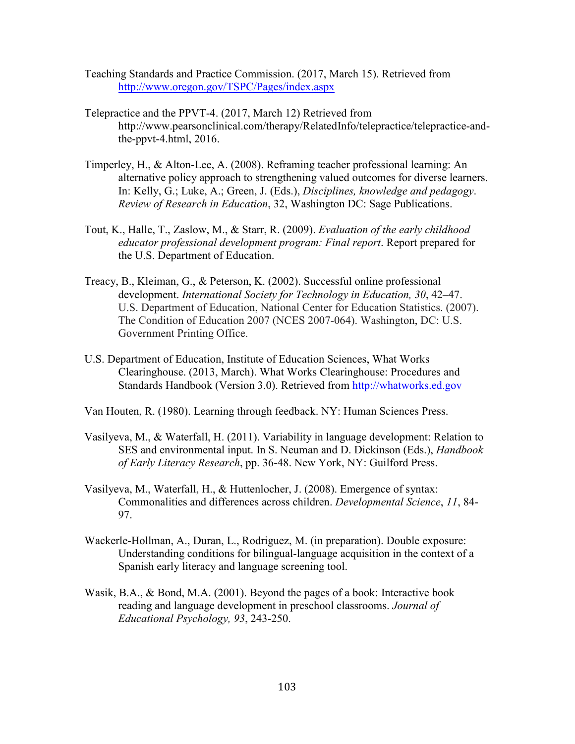Teaching Standards and Practice Commission. (2017, March 15). Retrieved from http://www.oregon.gov/TSPC/Pages/index.aspx

Telepractice and the PPVT-4. (2017, March 12) Retrieved from http://www.pearsonclinical.com/therapy/RelatedInfo/telepractice/telepractice-and-the-ppvt-4.html, 2016.

Timperley, H., & Alton-Lee, A. (2008). Reframing teacher professional learning: An alternative policy approach to strengthening valued outcomes for diverse learners. In: Kelly, G.; Luke, A.; Green, J. (Eds.), *Disciplines, knowledge and pedagogy*. *Review of Research in Education*, 32, Washington DC: Sage Publications.

Tout, K., Halle, T., Zaslow, M., & Starr, R. (2009). *Evaluation of the early childhood educator professional development program: Final report*. Report prepared for the U.S. Department of Education.

Treacy, B., Kleiman, G., & Peterson, K. (2002). Successful online professional development. *International Society for Technology in Education, 30*, 42–47. U.S. Department of Education, National Center for Education Statistics. (2007). The Condition of Education 2007 (NCES 2007-064). Washington, DC: U.S. Government Printing Office.

U.S. Department of Education, Institute of Education Sciences, What Works Clearinghouse. (2013, March). What Works Clearinghouse: Procedures and Standards Handbook (Version 3.0). Retrieved from http://whatworks.ed.gov

Van Houten, R. (1980). Learning through feedback. NY: Human Sciences Press.

Vasilyeva, M., & Waterfall, H. (2011). Variability in language development: Relation to SES and environmental input. In S. Neuman and D. Dickinson (Eds.), *Handbook of Early Literacy Research*, pp. 36-48. New York, NY: Guilford Press.

Vasilyeva, M., Waterfall, H., & Huttenlocher, J. (2008). Emergence of syntax: Commonalities and differences across children. *Developmental Science*, *11*, 84-97.

Wackerle-Hollman, A., Duran, L., Rodriguez, M. (in preparation). Double exposure: Understanding conditions for bilingual-language acquisition in the context of a Spanish early literacy and language screening tool.

Wasik, B.A., & Bond, M.A. (2001). Beyond the pages of a book: Interactive book reading and language development in preschool classrooms. *Journal of Educational Psychology, 93*, 243-250.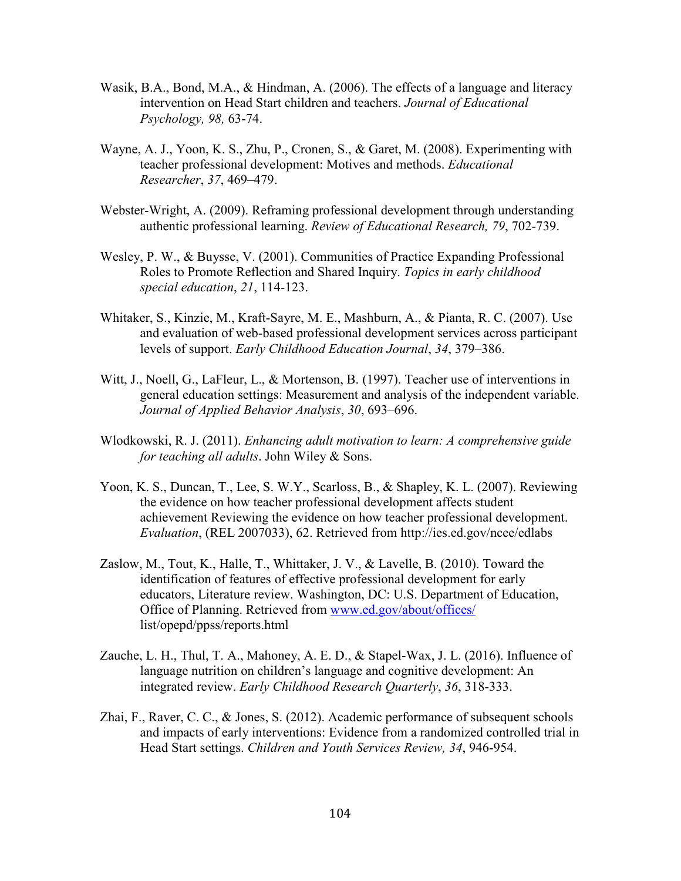Wasik, B.A., Bond, M.A., & Hindman, A. (2006). The effects of a language and literacy intervention on Head Start children and teachers. *Journal of Educational Psychology, 98,* 63-74.

Wayne, A. J., Yoon, K. S., Zhu, P., Cronen, S., & Garet, M. (2008). Experimenting with teacher professional development: Motives and methods. *Educational Researcher*, *37*, 469–479.

Webster-Wright, A. (2009). Reframing professional development through understanding authentic professional learning. *Review of Educational Research, 79*, 702-739.

Wesley, P. W., & Buysse, V. (2001). Communities of Practice Expanding Professional Roles to Promote Reflection and Shared Inquiry. *Topics in early childhood special education*, *21*, 114-123.

Whitaker, S., Kinzie, M., Kraft-Sayre, M. E., Mashburn, A., & Pianta, R. C. (2007). Use and evaluation of web-based professional development services across participant levels of support. *Early Childhood Education Journal*, *34*, 379–386.

Witt, J., Noell, G., LaFleur, L., & Mortenson, B. (1997). Teacher use of interventions in general education settings: Measurement and analysis of the independent variable. *Journal of Applied Behavior Analysis*, *30*, 693–696.

Wlodkowski, R. J. (2011). *Enhancing adult motivation to learn: A comprehensive guide for teaching all adults*. John Wiley & Sons.

Yoon, K. S., Duncan, T., Lee, S. W.Y., Scarloss, B., & Shapley, K. L. (2007). Reviewing the evidence on how teacher professional development affects student achievement Reviewing the evidence on how teacher professional development. *Evaluation*, (REL 2007033), 62. Retrieved from http://ies.ed.gov/ncee/edlabs

Zaslow, M., Tout, K., Halle, T., Whittaker, J. V., & Lavelle, B. (2010). Toward the identification of features of effective professional development for early educators, Literature review. Washington, DC: U.S. Department of Education, Office of Planning. Retrieved from www.ed.gov/about/offices/list/opepd/ppss/reports.html

Zauche, L. H., Thul, T. A., Mahoney, A. E. D., & Stapel-Wax, J. L. (2016). Influence of language nutrition on children's language and cognitive development: An integrated review. *Early Childhood Research Quarterly*, *36*, 318-333.

Zhai, F., Raver, C. C., & Jones, S. (2012). Academic performance of subsequent schools and impacts of early interventions: Evidence from a randomized controlled trial in Head Start settings. *Children and Youth Services Review, 34*, 946-954.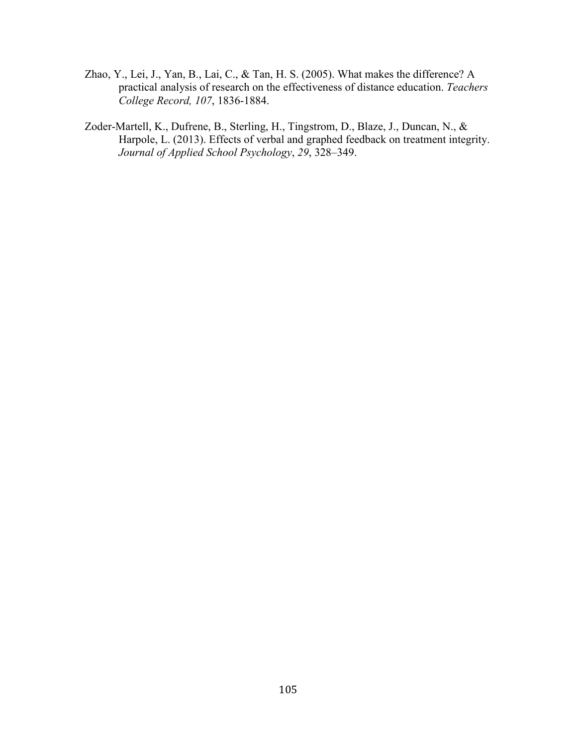Zhao, Y., Lei, J., Yan, B., Lai, C., & Tan, H. S. (2005). What makes the difference? A practical analysis of research on the effectiveness of distance education. *Teachers College Record, 107*, 1836-1884.

Zoder-Martell, K., Dufrene, B., Sterling, H., Tingstrom, D., Blaze, J., Duncan, N., & Harpole, L. (2013). Effects of verbal and graphed feedback on treatment integrity. *Journal of Applied School Psychology*, *29*, 328–349.